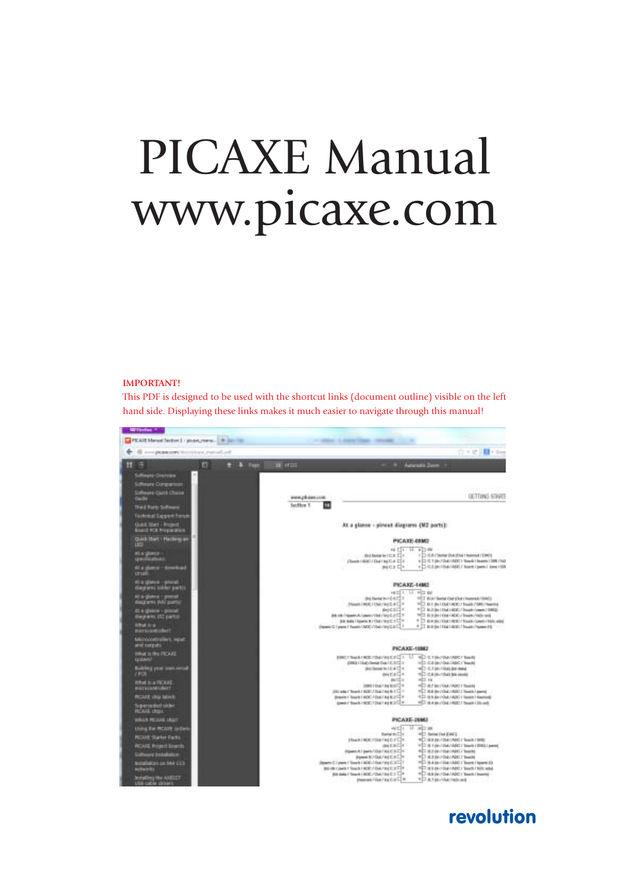# PICAXE Manual
# www.picaxe.com

**IMPORTANT!**

This PDF is designed to be used with the shortcut links (document outline) visible on the left hand side. Displaying these links makes it much easier to navigate through this manual!

revolution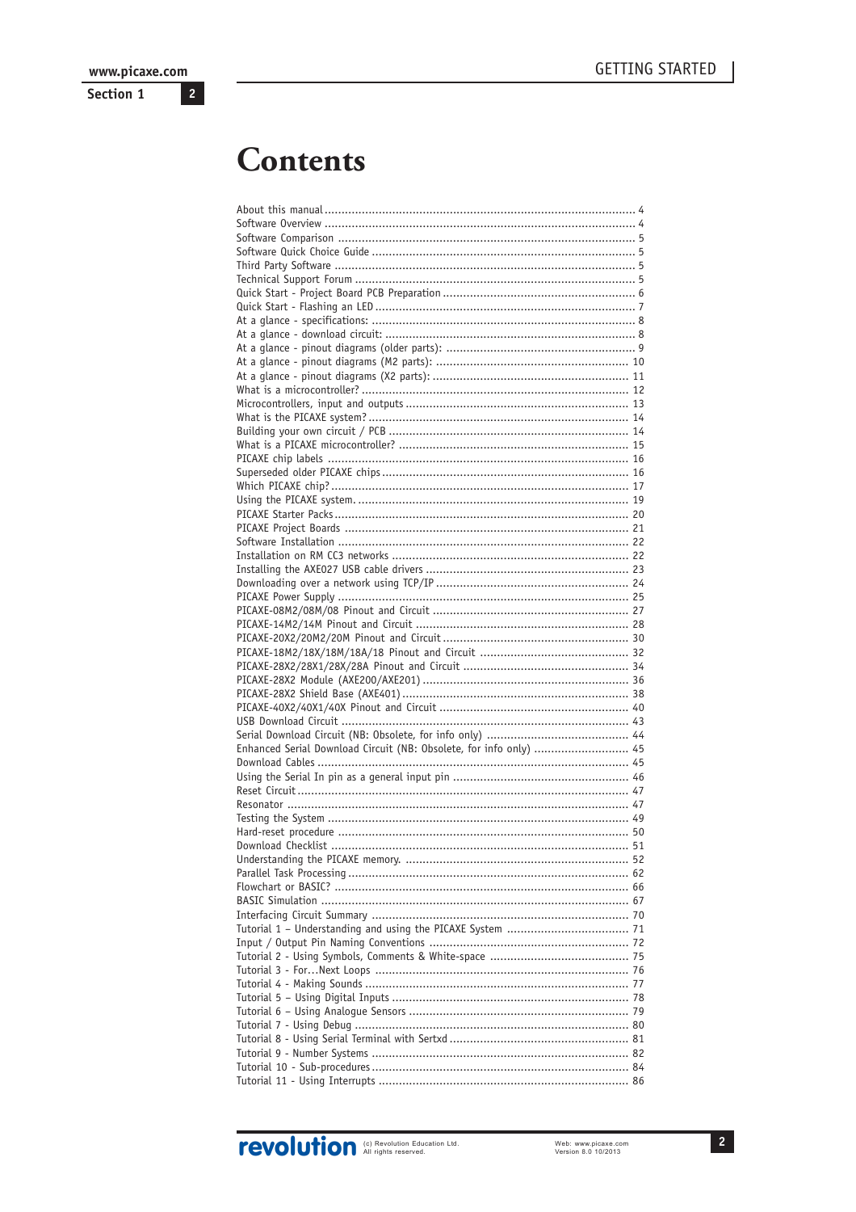# Contents

About this manual ........................................................................................ 4
Software Overview ........................................................................................ 4
Software Comparison ..................................................................................... 5
Software Quick Choice Guide ........................................................................... 5
Third Party Software ...................................................................................... 5
Technical Support Forum ................................................................................ 5
Quick Start - Project Board PCB Preparation ...................................................... 6
Quick Start - Flashing an LED .......................................................................... 7
At a glance - specifications: ............................................................................ 8
At a glance - download circuit: ........................................................................ 8
At a glance - pinout diagrams (older parts): ...................................................... 9
At a glance - pinout diagrams (M2 parts): ........................................................ 10
At a glance - pinout diagrams (X2 parts): ......................................................... 11
What is a microcontroller? ............................................................................. 12
Microcontrollers, input and outputs ................................................................. 13
What is the PICAXE system? .......................................................................... 14
Building your own circuit / PCB ...................................................................... 14
What is a PICAXE microcontroller? .................................................................. 15
PICAXE chip labels ....................................................................................... 16
Superseded older PICAXE chips ...................................................................... 16
Which PICAXE chip? ...................................................................................... 17
Using the PICAXE system. .............................................................................. 19
PICAXE Starter Packs .................................................................................... 20
PICAXE Project Boards .................................................................................. 21
Software Installation ..................................................................................... 22
Installation on RM CC3 networks .................................................................... 22
Installing the AXE027 USB cable drivers ........................................................... 23
Downloading over a network using TCP/IP ........................................................ 24
PICAXE Power Supply .................................................................................... 25
PICAXE-08M2/08M/08 Pinout and Circuit ......................................................... 27
PICAXE-14M2/14M Pinout and Circuit .............................................................. 28
PICAXE-20X2/20M2/20M Pinout and Circuit ...................................................... 30
PICAXE-18M2/18X/18M/18A/18 Pinout and Circuit ............................................ 32
PICAXE-28X2/28X1/28X/28A Pinout and Circuit ................................................ 34
PICAXE-28X2 Module (AXE200/AXE201) ........................................................... 36
PICAXE-28X2 Shield Base (AXE401) ................................................................. 38
PICAXE-40X2/40X1/40X Pinout and Circuit ....................................................... 40
USB Download Circuit ................................................................................... 43
Serial Download Circuit (NB: Obsolete, for info only) .......................................... 44
Enhanced Serial Download Circuit (NB: Obsolete, for info only) ............................ 45
Download Cables .......................................................................................... 45
Using the Serial In pin as a general input pin .................................................... 46
Reset Circuit ................................................................................................ 47
Resonator .................................................................................................... 47
Testing the System ....................................................................................... 49
Hard-reset procedure .................................................................................... 50
Download Checklist ...................................................................................... 51
Understanding the PICAXE memory. ................................................................ 52
Parallel Task Processing ................................................................................. 62
Flowchart or BASIC? ..................................................................................... 66
BASIC Simulation ......................................................................................... 67
Interfacing Circuit Summary ........................................................................... 70
Tutorial 1 – Understanding and using the PICAXE System ................................... 71
Input / Output Pin Naming Conventions ........................................................... 72
Tutorial 2 - Using Symbols, Comments & White-space ........................................ 75
Tutorial 3 - For…Next Loops ........................................................................... 76
Tutorial 4 - Making Sounds ............................................................................ 77
Tutorial 5 – Using Digital Inputs ..................................................................... 78
Tutorial 6 – Using Analogue Sensors ................................................................ 79
Tutorial 7 - Using Debug ................................................................................ 80
Tutorial 8 - Using Serial Terminal with Sertxd .................................................... 81
Tutorial 9 - Number Systems .......................................................................... 82
Tutorial 10 - Sub-procedures ........................................................................... 84
Tutorial 11 - Using Interrupts ......................................................................... 86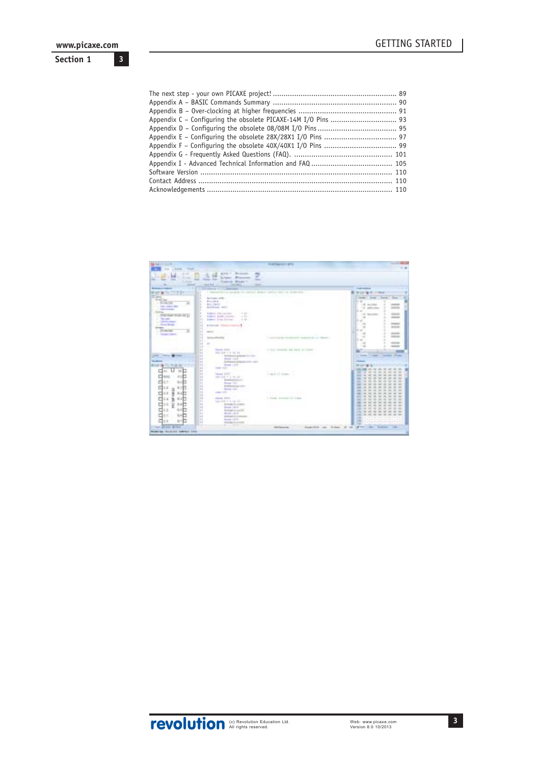The next step - your own PICAXE project! .......................................................... 89
Appendix A – BASIC Commands Summary .......................................................... 90
Appendix B – Over-clocking at higher frequencies ............................................... 91
Appendix C – Configuring the obsolete PICAXE-14M I/O Pins ............................... 93
Appendix D – Configuring the obsolete 08/08M I/O Pins ...................................... 95
Appendix E – Configuring the obsolete 28X/28X1 I/O Pins ................................. 97
Appendix F – Configuring the obsolete 40X/40X1 I/O Pins .................................. 99
Appendix G - Frequently Asked Questions (FAQ). ............................................... 101
Appendix I - Advanced Technical Information and FAQ ...................................... 105
Software Version ......................................................................................... 110
Contact Address .......................................................................................... 110
Acknowledgements ...................................................................................... 110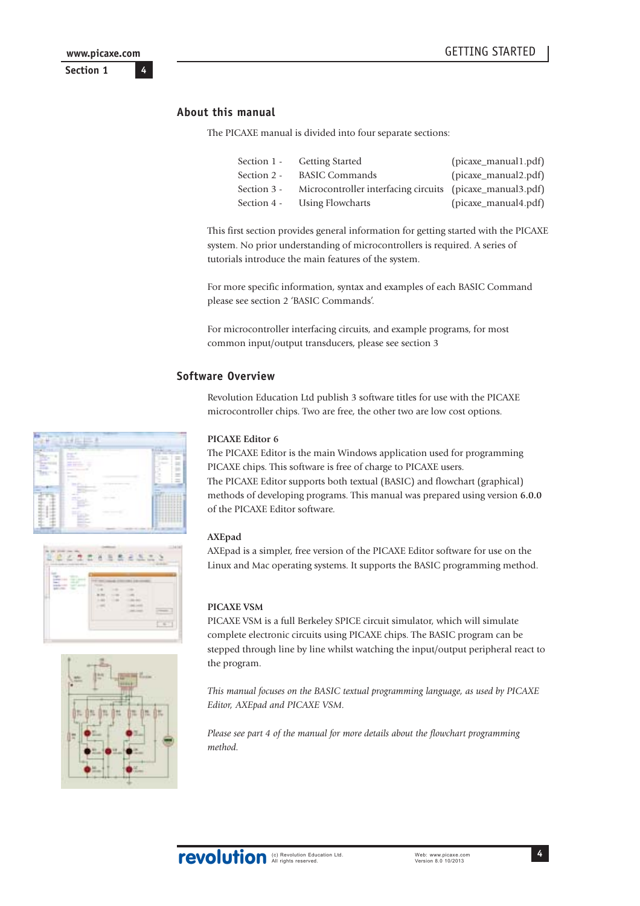## About this manual

The PICAXE manual is divided into four separate sections:

| | | |
|---|---|---|
| Section 1 - | Getting Started | (picaxe_manual1.pdf) |
| Section 2 - | BASIC Commands | (picaxe_manual2.pdf) |
| Section 3 - | Microcontroller interfacing circuits | (picaxe_manual3.pdf) |
| Section 4 - | Using Flowcharts | (picaxe_manual4.pdf) |

This first section provides general information for getting started with the PICAXE system. No prior understanding of microcontrollers is required. A series of tutorials introduce the main features of the system.

For more specific information, syntax and examples of each BASIC Command please see section 2 'BASIC Commands'.

For microcontroller interfacing circuits, and example programs, for most common input/output transducers, please see section 3

## Software Overview

Revolution Education Ltd publish 3 software titles for use with the PICAXE microcontroller chips. Two are free, the other two are low cost options.

**PICAXE Editor 6**

The PICAXE Editor is the main Windows application used for programming PICAXE chips. This software is free of charge to PICAXE users.
The PICAXE Editor supports both textual (BASIC) and flowchart (graphical) methods of developing programs. This manual was prepared using version **6.0.0** of the PICAXE Editor software.

**AXEpad**

AXEpad is a simpler, free version of the PICAXE Editor software for use on the Linux and Mac operating systems. It supports the BASIC programming method.

**PICAXE VSM**

PICAXE VSM is a full Berkeley SPICE circuit simulator, which will simulate complete electronic circuits using PICAXE chips. The BASIC program can be stepped through line by line whilst watching the input/output peripheral react to the program.

*This manual focuses on the BASIC textual programming language, as used by PICAXE Editor, AXEpad and PICAXE VSM.*

*Please see part 4 of the manual for more details about the flowchart programming method.*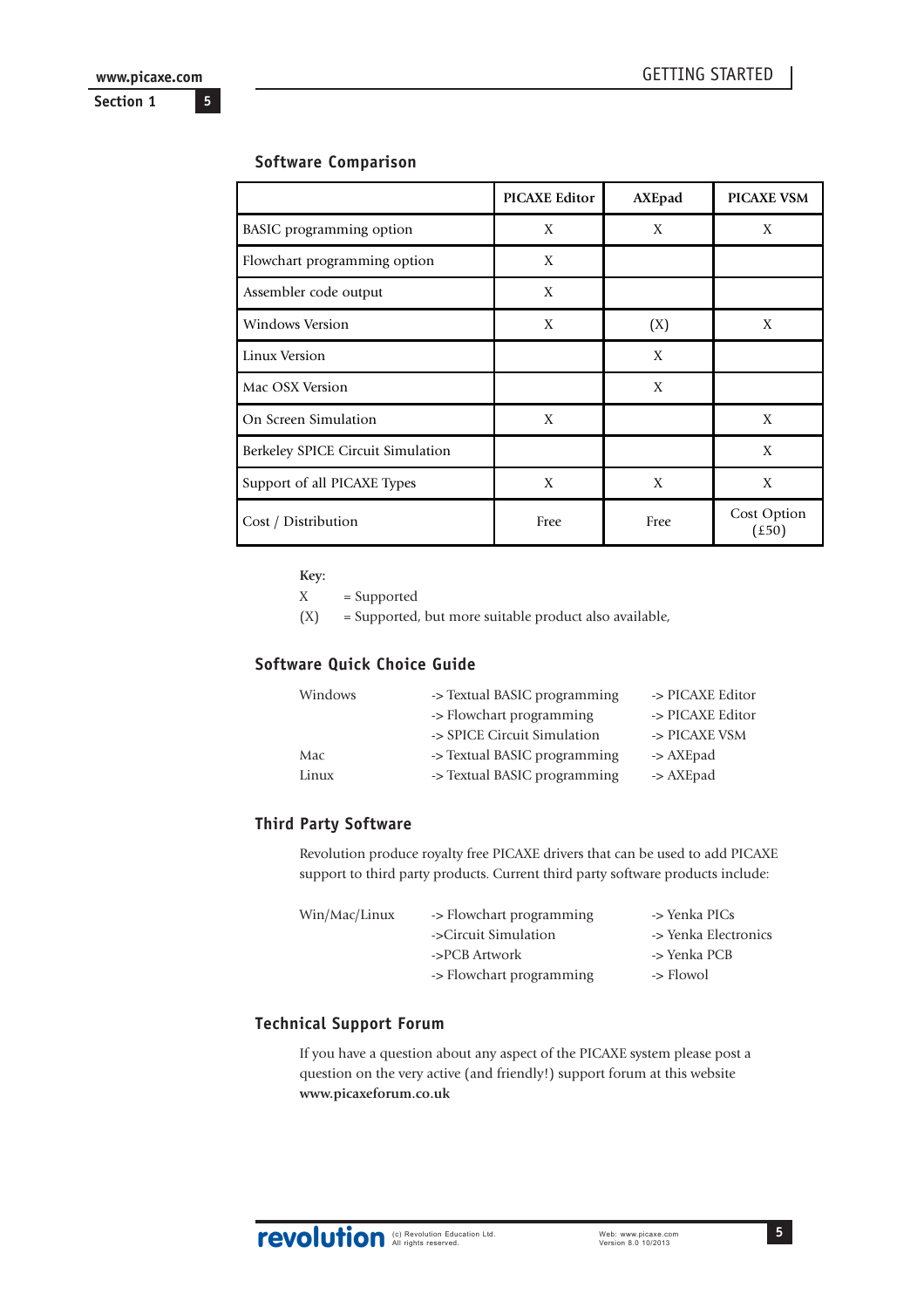## Software Comparison

| | PICAXE Editor | AXEpad | PICAXE VSM |
|---|---|---|---|
| BASIC programming option | X | X | X |
| Flowchart programming option | X | | |
| Assembler code output | X | | |
| Windows Version | X | (X) | X |
| Linux Version | | X | |
| Mac OSX Version | | X | |
| On Screen Simulation | X | | X |
| Berkeley SPICE Circuit Simulation | | | X |
| Support of all PICAXE Types | X | X | X |
| Cost / Distribution | Free | Free | Cost Option (£50) |

**Key:**

X = Supported

(X) = Supported, but more suitable product also available,

## Software Quick Choice Guide

| | | |
|---|---|---|
| Windows | -> Textual BASIC programming | -> PICAXE Editor |
| | -> Flowchart programming | -> PICAXE Editor |
| | -> SPICE Circuit Simulation | -> PICAXE VSM |
| Mac | -> Textual BASIC programming | -> AXEpad |
| Linux | -> Textual BASIC programming | -> AXEpad |

## Third Party Software

Revolution produce royalty free PICAXE drivers that can be used to add PICAXE support to third party products. Current third party software products include:

| | | |
|---|---|---|
| Win/Mac/Linux | -> Flowchart programming | -> Yenka PICs |
| | ->Circuit Simulation | -> Yenka Electronics |
| | ->PCB Artwork | -> Yenka PCB |
| | -> Flowchart programming | -> Flowol |

## Technical Support Forum

If you have a question about any aspect of the PICAXE system please post a question on the very active (and friendly!) support forum at this website **www.picaxeforum.co.uk**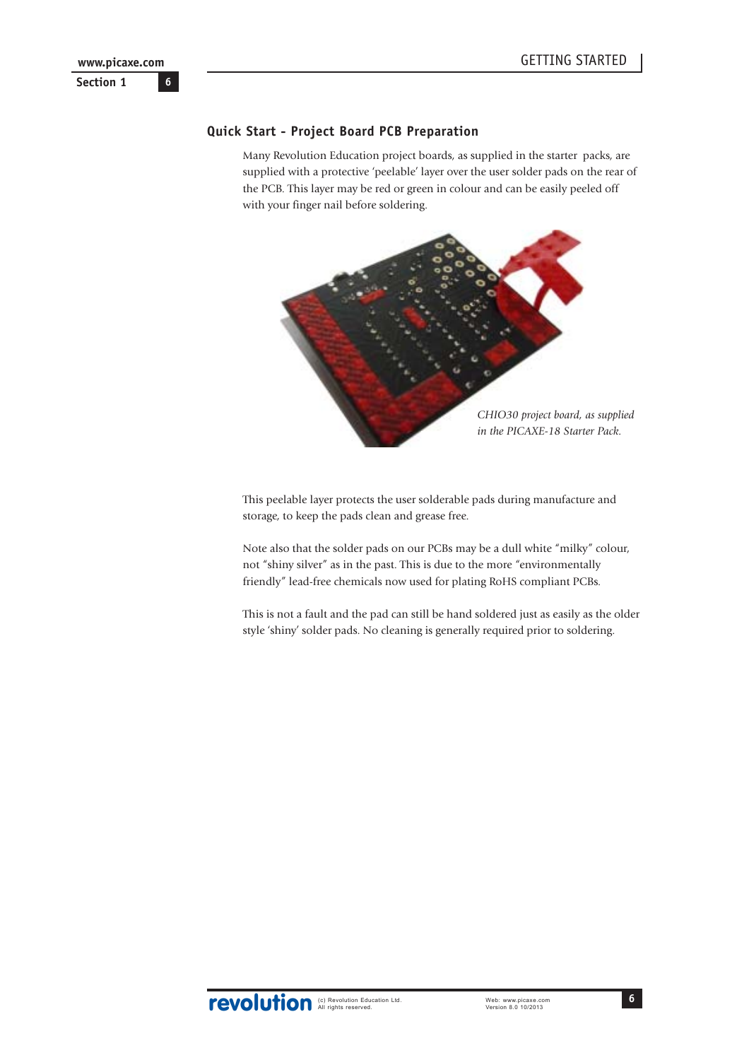## Quick Start - Project Board PCB Preparation

Many Revolution Education project boards, as supplied in the starter packs, are supplied with a protective 'peelable' layer over the user solder pads on the rear of the PCB. This layer may be red or green in colour and can be easily peeled off with your finger nail before soldering.

*CHIO30 project board, as supplied in the PICAXE-18 Starter Pack.*

This peelable layer protects the user solderable pads during manufacture and storage, to keep the pads clean and grease free.

Note also that the solder pads on our PCBs may be a dull white "milky" colour, not "shiny silver" as in the past. This is due to the more "environmentally friendly" lead-free chemicals now used for plating RoHS compliant PCBs.

This is not a fault and the pad can still be hand soldered just as easily as the older style 'shiny' solder pads. No cleaning is generally required prior to soldering.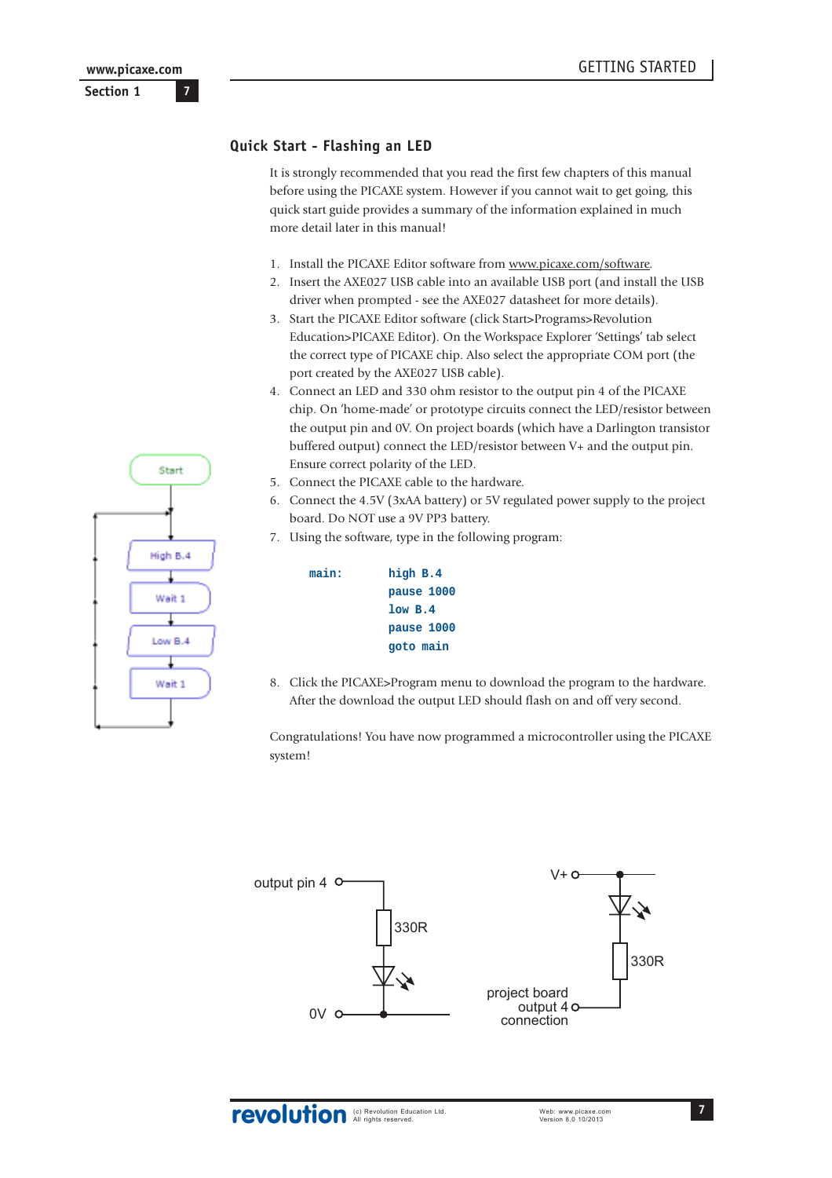## Quick Start - Flashing an LED

It is strongly recommended that you read the first few chapters of this manual before using the PICAXE system. However if you cannot wait to get going, this quick start guide provides a summary of the information explained in much more detail later in this manual!

1. Install the PICAXE Editor software from www.picaxe.com/software.
2. Insert the AXE027 USB cable into an available USB port (and install the USB driver when prompted - see the AXE027 datasheet for more details).
3. Start the PICAXE Editor software (click Start>Programs>Revolution Education>PICAXE Editor). On the Workspace Explorer 'Settings' tab select the correct type of PICAXE chip. Also select the appropriate COM port (the port created by the AXE027 USB cable).
4. Connect an LED and 330 ohm resistor to the output pin 4 of the PICAXE chip. On 'home-made' or prototype circuits connect the LED/resistor between the output pin and 0V. On project boards (which have a Darlington transistor buffered output) connect the LED/resistor between V+ and the output pin. Ensure correct polarity of the LED.
5. Connect the PICAXE cable to the hardware.
6. Connect the 4.5V (3xAA battery) or 5V regulated power supply to the project board. Do NOT use a 9V PP3 battery.
7. Using the software, type in the following program:

```
main:     high B.4
          pause 1000
          low B.4
          pause 1000
          goto main
```

8. Click the PICAXE>Program menu to download the program to the hardware. After the download the output LED should flash on and off very second.

Congratulations! You have now programmed a microcontroller using the PICAXE system!

Start → High B.4 → Wait 1 → Low B.4 → Wait 1 → (loop)

output pin 4 — 330R — LED — 0V

V+ — LED — 330R — project board output 4 connection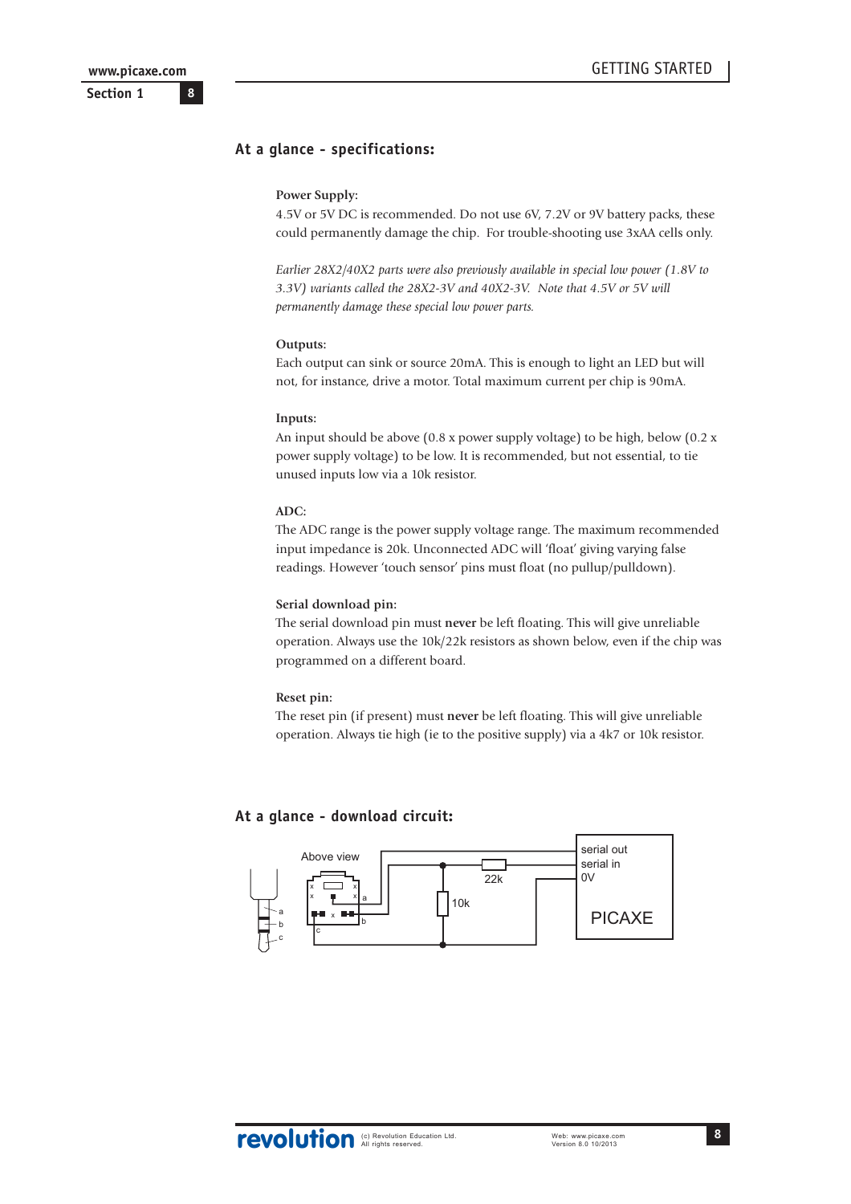## At a glance - specifications:

**Power Supply:**

4.5V or 5V DC is recommended. Do not use 6V, 7.2V or 9V battery packs, these could permanently damage the chip. For trouble-shooting use 3xAA cells only.

*Earlier 28X2/40X2 parts were also previously available in special low power (1.8V to 3.3V) variants called the 28X2-3V and 40X2-3V. Note that 4.5V or 5V will permanently damage these special low power parts.*

**Outputs:**

Each output can sink or source 20mA. This is enough to light an LED but will not, for instance, drive a motor. Total maximum current per chip is 90mA.

**Inputs:**

An input should be above (0.8 x power supply voltage) to be high, below (0.2 x power supply voltage) to be low. It is recommended, but not essential, to tie unused inputs low via a 10k resistor.

**ADC:**

The ADC range is the power supply voltage range. The maximum recommended input impedance is 20k. Unconnected ADC will 'float' giving varying false readings. However 'touch sensor' pins must float (no pullup/pulldown).

**Serial download pin:**

The serial download pin must **never** be left floating. This will give unreliable operation. Always use the 10k/22k resistors as shown below, even if the chip was programmed on a different board.

**Reset pin:**

The reset pin (if present) must **never** be left floating. This will give unreliable operation. Always tie high (ie to the positive supply) via a 4k7 or 10k resistor.

## At a glance - download circuit:

Above view

a
b
c

22k

10k

serial out
serial in
0V

PICAXE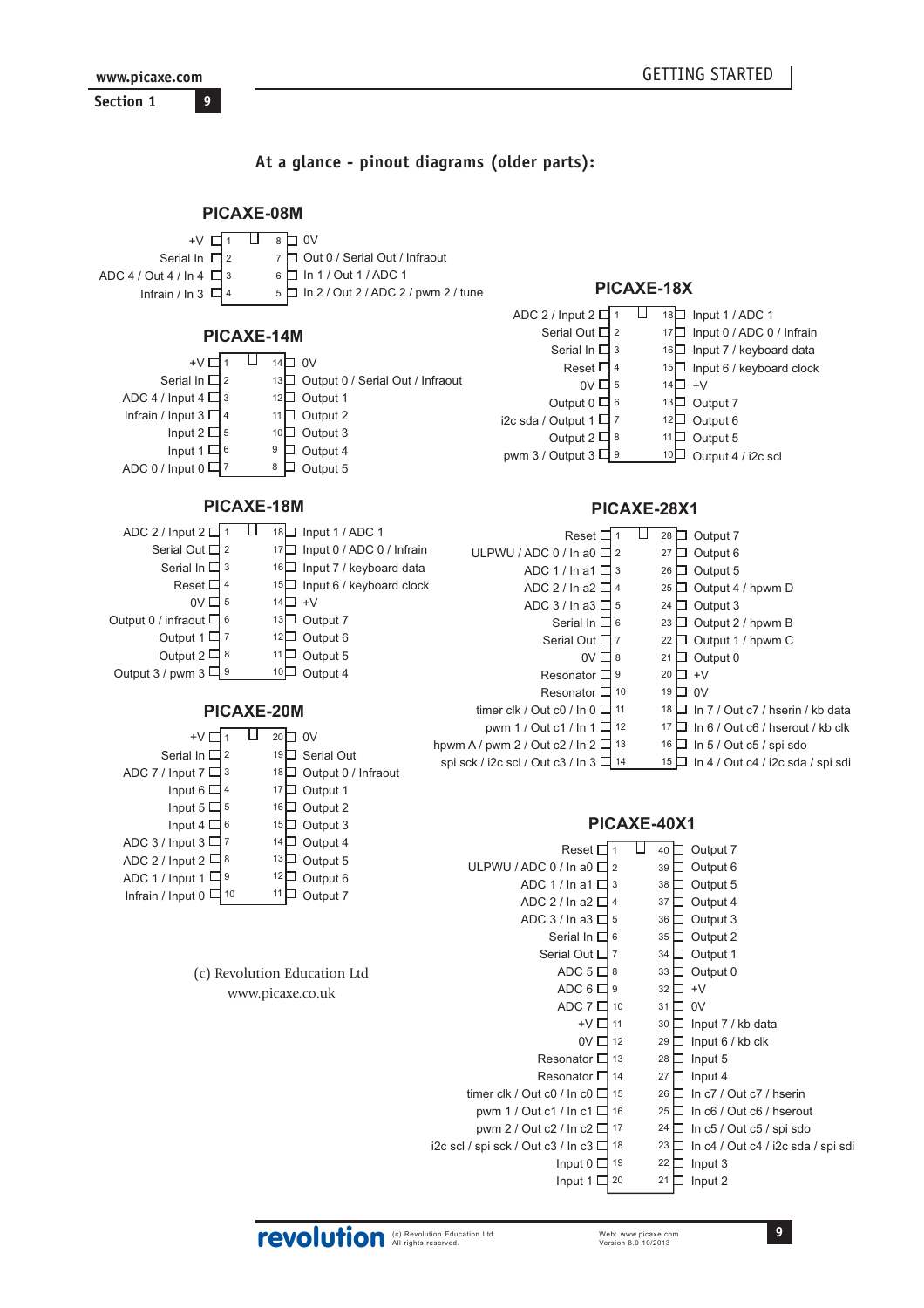## At a glance - pinout diagrams (older parts):

### PICAXE-08M

| Function | Pin | Pin | Function |
|---|---|---|---|
| +V | 1 | 8 | 0V |
| Serial In | 2 | 7 | Out 0 / Serial Out / Infraout |
| ADC 4 / Out 4 / In 4 | 3 | 6 | In 1 / Out 1 / ADC 1 |
| Infrain / In 3 | 4 | 5 | In 2 / Out 2 / ADC 2 / pwm 2 / tune |

### PICAXE-14M

| Function | Pin | Pin | Function |
|---|---|---|---|
| +V | 1 | 14 | 0V |
| Serial In | 2 | 13 | Output 0 / Serial Out / Infraout |
| ADC 4 / Input 4 | 3 | 12 | Output 1 |
| Infrain / Input 3 | 4 | 11 | Output 2 |
| Input 2 | 5 | 10 | Output 3 |
| Input 1 | 6 | 9 | Output 4 |
| ADC 0 / Input 0 | 7 | 8 | Output 5 |

### PICAXE-18M

| Function | Pin | Pin | Function |
|---|---|---|---|
| ADC 2 / Input 2 | 1 | 18 | Input 1 / ADC 1 |
| Serial Out | 2 | 17 | Input 0 / ADC 0 / Infrain |
| Serial In | 3 | 16 | Input 7 / keyboard data |
| Reset | 4 | 15 | Input 6 / keyboard clock |
| 0V | 5 | 14 | +V |
| Output 0 / infraout | 6 | 13 | Output 7 |
| Output 1 | 7 | 12 | Output 6 |
| Output 2 | 8 | 11 | Output 5 |
| Output 3 / pwm 3 | 9 | 10 | Output 4 |

### PICAXE-20M

| Function | Pin | Pin | Function |
|---|---|---|---|
| +V | 1 | 20 | 0V |
| Serial In | 2 | 19 | Serial Out |
| ADC 7 / Input 7 | 3 | 18 | Output 0 / Infraout |
| Input 6 | 4 | 17 | Output 1 |
| Input 5 | 5 | 16 | Output 2 |
| Input 4 | 6 | 15 | Output 3 |
| ADC 3 / Input 3 | 7 | 14 | Output 4 |
| ADC 2 / Input 2 | 8 | 13 | Output 5 |
| ADC 1 / Input 1 | 9 | 12 | Output 6 |
| Infrain / Input 0 | 10 | 11 | Output 7 |

(c) Revolution Education Ltd
www.picaxe.co.uk

### PICAXE-18X

| Function | Pin | Pin | Function |
|---|---|---|---|
| ADC 2 / Input 2 | 1 | 18 | Input 1 / ADC 1 |
| Serial Out | 2 | 17 | Input 0 / ADC 0 / Infrain |
| Serial In | 3 | 16 | Input 7 / keyboard data |
| Reset | 4 | 15 | Input 6 / keyboard clock |
| 0V | 5 | 14 | +V |
| Output 0 | 6 | 13 | Output 7 |
| i2c sda / Output 1 | 7 | 12 | Output 6 |
| Output 2 | 8 | 11 | Output 5 |
| pwm 3 / Output 3 | 9 | 10 | Output 4 / i2c scl |

### PICAXE-28X1

| Function | Pin | Pin | Function |
|---|---|---|---|
| Reset | 1 | 28 | Output 7 |
| ULPWU / ADC 0 / In a0 | 2 | 27 | Output 6 |
| ADC 1 / In a1 | 3 | 26 | Output 5 |
| ADC 2 / In a2 | 4 | 25 | Output 4 / hpwm D |
| ADC 3 / In a3 | 5 | 24 | Output 3 |
| Serial In | 6 | 23 | Output 2 / hpwm B |
| Serial Out | 7 | 22 | Output 1 / hpwm C |
| 0V | 8 | 21 | Output 0 |
| Resonator | 9 | 20 | +V |
| Resonator | 10 | 19 | 0V |
| timer clk / Out c0 / In 0 | 11 | 18 | In 7 / Out c7 / hserin / kb data |
| pwm 1 / Out c1 / In 1 | 12 | 17 | In 6 / Out c6 / hserout / kb clk |
| hpwm A / pwm 2 / Out c2 / In 2 | 13 | 16 | In 5 / Out c5 / spi sdo |
| spi sck / i2c scl / Out c3 / In 3 | 14 | 15 | In 4 / Out c4 / i2c sda / spi sdi |

### PICAXE-40X1

| Function | Pin | Pin | Function |
|---|---|---|---|
| Reset | 1 | 40 | Output 7 |
| ULPWU / ADC 0 / In a0 | 2 | 39 | Output 6 |
| ADC 1 / In a1 | 3 | 38 | Output 5 |
| ADC 2 / In a2 | 4 | 37 | Output 4 |
| ADC 3 / In a3 | 5 | 36 | Output 3 |
| Serial In | 6 | 35 | Output 2 |
| Serial Out | 7 | 34 | Output 1 |
| ADC 5 | 8 | 33 | Output 0 |
| ADC 6 | 9 | 32 | +V |
| ADC 7 | 10 | 31 | 0V |
| +V | 11 | 30 | Input 7 / kb data |
| 0V | 12 | 29 | Input 6 / kb clk |
| Resonator | 13 | 28 | Input 5 |
| Resonator | 14 | 27 | Input 4 |
| timer clk / Out c0 / In c0 | 15 | 26 | In c7 / Out c7 / hserin |
| pwm 1 / Out c1 / In c1 | 16 | 25 | In c6 / Out c6 / hserout |
| pwm 2 / Out c2 / In c2 | 17 | 24 | In c5 / Out c5 / spi sdo |
| i2c scl / spi sck / Out c3 / In c3 | 18 | 23 | In c4 / Out c4 / i2c sda / spi sdi |
| Input 0 | 19 | 22 | Input 3 |
| Input 1 | 20 | 21 | Input 2 |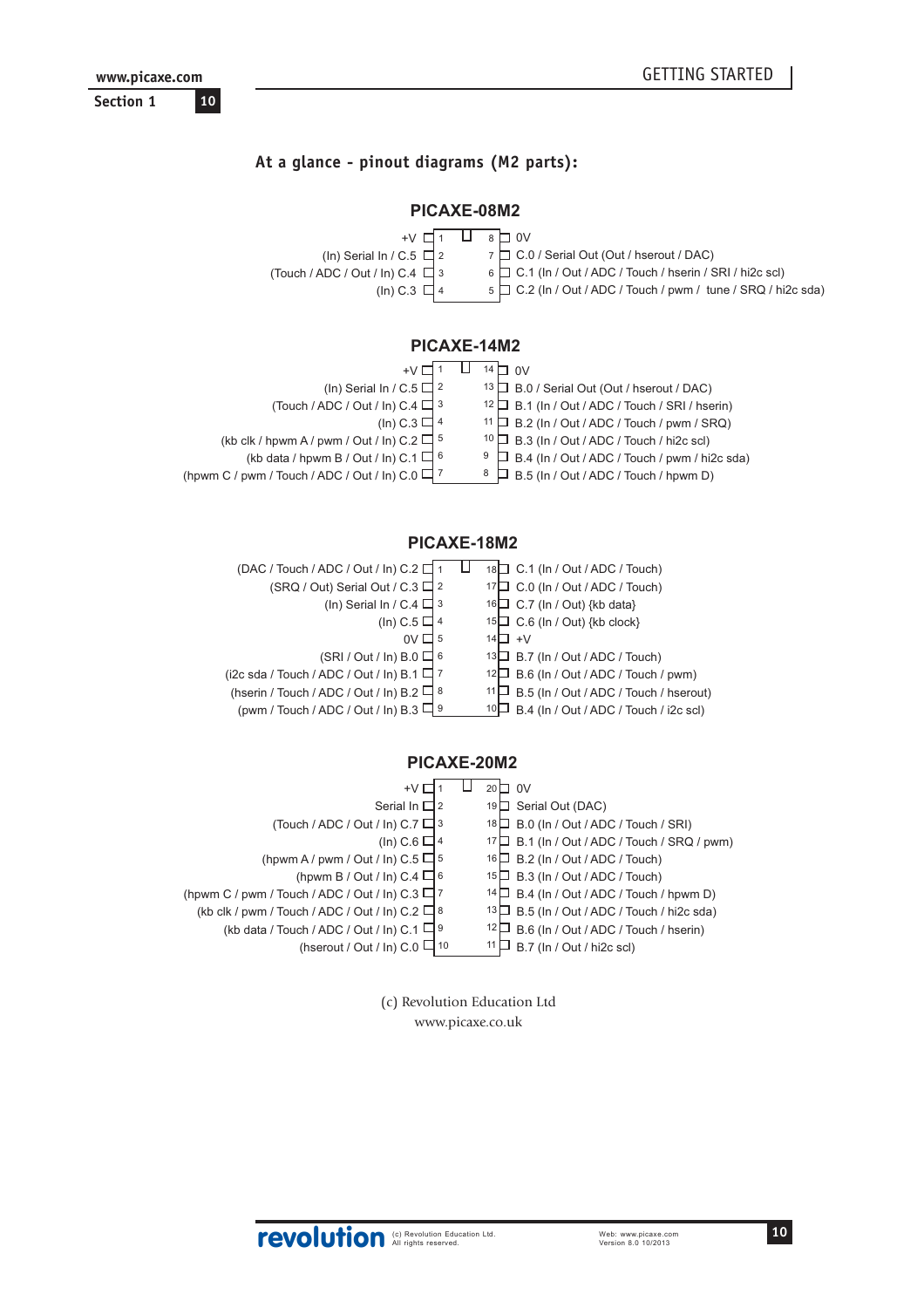## At a glance - pinout diagrams (M2 parts):

### PICAXE-08M2

| Left function | Pin | Pin | Right function |
|---|---|---|---|
| +V | 1 | 8 | 0V |
| (In) Serial In / C.5 | 2 | 7 | C.0 / Serial Out (Out / hserout / DAC) |
| (Touch / ADC / Out / In) C.4 | 3 | 6 | C.1 (In / Out / ADC / Touch / hserin / SRI / hi2c scl) |
| (In) C.3 | 4 | 5 | C.2 (In / Out / ADC / Touch / pwm / tune / SRQ / hi2c sda) |

### PICAXE-14M2

| Left function | Pin | Pin | Right function |
|---|---|---|---|
| +V | 1 | 14 | 0V |
| (In) Serial In / C.5 | 2 | 13 | B.0 / Serial Out (Out / hserout / DAC) |
| (Touch / ADC / Out / In) C.4 | 3 | 12 | B.1 (In / Out / ADC / Touch / SRI / hserin) |
| (In) C.3 | 4 | 11 | B.2 (In / Out / ADC / Touch / pwm / SRQ) |
| (kb clk / hpwm A / pwm / Out / In) C.2 | 5 | 10 | B.3 (In / Out / ADC / Touch / hi2c scl) |
| (kb data / hpwm B / Out / In) C.1 | 6 | 9 | B.4 (In / Out / ADC / Touch / pwm / hi2c sda) |
| (hpwm C / pwm / Touch / ADC / Out / In) C.0 | 7 | 8 | B.5 (In / Out / ADC / Touch / hpwm D) |

### PICAXE-18M2

| Left function | Pin | Pin | Right function |
|---|---|---|---|
| (DAC / Touch / ADC / Out / In) C.2 | 1 | 18 | C.1 (In / Out / ADC / Touch) |
| (SRQ / Out) Serial Out / C.3 | 2 | 17 | C.0 (In / Out / ADC / Touch) |
| (In) Serial In / C.4 | 3 | 16 | C.7 (In / Out) {kb data} |
| (In) C.5 | 4 | 15 | C.6 (In / Out) {kb clock} |
| 0V | 5 | 14 | +V |
| (SRI / Out / In) B.0 | 6 | 13 | B.7 (In / Out / ADC / Touch) |
| (i2c sda / Touch / ADC / Out / In) B.1 | 7 | 12 | B.6 (In / Out / ADC / Touch / pwm) |
| (hserin / Touch / ADC / Out / In) B.2 | 8 | 11 | B.5 (In / Out / ADC / Touch / hserout) |
| (pwm / Touch / ADC / Out / In) B.3 | 9 | 10 | B.4 (In / Out / ADC / Touch / i2c scl) |

### PICAXE-20M2

| Left function | Pin | Pin | Right function |
|---|---|---|---|
| +V | 1 | 20 | 0V |
| Serial In | 2 | 19 | Serial Out (DAC) |
| (Touch / ADC / Out / In) C.7 | 3 | 18 | B.0 (In / Out / ADC / Touch / SRI) |
| (In) C.6 | 4 | 17 | B.1 (In / Out / ADC / Touch / SRQ / pwm) |
| (hpwm A / pwm / Out / In) C.5 | 5 | 16 | B.2 (In / Out / ADC / Touch) |
| (hpwm B / Out / In) C.4 | 6 | 15 | B.3 (In / Out / ADC / Touch) |
| (hpwm C / pwm / Touch / ADC / Out / In) C.3 | 7 | 14 | B.4 (In / Out / ADC / Touch / hpwm D) |
| (kb clk / pwm / Touch / ADC / Out / In) C.2 | 8 | 13 | B.5 (In / Out / ADC / Touch / hi2c sda) |
| (kb data / Touch / ADC / Out / In) C.1 | 9 | 12 | B.6 (In / Out / ADC / Touch / hserin) |
| (hserout / Out / In) C.0 | 10 | 11 | B.7 (In / Out / hi2c scl) |

(c) Revolution Education Ltd
www.picaxe.co.uk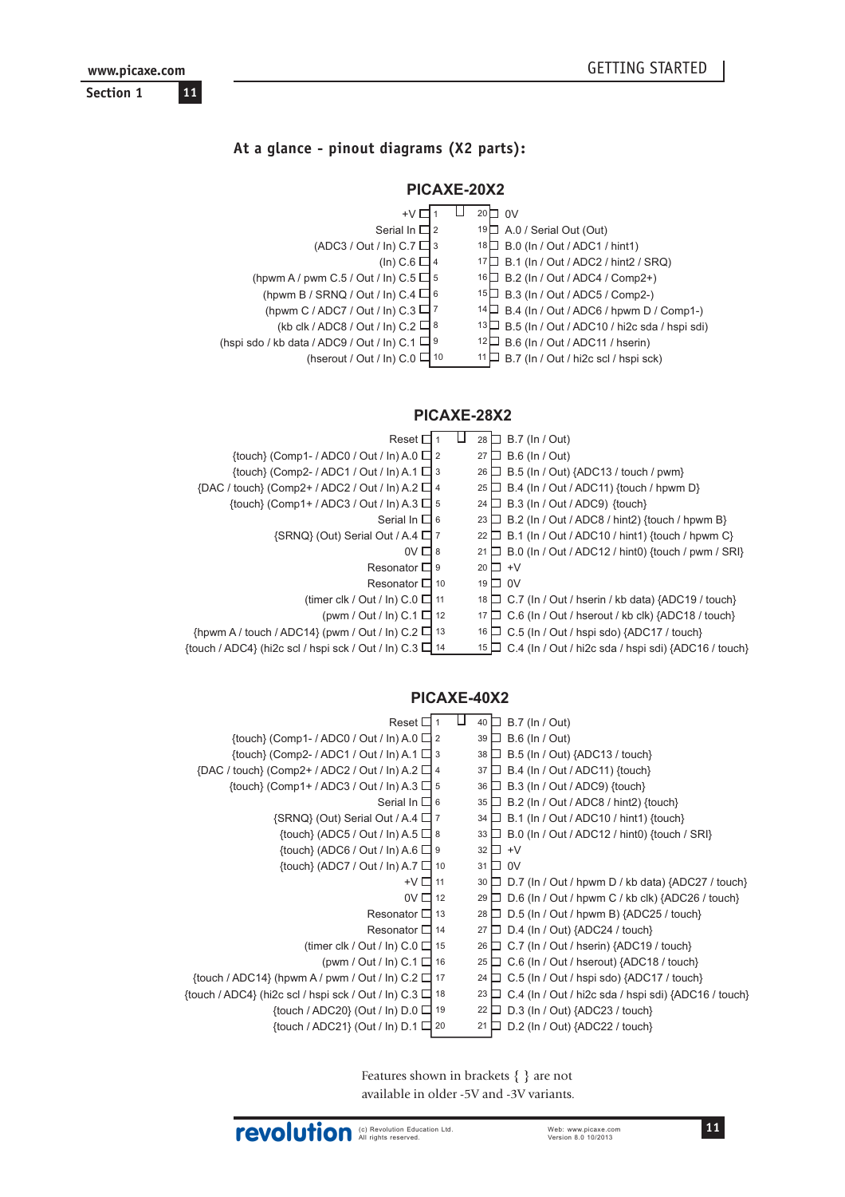## At a glance - pinout diagrams (X2 parts):

### PICAXE-20X2

| Left function | Pin | Pin | Right function |
|---|---|---|---|
| +V | 1 | 20 | 0V |
| Serial In | 2 | 19 | A.0 / Serial Out (Out) |
| (ADC3 / Out / In) C.7 | 3 | 18 | B.0 (In / Out / ADC1 / hint1) |
| (In) C.6 | 4 | 17 | B.1 (In / Out / ADC2 / hint2 / SRQ) |
| (hpwm A / pwm C.5 / Out / In) C.5 | 5 | 16 | B.2 (In / Out / ADC4 / Comp2+) |
| (hpwm B / SRNQ / Out / In) C.4 | 6 | 15 | B.3 (In / Out / ADC5 / Comp2-) |
| (hpwm C / ADC7 / Out / In) C.3 | 7 | 14 | B.4 (In / Out / ADC6 / hpwm D / Comp1-) |
| (kb clk / ADC8 / Out / In) C.2 | 8 | 13 | B.5 (In / Out / ADC10 / hi2c sda / hspi sdi) |
| (hspi sdo / kb data / ADC9 / Out / In) C.1 | 9 | 12 | B.6 (In / Out / ADC11 / hserin) |
| (hserout / Out / In) C.0 | 10 | 11 | B.7 (In / Out / hi2c scl / hspi sck) |

### PICAXE-28X2

| Left function | Pin | Pin | Right function |
|---|---|---|---|
| Reset | 1 | 28 | B.7 (In / Out) |
| {touch} (Comp1- / ADC0 / Out / In) A.0 | 2 | 27 | B.6 (In / Out) |
| {touch} (Comp2- / ADC1 / Out / In) A.1 | 3 | 26 | B.5 (In / Out) {ADC13 / touch / pwm} |
| {DAC / touch} (Comp2+ / ADC2 / Out / In) A.2 | 4 | 25 | B.4 (In / Out / ADC11) {touch / hpwm D} |
| {touch} (Comp1+ / ADC3 / Out / In) A.3 | 5 | 24 | B.3 (In / Out / ADC9) {touch} |
| Serial In | 6 | 23 | B.2 (In / Out / ADC8 / hint2) {touch / hpwm B} |
| {SRNQ} (Out) Serial Out / A.4 | 7 | 22 | B.1 (In / Out / ADC10 / hint1) {touch / hpwm C} |
| 0V | 8 | 21 | B.0 (In / Out / ADC12 / hint0) {touch / pwm / SRI} |
| Resonator | 9 | 20 | +V |
| Resonator | 10 | 19 | 0V |
| (timer clk / Out / In) C.0 | 11 | 18 | C.7 (In / Out / hserin / kb data) {ADC19 / touch} |
| (pwm / Out / In) C.1 | 12 | 17 | C.6 (In / Out / hserout / kb clk) {ADC18 / touch} |
| {hpwm A / touch / ADC14} (pwm / Out / In) C.2 | 13 | 16 | C.5 (In / Out / hspi sdo) {ADC17 / touch} |
| {touch / ADC4} (hi2c scl / hspi sck / Out / In) C.3 | 14 | 15 | C.4 (In / Out / hi2c sda / hspi sdi) {ADC16 / touch} |

### PICAXE-40X2

| Left function | Pin | Pin | Right function |
|---|---|---|---|
| Reset | 1 | 40 | B.7 (In / Out) |
| {touch} (Comp1- / ADC0 / Out / In) A.0 | 2 | 39 | B.6 (In / Out) |
| {touch} (Comp2- / ADC1 / Out / In) A.1 | 3 | 38 | B.5 (In / Out) {ADC13 / touch} |
| {DAC / touch} (Comp2+ / ADC2 / Out / In) A.2 | 4 | 37 | B.4 (In / Out / ADC11) {touch} |
| {touch} (Comp1+ / ADC3 / Out / In) A.3 | 5 | 36 | B.3 (In / Out / ADC9) {touch} |
| Serial In | 6 | 35 | B.2 (In / Out / ADC8 / hint2) {touch} |
| {SRNQ} (Out) Serial Out / A.4 | 7 | 34 | B.1 (In / Out / ADC10 / hint1) {touch} |
| {touch} (ADC5 / Out / In) A.5 | 8 | 33 | B.0 (In / Out / ADC12 / hint0) {touch / SRI} |
| {touch} (ADC6 / Out / In) A.6 | 9 | 32 | +V |
| {touch} (ADC7 / Out / In) A.7 | 10 | 31 | 0V |
| +V | 11 | 30 | D.7 (In / Out / hpwm D / kb data) {ADC27 / touch} |
| 0V | 12 | 29 | D.6 (In / Out / hpwm C / kb clk) {ADC26 / touch} |
| Resonator | 13 | 28 | D.5 (In / Out / hpwm B) {ADC25 / touch} |
| Resonator | 14 | 27 | D.4 (In / Out) {ADC24 / touch} |
| (timer clk / Out / In) C.0 | 15 | 26 | C.7 (In / Out / hserin) {ADC19 / touch} |
| (pwm / Out / In) C.1 | 16 | 25 | C.6 (In / Out / hserout) {ADC18 / touch} |
| {touch / ADC14} (hpwm A / pwm / Out / In) C.2 | 17 | 24 | C.5 (In / Out / hspi sdo) {ADC17 / touch} |
| {touch / ADC4} (hi2c scl / hspi sck / Out / In) C.3 | 18 | 23 | C.4 (In / Out / hi2c sda / hspi sdi) {ADC16 / touch} |
| {touch / ADC20} (Out / In) D.0 | 19 | 22 | D.3 (In / Out) {ADC23 / touch} |
| {touch / ADC21} (Out / In) D.1 | 20 | 21 | D.2 (In / Out) {ADC22 / touch} |

Features shown in brackets { } are not available in older -5V and -3V variants.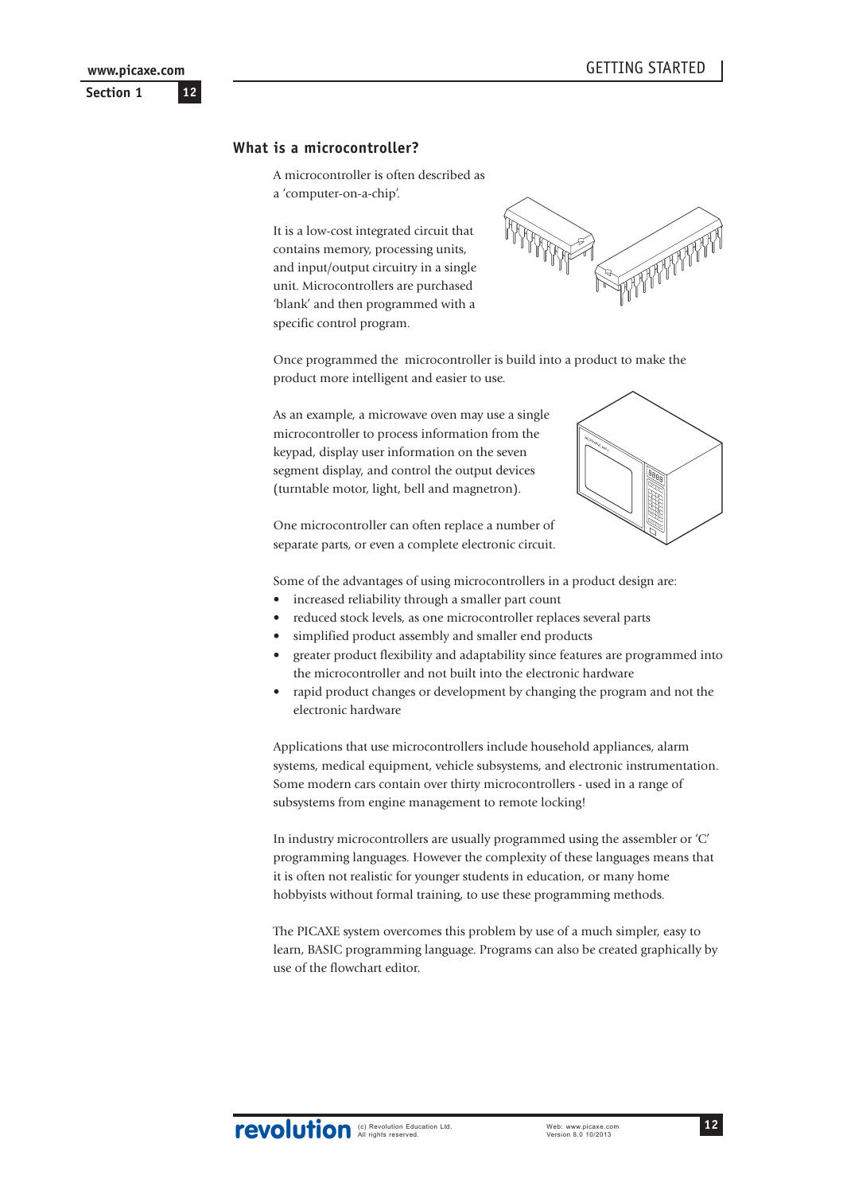## What is a microcontroller?

A microcontroller is often described as a 'computer-on-a-chip'.

It is a low-cost integrated circuit that contains memory, processing units, and input/output circuitry in a single unit. Microcontrollers are purchased 'blank' and then programmed with a specific control program.

Once programmed the microcontroller is build into a product to make the product more intelligent and easier to use.

As an example, a microwave oven may use a single microcontroller to process information from the keypad, display user information on the seven segment display, and control the output devices (turntable motor, light, bell and magnetron).

One microcontroller can often replace a number of separate parts, or even a complete electronic circuit.

Some of the advantages of using microcontrollers in a product design are:

- increased reliability through a smaller part count
- reduced stock levels, as one microcontroller replaces several parts
- simplified product assembly and smaller end products
- greater product flexibility and adaptability since features are programmed into the microcontroller and not built into the electronic hardware
- rapid product changes or development by changing the program and not the electronic hardware

Applications that use microcontrollers include household appliances, alarm systems, medical equipment, vehicle subsystems, and electronic instrumentation. Some modern cars contain over thirty microcontrollers - used in a range of subsystems from engine management to remote locking!

In industry microcontrollers are usually programmed using the assembler or 'C' programming languages. However the complexity of these languages means that it is often not realistic for younger students in education, or many home hobbyists without formal training, to use these programming methods.

The PICAXE system overcomes this problem by use of a much simpler, easy to learn, BASIC programming language. Programs can also be created graphically by use of the flowchart editor.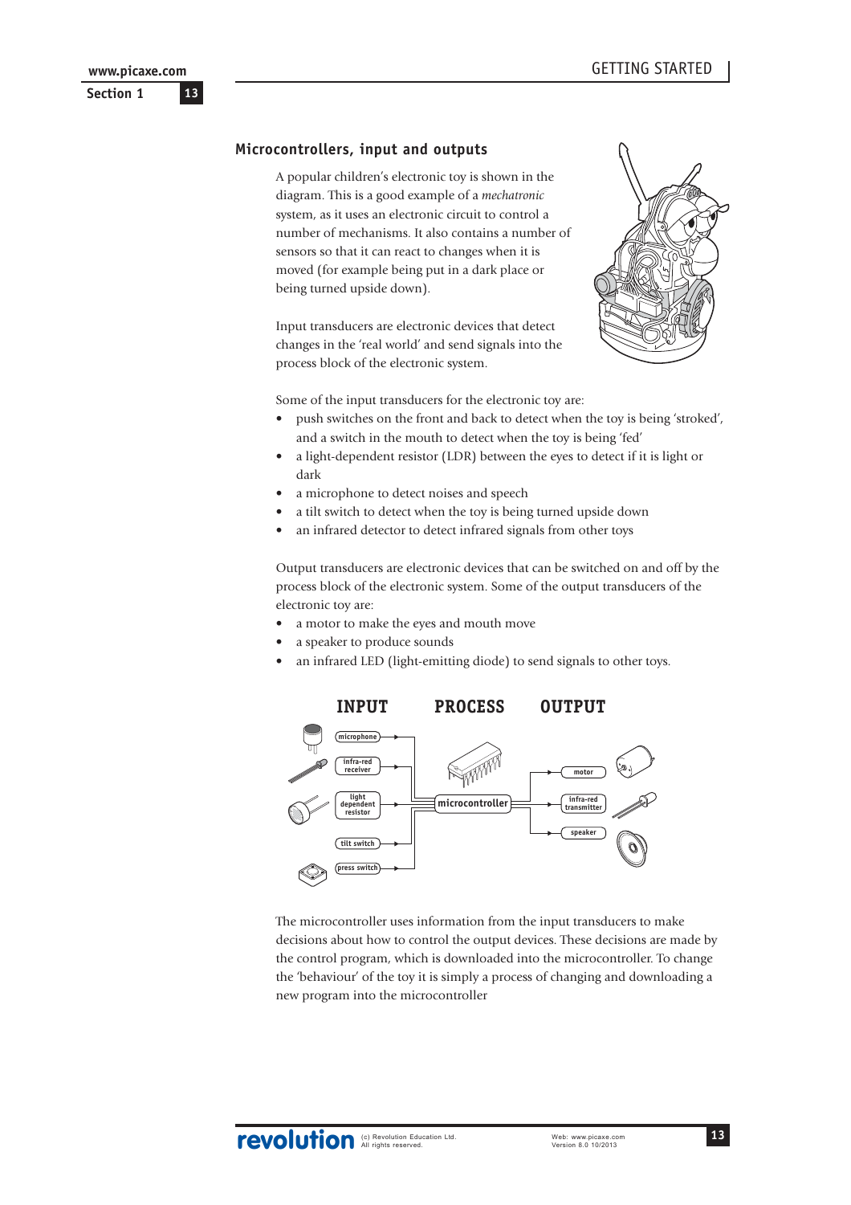## Microcontrollers, input and outputs

A popular children's electronic toy is shown in the diagram. This is a good example of a *mechatronic* system, as it uses an electronic circuit to control a number of mechanisms. It also contains a number of sensors so that it can react to changes when it is moved (for example being put in a dark place or being turned upside down).

Input transducers are electronic devices that detect changes in the 'real world' and send signals into the process block of the electronic system.

Some of the input transducers for the electronic toy are:

- push switches on the front and back to detect when the toy is being 'stroked', and a switch in the mouth to detect when the toy is being 'fed'
- a light-dependent resistor (LDR) between the eyes to detect if it is light or dark
- a microphone to detect noises and speech
- a tilt switch to detect when the toy is being turned upside down
- an infrared detector to detect infrared signals from other toys

Output transducers are electronic devices that can be switched on and off by the process block of the electronic system. Some of the output transducers of the electronic toy are:

- a motor to make the eyes and mouth move
- a speaker to produce sounds
- an infrared LED (light-emitting diode) to send signals to other toys.

INPUT PROCESS OUTPUT

microphone, infra-red receiver, light dependent resistor, tilt switch, press switch → microcontroller → motor, infra-red transmitter, speaker

The microcontroller uses information from the input transducers to make decisions about how to control the output devices. These decisions are made by the control program, which is downloaded into the microcontroller. To change the 'behaviour' of the toy it is simply a process of changing and downloading a new program into the microcontroller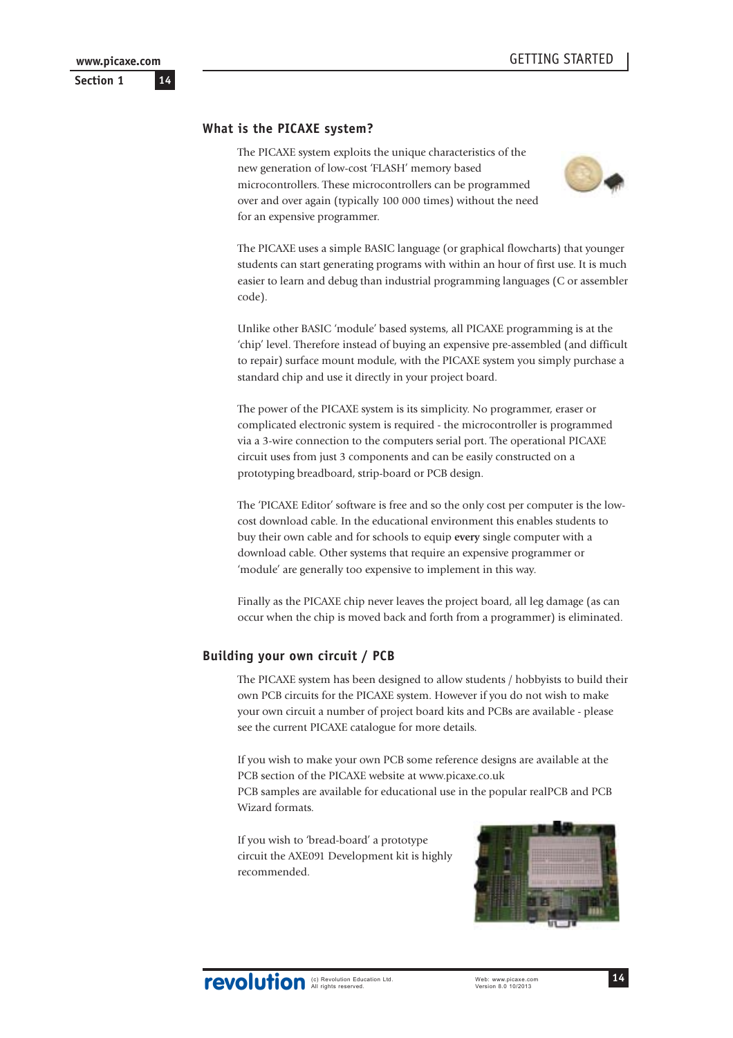## What is the PICAXE system?

The PICAXE system exploits the unique characteristics of the new generation of low-cost 'FLASH' memory based microcontrollers. These microcontrollers can be programmed over and over again (typically 100 000 times) without the need for an expensive programmer.

The PICAXE uses a simple BASIC language (or graphical flowcharts) that younger students can start generating programs with within an hour of first use. It is much easier to learn and debug than industrial programming languages (C or assembler code).

Unlike other BASIC 'module' based systems, all PICAXE programming is at the 'chip' level. Therefore instead of buying an expensive pre-assembled (and difficult to repair) surface mount module, with the PICAXE system you simply purchase a standard chip and use it directly in your project board.

The power of the PICAXE system is its simplicity. No programmer, eraser or complicated electronic system is required - the microcontroller is programmed via a 3-wire connection to the computers serial port. The operational PICAXE circuit uses from just 3 components and can be easily constructed on a prototyping breadboard, strip-board or PCB design.

The 'PICAXE Editor' software is free and so the only cost per computer is the low-cost download cable. In the educational environment this enables students to buy their own cable and for schools to equip **every** single computer with a download cable. Other systems that require an expensive programmer or 'module' are generally too expensive to implement in this way.

Finally as the PICAXE chip never leaves the project board, all leg damage (as can occur when the chip is moved back and forth from a programmer) is eliminated.

## Building your own circuit / PCB

The PICAXE system has been designed to allow students / hobbyists to build their own PCB circuits for the PICAXE system. However if you do not wish to make your own circuit a number of project board kits and PCBs are available - please see the current PICAXE catalogue for more details.

If you wish to make your own PCB some reference designs are available at the PCB section of the PICAXE website at www.picaxe.co.uk
PCB samples are available for educational use in the popular realPCB and PCB Wizard formats.

If you wish to 'bread-board' a prototype circuit the AXE091 Development kit is highly recommended.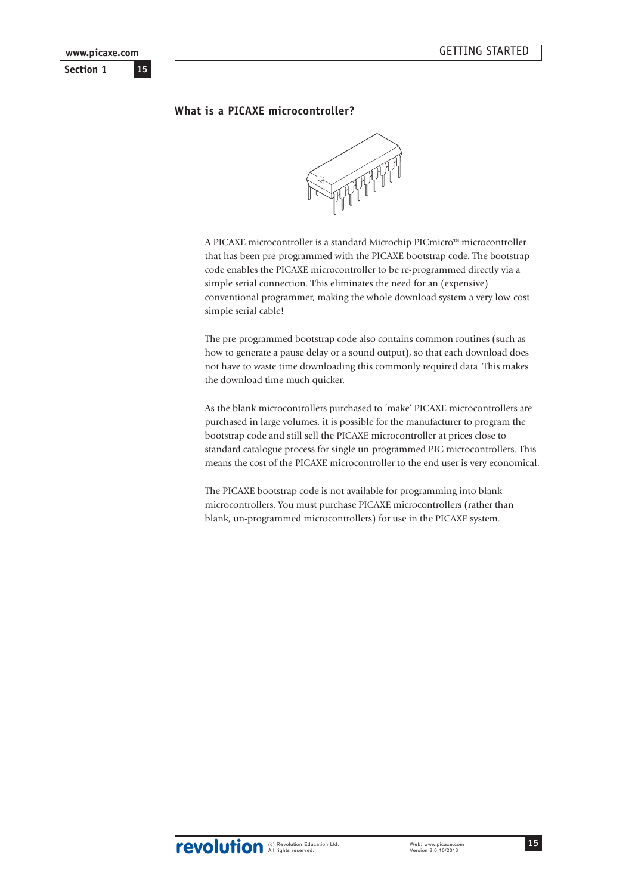## What is a PICAXE microcontroller?

A PICAXE microcontroller is a standard Microchip PICmicro™ microcontroller that has been pre-programmed with the PICAXE bootstrap code. The bootstrap code enables the PICAXE microcontroller to be re-programmed directly via a simple serial connection. This eliminates the need for an (expensive) conventional programmer, making the whole download system a very low-cost simple serial cable!

The pre-programmed bootstrap code also contains common routines (such as how to generate a pause delay or a sound output), so that each download does not have to waste time downloading this commonly required data. This makes the download time much quicker.

As the blank microcontrollers purchased to 'make' PICAXE microcontrollers are purchased in large volumes, it is possible for the manufacturer to program the bootstrap code and still sell the PICAXE microcontroller at prices close to standard catalogue process for single un-programmed PIC microcontrollers. This means the cost of the PICAXE microcontroller to the end user is very economical.

The PICAXE bootstrap code is not available for programming into blank microcontrollers. You must purchase PICAXE microcontrollers (rather than blank, un-programmed microcontrollers) for use in the PICAXE system.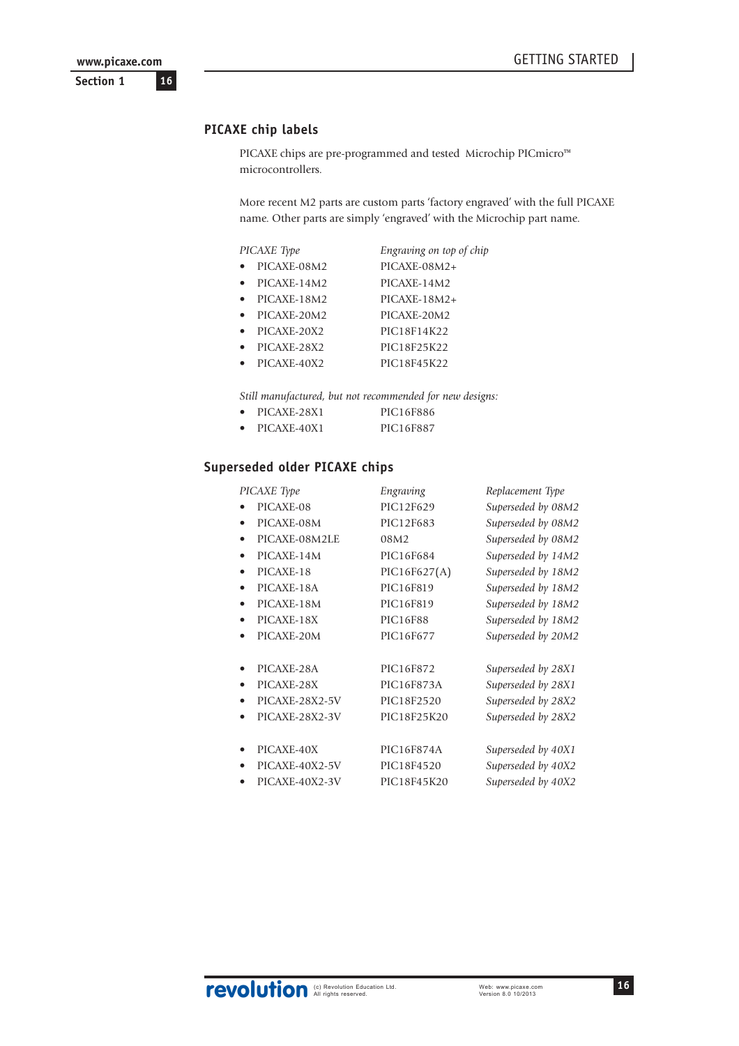## PICAXE chip labels

PICAXE chips are pre-programmed and tested Microchip PICmicro™ microcontrollers.

More recent M2 parts are custom parts 'factory engraved' with the full PICAXE name. Other parts are simply 'engraved' with the Microchip part name.

| *PICAXE Type* | *Engraving on top of chip* |
|---|---|
| • PICAXE-08M2 | PICAXE-08M2+ |
| • PICAXE-14M2 | PICAXE-14M2 |
| • PICAXE-18M2 | PICAXE-18M2+ |
| • PICAXE-20M2 | PICAXE-20M2 |
| • PICAXE-20X2 | PIC18F14K22 |
| • PICAXE-28X2 | PIC18F25K22 |
| • PICAXE-40X2 | PIC18F45K22 |

*Still manufactured, but not recommended for new designs:*

| | |
|---|---|
| • PICAXE-28X1 | PIC16F886 |
| • PICAXE-40X1 | PIC16F887 |

## Superseded older PICAXE chips

| *PICAXE Type* | *Engraving* | *Replacement Type* |
|---|---|---|
| • PICAXE-08 | PIC12F629 | *Superseded by 08M2* |
| • PICAXE-08M | PIC12F683 | *Superseded by 08M2* |
| • PICAXE-08M2LE | 08M2 | *Superseded by 08M2* |
| • PICAXE-14M | PIC16F684 | *Superseded by 14M2* |
| • PICAXE-18 | PIC16F627(A) | *Superseded by 18M2* |
| • PICAXE-18A | PIC16F819 | *Superseded by 18M2* |
| • PICAXE-18M | PIC16F819 | *Superseded by 18M2* |
| • PICAXE-18X | PIC16F88 | *Superseded by 18M2* |
| • PICAXE-20M | PIC16F677 | *Superseded by 20M2* |
| • PICAXE-28A | PIC16F872 | *Superseded by 28X1* |
| • PICAXE-28X | PIC16F873A | *Superseded by 28X1* |
| • PICAXE-28X2-5V | PIC18F2520 | *Superseded by 28X2* |
| • PICAXE-28X2-3V | PIC18F25K20 | *Superseded by 28X2* |
| • PICAXE-40X | PIC16F874A | *Superseded by 40X1* |
| • PICAXE-40X2-5V | PIC18F4520 | *Superseded by 40X2* |
| • PICAXE-40X2-3V | PIC18F45K20 | *Superseded by 40X2* |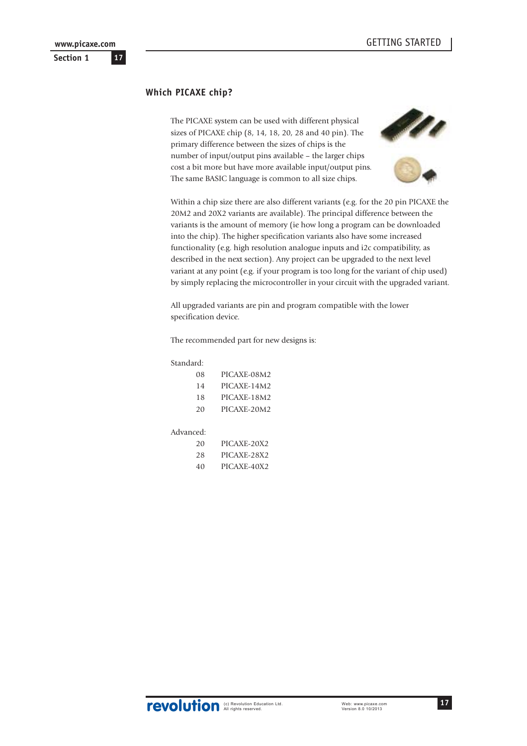## Which PICAXE chip?

The PICAXE system can be used with different physical sizes of PICAXE chip (8, 14, 18, 20, 28 and 40 pin). The primary difference between the sizes of chips is the number of input/output pins available – the larger chips cost a bit more but have more available input/output pins. The same BASIC language is common to all size chips.

Within a chip size there are also different variants (e.g. for the 20 pin PICAXE the 20M2 and 20X2 variants are available). The principal difference between the variants is the amount of memory (ie how long a program can be downloaded into the chip). The higher specification variants also have some increased functionality (e.g. high resolution analogue inputs and i2c compatibility, as described in the next section). Any project can be upgraded to the next level variant at any point (e.g. if your program is too long for the variant of chip used) by simply replacing the microcontroller in your circuit with the upgraded variant.

All upgraded variants are pin and program compatible with the lower specification device.

The recommended part for new designs is:

Standard:

| | |
|---|---|
| 08 | PICAXE-08M2 |
| 14 | PICAXE-14M2 |
| 18 | PICAXE-18M2 |
| 20 | PICAXE-20M2 |

Advanced:

| | |
|---|---|
| 20 | PICAXE-20X2 |
| 28 | PICAXE-28X2 |
| 40 | PICAXE-40X2 |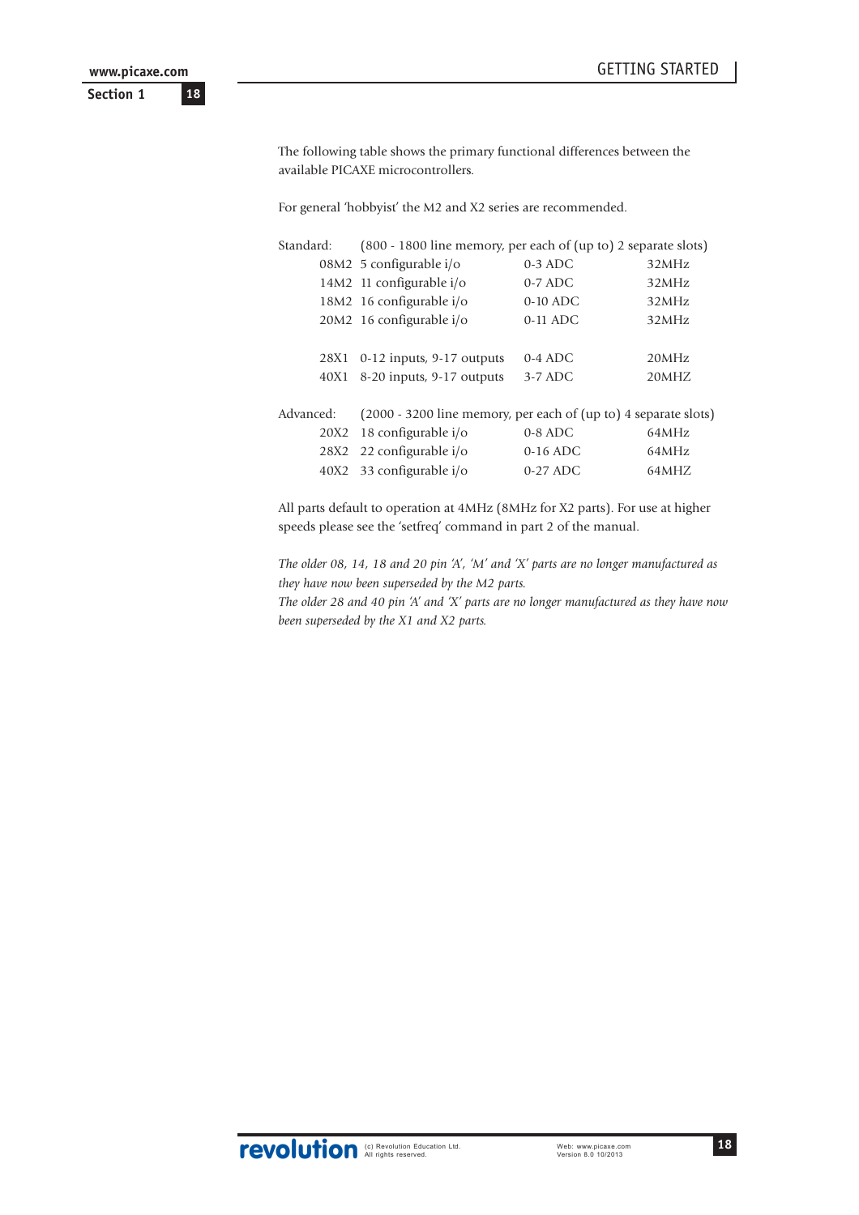The following table shows the primary functional differences between the available PICAXE microcontrollers.

For general 'hobbyist' the M2 and X2 series are recommended.

| | | | |
|---|---|---|---|
| Standard: | (800 - 1800 line memory, per each of (up to) 2 separate slots) | | |
| 08M2 | 5 configurable i/o | 0-3 ADC | 32MHz |
| 14M2 | 11 configurable i/o | 0-7 ADC | 32MHz |
| 18M2 | 16 configurable i/o | 0-10 ADC | 32MHz |
| 20M2 | 16 configurable i/o | 0-11 ADC | 32MHz |
| | | | |
| 28X1 | 0-12 inputs, 9-17 outputs | 0-4 ADC | 20MHz |
| 40X1 | 8-20 inputs, 9-17 outputs | 3-7 ADC | 20MHZ |
| | | | |
| Advanced: | (2000 - 3200 line memory, per each of (up to) 4 separate slots) | | |
| 20X2 | 18 configurable i/o | 0-8 ADC | 64MHz |
| 28X2 | 22 configurable i/o | 0-16 ADC | 64MHz |
| 40X2 | 33 configurable i/o | 0-27 ADC | 64MHZ |

All parts default to operation at 4MHz (8MHz for X2 parts). For use at higher speeds please see the 'setfreq' command in part 2 of the manual.

*The older 08, 14, 18 and 20 pin 'A', 'M' and 'X' parts are no longer manufactured as they have now been superseded by the M2 parts.*
*The older 28 and 40 pin 'A' and 'X' parts are no longer manufactured as they have now been superseded by the X1 and X2 parts.*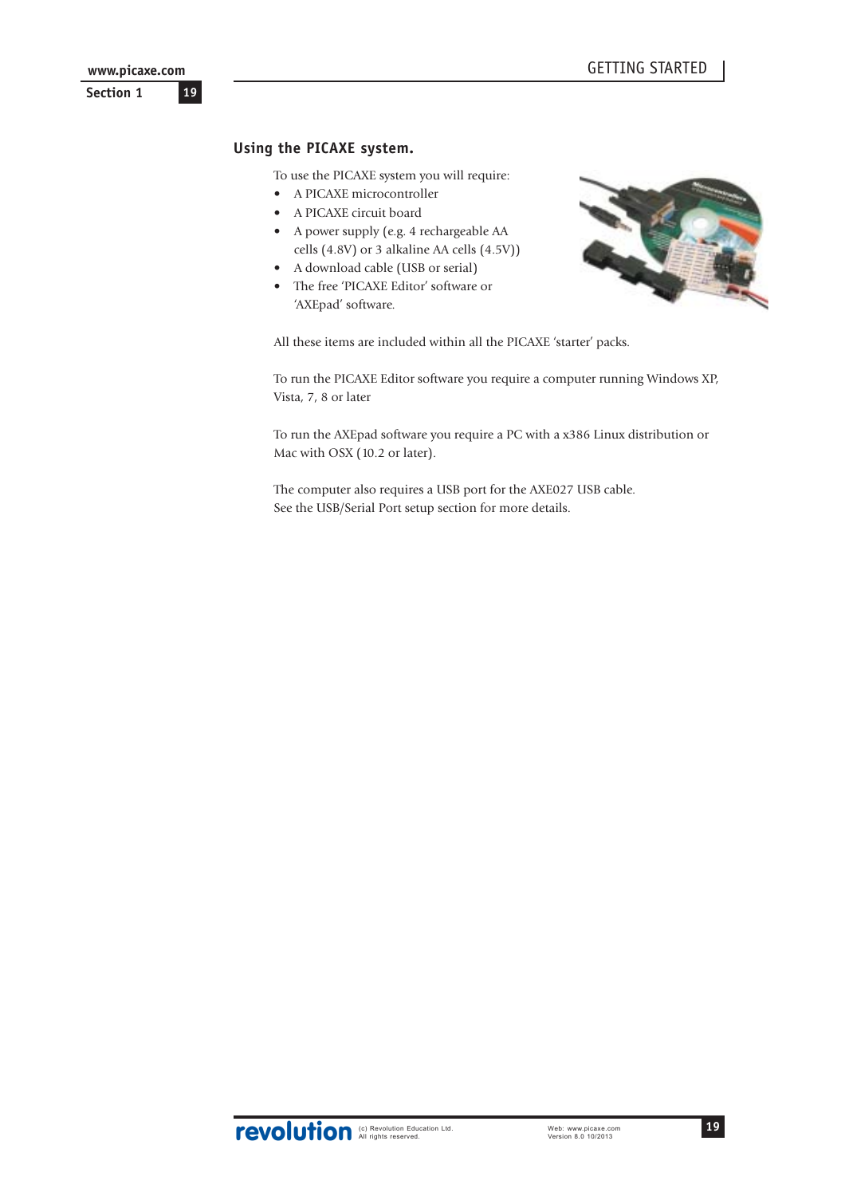## Using the PICAXE system.

To use the PICAXE system you will require:

- A PICAXE microcontroller
- A PICAXE circuit board
- A power supply (e.g. 4 rechargeable AA cells (4.8V) or 3 alkaline AA cells (4.5V))
- A download cable (USB or serial)
- The free 'PICAXE Editor' software or 'AXEpad' software.

All these items are included within all the PICAXE 'starter' packs.

To run the PICAXE Editor software you require a computer running Windows XP, Vista, 7, 8 or later

To run the AXEpad software you require a PC with a x386 Linux distribution or Mac with OSX (10.2 or later).

The computer also requires a USB port for the AXE027 USB cable.
See the USB/Serial Port setup section for more details.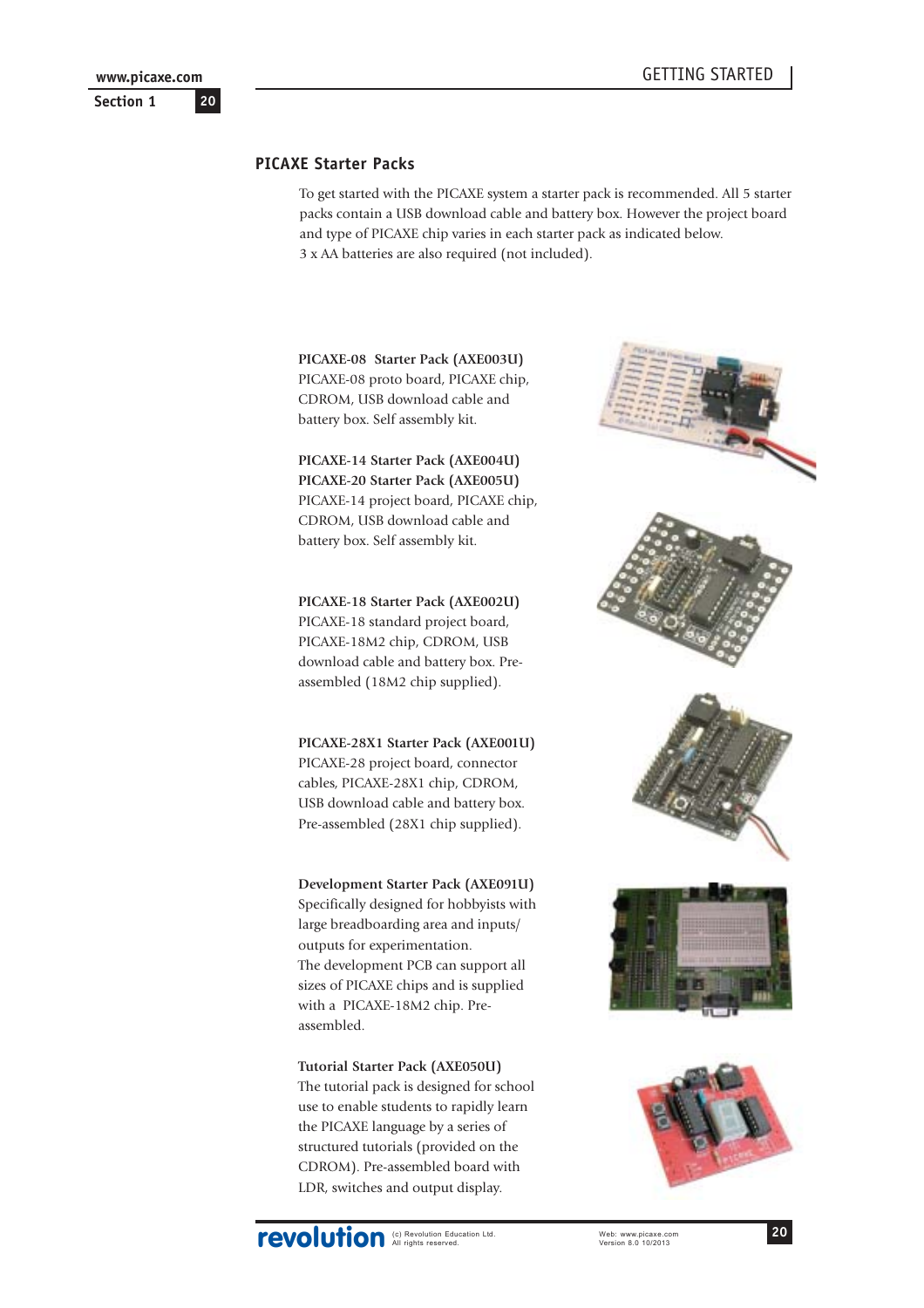## PICAXE Starter Packs

To get started with the PICAXE system a starter pack is recommended. All 5 starter packs contain a USB download cable and battery box. However the project board and type of PICAXE chip varies in each starter pack as indicated below.
3 x AA batteries are also required (not included).

**PICAXE-08 Starter Pack (AXE003U)**
PICAXE-08 proto board, PICAXE chip, CDROM, USB download cable and battery box. Self assembly kit.

**PICAXE-14 Starter Pack (AXE004U)**
**PICAXE-20 Starter Pack (AXE005U)**
PICAXE-14 project board, PICAXE chip, CDROM, USB download cable and battery box. Self assembly kit.

**PICAXE-18 Starter Pack (AXE002U)**
PICAXE-18 standard project board, PICAXE-18M2 chip, CDROM, USB download cable and battery box. Pre-assembled (18M2 chip supplied).

**PICAXE-28X1 Starter Pack (AXE001U)**
PICAXE-28 project board, connector cables, PICAXE-28X1 chip, CDROM, USB download cable and battery box. Pre-assembled (28X1 chip supplied).

**Development Starter Pack (AXE091U)**
Specifically designed for hobbyists with large breadboarding area and inputs/outputs for experimentation.
The development PCB can support all sizes of PICAXE chips and is supplied with a PICAXE-18M2 chip. Pre-assembled.

**Tutorial Starter Pack (AXE050U)**
The tutorial pack is designed for school use to enable students to rapidly learn the PICAXE language by a series of structured tutorials (provided on the CDROM). Pre-assembled board with LDR, switches and output display.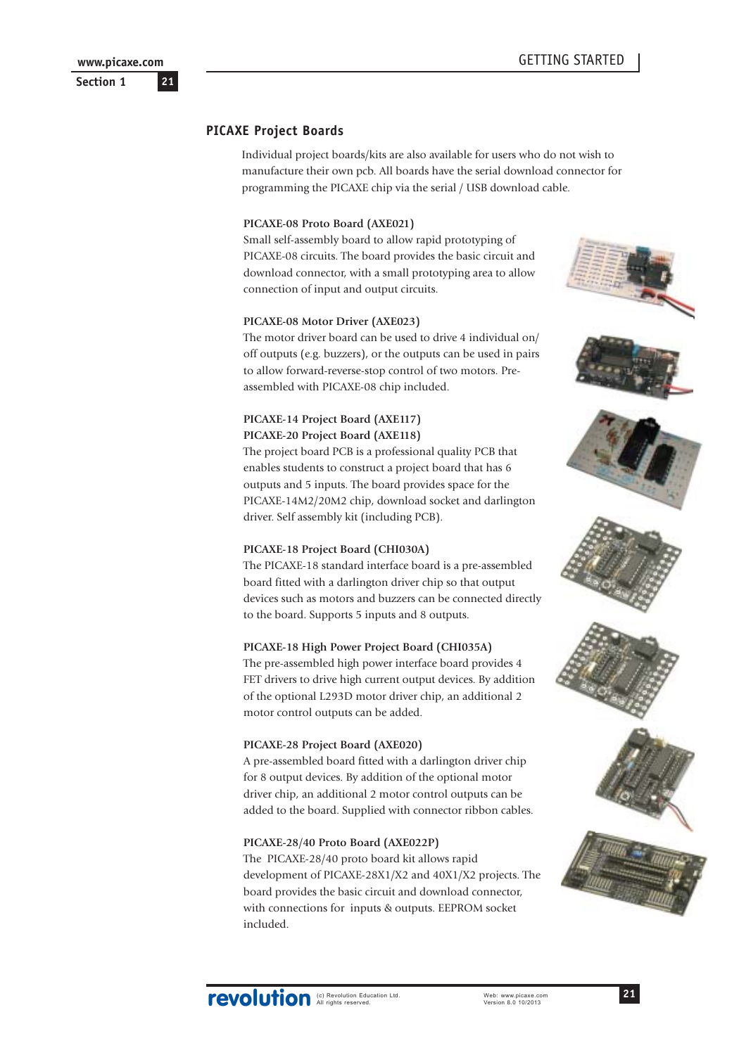## PICAXE Project Boards

Individual project boards/kits are also available for users who do not wish to manufacture their own pcb. All boards have the serial download connector for programming the PICAXE chip via the serial / USB download cable.

**PICAXE-08 Proto Board (AXE021)**

Small self-assembly board to allow rapid prototyping of PICAXE-08 circuits. The board provides the basic circuit and download connector, with a small prototyping area to allow connection of input and output circuits.

**PICAXE-08 Motor Driver (AXE023)**

The motor driver board can be used to drive 4 individual on/off outputs (e.g. buzzers), or the outputs can be used in pairs to allow forward-reverse-stop control of two motors. Pre-assembled with PICAXE-08 chip included.

**PICAXE-14 Project Board (AXE117)**
**PICAXE-20 Project Board (AXE118)**

The project board PCB is a professional quality PCB that enables students to construct a project board that has 6 outputs and 5 inputs. The board provides space for the PICAXE-14M2/20M2 chip, download socket and darlington driver. Self assembly kit (including PCB).

**PICAXE-18 Project Board (CHI030A)**

The PICAXE-18 standard interface board is a pre-assembled board fitted with a darlington driver chip so that output devices such as motors and buzzers can be connected directly to the board. Supports 5 inputs and 8 outputs.

**PICAXE-18 High Power Project Board (CHI035A)**

The pre-assembled high power interface board provides 4 FET drivers to drive high current output devices. By addition of the optional L293D motor driver chip, an additional 2 motor control outputs can be added.

**PICAXE-28 Project Board (AXE020)**

A pre-assembled board fitted with a darlington driver chip for 8 output devices. By addition of the optional motor driver chip, an additional 2 motor control outputs can be added to the board. Supplied with connector ribbon cables.

**PICAXE-28/40 Proto Board (AXE022P)**

The PICAXE-28/40 proto board kit allows rapid development of PICAXE-28X1/X2 and 40X1/X2 projects. The board provides the basic circuit and download connector, with connections for inputs & outputs. EEPROM socket included.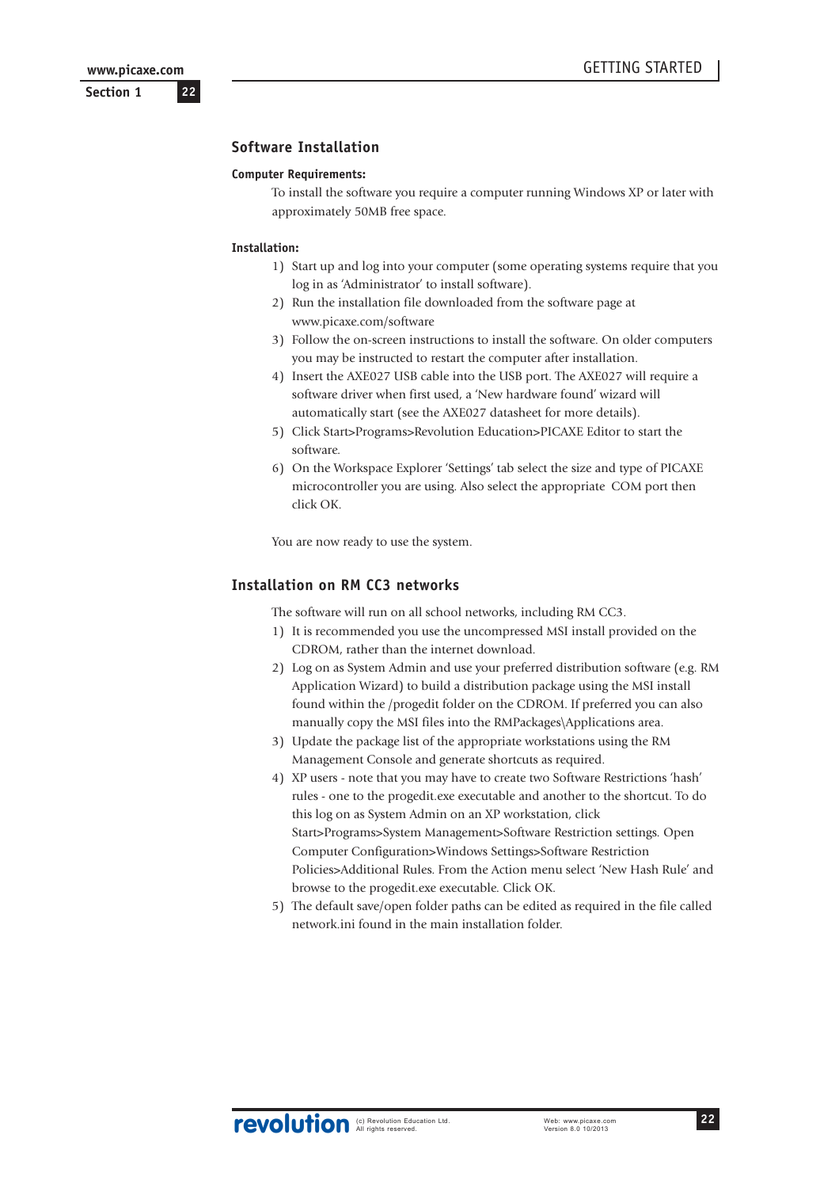## Software Installation

**Computer Requirements:**

To install the software you require a computer running Windows XP or later with approximately 50MB free space.

**Installation:**

1) Start up and log into your computer (some operating systems require that you log in as 'Administrator' to install software).
2) Run the installation file downloaded from the software page at www.picaxe.com/software
3) Follow the on-screen instructions to install the software. On older computers you may be instructed to restart the computer after installation.
4) Insert the AXE027 USB cable into the USB port. The AXE027 will require a software driver when first used, a 'New hardware found' wizard will automatically start (see the AXE027 datasheet for more details).
5) Click Start>Programs>Revolution Education>PICAXE Editor to start the software.
6) On the Workspace Explorer 'Settings' tab select the size and type of PICAXE microcontroller you are using. Also select the appropriate COM port then click OK.

You are now ready to use the system.

## Installation on RM CC3 networks

The software will run on all school networks, including RM CC3.

1) It is recommended you use the uncompressed MSI install provided on the CDROM, rather than the internet download.
2) Log on as System Admin and use your preferred distribution software (e.g. RM Application Wizard) to build a distribution package using the MSI install found within the /progedit folder on the CDROM. If preferred you can also manually copy the MSI files into the RMPackages\Applications area.
3) Update the package list of the appropriate workstations using the RM Management Console and generate shortcuts as required.
4) XP users - note that you may have to create two Software Restrictions 'hash' rules - one to the progedit.exe executable and another to the shortcut. To do this log on as System Admin on an XP workstation, click Start>Programs>System Management>Software Restriction settings. Open Computer Configuration>Windows Settings>Software Restriction Policies>Additional Rules. From the Action menu select 'New Hash Rule' and browse to the progedit.exe executable. Click OK.
5) The default save/open folder paths can be edited as required in the file called network.ini found in the main installation folder.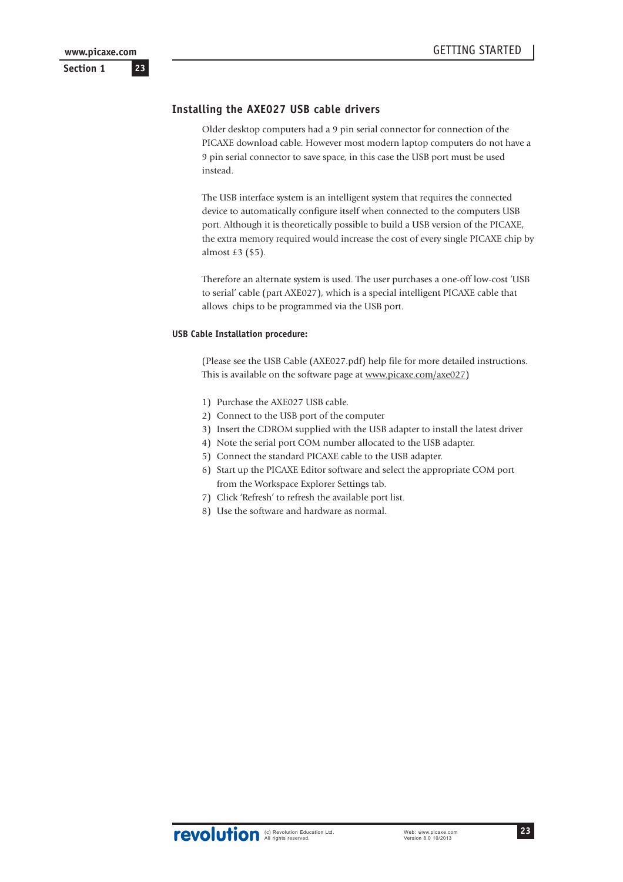## Installing the AXE027 USB cable drivers

Older desktop computers had a 9 pin serial connector for connection of the PICAXE download cable. However most modern laptop computers do not have a 9 pin serial connector to save space, in this case the USB port must be used instead.

The USB interface system is an intelligent system that requires the connected device to automatically configure itself when connected to the computers USB port. Although it is theoretically possible to build a USB version of the PICAXE, the extra memory required would increase the cost of every single PICAXE chip by almost £3 ($5).

Therefore an alternate system is used. The user purchases a one-off low-cost 'USB to serial' cable (part AXE027), which is a special intelligent PICAXE cable that allows chips to be programmed via the USB port.

### USB Cable Installation procedure:

(Please see the USB Cable (AXE027.pdf) help file for more detailed instructions. This is available on the software page at www.picaxe.com/axe027)

1) Purchase the AXE027 USB cable.
2) Connect to the USB port of the computer
3) Insert the CDROM supplied with the USB adapter to install the latest driver
4) Note the serial port COM number allocated to the USB adapter.
5) Connect the standard PICAXE cable to the USB adapter.
6) Start up the PICAXE Editor software and select the appropriate COM port from the Workspace Explorer Settings tab.
7) Click 'Refresh' to refresh the available port list.
8) Use the software and hardware as normal.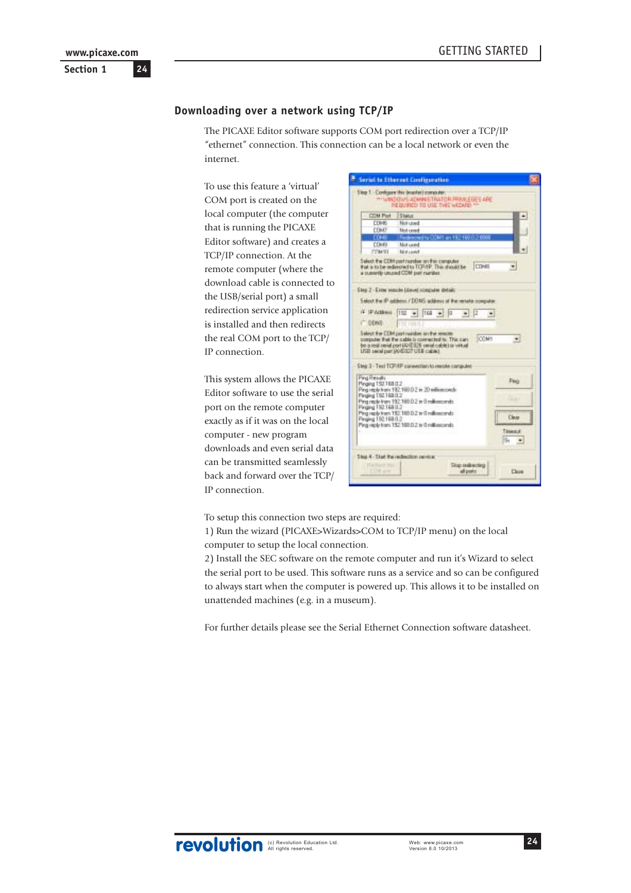## Downloading over a network using TCP/IP

The PICAXE Editor software supports COM port redirection over a TCP/IP "ethernet" connection. This connection can be a local network or even the internet.

To use this feature a 'virtual' COM port is created on the local computer (the computer that is running the PICAXE Editor software) and creates a TCP/IP connection. At the remote computer (where the download cable is connected to the USB/serial port) a small redirection service application is installed and then redirects the real COM port to the TCP/IP connection.

This system allows the PICAXE Editor software to use the serial port on the remote computer exactly as if it was on the local computer - new program downloads and even serial data can be transmitted seamlessly back and forward over the TCP/IP connection.

To setup this connection two steps are required:
1) Run the wizard (PICAXE>Wizards>COM to TCP/IP menu) on the local computer to setup the local connection.
2) Install the SEC software on the remote computer and run it's Wizard to select the serial port to be used. This software runs as a service and so can be configured to always start when the computer is powered up. This allows it to be installed on unattended machines (e.g. in a museum).

For further details please see the Serial Ethernet Connection software datasheet.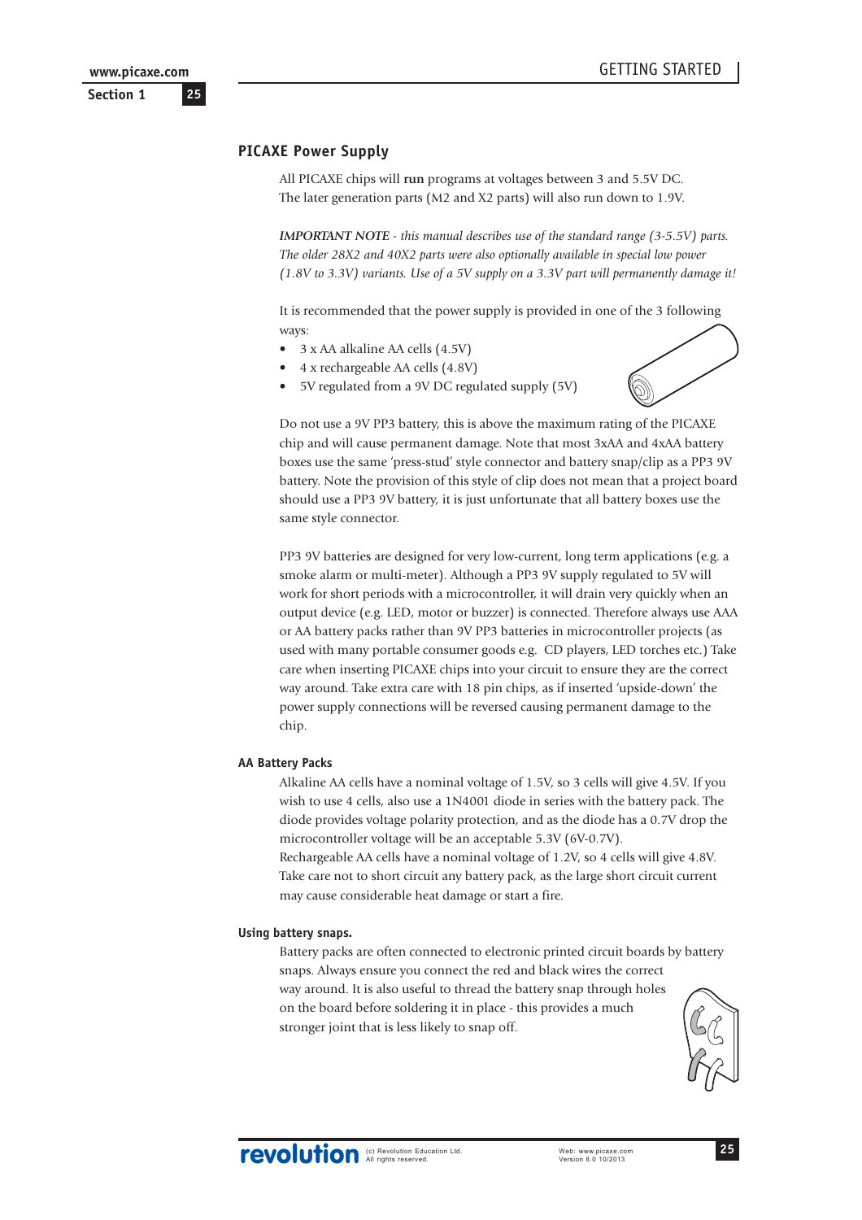## PICAXE Power Supply

All PICAXE chips will **run** programs at voltages between 3 and 5.5V DC. The later generation parts (M2 and X2 parts) will also run down to 1.9V.

***IMPORTANT NOTE*** *- this manual describes use of the standard range (3-5.5V) parts. The older 28X2 and 40X2 parts were also optionally available in special low power (1.8V to 3.3V) variants. Use of a 5V supply on a 3.3V part will permanently damage it!*

It is recommended that the power supply is provided in one of the 3 following ways:

- 3 x AA alkaline AA cells (4.5V)
- 4 x rechargeable AA cells (4.8V)
- 5V regulated from a 9V DC regulated supply (5V)

Do not use a 9V PP3 battery, this is above the maximum rating of the PICAXE chip and will cause permanent damage. Note that most 3xAA and 4xAA battery boxes use the same 'press-stud' style connector and battery snap/clip as a PP3 9V battery. Note the provision of this style of clip does not mean that a project board should use a PP3 9V battery, it is just unfortunate that all battery boxes use the same style connector.

PP3 9V batteries are designed for very low-current, long term applications (e.g. a smoke alarm or multi-meter). Although a PP3 9V supply regulated to 5V will work for short periods with a microcontroller, it will drain very quickly when an output device (e.g. LED, motor or buzzer) is connected. Therefore always use AAA or AA battery packs rather than 9V PP3 batteries in microcontroller projects (as used with many portable consumer goods e.g. CD players, LED torches etc.) Take care when inserting PICAXE chips into your circuit to ensure they are the correct way around. Take extra care with 18 pin chips, as if inserted 'upside-down' the power supply connections will be reversed causing permanent damage to the chip.

### AA Battery Packs

Alkaline AA cells have a nominal voltage of 1.5V, so 3 cells will give 4.5V. If you wish to use 4 cells, also use a 1N4001 diode in series with the battery pack. The diode provides voltage polarity protection, and as the diode has a 0.7V drop the microcontroller voltage will be an acceptable 5.3V (6V-0.7V).
Rechargeable AA cells have a nominal voltage of 1.2V, so 4 cells will give 4.8V. Take care not to short circuit any battery pack, as the large short circuit current may cause considerable heat damage or start a fire.

### Using battery snaps.

Battery packs are often connected to electronic printed circuit boards by battery snaps. Always ensure you connect the red and black wires the correct way around. It is also useful to thread the battery snap through holes on the board before soldering it in place - this provides a much stronger joint that is less likely to snap off.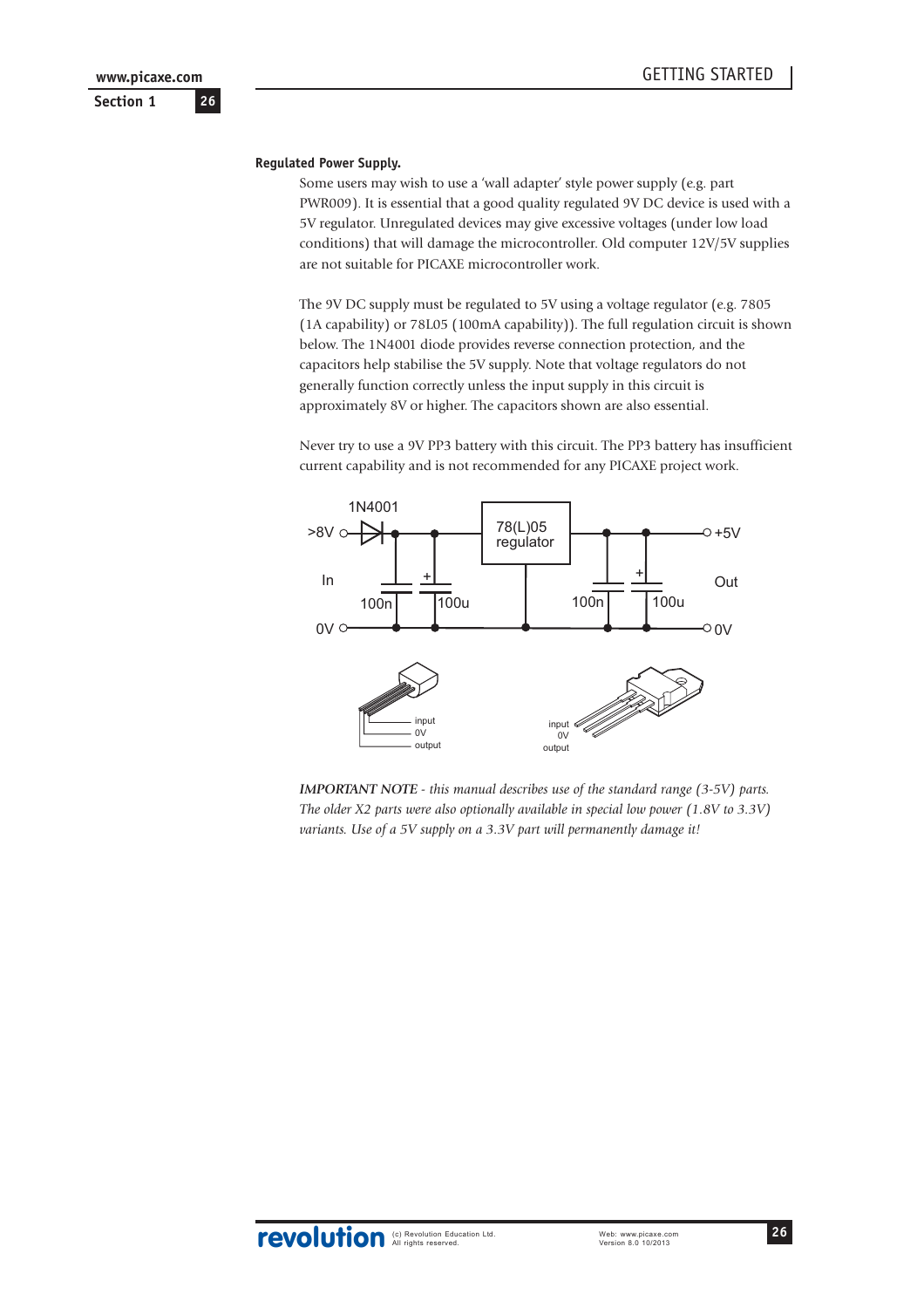### Regulated Power Supply.

Some users may wish to use a 'wall adapter' style power supply (e.g. part PWR009). It is essential that a good quality regulated 9V DC device is used with a 5V regulator. Unregulated devices may give excessive voltages (under low load conditions) that will damage the microcontroller. Old computer 12V/5V supplies are not suitable for PICAXE microcontroller work.

The 9V DC supply must be regulated to 5V using a voltage regulator (e.g. 7805 (1A capability) or 78L05 (100mA capability)). The full regulation circuit is shown below. The 1N4001 diode provides reverse connection protection, and the capacitors help stabilise the 5V supply. Note that voltage regulators do not generally function correctly unless the input supply in this circuit is approximately 8V or higher. The capacitors shown are also essential.

Never try to use a 9V PP3 battery with this circuit. The PP3 battery has insufficient current capability and is not recommended for any PICAXE project work.

1N4001 >8V In 0V 100n 100u 78(L)05 regulator 100n 100u +5V Out 0V

input 0V output input 0V output

***IMPORTANT NOTE** - this manual describes use of the standard range (3-5V) parts. The older X2 parts were also optionally available in special low power (1.8V to 3.3V) variants. Use of a 5V supply on a 3.3V part will permanently damage it!*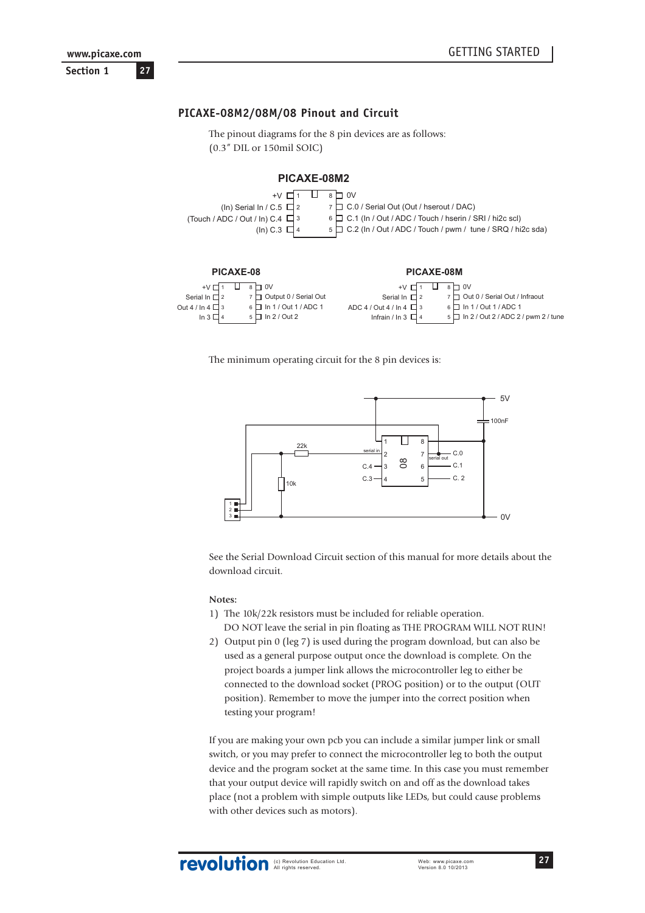## PICAXE-08M2/08M/08 Pinout and Circuit

The pinout diagrams for the 8 pin devices are as follows:
(0.3" DIL or 150mil SOIC)

**PICAXE-08M2**

| Function | Pin | Pin | Function |
|---|---|---|---|
| +V | 1 | 8 | 0V |
| (In) Serial In / C.5 | 2 | 7 | C.0 / Serial Out (Out / hserout / DAC) |
| (Touch / ADC / Out / In) C.4 | 3 | 6 | C.1 (In / Out / ADC / Touch / hserin / SRI / hi2c scl) |
| (In) C.3 | 4 | 5 | C.2 (In / Out / ADC / Touch / pwm / tune / SRQ / hi2c sda) |

**PICAXE-08**

| Function | Pin | Pin | Function |
|---|---|---|---|
| +V | 1 | 8 | 0V |
| Serial In | 2 | 7 | Output 0 / Serial Out |
| Out 4 / In 4 | 3 | 6 | In 1 / Out 1 / ADC 1 |
| In 3 | 4 | 5 | In 2 / Out 2 |

**PICAXE-08M**

| Function | Pin | Pin | Function |
|---|---|---|---|
| +V | 1 | 8 | 0V |
| Serial In | 2 | 7 | Out 0 / Serial Out / Infraout |
| ADC 4 / Out 4 / In 4 | 3 | 6 | In 1 / Out 1 / ADC 1 |
| Infrain / In 3 | 4 | 5 | In 2 / Out 2 / ADC 2 / pwm 2 / tune |

The minimum operating circuit for the 8 pin devices is:

(Circuit: 5V supply to pin 1, 0V to pin 8, 100nF decoupling capacitor between 5V and 0V. Download socket pin 1 (serial out) connects to pin 7 (C.0), pin 2 connects via 22k resistor to pin 2 (serial in) with 10k resistor from serial in to 0V, socket pin 3 to 0V. Pins 3 (C.4), 4 (C.3), 6 (C.1), 5 (C.2) as I/O.)

See the Serial Download Circuit section of this manual for more details about the download circuit.

**Notes:**

1) The 10k/22k resistors must be included for reliable operation. DO NOT leave the serial in pin floating as THE PROGRAM WILL NOT RUN!
2) Output pin 0 (leg 7) is used during the program download, but can also be used as a general purpose output once the download is complete. On the project boards a jumper link allows the microcontroller leg to either be connected to the download socket (PROG position) or to the output (OUT position). Remember to move the jumper into the correct position when testing your program!

If you are making your own pcb you can include a similar jumper link or small switch, or you may prefer to connect the microcontroller leg to both the output device and the program socket at the same time. In this case you must remember that your output device will rapidly switch on and off as the download takes place (not a problem with simple outputs like LEDs, but could cause problems with other devices such as motors).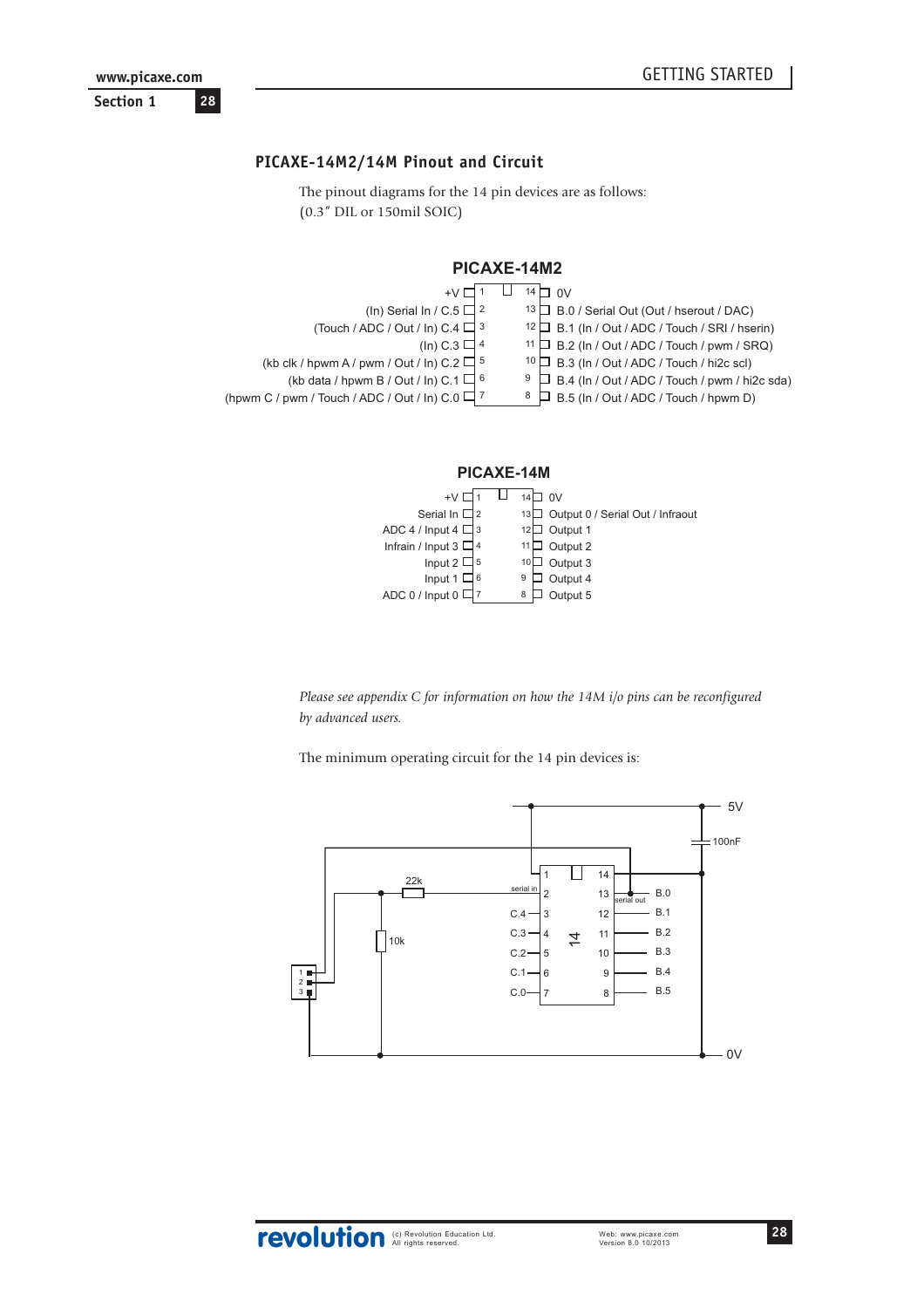## PICAXE-14M2/14M Pinout and Circuit

The pinout diagrams for the 14 pin devices are as follows:
(0.3" DIL or 150mil SOIC)

### PICAXE-14M2

| Left function | Pin | Pin | Right function |
|---|---|---|---|
| +V | 1 | 14 | 0V |
| (In) Serial In / C.5 | 2 | 13 | B.0 / Serial Out (Out / hserout / DAC) |
| (Touch / ADC / Out / In) C.4 | 3 | 12 | B.1 (In / Out / ADC / Touch / SRI / hserin) |
| (In) C.3 | 4 | 11 | B.2 (In / Out / ADC / Touch / pwm / SRQ) |
| (kb clk / hpwm A / pwm / Out / In) C.2 | 5 | 10 | B.3 (In / Out / ADC / Touch / hi2c scl) |
| (kb data / hpwm B / Out / In) C.1 | 6 | 9 | B.4 (In / Out / ADC / Touch / pwm / hi2c sda) |
| (hpwm C / pwm / Touch / ADC / Out / In) C.0 | 7 | 8 | B.5 (In / Out / ADC / Touch / hpwm D) |

### PICAXE-14M

| Left function | Pin | Pin | Right function |
|---|---|---|---|
| +V | 1 | 14 | 0V |
| Serial In | 2 | 13 | Output 0 / Serial Out / Infraout |
| ADC 4 / Input 4 | 3 | 12 | Output 1 |
| Infrain / Input 3 | 4 | 11 | Output 2 |
| Input 2 | 5 | 10 | Output 3 |
| Input 1 | 6 | 9 | Output 4 |
| ADC 0 / Input 0 | 7 | 8 | Output 5 |

*Please see appendix C for information on how the 14M i/o pins can be reconfigured by advanced users.*

The minimum operating circuit for the 14 pin devices is:

5V, 100nF, 22k, 10k, serial in, serial out, 14, 0V

| Left label | Pin | Pin | Right label |
|---|---|---|---|
| | 1 | 14 | |
| serial in | 2 | 13 | serial out B.0 |
| C.4 | 3 | 12 | B.1 |
| C.3 | 4 | 11 | B.2 |
| C.2 | 5 | 10 | B.3 |
| C.1 | 6 | 9 | B.4 |
| C.0 | 7 | 8 | B.5 |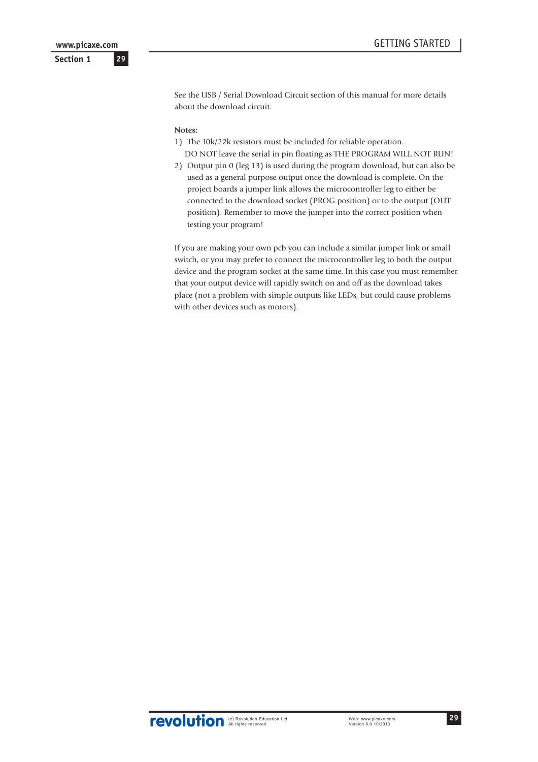See the USB / Serial Download Circuit section of this manual for more details about the download circuit.

**Notes:**

1) The 10k/22k resistors must be included for reliable operation.
   DO NOT leave the serial in pin floating as THE PROGRAM WILL NOT RUN!
2) Output pin 0 (leg 13) is used during the program download, but can also be used as a general purpose output once the download is complete. On the project boards a jumper link allows the microcontroller leg to either be connected to the download socket (PROG position) or to the output (OUT position). Remember to move the jumper into the correct position when testing your program!

If you are making your own pcb you can include a similar jumper link or small switch, or you may prefer to connect the microcontroller leg to both the output device and the program socket at the same time. In this case you must remember that your output device will rapidly switch on and off as the download takes place (not a problem with simple outputs like LEDs, but could cause problems with other devices such as motors).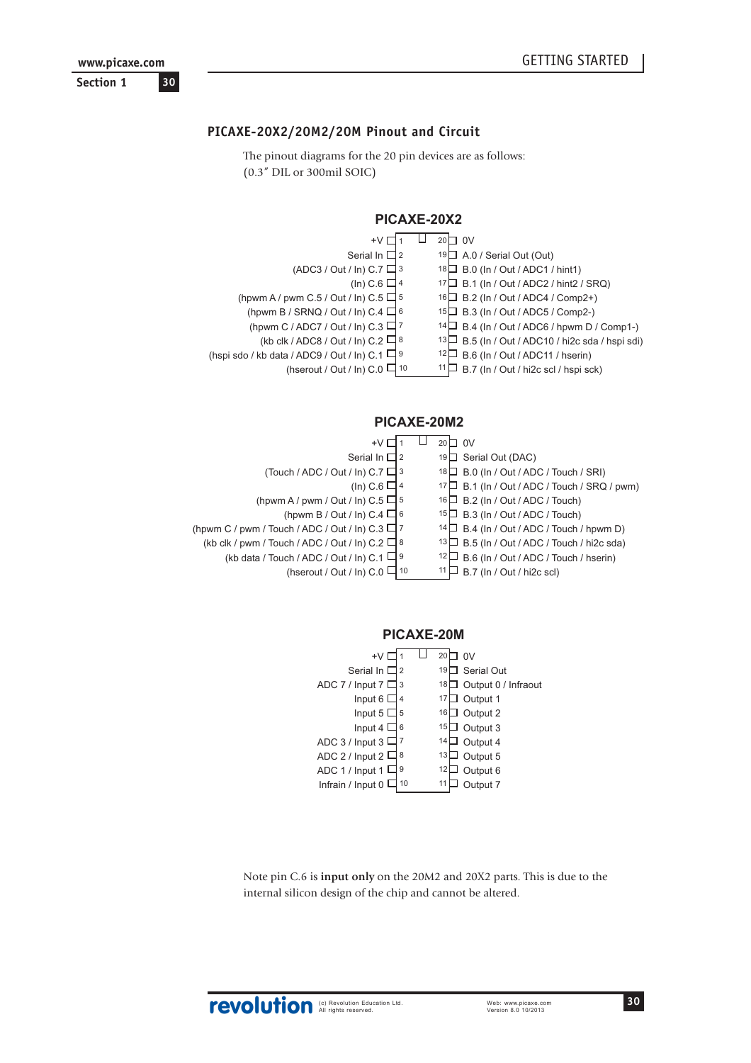## PICAXE-20X2/20M2/20M Pinout and Circuit

The pinout diagrams for the 20 pin devices are as follows:
(0.3" DIL or 300mil SOIC)

### PICAXE-20X2

| Function | Pin | Pin | Function |
|---|---|---|---|
| +V | 1 | 20 | 0V |
| Serial In | 2 | 19 | A.0 / Serial Out (Out) |
| (ADC3 / Out / In) C.7 | 3 | 18 | B.0 (In / Out / ADC1 / hint1) |
| (In) C.6 | 4 | 17 | B.1 (In / Out / ADC2 / hint2 / SRQ) |
| (hpwm A / pwm C.5 / Out / In) C.5 | 5 | 16 | B.2 (In / Out / ADC4 / Comp2+) |
| (hpwm B / SRNQ / Out / In) C.4 | 6 | 15 | B.3 (In / Out / ADC5 / Comp2-) |
| (hpwm C / ADC7 / Out / In) C.3 | 7 | 14 | B.4 (In / Out / ADC6 / hpwm D / Comp1-) |
| (kb clk / ADC8 / Out / In) C.2 | 8 | 13 | B.5 (In / Out / ADC10 / hi2c sda / hspi sdi) |
| (hspi sdo / kb data / ADC9 / Out / In) C.1 | 9 | 12 | B.6 (In / Out / ADC11 / hserin) |
| (hserout / Out / In) C.0 | 10 | 11 | B.7 (In / Out / hi2c scl / hspi sck) |

### PICAXE-20M2

| Function | Pin | Pin | Function |
|---|---|---|---|
| +V | 1 | 20 | 0V |
| Serial In | 2 | 19 | Serial Out (DAC) |
| (Touch / ADC / Out / In) C.7 | 3 | 18 | B.0 (In / Out / ADC / Touch / SRI) |
| (In) C.6 | 4 | 17 | B.1 (In / Out / ADC / Touch / SRQ / pwm) |
| (hpwm A / pwm / Out / In) C.5 | 5 | 16 | B.2 (In / Out / ADC / Touch) |
| (hpwm B / Out / In) C.4 | 6 | 15 | B.3 (In / Out / ADC / Touch) |
| (hpwm C / pwm / Touch / ADC / Out / In) C.3 | 7 | 14 | B.4 (In / Out / ADC / Touch / hpwm D) |
| (kb clk / pwm / Touch / ADC / Out / In) C.2 | 8 | 13 | B.5 (In / Out / ADC / Touch / hi2c sda) |
| (kb data / Touch / ADC / Out / In) C.1 | 9 | 12 | B.6 (In / Out / ADC / Touch / hserin) |
| (hserout / Out / In) C.0 | 10 | 11 | B.7 (In / Out / hi2c scl) |

### PICAXE-20M

| Function | Pin | Pin | Function |
|---|---|---|---|
| +V | 1 | 20 | 0V |
| Serial In | 2 | 19 | Serial Out |
| ADC 7 / Input 7 | 3 | 18 | Output 0 / Infraout |
| Input 6 | 4 | 17 | Output 1 |
| Input 5 | 5 | 16 | Output 2 |
| Input 4 | 6 | 15 | Output 3 |
| ADC 3 / Input 3 | 7 | 14 | Output 4 |
| ADC 2 / Input 2 | 8 | 13 | Output 5 |
| ADC 1 / Input 1 | 9 | 12 | Output 6 |
| Infrain / Input 0 | 10 | 11 | Output 7 |

Note pin C.6 is **input only** on the 20M2 and 20X2 parts. This is due to the internal silicon design of the chip and cannot be altered.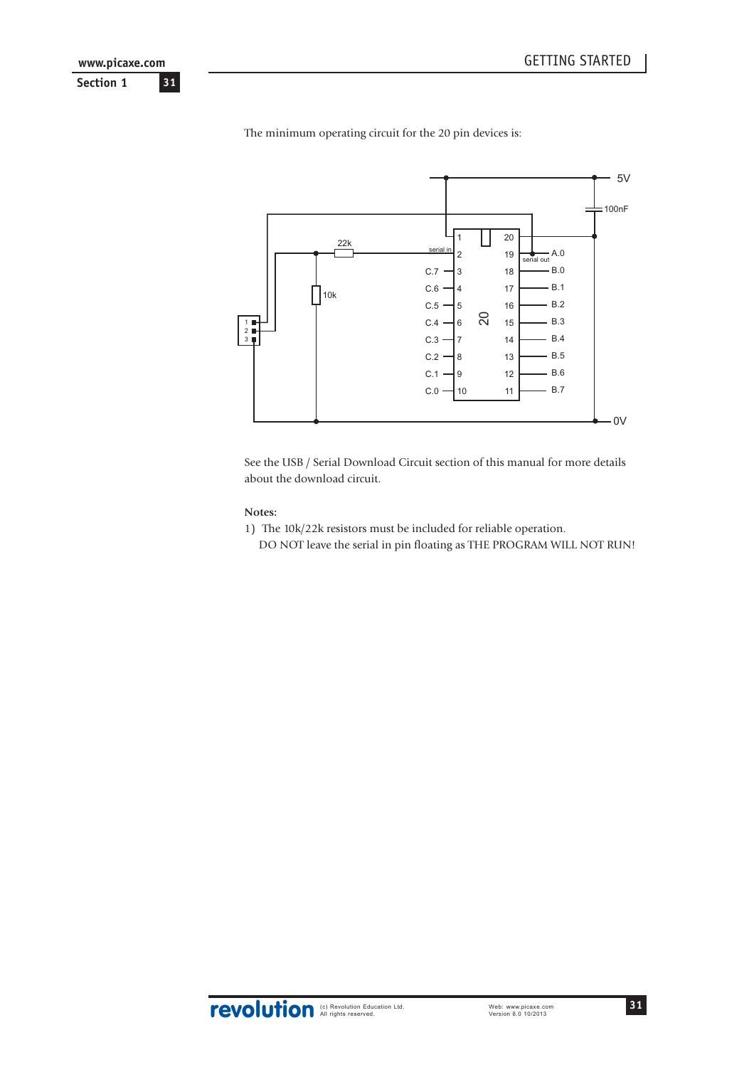The minimum operating circuit for the 20 pin devices is:

See the USB / Serial Download Circuit section of this manual for more details about the download circuit.

**Notes:**

1) The 10k/22k resistors must be included for reliable operation.
   DO NOT leave the serial in pin floating as THE PROGRAM WILL NOT RUN!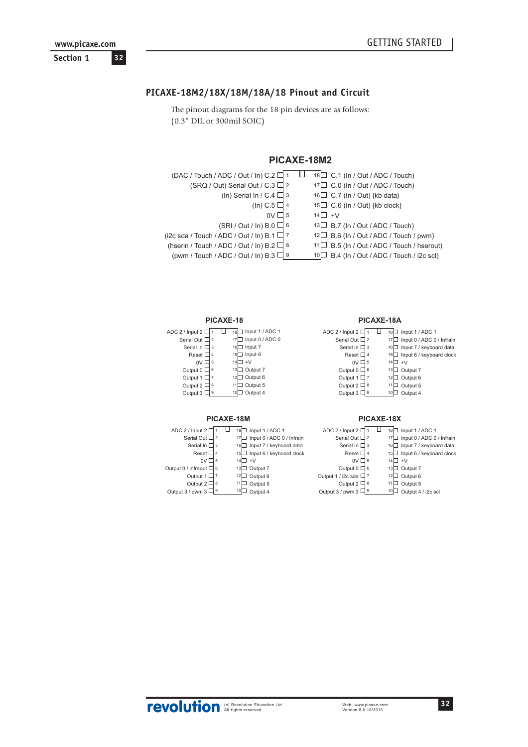## PICAXE-18M2/18X/18M/18A/18 Pinout and Circuit

The pinout diagrams for the 18 pin devices are as follows:
(0.3″ DIL or 300mil SOIC)

### PICAXE-18M2

| Function | Pin | Pin | Function |
|---|---|---|---|
| (DAC / Touch / ADC / Out / In) C.2 | 1 | 18 | C.1 (In / Out / ADC / Touch) |
| (SRQ / Out) Serial Out / C.3 | 2 | 17 | C.0 (In / Out / ADC / Touch) |
| (In) Serial In / C.4 | 3 | 16 | C.7 (In / Out) {kb data} |
| (In) C.5 | 4 | 15 | C.6 (In / Out) {kb clock} |
| 0V | 5 | 14 | +V |
| (SRI / Out / In) B.0 | 6 | 13 | B.7 (In / Out / ADC / Touch) |
| (i2c sda / Touch / ADC / Out / In) B.1 | 7 | 12 | B.6 (In / Out / ADC / Touch / pwm) |
| (hserin / Touch / ADC / Out / In) B.2 | 8 | 11 | B.5 (In / Out / ADC / Touch / hserout) |
| (pwm / Touch / ADC / Out / In) B.3 | 9 | 10 | B.4 (In / Out / ADC / Touch / i2c scl) |

### PICAXE-18

| Function | Pin | Pin | Function |
|---|---|---|---|
| ADC 2 / Input 2 | 1 | 18 | Input 1 / ADC 1 |
| Serial Out | 2 | 17 | Input 0 / ADC 0 |
| Serial In | 3 | 16 | Input 7 |
| Reset | 4 | 15 | Input 6 |
| 0V | 5 | 14 | +V |
| Output 0 | 6 | 13 | Output 7 |
| Output 1 | 7 | 12 | Output 6 |
| Output 2 | 8 | 11 | Output 5 |
| Output 3 | 9 | 10 | Output 4 |

### PICAXE-18A

| Function | Pin | Pin | Function |
|---|---|---|---|
| ADC 2 / Input 2 | 1 | 18 | Input 1 / ADC 1 |
| Serial Out | 2 | 17 | Input 0 / ADC 0 / Infrain |
| Serial In | 3 | 16 | Input 7 / keyboard data |
| Reset | 4 | 15 | Input 6 / keyboard clock |
| 0V | 5 | 14 | +V |
| Output 0 | 6 | 13 | Output 7 |
| Output 1 | 7 | 12 | Output 6 |
| Output 2 | 8 | 11 | Output 5 |
| Output 3 | 9 | 10 | Output 4 |

### PICAXE-18M

| Function | Pin | Pin | Function |
|---|---|---|---|
| ADC 2 / Input 2 | 1 | 18 | Input 1 / ADC 1 |
| Serial Out | 2 | 17 | Input 0 / ADC 0 / Infrain |
| Serial In | 3 | 16 | Input 7 / keyboard data |
| Reset | 4 | 15 | Input 6 / keyboard clock |
| 0V | 5 | 14 | +V |
| Output 0 / infraout | 6 | 13 | Output 7 |
| Output 1 | 7 | 12 | Output 6 |
| Output 2 | 8 | 11 | Output 5 |
| Output 3 / pwm 3 | 9 | 10 | Output 4 |

### PICAXE-18X

| Function | Pin | Pin | Function |
|---|---|---|---|
| ADC 2 / Input 2 | 1 | 18 | Input 1 / ADC 1 |
| Serial Out | 2 | 17 | Input 0 / ADC 0 / Infrain |
| Serial In | 3 | 16 | Input 7 / keyboard data |
| Reset | 4 | 15 | Input 6 / keyboard clock |
| 0V | 5 | 14 | +V |
| Output 0 | 6 | 13 | Output 7 |
| Output 1 / i2c sda | 7 | 12 | Output 6 |
| Output 2 | 8 | 11 | Output 5 |
| Output 3 / pwm 3 | 9 | 10 | Output 4 / i2c scl |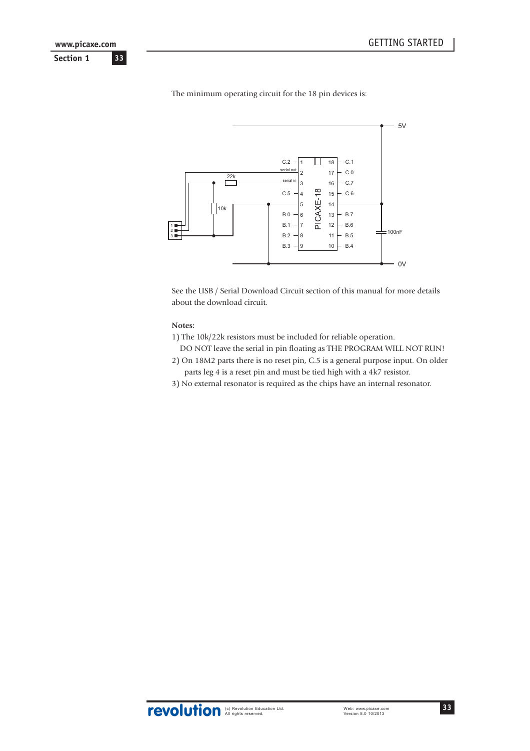The minimum operating circuit for the 18 pin devices is:

See the USB / Serial Download Circuit section of this manual for more details about the download circuit.

**Notes:**

1) The 10k/22k resistors must be included for reliable operation.
   DO NOT leave the serial in pin floating as THE PROGRAM WILL NOT RUN!
2) On 18M2 parts there is no reset pin, C.5 is a general purpose input. On older parts leg 4 is a reset pin and must be tied high with a 4k7 resistor.
3) No external resonator is required as the chips have an internal resonator.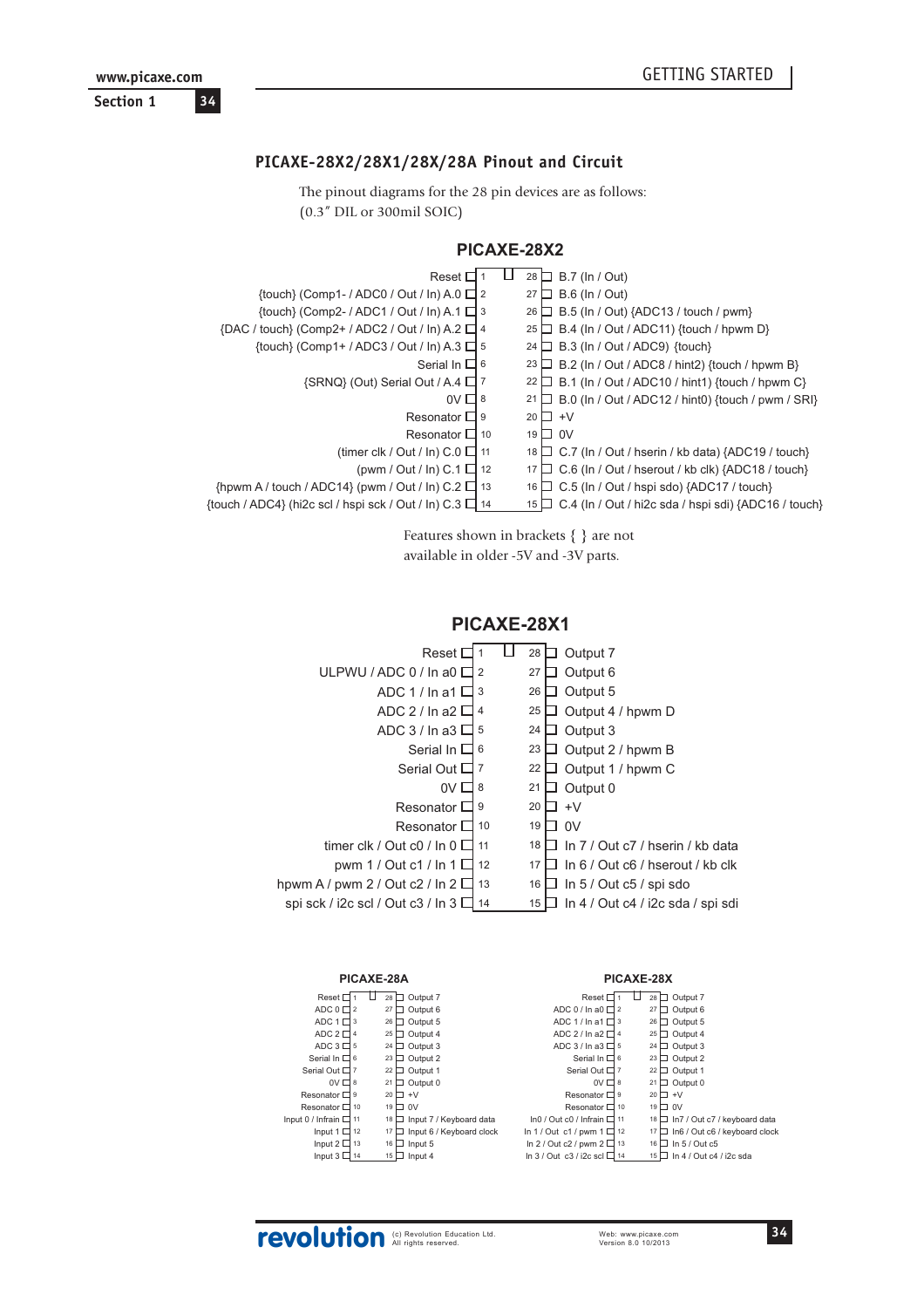## PICAXE-28X2/28X1/28X/28A Pinout and Circuit

The pinout diagrams for the 28 pin devices are as follows:
(0.3" DIL or 300mil SOIC)

### PICAXE-28X2

| Function | Pin | Pin | Function |
|---|---|---|---|
| Reset | 1 | 28 | B.7 (In / Out) |
| {touch} (Comp1- / ADC0 / Out / In) A.0 | 2 | 27 | B.6 (In / Out) |
| {touch} (Comp2- / ADC1 / Out / In) A.1 | 3 | 26 | B.5 (In / Out) {ADC13 / touch / pwm} |
| {DAC / touch} (Comp2+ / ADC2 / Out / In) A.2 | 4 | 25 | B.4 (In / Out / ADC11) {touch / hpwm D} |
| {touch} (Comp1+ / ADC3 / Out / In) A.3 | 5 | 24 | B.3 (In / Out / ADC9) {touch} |
| Serial In | 6 | 23 | B.2 (In / Out / ADC8 / hint2) {touch / hpwm B} |
| {SRNQ} (Out) Serial Out / A.4 | 7 | 22 | B.1 (In / Out / ADC10 / hint1) {touch / hpwm C} |
| 0V | 8 | 21 | B.0 (In / Out / ADC12 / hint0) {touch / pwm / SRI} |
| Resonator | 9 | 20 | +V |
| Resonator | 10 | 19 | 0V |
| (timer clk / Out / In) C.0 | 11 | 18 | C.7 (In / Out / hserin / kb data) {ADC19 / touch} |
| (pwm / Out / In) C.1 | 12 | 17 | C.6 (In / Out / hserout / kb clk) {ADC18 / touch} |
| {hpwm A / touch / ADC14} (pwm / Out / In) C.2 | 13 | 16 | C.5 (In / Out / hspi sdo) {ADC17 / touch} |
| {touch / ADC4} (hi2c scl / hspi sck / Out / In) C.3 | 14 | 15 | C.4 (In / Out / hi2c sda / hspi sdi) {ADC16 / touch} |

Features shown in brackets { } are not available in older -5V and -3V parts.

### PICAXE-28X1

| Function | Pin | Pin | Function |
|---|---|---|---|
| Reset | 1 | 28 | Output 7 |
| ULPWU / ADC 0 / In a0 | 2 | 27 | Output 6 |
| ADC 1 / In a1 | 3 | 26 | Output 5 |
| ADC 2 / In a2 | 4 | 25 | Output 4 / hpwm D |
| ADC 3 / In a3 | 5 | 24 | Output 3 |
| Serial In | 6 | 23 | Output 2 / hpwm B |
| Serial Out | 7 | 22 | Output 1 / hpwm C |
| 0V | 8 | 21 | Output 0 |
| Resonator | 9 | 20 | +V |
| Resonator | 10 | 19 | 0V |
| timer clk / Out c0 / In 0 | 11 | 18 | In 7 / Out c7 / hserin / kb data |
| pwm 1 / Out c1 / In 1 | 12 | 17 | In 6 / Out c6 / hserout / kb clk |
| hpwm A / pwm 2 / Out c2 / In 2 | 13 | 16 | In 5 / Out c5 / spi sdo |
| spi sck / i2c scl / Out c3 / In 3 | 14 | 15 | In 4 / Out c4 / i2c sda / spi sdi |

### PICAXE-28A

| Function | Pin | Pin | Function |
|---|---|---|---|
| Reset | 1 | 28 | Output 7 |
| ADC 0 | 2 | 27 | Output 6 |
| ADC 1 | 3 | 26 | Output 5 |
| ADC 2 | 4 | 25 | Output 4 |
| ADC 3 | 5 | 24 | Output 3 |
| Serial In | 6 | 23 | Output 2 |
| Serial Out | 7 | 22 | Output 1 |
| 0V | 8 | 21 | Output 0 |
| Resonator | 9 | 20 | +V |
| Resonator | 10 | 19 | 0V |
| Input 0 / Infrain | 11 | 18 | Input 7 / Keyboard data |
| Input 1 | 12 | 17 | Input 6 / Keyboard clock |
| Input 2 | 13 | 16 | Input 5 |
| Input 3 | 14 | 15 | Input 4 |

### PICAXE-28X

| Function | Pin | Pin | Function |
|---|---|---|---|
| Reset | 1 | 28 | Output 7 |
| ADC 0 / In a0 | 2 | 27 | Output 6 |
| ADC 1 / In a1 | 3 | 26 | Output 5 |
| ADC 2 / In a2 | 4 | 25 | Output 4 |
| ADC 3 / In a3 | 5 | 24 | Output 3 |
| Serial In | 6 | 23 | Output 2 |
| Serial Out | 7 | 22 | Output 1 |
| 0V | 8 | 21 | Output 0 |
| Resonator | 9 | 20 | +V |
| Resonator | 10 | 19 | 0V |
| In0 / Out c0 / Infrain | 11 | 18 | In7 / Out c7 / keyboard data |
| In 1 / Out c1 / pwm 1 | 12 | 17 | In6 / Out c6 / keyboard clock |
| In 2 / Out c2 / pwm 2 | 13 | 16 | In 5 / Out c5 |
| In 3 / Out c3 / i2c scl | 14 | 15 | In 4 / Out c4 / i2c sda |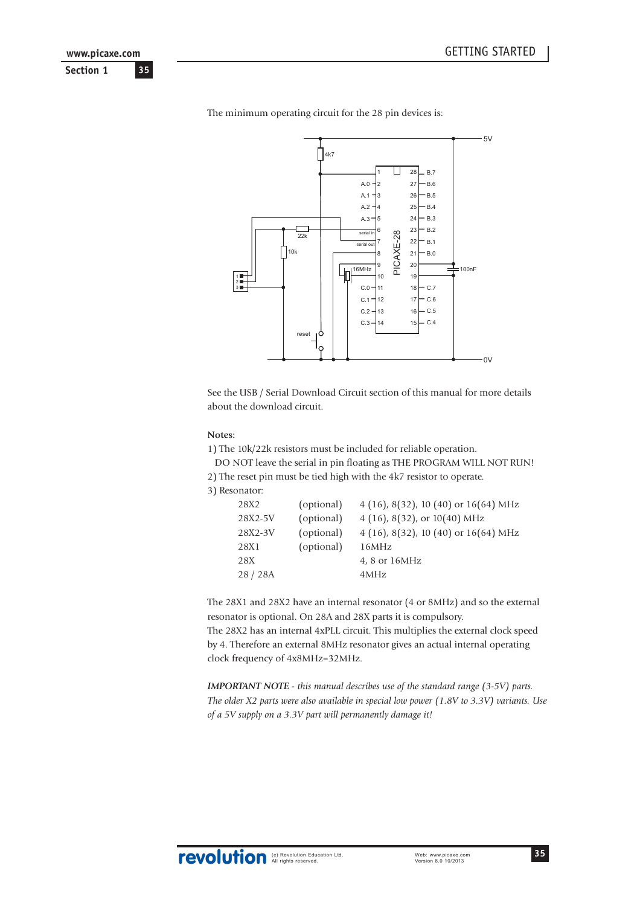The minimum operating circuit for the 28 pin devices is:

See the USB / Serial Download Circuit section of this manual for more details about the download circuit.

**Notes:**

1) The 10k/22k resistors must be included for reliable operation.
DO NOT leave the serial in pin floating as THE PROGRAM WILL NOT RUN!

2) The reset pin must be tied high with the 4k7 resistor to operate.

3) Resonator:

| | | |
|---|---|---|
| 28X2 | (optional) | 4 (16), 8(32), 10 (40) or 16(64) MHz |
| 28X2-5V | (optional) | 4 (16), 8(32), or 10(40) MHz |
| 28X2-3V | (optional) | 4 (16), 8(32), 10 (40) or 16(64) MHz |
| 28X1 | (optional) | 16MHz |
| 28X | | 4, 8 or 16MHz |
| 28 / 28A | | 4MHz |

The 28X1 and 28X2 have an internal resonator (4 or 8MHz) and so the external resonator is optional. On 28A and 28X parts it is compulsory.
The 28X2 has an internal 4xPLL circuit. This multiplies the external clock speed by 4. Therefore an external 8MHz resonator gives an actual internal operating clock frequency of 4x8MHz=32MHz.

***IMPORTANT NOTE** - this manual describes use of the standard range (3-5V) parts. The older X2 parts were also available in special low power (1.8V to 3.3V) variants. Use of a 5V supply on a 3.3V part will permanently damage it!*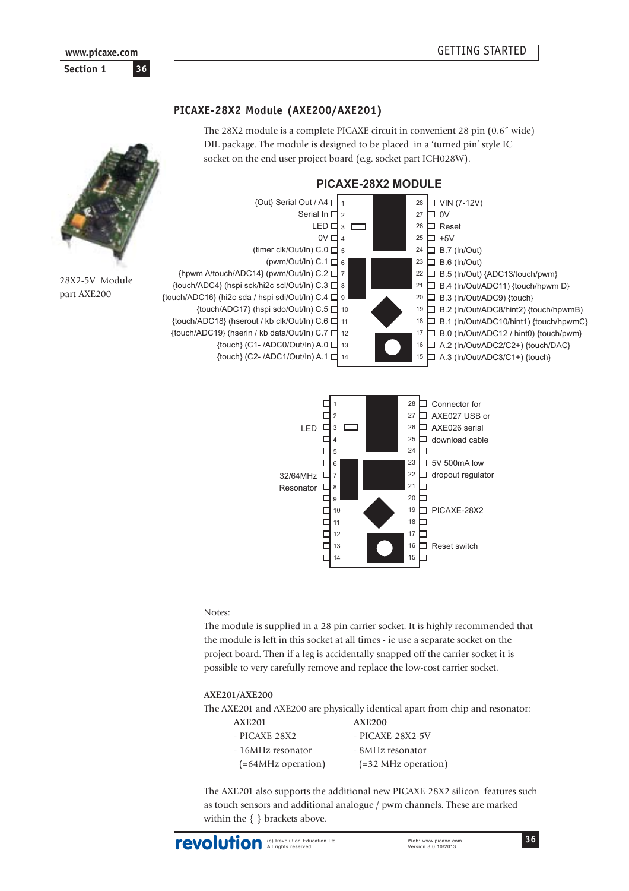## PICAXE-28X2 Module (AXE200/AXE201)

The 28X2 module is a complete PICAXE circuit in convenient 28 pin (0.6" wide) DIL package. The module is designed to be placed in a 'turned pin' style IC socket on the end user project board (e.g. socket part ICH028W).

28X2-5V Module part AXE200

**PICAXE-28X2 MODULE**

| Function | Pin | Pin | Function |
|---|---|---|---|
| {Out} Serial Out / A4 | 1 | 28 | VIN (7-12V) |
| Serial In | 2 | 27 | 0V |
| LED | 3 | 26 | Reset |
| 0V | 4 | 25 | +5V |
| (timer clk/Out/In) C.0 | 5 | 24 | B.7 (In/Out) |
| (pwm/Out/In) C.1 | 6 | 23 | B.6 (In/Out) |
| {hpwm A/touch/ADC14} (pwm/Out/In) C.2 | 7 | 22 | B.5 (In/Out) {ADC13/touch/pwm} |
| {touch/ADC4} (hspi sck/hi2c scl/Out/In) C.3 | 8 | 21 | B.4 (In/Out/ADC11) {touch/hpwm D} |
| {touch/ADC16} (hi2c sda / hspi sdi/Out/In) C.4 | 9 | 20 | B.3 (In/Out/ADC9) {touch} |
| {touch/ADC17} (hspi sdo/Out/In) C.5 | 10 | 19 | B.2 (In/Out/ADC8/hint2) {touch/hpwmB} |
| {touch/ADC18} (hserout / kb clk/Out/In) C.6 | 11 | 18 | B.1 (In/Out/ADC10/hint1) {touch/hpwmC} |
| {touch/ADC19} (hserin / kb data/Out/In) C.7 | 12 | 17 | B.0 (In/Out/ADC12 / hint0) {touch/pwm} |
| {touch} (C1- /ADC0/Out/In) A.0 | 13 | 16 | A.2 (In/Out/ADC2/C2+) {touch/DAC} |
| {touch} (C2- /ADC1/Out/In) A.1 | 14 | 15 | A.3 (In/Out/ADC3/C1+) {touch} |

Component layout labels: LED (pin 3); 32/64MHz Resonator (pins 7-8); Connector for AXE027 USB or AXE026 serial download cable (pins 28-25); 5V 500mA low dropout regulator (pins 23-22); PICAXE-28X2 (pin 19); Reset switch (pin 16).

Notes:

The module is supplied in a 28 pin carrier socket. It is highly recommended that the module is left in this socket at all times - ie use a separate socket on the project board. Then if a leg is accidentally snapped off the carrier socket it is possible to very carefully remove and replace the low-cost carrier socket.

**AXE201/AXE200**

The AXE201 and AXE200 are physically identical apart from chip and resonator:

| AXE201 | AXE200 |
|---|---|
| - PICAXE-28X2 | - PICAXE-28X2-5V |
| - 16MHz resonator (=64MHz operation) | - 8MHz resonator (=32 MHz operation) |

The AXE201 also supports the additional new PICAXE-28X2 silicon features such as touch sensors and additional analogue / pwm channels. These are marked within the { } brackets above.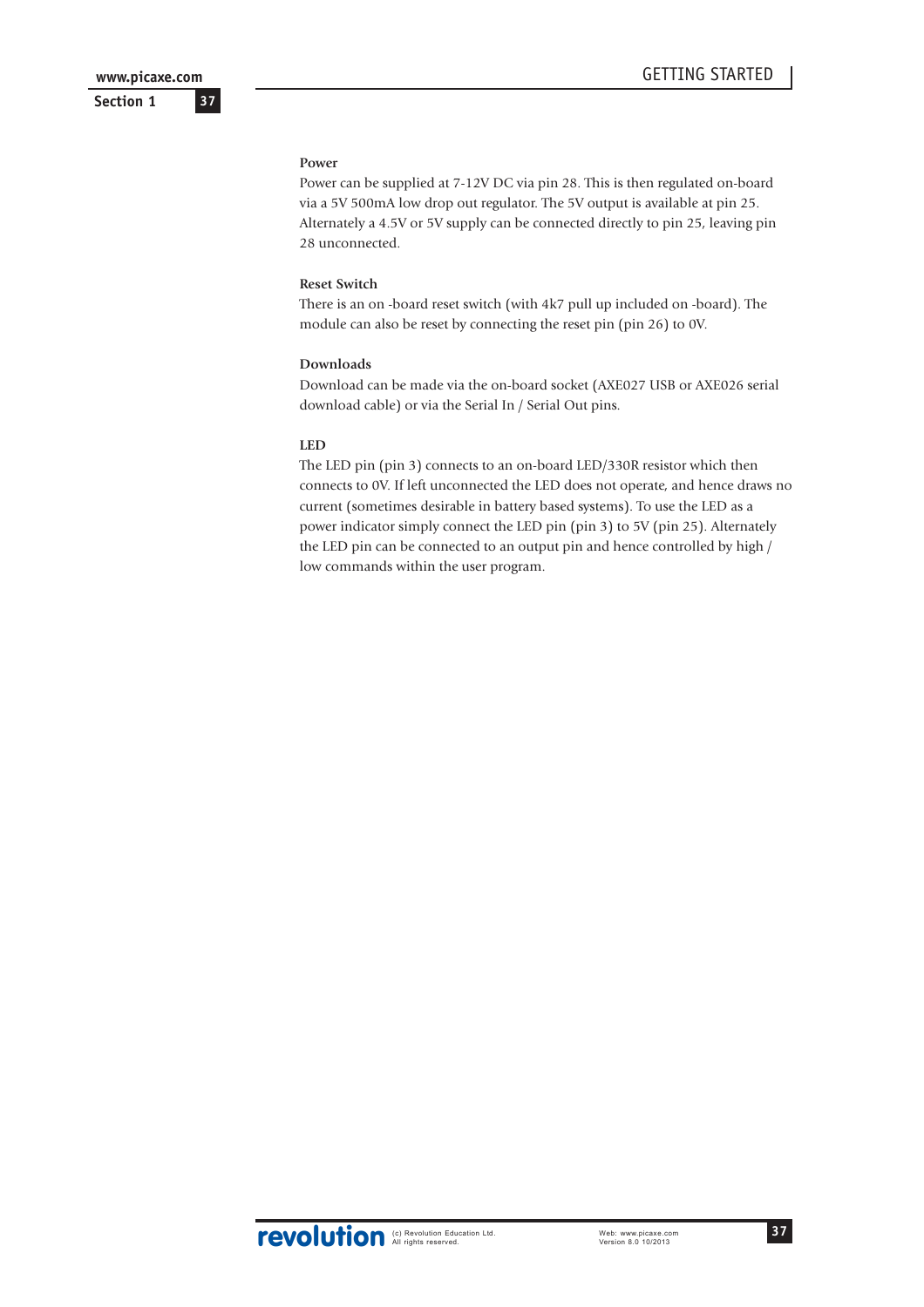**Power**

Power can be supplied at 7-12V DC via pin 28. This is then regulated on-board via a 5V 500mA low drop out regulator. The 5V output is available at pin 25. Alternately a 4.5V or 5V supply can be connected directly to pin 25, leaving pin 28 unconnected.

**Reset Switch**

There is an on -board reset switch (with 4k7 pull up included on -board). The module can also be reset by connecting the reset pin (pin 26) to 0V.

**Downloads**

Download can be made via the on-board socket (AXE027 USB or AXE026 serial download cable) or via the Serial In / Serial Out pins.

**LED**

The LED pin (pin 3) connects to an on-board LED/330R resistor which then connects to 0V. If left unconnected the LED does not operate, and hence draws no current (sometimes desirable in battery based systems). To use the LED as a power indicator simply connect the LED pin (pin 3) to 5V (pin 25). Alternately the LED pin can be connected to an output pin and hence controlled by high / low commands within the user program.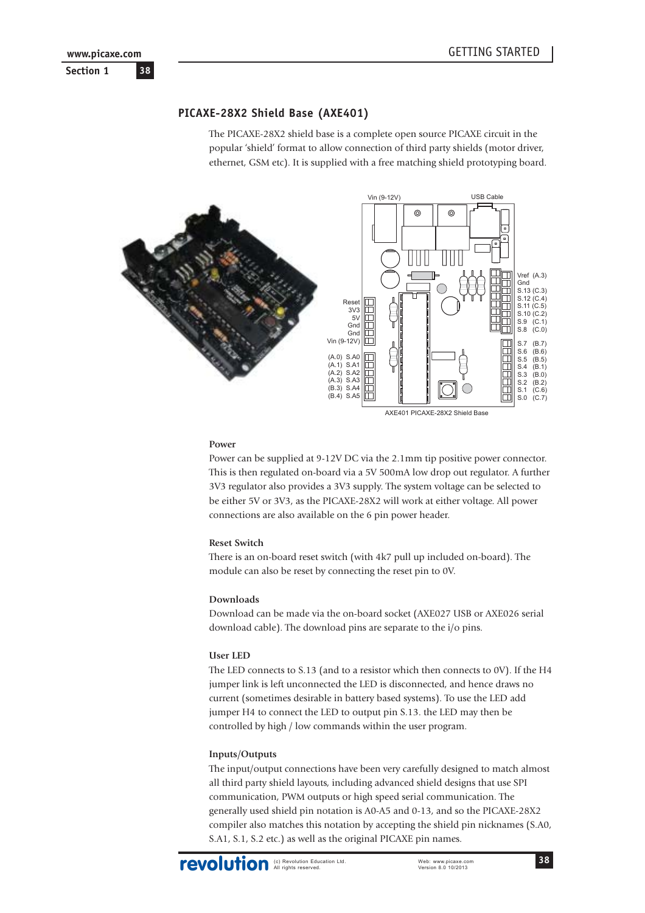## PICAXE-28X2 Shield Base (AXE401)

The PICAXE-28X2 shield base is a complete open source PICAXE circuit in the popular 'shield' format to allow connection of third party shields (motor driver, ethernet, GSM etc). It is supplied with a free matching shield prototyping board.

Vin (9-12V) USB Cable

Reset
3V3
5V
Gnd
Gnd
Vin (9-12V)

(A.0) S.A0
(A.1) S.A1
(A.2) S.A2
(A.3) S.A3
(B.3) S.A4
(B.4) S.A5

Vref (A.3)
Gnd
S.13 (C.3)
S.12 (C.4)
S.11 (C.5)
S.10 (C.2)
S.9 (C.1)
S.8 (C.0)

S.7 (B.7)
S.6 (B.6)
S.5 (B.5)
S.4 (B.1)
S.3 (B.0)
S.2 (B.2)
S.1 (C.6)
S.0 (C.7)

AXE401 PICAXE-28X2 Shield Base

### Power

Power can be supplied at 9-12V DC via the 2.1mm tip positive power connector. This is then regulated on-board via a 5V 500mA low drop out regulator. A further 3V3 regulator also provides a 3V3 supply. The system voltage can be selected to be either 5V or 3V3, as the PICAXE-28X2 will work at either voltage. All power connections are also available on the 6 pin power header.

### Reset Switch

There is an on-board reset switch (with 4k7 pull up included on-board). The module can also be reset by connecting the reset pin to 0V.

### Downloads

Download can be made via the on-board socket (AXE027 USB or AXE026 serial download cable). The download pins are separate to the i/o pins.

### User LED

The LED connects to S.13 (and to a resistor which then connects to 0V). If the H4 jumper link is left unconnected the LED is disconnected, and hence draws no current (sometimes desirable in battery based systems). To use the LED add jumper H4 to connect the LED to output pin S.13. the LED may then be controlled by high / low commands within the user program.

### Inputs/Outputs

The input/output connections have been very carefully designed to match almost all third party shield layouts, including advanced shield designs that use SPI communication, PWM outputs or high speed serial communication. The generally used shield pin notation is A0-A5 and 0-13, and so the PICAXE-28X2 compiler also matches this notation by accepting the shield pin nicknames (S.A0, S.A1, S.1, S.2 etc.) as well as the original PICAXE pin names.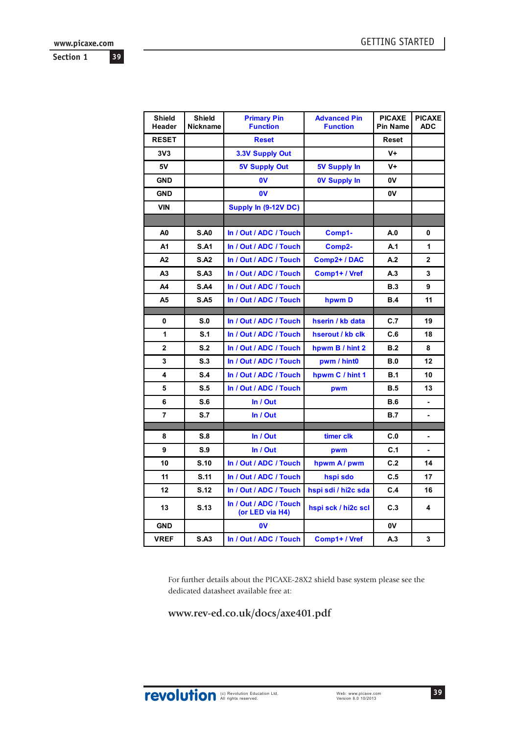| Shield Header | Shield Nickname | Primary Pin Function | Advanced Pin Function | PICAXE Pin Name | PICAXE ADC |
|---|---|---|---|---|---|
| RESET | | Reset | | Reset | |
| 3V3 | | 3.3V Supply Out | | V+ | |
| 5V | | 5V Supply Out | 5V Supply In | V+ | |
| GND | | 0V | 0V Supply In | 0V | |
| GND | | 0V | | 0V | |
| VIN | | Supply In (9-12V DC) | | | |
| | | | | | |
| A0 | S.A0 | In / Out / ADC / Touch | Comp1- | A.0 | 0 |
| A1 | S.A1 | In / Out / ADC / Touch | Comp2- | A.1 | 1 |
| A2 | S.A2 | In / Out / ADC / Touch | Comp2+ / DAC | A.2 | 2 |
| A3 | S.A3 | In / Out / ADC / Touch | Comp1+ / Vref | A.3 | 3 |
| A4 | S.A4 | In / Out / ADC / Touch | | B.3 | 9 |
| A5 | S.A5 | In / Out / ADC / Touch | hpwm D | B.4 | 11 |
| | | | | | |
| 0 | S.0 | In / Out / ADC / Touch | hserin / kb data | C.7 | 19 |
| 1 | S.1 | In / Out / ADC / Touch | hserout / kb clk | C.6 | 18 |
| 2 | S.2 | In / Out / ADC / Touch | hpwm B / hint 2 | B.2 | 8 |
| 3 | S.3 | In / Out / ADC / Touch | pwm / hint0 | B.0 | 12 |
| 4 | S.4 | In / Out / ADC / Touch | hpwm C / hint 1 | B.1 | 10 |
| 5 | S.5 | In / Out / ADC / Touch | pwm | B.5 | 13 |
| 6 | S.6 | In / Out | | B.6 | - |
| 7 | S.7 | In / Out | | B.7 | - |
| | | | | | |
| 8 | S.8 | In / Out | timer clk | C.0 | - |
| 9 | S.9 | In / Out | pwm | C.1 | - |
| 10 | S.10 | In / Out / ADC / Touch | hpwm A / pwm | C.2 | 14 |
| 11 | S.11 | In / Out / ADC / Touch | hspi sdo | C.5 | 17 |
| 12 | S.12 | In / Out / ADC / Touch | hspi sdi / hi2c sda | C.4 | 16 |
| 13 | S.13 | In / Out / ADC / Touch (or LED via H4) | hspi sck / hi2c scl | C.3 | 4 |
| GND | | 0V | | 0V | |
| VREF | S.A3 | In / Out / ADC / Touch | Comp1+ / Vref | A.3 | 3 |

For further details about the PICAXE-28X2 shield base system please see the dedicated datasheet available free at:

**www.rev-ed.co.uk/docs/axe401.pdf**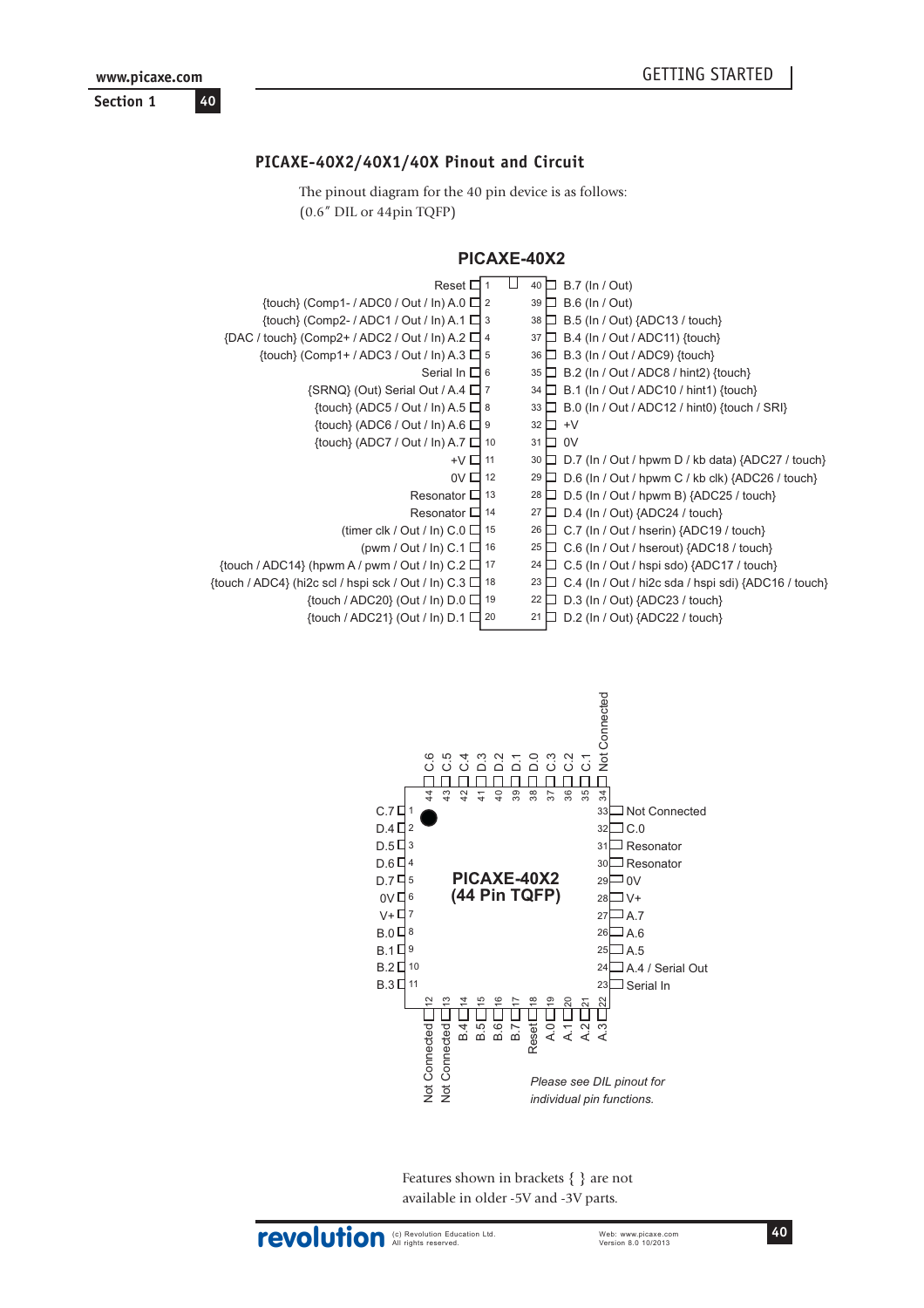## PICAXE-40X2/40X1/40X Pinout and Circuit

The pinout diagram for the 40 pin device is as follows:
(0.6" DIL or 44pin TQFP)

**PICAXE-40X2**

| Function | Pin | Pin | Function |
|---|---|---|---|
| Reset | 1 | 40 | B.7 (In / Out) |
| {touch} (Comp1- / ADC0 / Out / In) A.0 | 2 | 39 | B.6 (In / Out) |
| {touch} (Comp2- / ADC1 / Out / In) A.1 | 3 | 38 | B.5 (In / Out) {ADC13 / touch} |
| {DAC / touch} (Comp2+ / ADC2 / Out / In) A.2 | 4 | 37 | B.4 (In / Out / ADC11) {touch} |
| {touch} (Comp1+ / ADC3 / Out / In) A.3 | 5 | 36 | B.3 (In / Out / ADC9) {touch} |
| Serial In | 6 | 35 | B.2 (In / Out / ADC8 / hint2) {touch} |
| {SRNQ} (Out) Serial Out / A.4 | 7 | 34 | B.1 (In / Out / ADC10 / hint1) {touch} |
| {touch} (ADC5 / Out / In) A.5 | 8 | 33 | B.0 (In / Out / ADC12 / hint0) {touch / SRI} |
| {touch} (ADC6 / Out / In) A.6 | 9 | 32 | +V |
| {touch} (ADC7 / Out / In) A.7 | 10 | 31 | 0V |
| +V | 11 | 30 | D.7 (In / Out / hpwm D / kb data) {ADC27 / touch} |
| 0V | 12 | 29 | D.6 (In / Out / hpwm C / kb clk) {ADC26 / touch} |
| Resonator | 13 | 28 | D.5 (In / Out / hpwm B) {ADC25 / touch} |
| Resonator | 14 | 27 | D.4 (In / Out) {ADC24 / touch} |
| (timer clk / Out / In) C.0 | 15 | 26 | C.7 (In / Out / hserin) {ADC19 / touch} |
| (pwm / Out / In) C.1 | 16 | 25 | C.6 (In / Out / hserout) {ADC18 / touch} |
| {touch / ADC14} (hpwm A / pwm / Out / In) C.2 | 17 | 24 | C.5 (In / Out / hspi sdo) {ADC17 / touch} |
| {touch / ADC4} (hi2c scl / hspi sck / Out / In) C.3 | 18 | 23 | C.4 (In / Out / hi2c sda / hspi sdi) {ADC16 / touch} |
| {touch / ADC20} (Out / In) D.0 | 19 | 22 | D.3 (In / Out) {ADC23 / touch} |
| {touch / ADC21} (Out / In) D.1 | 20 | 21 | D.2 (In / Out) {ADC22 / touch} |

**PICAXE-40X2 (44 Pin TQFP)**

| Pin | Function | Pin | Function | Pin | Function | Pin | Function |
|---|---|---|---|---|---|---|---|
| 1 | C.7 | 12 | Not Connected | 23 | Serial In | 34 | Not Connected |
| 2 | D.4 | 13 | Not Connected | 24 | A.4 / Serial Out | 35 | C.1 |
| 3 | D.5 | 14 | B.4 | 25 | A.5 | 36 | C.2 |
| 4 | D.6 | 15 | B.5 | 26 | A.6 | 37 | C.3 |
| 5 | D.7 | 16 | B.6 | 27 | A.7 | 38 | D.0 |
| 6 | 0V | 17 | B.7 | 28 | V+ | 39 | D.1 |
| 7 | V+ | 18 | Reset | 29 | 0V | 40 | D.2 |
| 8 | B.0 | 19 | A.0 | 30 | Resonator | 41 | D.3 |
| 9 | B.1 | 20 | A.1 | 31 | Resonator | 42 | C.4 |
| 10 | B.2 | 21 | A.2 | 32 | C.0 | 43 | C.5 |
| 11 | B.3 | 22 | A.3 | 33 | Not Connected | 44 | C.6 |

*Please see DIL pinout for individual pin functions.*

Features shown in brackets { } are not available in older -5V and -3V parts.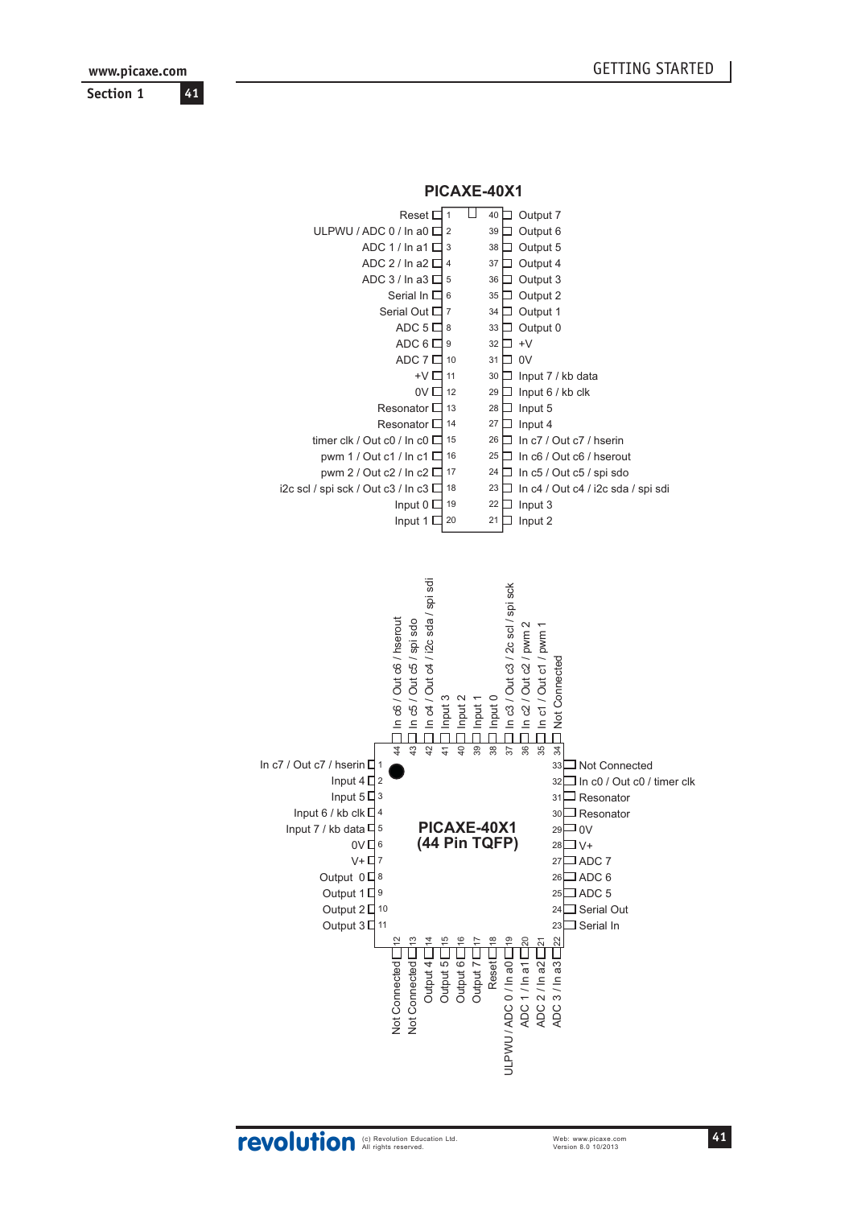## PICAXE-40X1

| Function | Pin | Pin | Function |
|---|---|---|---|
| Reset | 1 | 40 | Output 7 |
| ULPWU / ADC 0 / In a0 | 2 | 39 | Output 6 |
| ADC 1 / In a1 | 3 | 38 | Output 5 |
| ADC 2 / In a2 | 4 | 37 | Output 4 |
| ADC 3 / In a3 | 5 | 36 | Output 3 |
| Serial In | 6 | 35 | Output 2 |
| Serial Out | 7 | 34 | Output 1 |
| ADC 5 | 8 | 33 | Output 0 |
| ADC 6 | 9 | 32 | +V |
| ADC 7 | 10 | 31 | 0V |
| +V | 11 | 30 | Input 7 / kb data |
| 0V | 12 | 29 | Input 6 / kb clk |
| Resonator | 13 | 28 | Input 5 |
| Resonator | 14 | 27 | Input 4 |
| timer clk / Out c0 / In c0 | 15 | 26 | In c7 / Out c7 / hserin |
| pwm 1 / Out c1 / In c1 | 16 | 25 | In c6 / Out c6 / hserout |
| pwm 2 / Out c2 / In c2 | 17 | 24 | In c5 / Out c5 / spi sdo |
| i2c scl / spi sck / Out c3 / In c3 | 18 | 23 | In c4 / Out c4 / i2c sda / spi sdi |
| Input 0 | 19 | 22 | Input 3 |
| Input 1 | 20 | 21 | Input 2 |

## PICAXE-40X1 (44 Pin TQFP)

| Pin | Function |
|---|---|
| 1 | In c7 / Out c7 / hserin |
| 2 | Input 4 |
| 3 | Input 5 |
| 4 | Input 6 / kb clk |
| 5 | Input 7 / kb data |
| 6 | 0V |
| 7 | V+ |
| 8 | Output 0 |
| 9 | Output 1 |
| 10 | Output 2 |
| 11 | Output 3 |
| 12 | Not Connected |
| 13 | Not Connected |
| 14 | Output 4 |
| 15 | Output 5 |
| 16 | Output 6 |
| 17 | Output 7 |
| 18 | Reset |
| 19 | ULPWU / ADC 0 / In a0 |
| 20 | ADC 1 / In a1 |
| 21 | ADC 2 / In a2 |
| 22 | ADC 3 / In a3 |
| 23 | Serial In |
| 24 | Serial Out |
| 25 | ADC 5 |
| 26 | ADC 6 |
| 27 | ADC 7 |
| 28 | V+ |
| 29 | 0V |
| 30 | Resonator |
| 31 | Resonator |
| 32 | In c0 / Out c0 / timer clk |
| 33 | Not Connected |
| 34 | Not Connected |
| 35 | In c1 / Out c1 / pwm 1 |
| 36 | In c2 / Out c2 / pwm 2 |
| 37 | In c3 / Out c3 / 2c scl / spi sck |
| 38 | Input 0 |
| 39 | Input 1 |
| 40 | Input 2 |
| 41 | Input 3 |
| 42 | In c4 / Out c4 / i2c sda / spi sdi |
| 43 | In c5 / Out c5 / spi sdo |
| 44 | In c6 / Out c6 / hserout |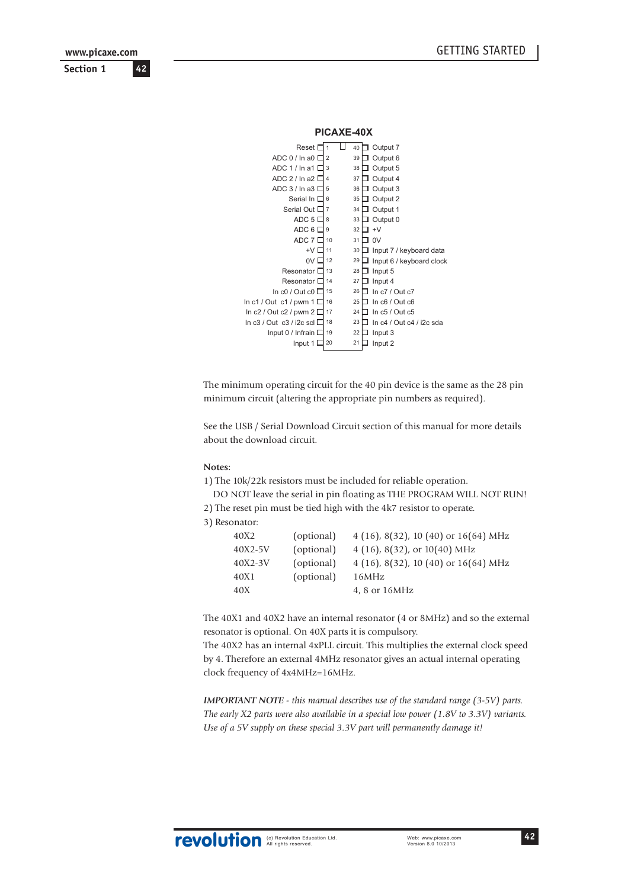## PICAXE-40X

| Left label | Pin | Pin | Right label |
|---|---|---|---|
| Reset | 1 | 40 | Output 7 |
| ADC 0 / In a0 | 2 | 39 | Output 6 |
| ADC 1 / In a1 | 3 | 38 | Output 5 |
| ADC 2 / In a2 | 4 | 37 | Output 4 |
| ADC 3 / In a3 | 5 | 36 | Output 3 |
| Serial In | 6 | 35 | Output 2 |
| Serial Out | 7 | 34 | Output 1 |
| ADC 5 | 8 | 33 | Output 0 |
| ADC 6 | 9 | 32 | +V |
| ADC 7 | 10 | 31 | 0V |
| +V | 11 | 30 | Input 7 / keyboard data |
| 0V | 12 | 29 | Input 6 / keyboard clock |
| Resonator | 13 | 28 | Input 5 |
| Resonator | 14 | 27 | Input 4 |
| In c0 / Out c0 | 15 | 26 | In c7 / Out c7 |
| In c1 / Out c1 / pwm 1 | 16 | 25 | In c6 / Out c6 |
| In c2 / Out c2 / pwm 2 | 17 | 24 | In c5 / Out c5 |
| In c3 / Out c3 / i2c scl | 18 | 23 | In c4 / Out c4 / i2c sda |
| Input 0 / Infrain | 19 | 22 | Input 3 |
| Input 1 | 20 | 21 | Input 2 |

The minimum operating circuit for the 40 pin device is the same as the 28 pin minimum circuit (altering the appropriate pin numbers as required).

See the USB / Serial Download Circuit section of this manual for more details about the download circuit.

**Notes:**

1) The 10k/22k resistors must be included for reliable operation.
   DO NOT leave the serial in pin floating as THE PROGRAM WILL NOT RUN!
2) The reset pin must be tied high with the 4k7 resistor to operate.
3) Resonator:

| | | |
|---|---|---|
| 40X2 | (optional) | 4 (16), 8(32), 10 (40) or 16(64) MHz |
| 40X2-5V | (optional) | 4 (16), 8(32), or 10(40) MHz |
| 40X2-3V | (optional) | 4 (16), 8(32), 10 (40) or 16(64) MHz |
| 40X1 | (optional) | 16MHz |
| 40X | | 4, 8 or 16MHz |

The 40X1 and 40X2 have an internal resonator (4 or 8MHz) and so the external resonator is optional. On 40X parts it is compulsory.
The 40X2 has an internal 4xPLL circuit. This multiplies the external clock speed by 4. Therefore an external 4MHz resonator gives an actual internal operating clock frequency of 4x4MHz=16MHz.

***IMPORTANT NOTE*** *- this manual describes use of the standard range (3-5V) parts. The early X2 parts were also available in a special low power (1.8V to 3.3V) variants. Use of a 5V supply on these special 3.3V part will permanently damage it!*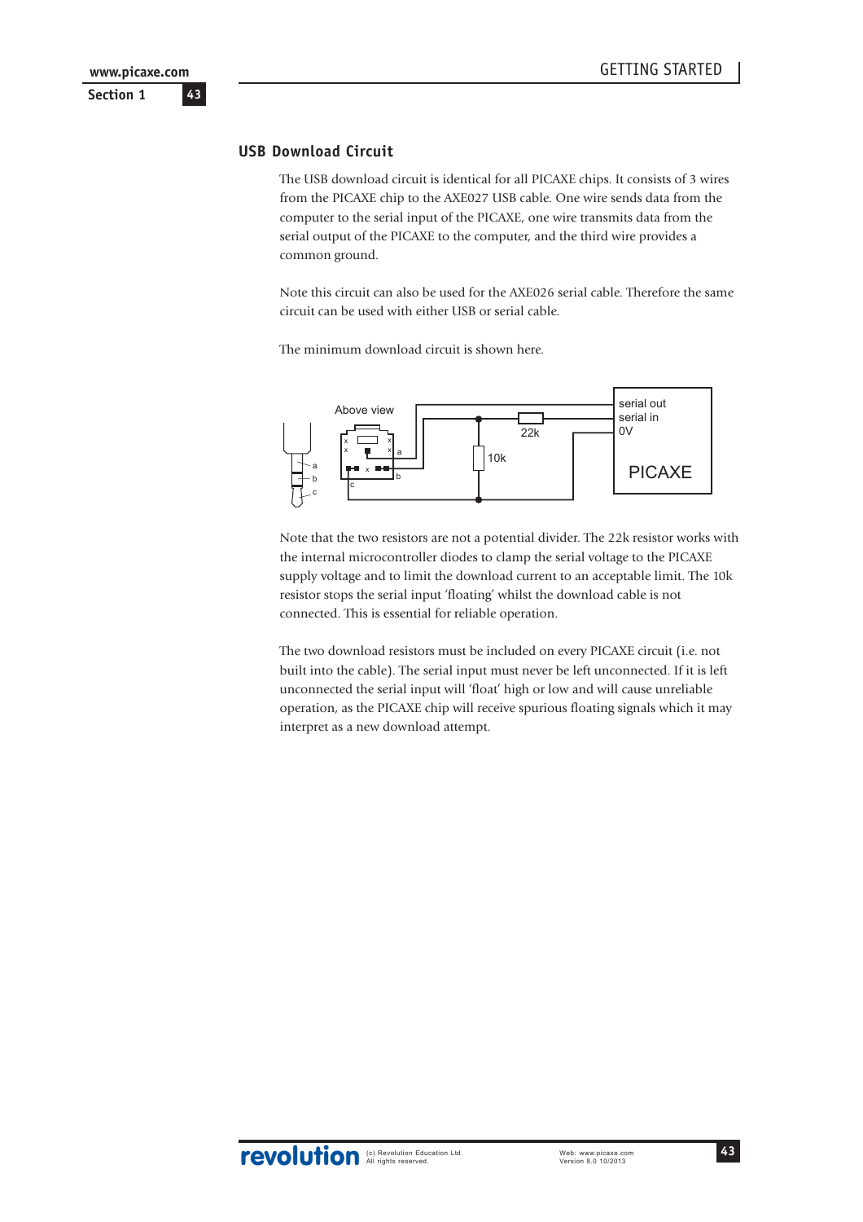## USB Download Circuit

The USB download circuit is identical for all PICAXE chips. It consists of 3 wires from the PICAXE chip to the AXE027 USB cable. One wire sends data from the computer to the serial input of the PICAXE, one wire transmits data from the serial output of the PICAXE to the computer, and the third wire provides a common ground.

Note this circuit can also be used for the AXE026 serial cable. Therefore the same circuit can be used with either USB or serial cable.

The minimum download circuit is shown here.

Above view

serial out
serial in
0V

PICAXE

22k

10k

Note that the two resistors are not a potential divider. The 22k resistor works with the internal microcontroller diodes to clamp the serial voltage to the PICAXE supply voltage and to limit the download current to an acceptable limit. The 10k resistor stops the serial input 'floating' whilst the download cable is not connected. This is essential for reliable operation.

The two download resistors must be included on every PICAXE circuit (i.e. not built into the cable). The serial input must never be left unconnected. If it is left unconnected the serial input will 'float' high or low and will cause unreliable operation, as the PICAXE chip will receive spurious floating signals which it may interpret as a new download attempt.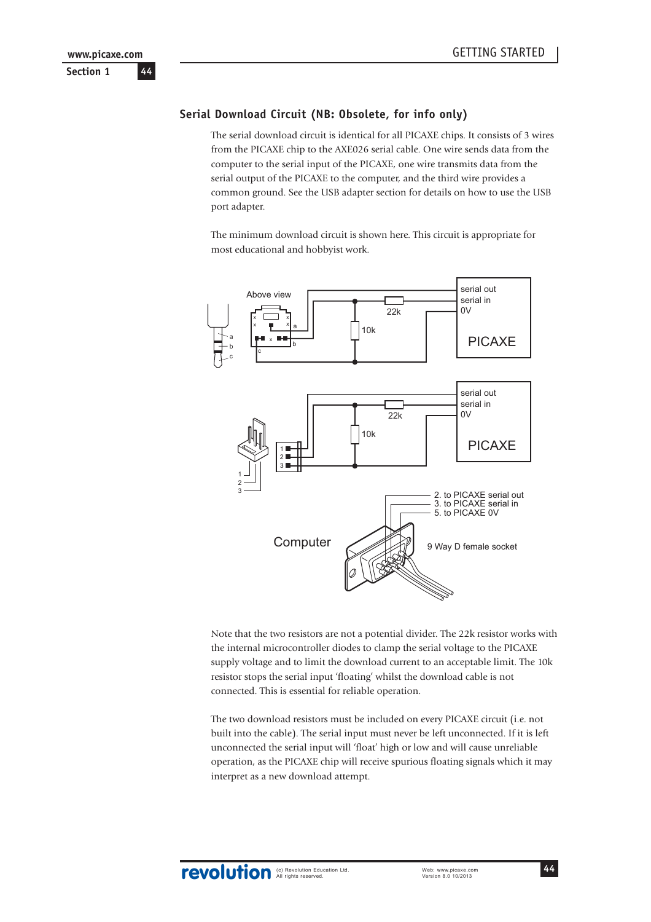## Serial Download Circuit (NB: Obsolete, for info only)

The serial download circuit is identical for all PICAXE chips. It consists of 3 wires from the PICAXE chip to the AXE026 serial cable. One wire sends data from the computer to the serial input of the PICAXE, one wire transmits data from the serial output of the PICAXE to the computer, and the third wire provides a common ground. See the USB adapter section for details on how to use the USB port adapter.

The minimum download circuit is shown here. This circuit is appropriate for most educational and hobbyist work.

Above view

a
b
c

22k

10k

serial out
serial in
0V

PICAXE

1
2
3

22k

10k

serial out
serial in
0V

PICAXE

Computer

2. to PICAXE serial out
3. to PICAXE serial in
5. to PICAXE 0V

9 Way D female socket

Note that the two resistors are not a potential divider. The 22k resistor works with the internal microcontroller diodes to clamp the serial voltage to the PICAXE supply voltage and to limit the download current to an acceptable limit. The 10k resistor stops the serial input 'floating' whilst the download cable is not connected. This is essential for reliable operation.

The two download resistors must be included on every PICAXE circuit (i.e. not built into the cable). The serial input must never be left unconnected. If it is left unconnected the serial input will 'float' high or low and will cause unreliable operation, as the PICAXE chip will receive spurious floating signals which it may interpret as a new download attempt.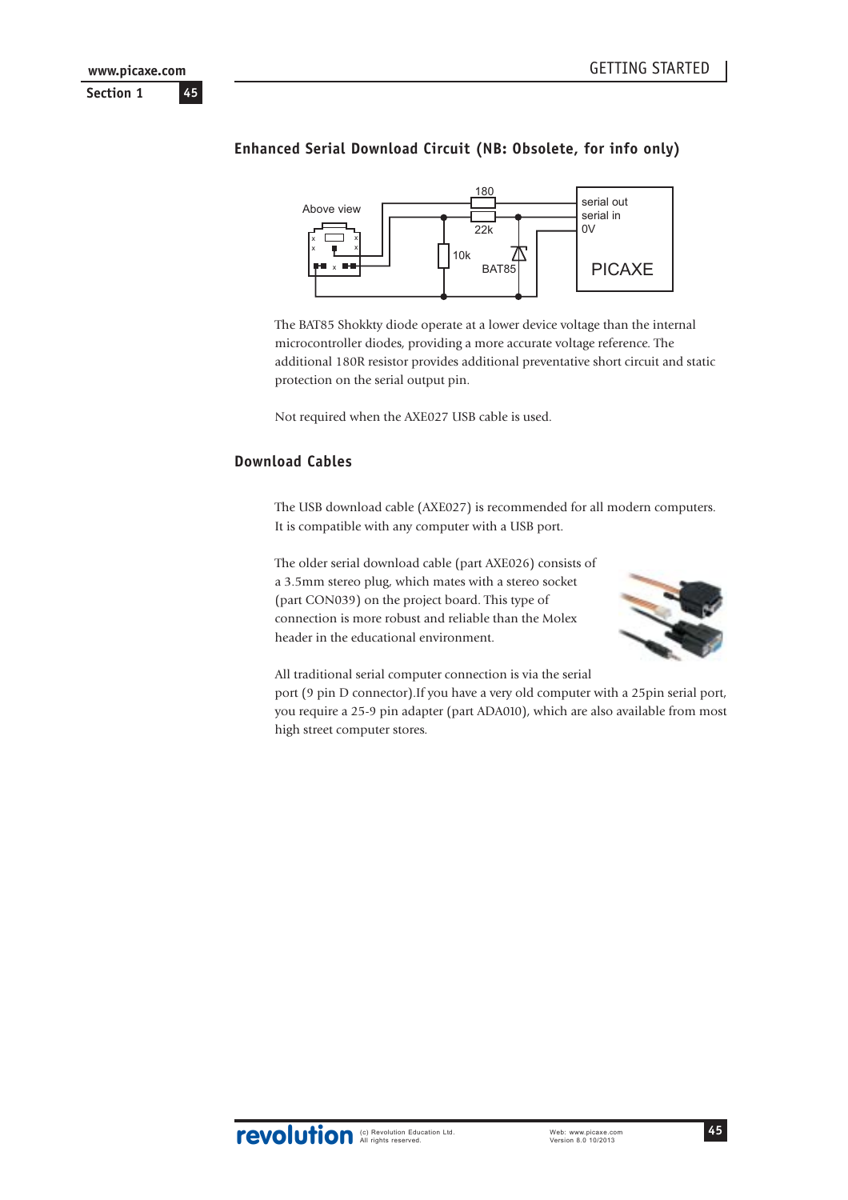## Enhanced Serial Download Circuit (NB: Obsolete, for info only)

The BAT85 Shokkty diode operate at a lower device voltage than the internal microcontroller diodes, providing a more accurate voltage reference. The additional 180R resistor provides additional preventative short circuit and static protection on the serial output pin.

Not required when the AXE027 USB cable is used.

## Download Cables

The USB download cable (AXE027) is recommended for all modern computers. It is compatible with any computer with a USB port.

The older serial download cable (part AXE026) consists of a 3.5mm stereo plug, which mates with a stereo socket (part CON039) on the project board. This type of connection is more robust and reliable than the Molex header in the educational environment.

All traditional serial computer connection is via the serial port (9 pin D connector).If you have a very old computer with a 25pin serial port, you require a 25-9 pin adapter (part ADA010), which are also available from most high street computer stores.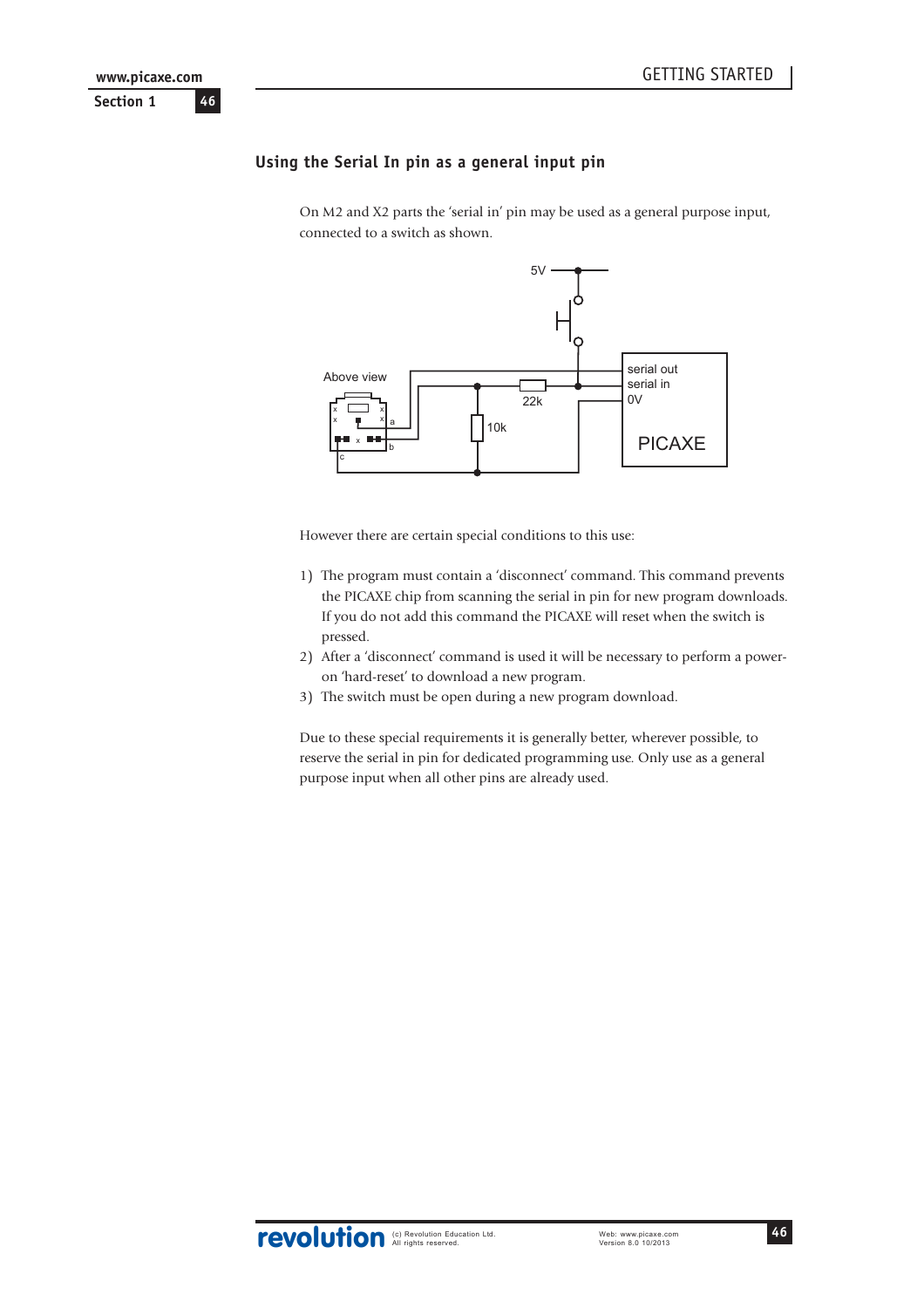## Using the Serial In pin as a general input pin

On M2 and X2 parts the 'serial in' pin may be used as a general purpose input, connected to a switch as shown.

However there are certain special conditions to this use:

1) The program must contain a 'disconnect' command. This command prevents the PICAXE chip from scanning the serial in pin for new program downloads. If you do not add this command the PICAXE will reset when the switch is pressed.
2) After a 'disconnect' command is used it will be necessary to perform a power-on 'hard-reset' to download a new program.
3) The switch must be open during a new program download.

Due to these special requirements it is generally better, wherever possible, to reserve the serial in pin for dedicated programming use. Only use as a general purpose input when all other pins are already used.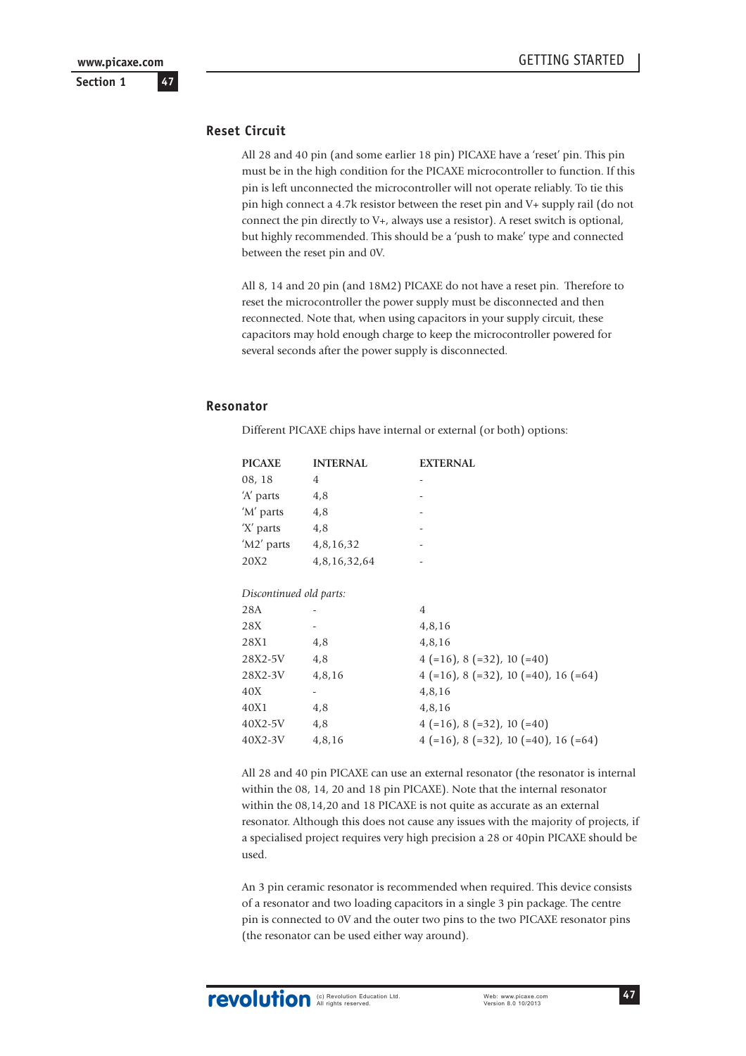## Reset Circuit

All 28 and 40 pin (and some earlier 18 pin) PICAXE have a 'reset' pin. This pin must be in the high condition for the PICAXE microcontroller to function. If this pin is left unconnected the microcontroller will not operate reliably. To tie this pin high connect a 4.7k resistor between the reset pin and V+ supply rail (do not connect the pin directly to V+, always use a resistor). A reset switch is optional, but highly recommended. This should be a 'push to make' type and connected between the reset pin and 0V.

All 8, 14 and 20 pin (and 18M2) PICAXE do not have a reset pin. Therefore to reset the microcontroller the power supply must be disconnected and then reconnected. Note that, when using capacitors in your supply circuit, these capacitors may hold enough charge to keep the microcontroller powered for several seconds after the power supply is disconnected.

## Resonator

Different PICAXE chips have internal or external (or both) options:

| PICAXE | INTERNAL | EXTERNAL |
|---|---|---|
| 08, 18 | 4 | - |
| 'A' parts | 4,8 | - |
| 'M' parts | 4,8 | - |
| 'X' parts | 4,8 | - |
| 'M2' parts | 4,8,16,32 | - |
| 20X2 | 4,8,16,32,64 | - |
| *Discontinued old parts:* | | |
| 28A | - | 4 |
| 28X | - | 4,8,16 |
| 28X1 | 4,8 | 4,8,16 |
| 28X2-5V | 4,8 | 4 (=16), 8 (=32), 10 (=40) |
| 28X2-3V | 4,8,16 | 4 (=16), 8 (=32), 10 (=40), 16 (=64) |
| 40X | - | 4,8,16 |
| 40X1 | 4,8 | 4,8,16 |
| 40X2-5V | 4,8 | 4 (=16), 8 (=32), 10 (=40) |
| 40X2-3V | 4,8,16 | 4 (=16), 8 (=32), 10 (=40), 16 (=64) |

All 28 and 40 pin PICAXE can use an external resonator (the resonator is internal within the 08, 14, 20 and 18 pin PICAXE). Note that the internal resonator within the 08,14,20 and 18 PICAXE is not quite as accurate as an external resonator. Although this does not cause any issues with the majority of projects, if a specialised project requires very high precision a 28 or 40pin PICAXE should be used.

An 3 pin ceramic resonator is recommended when required. This device consists of a resonator and two loading capacitors in a single 3 pin package. The centre pin is connected to 0V and the outer two pins to the two PICAXE resonator pins (the resonator can be used either way around).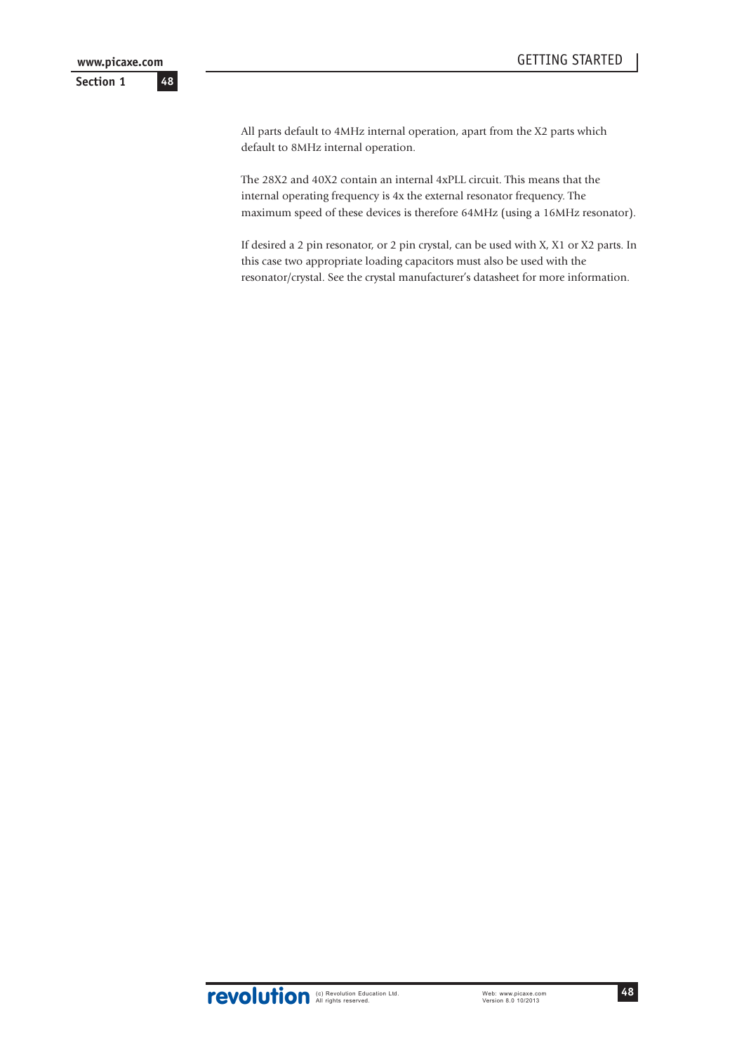All parts default to 4MHz internal operation, apart from the X2 parts which default to 8MHz internal operation.

The 28X2 and 40X2 contain an internal 4xPLL circuit. This means that the internal operating frequency is 4x the external resonator frequency. The maximum speed of these devices is therefore 64MHz (using a 16MHz resonator).

If desired a 2 pin resonator, or 2 pin crystal, can be used with X, X1 or X2 parts. In this case two appropriate loading capacitors must also be used with the resonator/crystal. See the crystal manufacturer's datasheet for more information.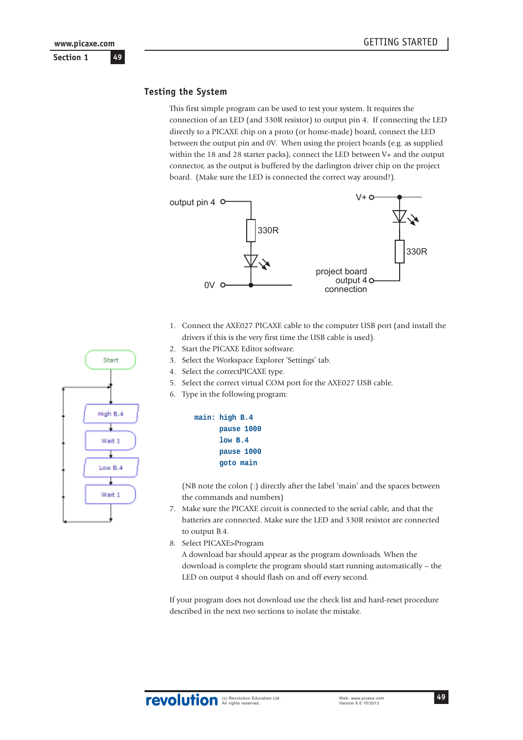## Testing the System

This first simple program can be used to test your system. It requires the connection of an LED (and 330R resistor) to output pin 4. If connecting the LED directly to a PICAXE chip on a proto (or home-made) board, connect the LED between the output pin and 0V. When using the project boards (e.g. as supplied within the 18 and 28 starter packs), connect the LED between V+ and the output connector, as the output is buffered by the darlington driver chip on the project board. (Make sure the LED is connected the correct way around!).

output pin 4 — 330R — 0V

V+ — 330R — project board output 4 connection

1. Connect the AXE027 PICAXE cable to the computer USB port (and install the drivers if this is the very first time the USB cable is used).
2. Start the PICAXE Editor software.
3. Select the Workspace Explorer 'Settings' tab.
4. Select the correctPICAXE type.
5. Select the correct virtual COM port for the AXE027 USB cable.
6. Type in the following program:

```
main: high B.4
      pause 1000
      low B.4
      pause 1000
      goto main
```

   (NB note the colon (:) directly after the label 'main' and the spaces between the commands and numbers)

7. Make sure the PICAXE circuit is connected to the serial cable, and that the batteries are connected. Make sure the LED and 330R resistor are connected to output B.4.
8. Select PICAXE>Program
   A download bar should appear as the program downloads. When the download is complete the program should start running automatically – the LED on output 4 should flash on and off every second.

Start → High B.4 → Wait 1 → Low B.4 → Wait 1

If your program does not download use the check list and hard-reset procedure described in the next two sections to isolate the mistake.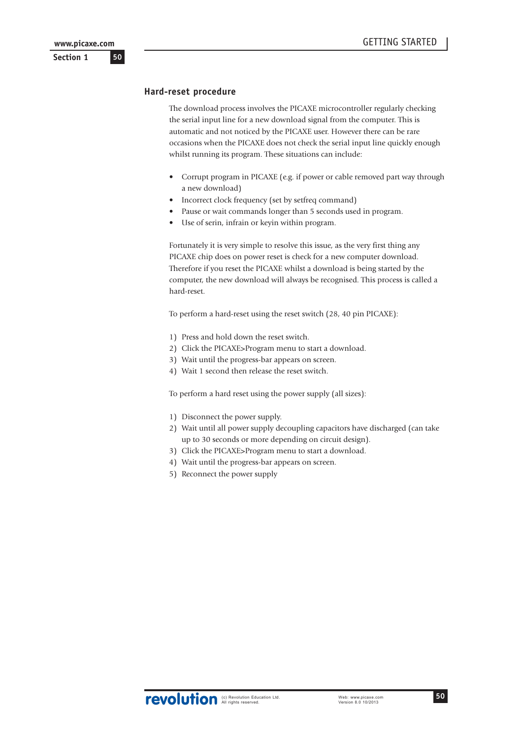## Hard-reset procedure

The download process involves the PICAXE microcontroller regularly checking the serial input line for a new download signal from the computer. This is automatic and not noticed by the PICAXE user. However there can be rare occasions when the PICAXE does not check the serial input line quickly enough whilst running its program. These situations can include:

- Corrupt program in PICAXE (e.g. if power or cable removed part way through a new download)
- Incorrect clock frequency (set by setfreq command)
- Pause or wait commands longer than 5 seconds used in program.
- Use of serin, infrain or keyin within program.

Fortunately it is very simple to resolve this issue, as the very first thing any PICAXE chip does on power reset is check for a new computer download. Therefore if you reset the PICAXE whilst a download is being started by the computer, the new download will always be recognised. This process is called a hard-reset.

To perform a hard-reset using the reset switch (28, 40 pin PICAXE):

1) Press and hold down the reset switch.
2) Click the PICAXE>Program menu to start a download.
3) Wait until the progress-bar appears on screen.
4) Wait 1 second then release the reset switch.

To perform a hard reset using the power supply (all sizes):

1) Disconnect the power supply.
2) Wait until all power supply decoupling capacitors have discharged (can take up to 30 seconds or more depending on circuit design).
3) Click the PICAXE>Program menu to start a download.
4) Wait until the progress-bar appears on screen.
5) Reconnect the power supply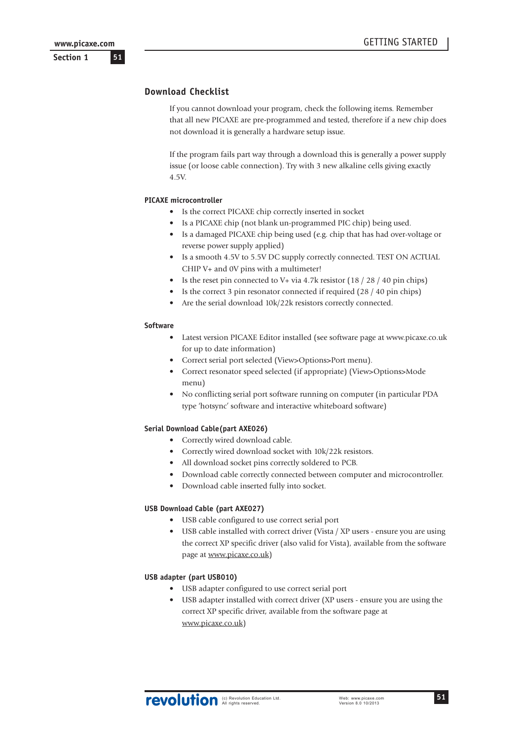## Download Checklist

If you cannot download your program, check the following items. Remember that all new PICAXE are pre-programmed and tested, therefore if a new chip does not download it is generally a hardware setup issue.

If the program fails part way through a download this is generally a power supply issue (or loose cable connection). Try with 3 new alkaline cells giving exactly 4.5V.

#### PICAXE microcontroller

- Is the correct PICAXE chip correctly inserted in socket
- Is a PICAXE chip (not blank un-programmed PIC chip) being used.
- Is a damaged PICAXE chip being used (e.g. chip that has had over-voltage or reverse power supply applied)
- Is a smooth 4.5V to 5.5V DC supply correctly connected. TEST ON ACTUAL CHIP V+ and 0V pins with a multimeter!
- Is the reset pin connected to V+ via 4.7k resistor (18 / 28 / 40 pin chips)
- Is the correct 3 pin resonator connected if required (28 / 40 pin chips)
- Are the serial download 10k/22k resistors correctly connected.

#### Software

- Latest version PICAXE Editor installed (see software page at www.picaxe.co.uk for up to date information)
- Correct serial port selected (View>Options>Port menu).
- Correct resonator speed selected (if appropriate) (View>Options>Mode menu)
- No conflicting serial port software running on computer (in particular PDA type 'hotsync' software and interactive whiteboard software)

#### Serial Download Cable(part AXE026)

- Correctly wired download cable.
- Correctly wired download socket with 10k/22k resistors.
- All download socket pins correctly soldered to PCB.
- Download cable correctly connected between computer and microcontroller.
- Download cable inserted fully into socket.

#### USB Download Cable (part AXE027)

- USB cable configured to use correct serial port
- USB cable installed with correct driver (Vista / XP users - ensure you are using the correct XP specific driver (also valid for Vista), available from the software page at www.picaxe.co.uk)

#### USB adapter (part USB010)

- USB adapter configured to use correct serial port
- USB adapter installed with correct driver (XP users - ensure you are using the correct XP specific driver, available from the software page at www.picaxe.co.uk)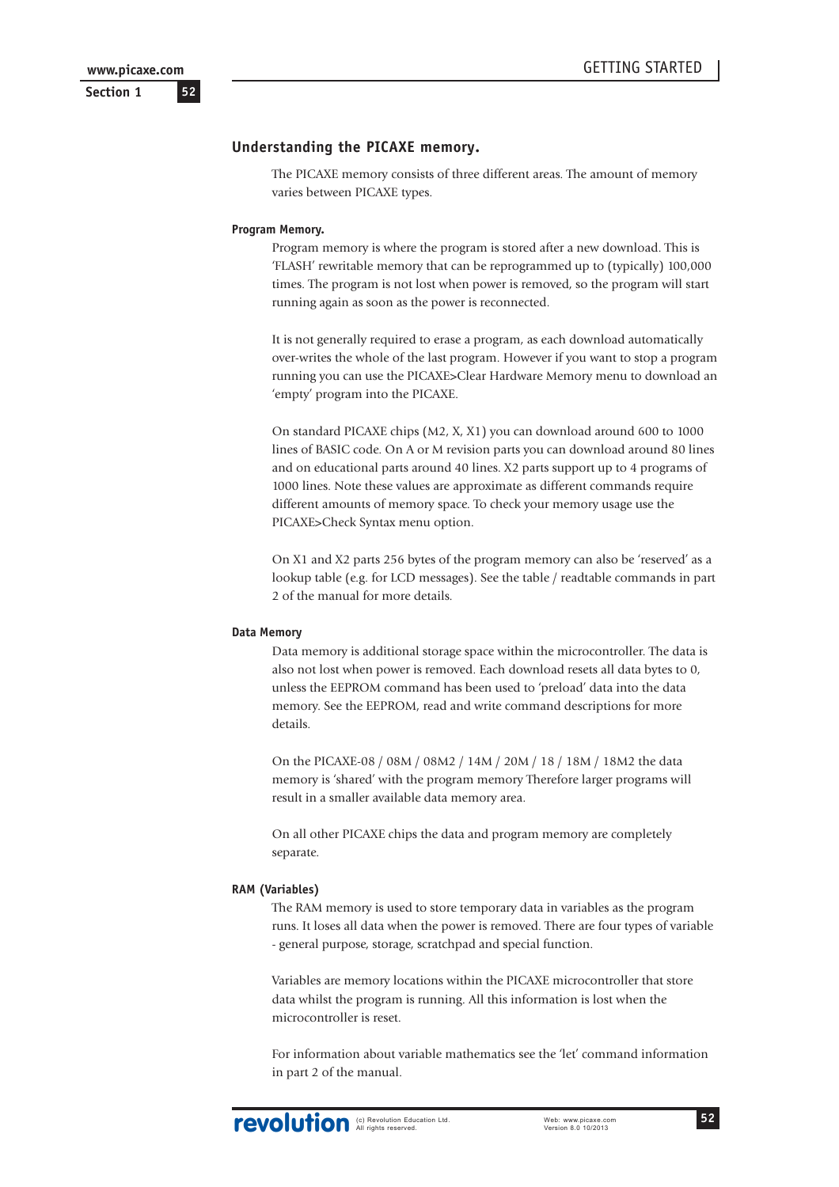## Understanding the PICAXE memory.

The PICAXE memory consists of three different areas. The amount of memory varies between PICAXE types.

### Program Memory.

Program memory is where the program is stored after a new download. This is 'FLASH' rewritable memory that can be reprogrammed up to (typically) 100,000 times. The program is not lost when power is removed, so the program will start running again as soon as the power is reconnected.

It is not generally required to erase a program, as each download automatically over-writes the whole of the last program. However if you want to stop a program running you can use the PICAXE>Clear Hardware Memory menu to download an 'empty' program into the PICAXE.

On standard PICAXE chips (M2, X, X1) you can download around 600 to 1000 lines of BASIC code. On A or M revision parts you can download around 80 lines and on educational parts around 40 lines. X2 parts support up to 4 programs of 1000 lines. Note these values are approximate as different commands require different amounts of memory space. To check your memory usage use the PICAXE>Check Syntax menu option.

On X1 and X2 parts 256 bytes of the program memory can also be 'reserved' as a lookup table (e.g. for LCD messages). See the table / readtable commands in part 2 of the manual for more details.

### Data Memory

Data memory is additional storage space within the microcontroller. The data is also not lost when power is removed. Each download resets all data bytes to 0, unless the EEPROM command has been used to 'preload' data into the data memory. See the EEPROM, read and write command descriptions for more details.

On the PICAXE-08 / 08M / 08M2 / 14M / 20M / 18 / 18M / 18M2 the data memory is 'shared' with the program memory Therefore larger programs will result in a smaller available data memory area.

On all other PICAXE chips the data and program memory are completely separate.

### RAM (Variables)

The RAM memory is used to store temporary data in variables as the program runs. It loses all data when the power is removed. There are four types of variable - general purpose, storage, scratchpad and special function.

Variables are memory locations within the PICAXE microcontroller that store data whilst the program is running. All this information is lost when the microcontroller is reset.

For information about variable mathematics see the 'let' command information in part 2 of the manual.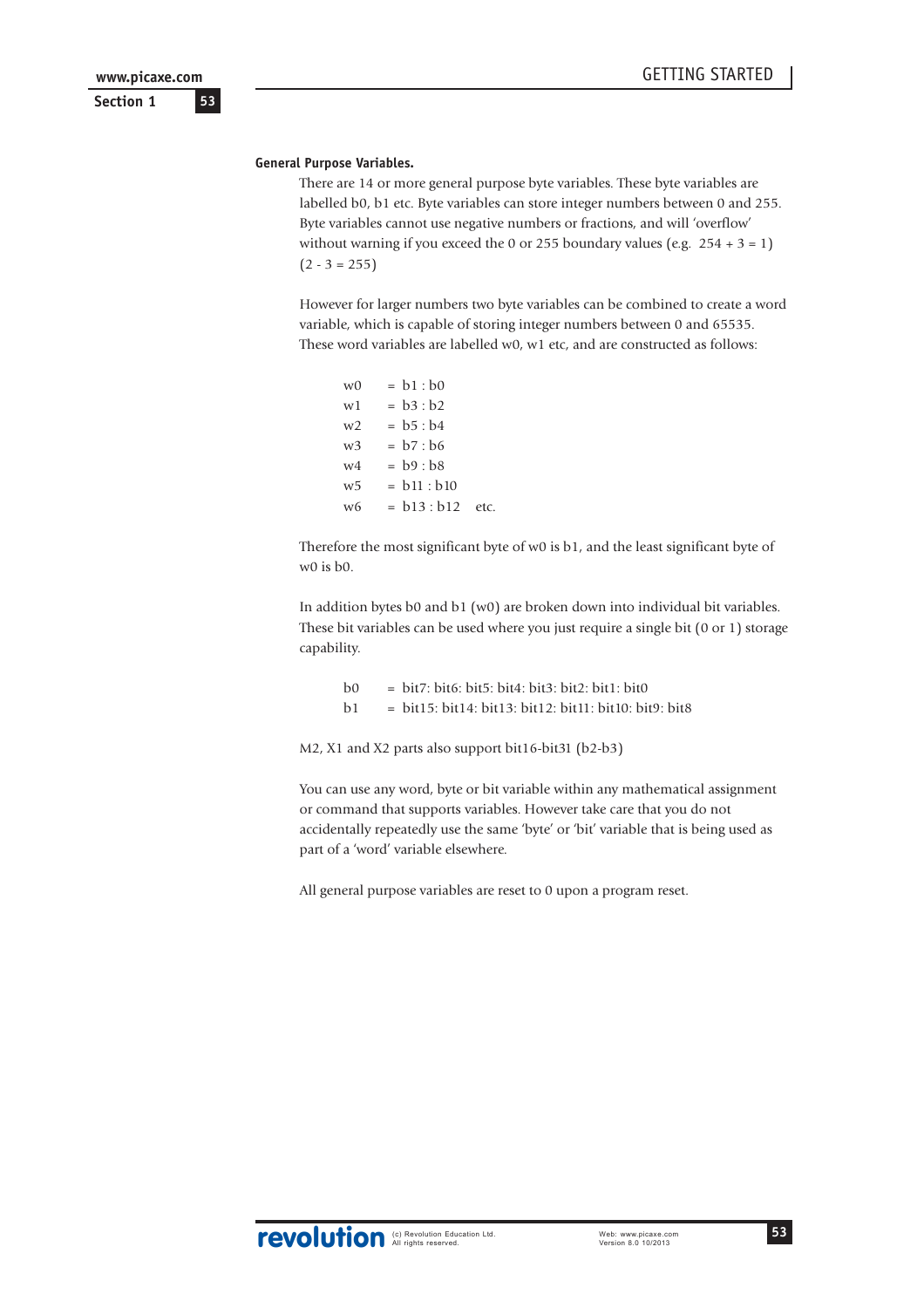### General Purpose Variables.

There are 14 or more general purpose byte variables. These byte variables are labelled b0, b1 etc. Byte variables can store integer numbers between 0 and 255. Byte variables cannot use negative numbers or fractions, and will 'overflow' without warning if you exceed the 0 or 255 boundary values (e.g. 254 + 3 = 1) (2 - 3 = 255)

However for larger numbers two byte variables can be combined to create a word variable, which is capable of storing integer numbers between 0 and 65535. These word variables are labelled w0, w1 etc, and are constructed as follows:

```
w0   = b1 : b0
w1   = b3 : b2
w2   = b5 : b4
w3   = b7 : b6
w4   = b9 : b8
w5   = b11 : b10
w6   = b13 : b12   etc.
```

Therefore the most significant byte of w0 is b1, and the least significant byte of w0 is b0.

In addition bytes b0 and b1 (w0) are broken down into individual bit variables. These bit variables can be used where you just require a single bit (0 or 1) storage capability.

```
b0   = bit7: bit6: bit5: bit4: bit3: bit2: bit1: bit0
b1   = bit15: bit14: bit13: bit12: bit11: bit10: bit9: bit8
```

M2, X1 and X2 parts also support bit16-bit31 (b2-b3)

You can use any word, byte or bit variable within any mathematical assignment or command that supports variables. However take care that you do not accidentally repeatedly use the same 'byte' or 'bit' variable that is being used as part of a 'word' variable elsewhere.

All general purpose variables are reset to 0 upon a program reset.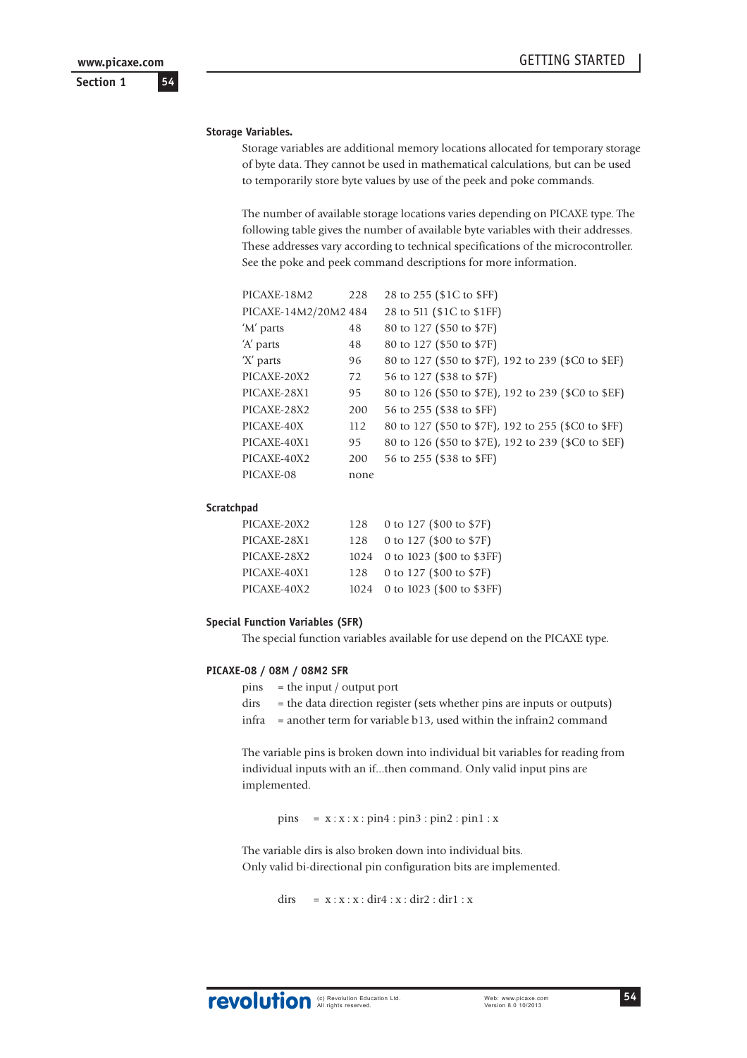### Storage Variables.

Storage variables are additional memory locations allocated for temporary storage of byte data. They cannot be used in mathematical calculations, but can be used to temporarily store byte values by use of the peek and poke commands.

The number of available storage locations varies depending on PICAXE type. The following table gives the number of available byte variables with their addresses. These addresses vary according to technical specifications of the microcontroller. See the poke and peek command descriptions for more information.

| | | |
|---|---|---|
| PICAXE-18M2 | 228 | 28 to 255 ($1C to $FF) |
| PICAXE-14M2/20M2 | 484 | 28 to 511 ($1C to $1FF) |
| 'M' parts | 48 | 80 to 127 ($50 to $7F) |
| 'A' parts | 48 | 80 to 127 ($50 to $7F) |
| 'X' parts | 96 | 80 to 127 ($50 to $7F), 192 to 239 ($C0 to $EF) |
| PICAXE-20X2 | 72 | 56 to 127 ($38 to $7F) |
| PICAXE-28X1 | 95 | 80 to 126 ($50 to $7E), 192 to 239 ($C0 to $EF) |
| PICAXE-28X2 | 200 | 56 to 255 ($38 to $FF) |
| PICAXE-40X | 112 | 80 to 127 ($50 to $7F), 192 to 255 ($C0 to $FF) |
| PICAXE-40X1 | 95 | 80 to 126 ($50 to $7E), 192 to 239 ($C0 to $EF) |
| PICAXE-40X2 | 200 | 56 to 255 ($38 to $FF) |
| PICAXE-08 | none | |

### Scratchpad

| | | |
|---|---|---|
| PICAXE-20X2 | 128 | 0 to 127 ($00 to $7F) |
| PICAXE-28X1 | 128 | 0 to 127 ($00 to $7F) |
| PICAXE-28X2 | 1024 | 0 to 1023 ($00 to $3FF) |
| PICAXE-40X1 | 128 | 0 to 127 ($00 to $7F) |
| PICAXE-40X2 | 1024 | 0 to 1023 ($00 to $3FF) |

### Special Function Variables (SFR)

The special function variables available for use depend on the PICAXE type.

### PICAXE-08 / 08M / 08M2 SFR

pins = the input / output port
dirs = the data direction register (sets whether pins are inputs or outputs)
infra = another term for variable b13, used within the infrain2 command

The variable pins is broken down into individual bit variables for reading from individual inputs with an if...then command. Only valid input pins are implemented.

```
pins   = x : x : x : pin4 : pin3 : pin2 : pin1 : x
```

The variable dirs is also broken down into individual bits.
Only valid bi-directional pin configuration bits are implemented.

```
dirs   = x : x : x : dir4 : x : dir2 : dir1 : x
```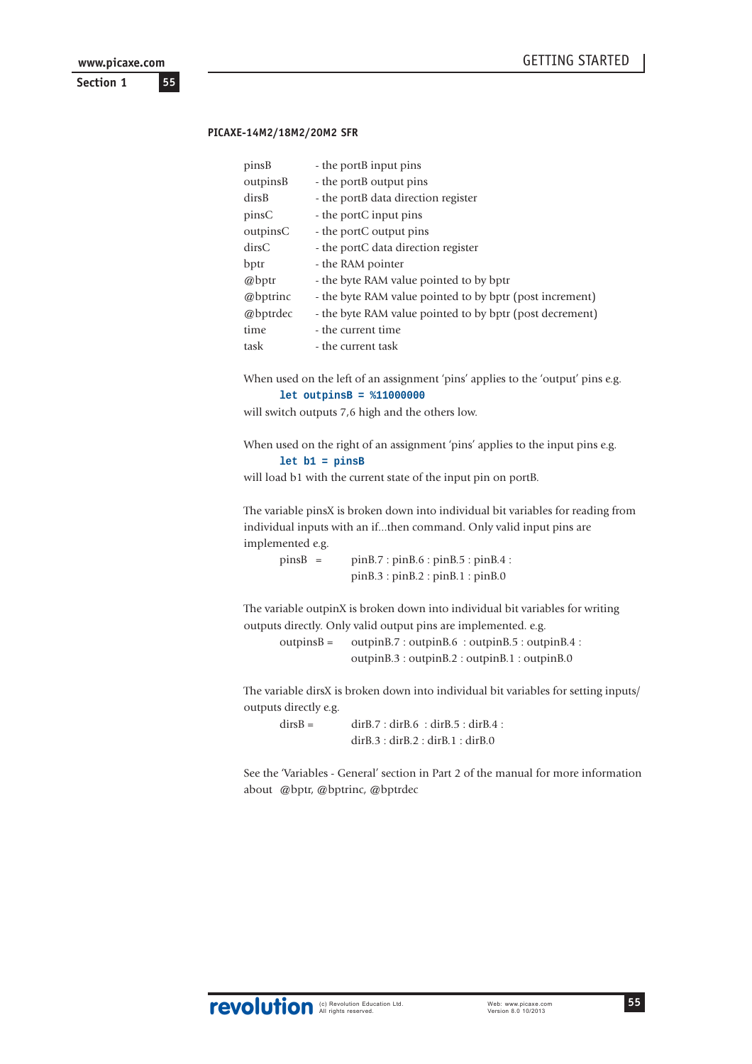### PICAXE-14M2/18M2/20M2 SFR

| | |
|---|---|
| pinsB | - the portB input pins |
| outpinsB | - the portB output pins |
| dirsB | - the portB data direction register |
| pinsC | - the portC input pins |
| outpinsC | - the portC output pins |
| dirsC | - the portC data direction register |
| bptr | - the RAM pointer |
| @bptr | - the byte RAM value pointed to by bptr |
| @bptrinc | - the byte RAM value pointed to by bptr (post increment) |
| @bptrdec | - the byte RAM value pointed to by bptr (post decrement) |
| time | - the current time |
| task | - the current task |

When used on the left of an assignment 'pins' applies to the 'output' pins e.g.

```
let outpinsB = %11000000
```

will switch outputs 7,6 high and the others low.

When used on the right of an assignment 'pins' applies to the input pins e.g.

```
let b1 = pinsB
```

will load b1 with the current state of the input pin on portB.

The variable pinsX is broken down into individual bit variables for reading from individual inputs with an if...then command. Only valid input pins are implemented e.g.

pinsB = pinB.7 : pinB.6 : pinB.5 : pinB.4 :
pinB.3 : pinB.2 : pinB.1 : pinB.0

The variable outpinX is broken down into individual bit variables for writing outputs directly. Only valid output pins are implemented. e.g.

outpinsB = outpinB.7 : outpinB.6 : outpinB.5 : outpinB.4 :
outpinB.3 : outpinB.2 : outpinB.1 : outpinB.0

The variable dirsX is broken down into individual bit variables for setting inputs/outputs directly e.g.

dirsB = dirB.7 : dirB.6 : dirB.5 : dirB.4 :
dirB.3 : dirB.2 : dirB.1 : dirB.0

See the 'Variables - General' section in Part 2 of the manual for more information about @bptr, @bptrinc, @bptrdec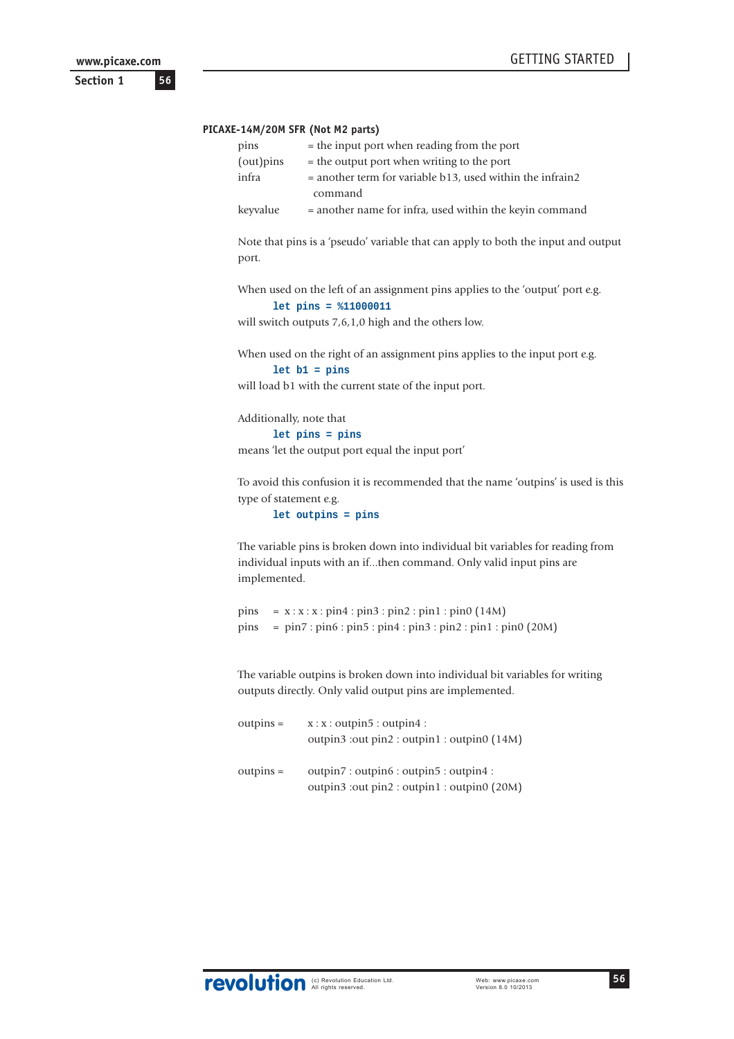**PICAXE-14M/20M SFR (Not M2 parts)**

| | |
|---|---|
| pins | = the input port when reading from the port |
| (out)pins | = the output port when writing to the port |
| infra | = another term for variable b13, used within the infrain2 command |
| keyvalue | = another name for infra, used within the keyin command |

Note that pins is a 'pseudo' variable that can apply to both the input and output port.

When used on the left of an assignment pins applies to the 'output' port e.g.

```
let pins = %11000011
```

will switch outputs 7,6,1,0 high and the others low.

When used on the right of an assignment pins applies to the input port e.g.

```
let b1 = pins
```

will load b1 with the current state of the input port.

Additionally, note that

```
let pins = pins
```

means 'let the output port equal the input port'

To avoid this confusion it is recommended that the name 'outpins' is used is this type of statement e.g.

```
let outpins = pins
```

The variable pins is broken down into individual bit variables for reading from individual inputs with an if...then command. Only valid input pins are implemented.

pins = x : x : x : pin4 : pin3 : pin2 : pin1 : pin0 (14M)
pins = pin7 : pin6 : pin5 : pin4 : pin3 : pin2 : pin1 : pin0 (20M)

The variable outpins is broken down into individual bit variables for writing outputs directly. Only valid output pins are implemented.

outpins = x : x : outpin5 : outpin4 : outpin3 :out pin2 : outpin1 : outpin0 (14M)

outpins = outpin7 : outpin6 : outpin5 : outpin4 : outpin3 :out pin2 : outpin1 : outpin0 (20M)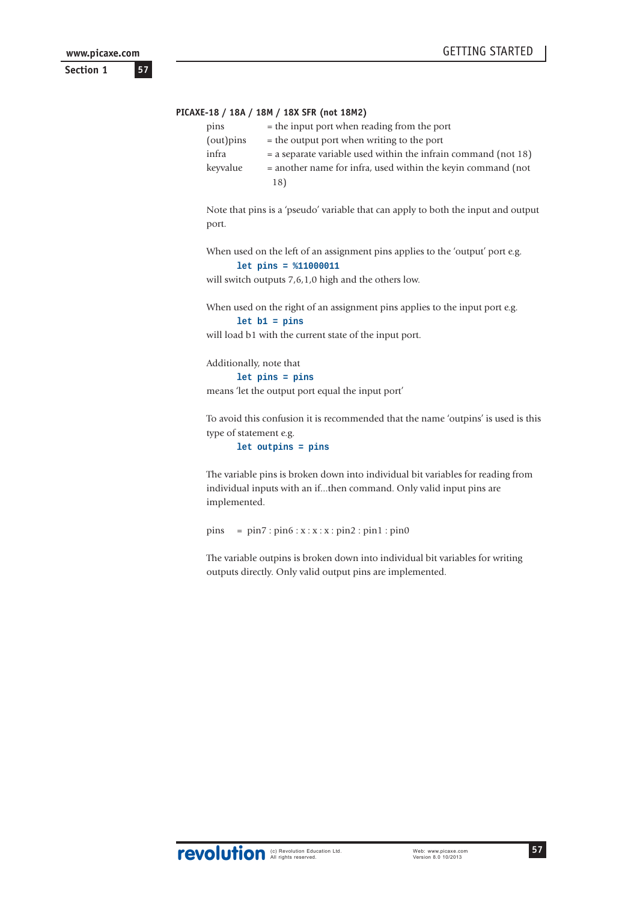### PICAXE-18 / 18A / 18M / 18X SFR (not 18M2)

| | |
|---|---|
| pins | = the input port when reading from the port |
| (out)pins | = the output port when writing to the port |
| infra | = a separate variable used within the infrain command (not 18) |
| keyvalue | = another name for infra, used within the keyin command (not 18) |

Note that pins is a 'pseudo' variable that can apply to both the input and output port.

When used on the left of an assignment pins applies to the 'output' port e.g.

```
let pins = %11000011
```

will switch outputs 7,6,1,0 high and the others low.

When used on the right of an assignment pins applies to the input port e.g.

```
let b1 = pins
```

will load b1 with the current state of the input port.

Additionally, note that

```
let pins = pins
```

means 'let the output port equal the input port'

To avoid this confusion it is recommended that the name 'outpins' is used is this type of statement e.g.

```
let outpins = pins
```

The variable pins is broken down into individual bit variables for reading from individual inputs with an if...then command. Only valid input pins are implemented.

pins = pin7 : pin6 : x : x : x : pin2 : pin1 : pin0

The variable outpins is broken down into individual bit variables for writing outputs directly. Only valid output pins are implemented.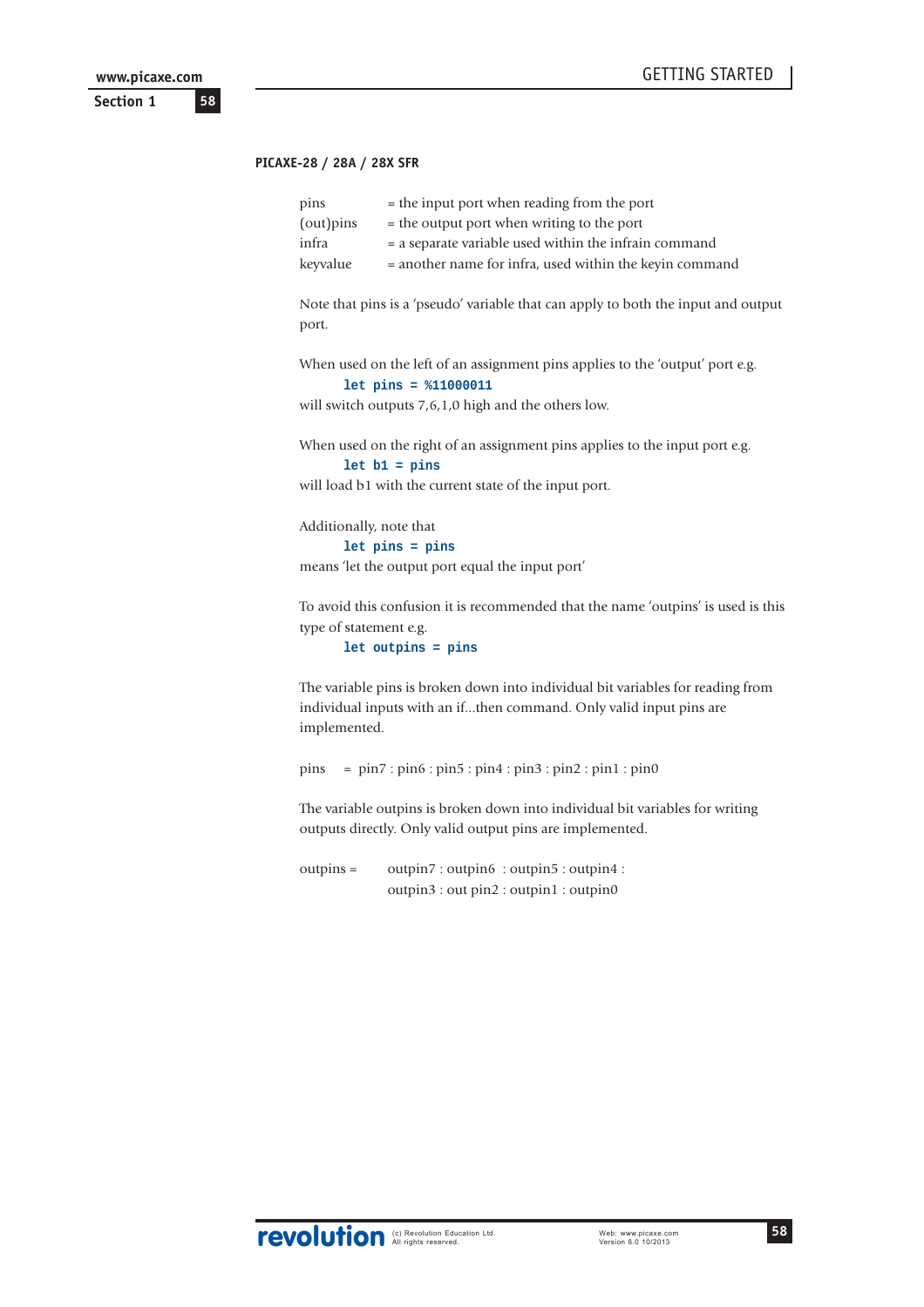**PICAXE-28 / 28A / 28X SFR**

| | |
|---|---|
| pins | = the input port when reading from the port |
| (out)pins | = the output port when writing to the port |
| infra | = a separate variable used within the infrain command |
| keyvalue | = another name for infra, used within the keyin command |

Note that pins is a 'pseudo' variable that can apply to both the input and output port.

When used on the left of an assignment pins applies to the 'output' port e.g.

```
let pins = %11000011
```

will switch outputs 7,6,1,0 high and the others low.

When used on the right of an assignment pins applies to the input port e.g.

```
let b1 = pins
```

will load b1 with the current state of the input port.

Additionally, note that

```
let pins = pins
```

means 'let the output port equal the input port'

To avoid this confusion it is recommended that the name 'outpins' is used is this type of statement e.g.

```
let outpins = pins
```

The variable pins is broken down into individual bit variables for reading from individual inputs with an if...then command. Only valid input pins are implemented.

pins = pin7 : pin6 : pin5 : pin4 : pin3 : pin2 : pin1 : pin0

The variable outpins is broken down into individual bit variables for writing outputs directly. Only valid output pins are implemented.

outpins = outpin7 : outpin6 : outpin5 : outpin4 : outpin3 : out pin2 : outpin1 : outpin0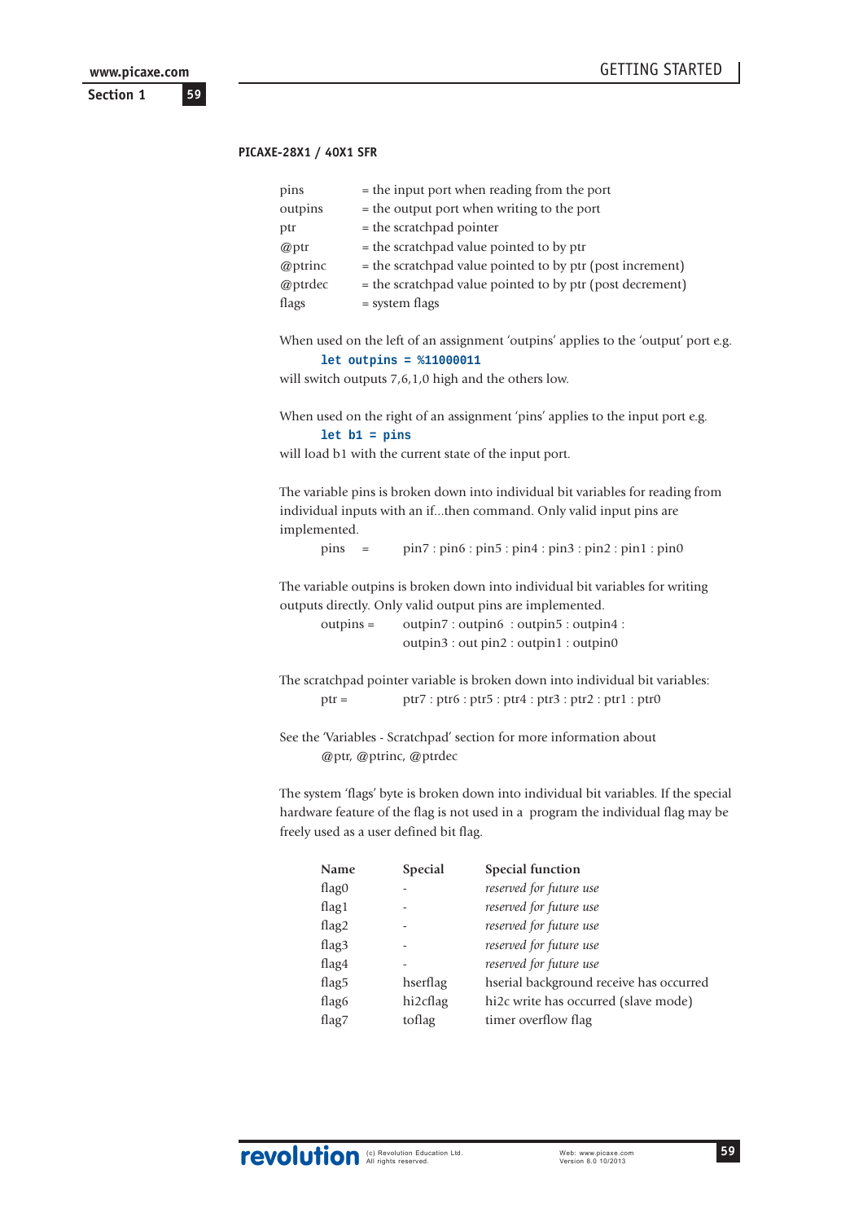### PICAXE-28X1 / 40X1 SFR

| | |
|---|---|
| pins | = the input port when reading from the port |
| outpins | = the output port when writing to the port |
| ptr | = the scratchpad pointer |
| @ptr | = the scratchpad value pointed to by ptr |
| @ptrinc | = the scratchpad value pointed to by ptr (post increment) |
| @ptrdec | = the scratchpad value pointed to by ptr (post decrement) |
| flags | = system flags |

When used on the left of an assignment 'outpins' applies to the 'output' port e.g.

```
let outpins = %11000011
```

will switch outputs 7,6,1,0 high and the others low.

When used on the right of an assignment 'pins' applies to the input port e.g.

```
let b1 = pins
```

will load b1 with the current state of the input port.

The variable pins is broken down into individual bit variables for reading from individual inputs with an if...then command. Only valid input pins are implemented.

pins = pin7 : pin6 : pin5 : pin4 : pin3 : pin2 : pin1 : pin0

The variable outpins is broken down into individual bit variables for writing outputs directly. Only valid output pins are implemented.

outpins = outpin7 : outpin6 : outpin5 : outpin4 : outpin3 : out pin2 : outpin1 : outpin0

The scratchpad pointer variable is broken down into individual bit variables:

ptr = ptr7 : ptr6 : ptr5 : ptr4 : ptr3 : ptr2 : ptr1 : ptr0

See the 'Variables - Scratchpad' section for more information about @ptr, @ptrinc, @ptrdec

The system 'flags' byte is broken down into individual bit variables. If the special hardware feature of the flag is not used in a program the individual flag may be freely used as a user defined bit flag.

| Name | Special | Special function |
|---|---|---|
| flag0 | - | *reserved for future use* |
| flag1 | - | *reserved for future use* |
| flag2 | - | *reserved for future use* |
| flag3 | - | *reserved for future use* |
| flag4 | - | *reserved for future use* |
| flag5 | hserflag | hserial background receive has occurred |
| flag6 | hi2cflag | hi2c write has occurred (slave mode) |
| flag7 | toflag | timer overflow flag |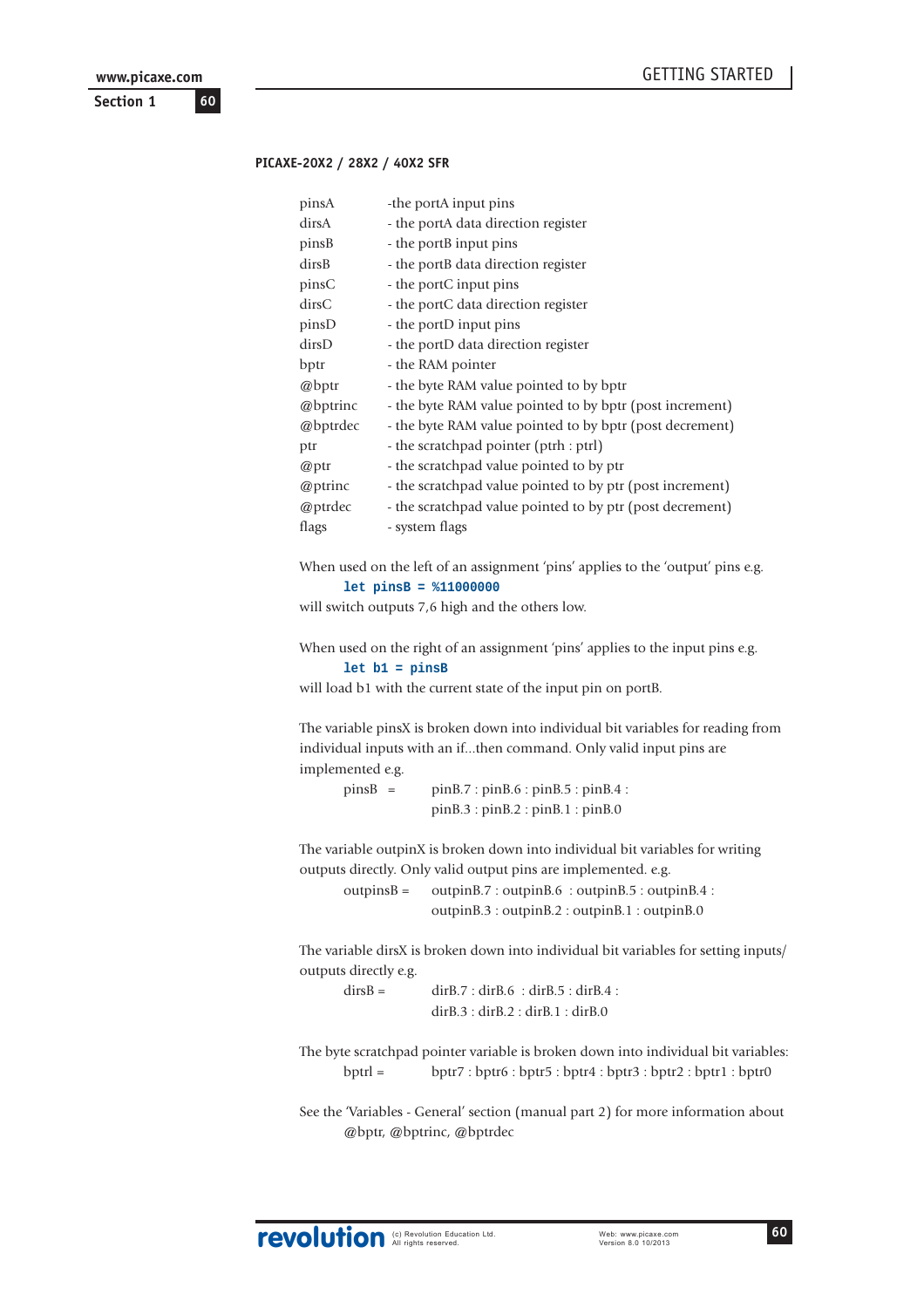### PICAXE-20X2 / 28X2 / 40X2 SFR

| | |
|---|---|
| pinsA | -the portA input pins |
| dirsA | - the portA data direction register |
| pinsB | - the portB input pins |
| dirsB | - the portB data direction register |
| pinsC | - the portC input pins |
| dirsC | - the portC data direction register |
| pinsD | - the portD input pins |
| dirsD | - the portD data direction register |
| bptr | - the RAM pointer |
| @bptr | - the byte RAM value pointed to by bptr |
| @bptrinc | - the byte RAM value pointed to by bptr (post increment) |
| @bptrdec | - the byte RAM value pointed to by bptr (post decrement) |
| ptr | - the scratchpad pointer (ptrh : ptrl) |
| @ptr | - the scratchpad value pointed to by ptr |
| @ptrinc | - the scratchpad value pointed to by ptr (post increment) |
| @ptrdec | - the scratchpad value pointed to by ptr (post decrement) |
| flags | - system flags |

When used on the left of an assignment 'pins' applies to the 'output' pins e.g.

```
let pinsB = %11000000
```

will switch outputs 7,6 high and the others low.

When used on the right of an assignment 'pins' applies to the input pins e.g.

```
let b1 = pinsB
```

will load b1 with the current state of the input pin on portB.

The variable pinsX is broken down into individual bit variables for reading from individual inputs with an if...then command. Only valid input pins are implemented e.g.

pinsB = pinB.7 : pinB.6 : pinB.5 : pinB.4 : pinB.3 : pinB.2 : pinB.1 : pinB.0

The variable outpinX is broken down into individual bit variables for writing outputs directly. Only valid output pins are implemented. e.g.

outpinsB = outpinB.7 : outpinB.6 : outpinB.5 : outpinB.4 : outpinB.3 : outpinB.2 : outpinB.1 : outpinB.0

The variable dirsX is broken down into individual bit variables for setting inputs/ outputs directly e.g.

dirsB = dirB.7 : dirB.6 : dirB.5 : dirB.4 : dirB.3 : dirB.2 : dirB.1 : dirB.0

The byte scratchpad pointer variable is broken down into individual bit variables:

bptrl = bptr7 : bptr6 : bptr5 : bptr4 : bptr3 : bptr2 : bptr1 : bptr0

See the 'Variables - General' section (manual part 2) for more information about @bptr, @bptrinc, @bptrdec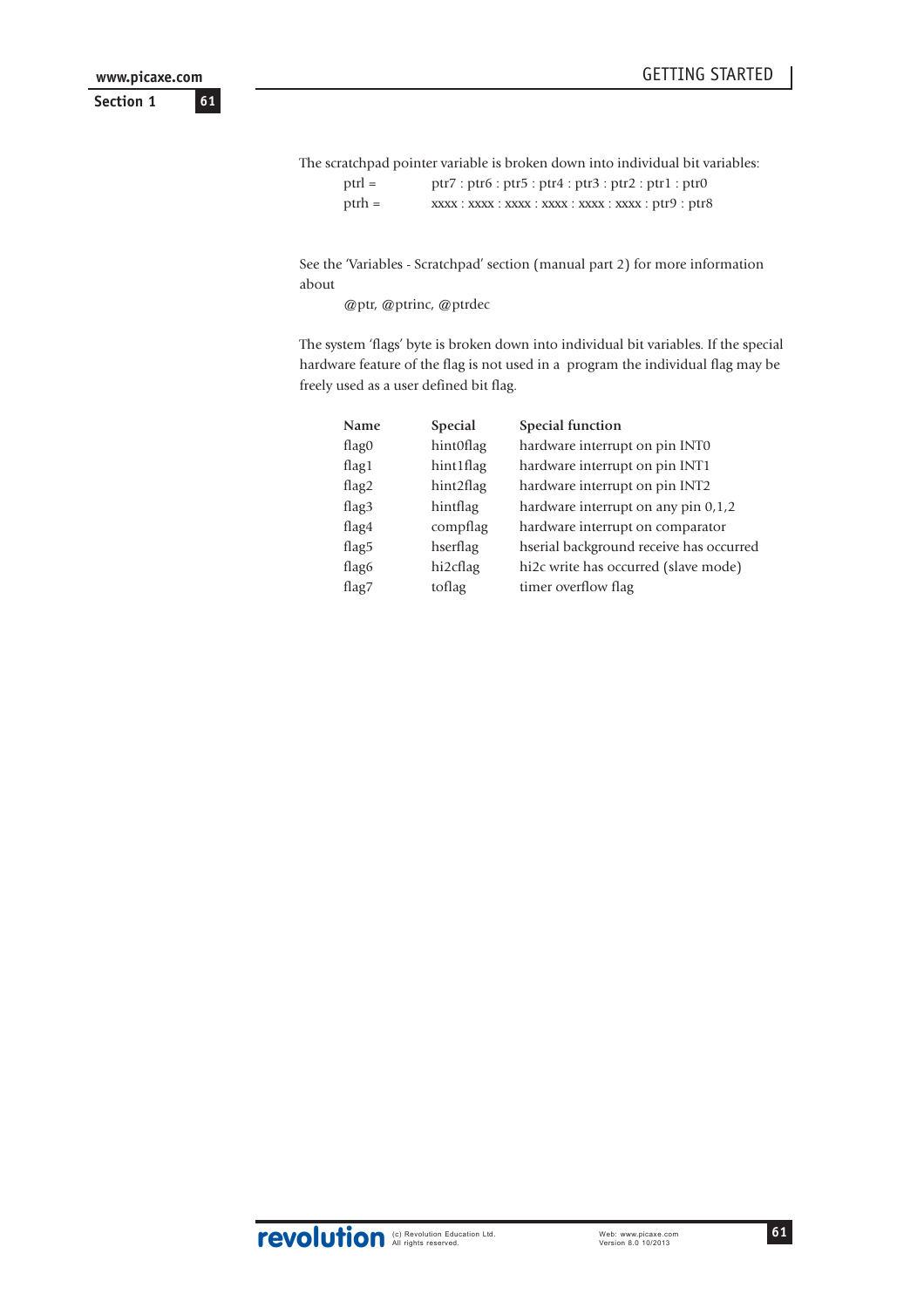The scratchpad pointer variable is broken down into individual bit variables:

| | |
|---|---|
| ptrl = | ptr7 : ptr6 : ptr5 : ptr4 : ptr3 : ptr2 : ptr1 : ptr0 |
| ptrh = | xxxx : xxxx : xxxx : xxxx : xxxx : xxxx : ptr9 : ptr8 |

See the 'Variables - Scratchpad' section (manual part 2) for more information about

@ptr, @ptrinc, @ptrdec

The system 'flags' byte is broken down into individual bit variables. If the special hardware feature of the flag is not used in a program the individual flag may be freely used as a user defined bit flag.

| Name | Special | Special function |
|---|---|---|
| flag0 | hint0flag | hardware interrupt on pin INT0 |
| flag1 | hint1flag | hardware interrupt on pin INT1 |
| flag2 | hint2flag | hardware interrupt on pin INT2 |
| flag3 | hintflag | hardware interrupt on any pin 0,1,2 |
| flag4 | compflag | hardware interrupt on comparator |
| flag5 | hserflag | hserial background receive has occurred |
| flag6 | hi2cflag | hi2c write has occurred (slave mode) |
| flag7 | toflag | timer overflow flag |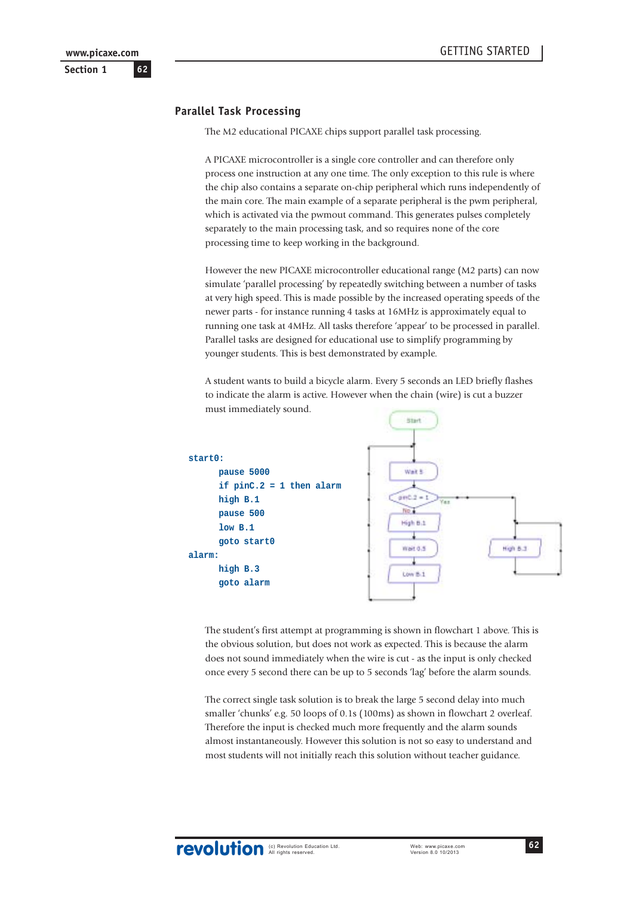## Parallel Task Processing

The M2 educational PICAXE chips support parallel task processing.

A PICAXE microcontroller is a single core controller and can therefore only process one instruction at any one time. The only exception to this rule is where the chip also contains a separate on-chip peripheral which runs independently of the main core. The main example of a separate peripheral is the pwm peripheral, which is activated via the pwmout command. This generates pulses completely separately to the main processing task, and so requires none of the core processing time to keep working in the background.

However the new PICAXE microcontroller educational range (M2 parts) can now simulate 'parallel processing' by repeatedly switching between a number of tasks at very high speed. This is made possible by the increased operating speeds of the newer parts - for instance running 4 tasks at 16MHz is approximately equal to running one task at 4MHz. All tasks therefore 'appear' to be processed in parallel. Parallel tasks are designed for educational use to simplify programming by younger students. This is best demonstrated by example.

A student wants to build a bicycle alarm. Every 5 seconds an LED briefly flashes to indicate the alarm is active. However when the chain (wire) is cut a buzzer must immediately sound.

```
start0:
	pause 5000
	if pinC.2 = 1 then alarm
	high B.1
	pause 500
	low B.1
	goto start0
alarm:
	high B.3
	goto alarm
```

The student's first attempt at programming is shown in flowchart 1 above. This is the obvious solution, but does not work as expected. This is because the alarm does not sound immediately when the wire is cut - as the input is only checked once every 5 second there can be up to 5 seconds 'lag' before the alarm sounds.

The correct single task solution is to break the large 5 second delay into much smaller 'chunks' e.g. 50 loops of 0.1s (100ms) as shown in flowchart 2 overleaf. Therefore the input is checked much more frequently and the alarm sounds almost instantaneously. However this solution is not so easy to understand and most students will not initially reach this solution without teacher guidance.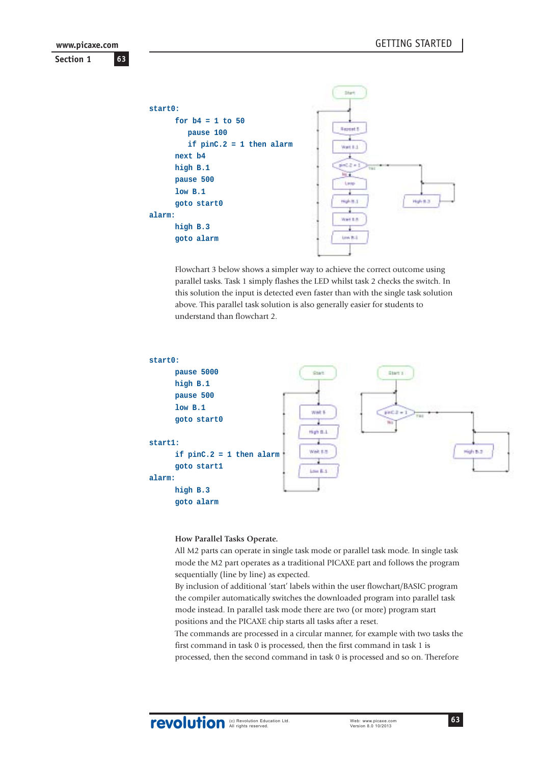```
start0:
	for b4 = 1 to 50
		pause 100
		if pinC.2 = 1 then alarm
	next b4
	high B.1
	pause 500
	low B.1
	goto start0
alarm:
	high B.3
	goto alarm
```

Flowchart 3 below shows a simpler way to achieve the correct outcome using parallel tasks. Task 1 simply flashes the LED whilst task 2 checks the switch. In this solution the input is detected even faster than with the single task solution above. This parallel task solution is also generally easier for students to understand than flowchart 2.

```
start0:
	pause 5000
	high B.1
	pause 500
	low B.1
	goto start0

start1:
	if pinC.2 = 1 then alarm
	goto start1
alarm:
	high B.3
	goto alarm
```

**How Parallel Tasks Operate.**

All M2 parts can operate in single task mode or parallel task mode. In single task mode the M2 part operates as a traditional PICAXE part and follows the program sequentially (line by line) as expected.

By inclusion of additional 'start' labels within the user flowchart/BASIC program the compiler automatically switches the downloaded program into parallel task mode instead. In parallel task mode there are two (or more) program start positions and the PICAXE chip starts all tasks after a reset.

The commands are processed in a circular manner, for example with two tasks the first command in task 0 is processed, then the first command in task 1 is processed, then the second command in task 0 is processed and so on. Therefore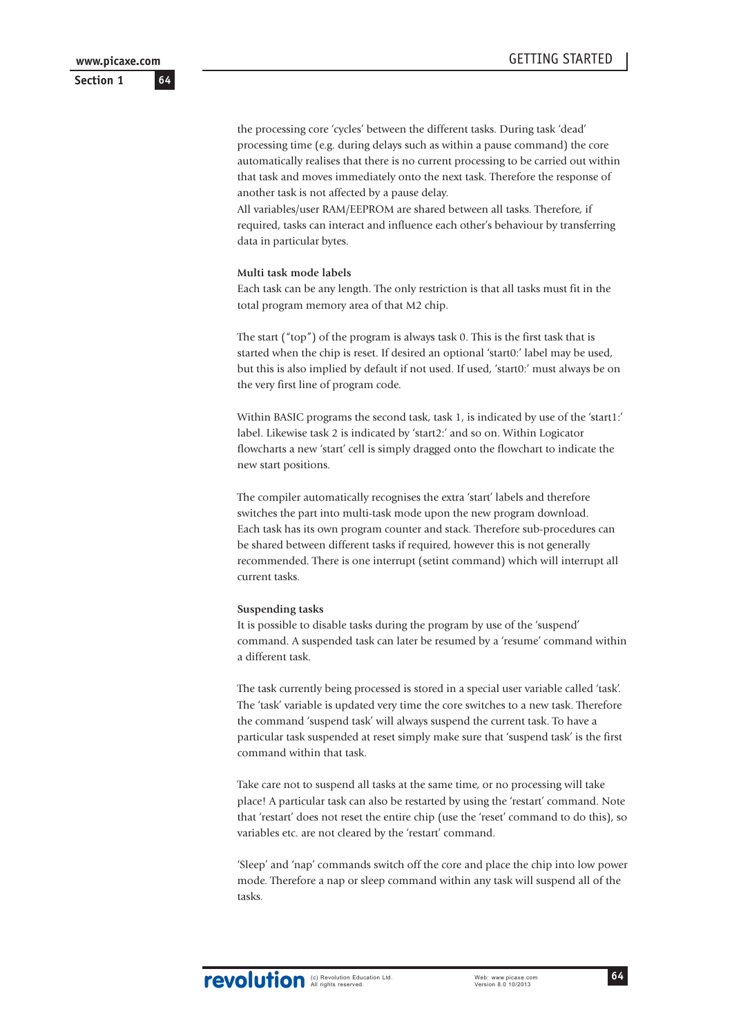the processing core 'cycles' between the different tasks. During task 'dead' processing time (e.g. during delays such as within a pause command) the core automatically realises that there is no current processing to be carried out within that task and moves immediately onto the next task. Therefore the response of another task is not affected by a pause delay.
All variables/user RAM/EEPROM are shared between all tasks. Therefore, if required, tasks can interact and influence each other's behaviour by transferring data in particular bytes.

**Multi task mode labels**
Each task can be any length. The only restriction is that all tasks must fit in the total program memory area of that M2 chip.

The start ("top") of the program is always task 0. This is the first task that is started when the chip is reset. If desired an optional 'start0:' label may be used, but this is also implied by default if not used. If used, 'start0:' must always be on the very first line of program code.

Within BASIC programs the second task, task 1, is indicated by use of the 'start1:' label. Likewise task 2 is indicated by 'start2:' and so on. Within Logicator flowcharts a new 'start' cell is simply dragged onto the flowchart to indicate the new start positions.

The compiler automatically recognises the extra 'start' labels and therefore switches the part into multi-task mode upon the new program download.
Each task has its own program counter and stack. Therefore sub-procedures can be shared between different tasks if required, however this is not generally recommended. There is one interrupt (setint command) which will interrupt all current tasks.

**Suspending tasks**
It is possible to disable tasks during the program by use of the 'suspend' command. A suspended task can later be resumed by a 'resume' command within a different task.

The task currently being processed is stored in a special user variable called 'task'. The 'task' variable is updated very time the core switches to a new task. Therefore the command 'suspend task' will always suspend the current task. To have a particular task suspended at reset simply make sure that 'suspend task' is the first command within that task.

Take care not to suspend all tasks at the same time, or no processing will take place! A particular task can also be restarted by using the 'restart' command. Note that 'restart' does not reset the entire chip (use the 'reset' command to do this), so variables etc. are not cleared by the 'restart' command.

'Sleep' and 'nap' commands switch off the core and place the chip into low power mode. Therefore a nap or sleep command within any task will suspend all of the tasks.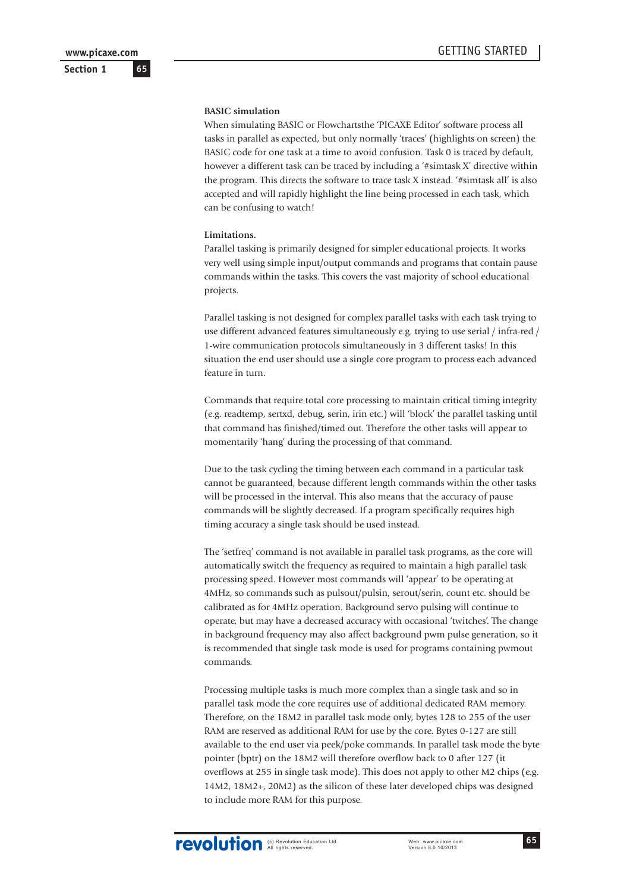**BASIC simulation**

When simulating BASIC or Flowchartsthe 'PICAXE Editor' software process all tasks in parallel as expected, but only normally 'traces' (highlights on screen) the BASIC code for one task at a time to avoid confusion. Task 0 is traced by default, however a different task can be traced by including a '#simtask X' directive within the program. This directs the software to trace task X instead. '#simtask all' is also accepted and will rapidly highlight the line being processed in each task, which can be confusing to watch!

**Limitations.**

Parallel tasking is primarily designed for simpler educational projects. It works very well using simple input/output commands and programs that contain pause commands within the tasks. This covers the vast majority of school educational projects.

Parallel tasking is not designed for complex parallel tasks with each task trying to use different advanced features simultaneously e.g. trying to use serial / infra-red / 1-wire communication protocols simultaneously in 3 different tasks! In this situation the end user should use a single core program to process each advanced feature in turn.

Commands that require total core processing to maintain critical timing integrity (e.g. readtemp, sertxd, debug, serin, irin etc.) will 'block' the parallel tasking until that command has finished/timed out. Therefore the other tasks will appear to momentarily 'hang' during the processing of that command.

Due to the task cycling the timing between each command in a particular task cannot be guaranteed, because different length commands within the other tasks will be processed in the interval. This also means that the accuracy of pause commands will be slightly decreased. If a program specifically requires high timing accuracy a single task should be used instead.

The 'setfreq' command is not available in parallel task programs, as the core will automatically switch the frequency as required to maintain a high parallel task processing speed. However most commands will 'appear' to be operating at 4MHz, so commands such as pulsout/pulsin, serout/serin, count etc. should be calibrated as for 4MHz operation. Background servo pulsing will continue to operate, but may have a decreased accuracy with occasional 'twitches'. The change in background frequency may also affect background pwm pulse generation, so it is recommended that single task mode is used for programs containing pwmout commands.

Processing multiple tasks is much more complex than a single task and so in parallel task mode the core requires use of additional dedicated RAM memory. Therefore, on the 18M2 in parallel task mode only, bytes 128 to 255 of the user RAM are reserved as additional RAM for use by the core. Bytes 0-127 are still available to the end user via peek/poke commands. In parallel task mode the byte pointer (bptr) on the 18M2 will therefore overflow back to 0 after 127 (it overflows at 255 in single task mode). This does not apply to other M2 chips (e.g. 14M2, 18M2+, 20M2) as the silicon of these later developed chips was designed to include more RAM for this purpose.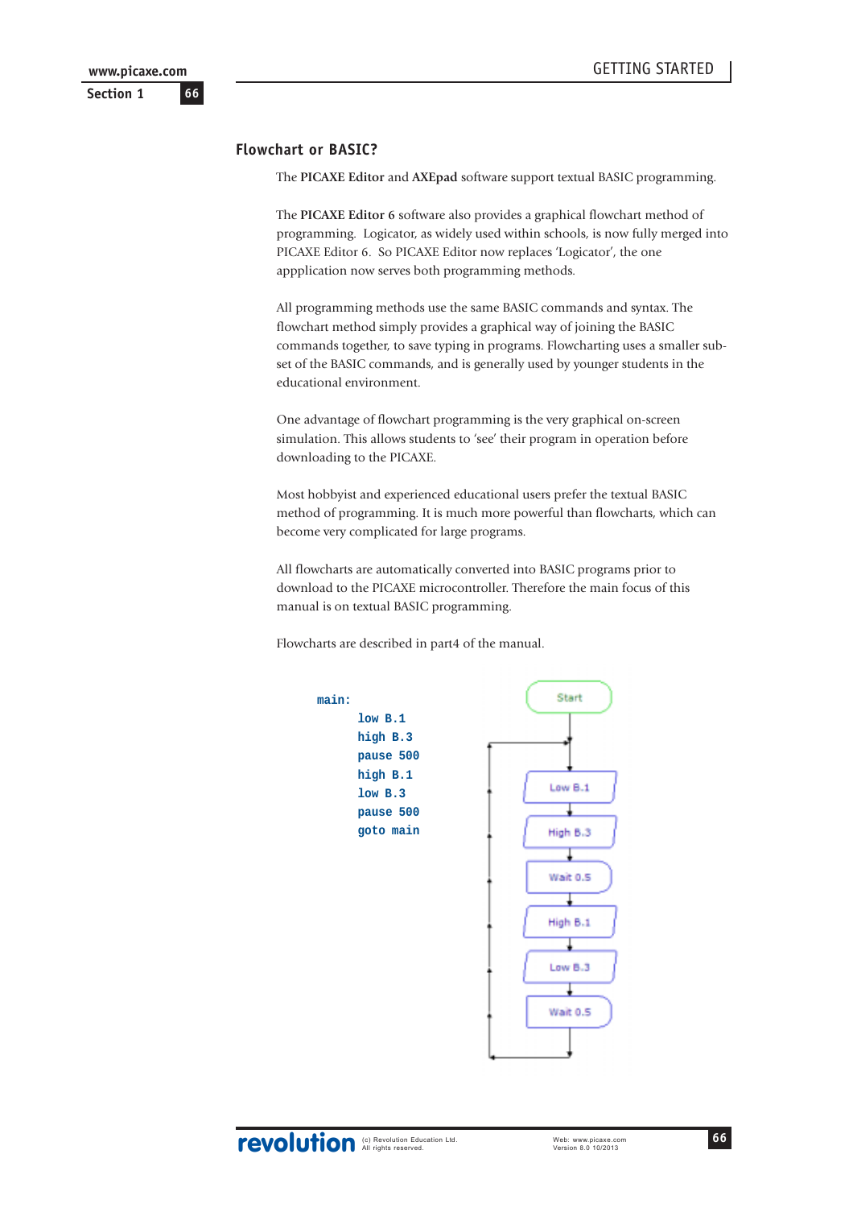## Flowchart or BASIC?

The **PICAXE Editor** and **AXEpad** software support textual BASIC programming.

The **PICAXE Editor 6** software also provides a graphical flowchart method of programming. Logicator, as widely used within schools, is now fully merged into PICAXE Editor 6. So PICAXE Editor now replaces 'Logicator', the one appplication now serves both programming methods.

All programming methods use the same BASIC commands and syntax. The flowchart method simply provides a graphical way of joining the BASIC commands together, to save typing in programs. Flowcharting uses a smaller sub-set of the BASIC commands, and is generally used by younger students in the educational environment.

One advantage of flowchart programming is the very graphical on-screen simulation. This allows students to 'see' their program in operation before downloading to the PICAXE.

Most hobbyist and experienced educational users prefer the textual BASIC method of programming. It is much more powerful than flowcharts, which can become very complicated for large programs.

All flowcharts are automatically converted into BASIC programs prior to download to the PICAXE microcontroller. Therefore the main focus of this manual is on textual BASIC programming.

Flowcharts are described in part4 of the manual.

```
main:
	low B.1
	high B.3
	pause 500
	high B.1
	low B.3
	pause 500
	goto main
```

Start → Low B.1 → High B.3 → Wait 0.5 → High B.1 → Low B.3 → Wait 0.5 → (loop back)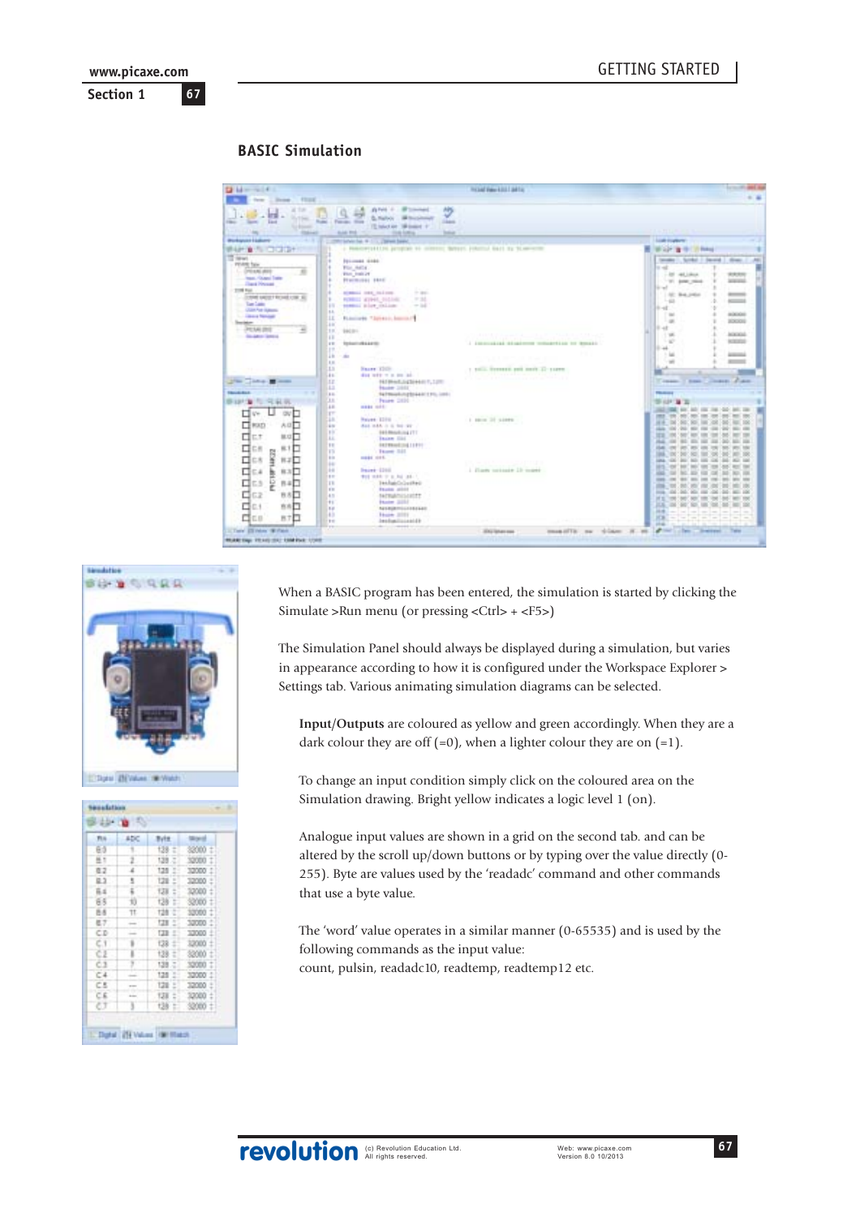## BASIC Simulation

When a BASIC program has been entered, the simulation is started by clicking the Simulate >Run menu (or pressing <Ctrl> + <F5>)

The Simulation Panel should always be displayed during a simulation, but varies in appearance according to how it is configured under the Workspace Explorer > Settings tab. Various animating simulation diagrams can be selected.

**Input/Outputs** are coloured as yellow and green accordingly. When they are a dark colour they are off (=0), when a lighter colour they are on (=1).

To change an input condition simply click on the coloured area on the Simulation drawing. Bright yellow indicates a logic level 1 (on).

Analogue input values are shown in a grid on the second tab. and can be altered by the scroll up/down buttons or by typing over the value directly (0-255). Byte are values used by the 'readadc' command and other commands that use a byte value.

The 'word' value operates in a similar manner (0-65535) and is used by the following commands as the input value:
count, pulsin, readadc10, readtemp, readtemp12 etc.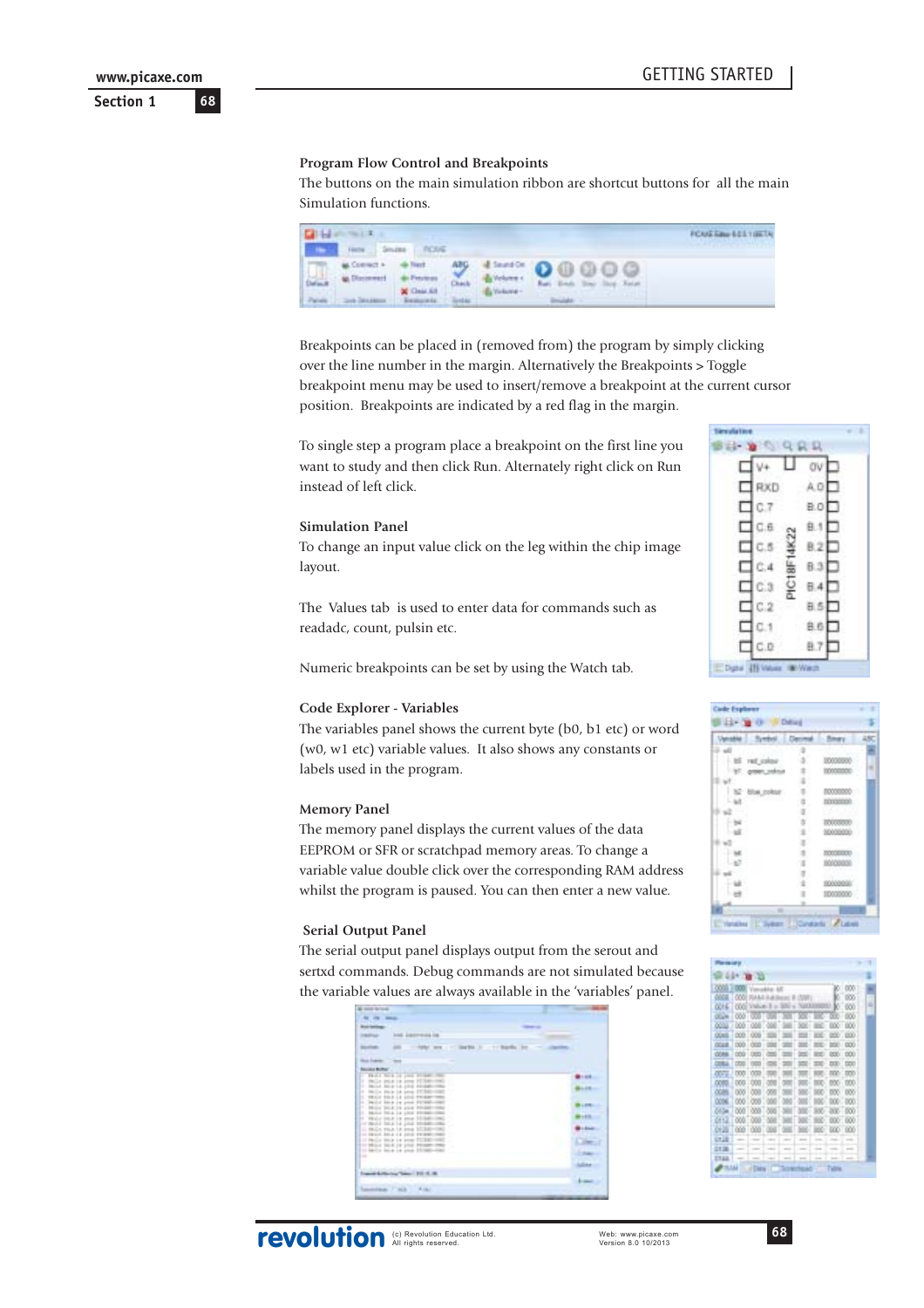### Program Flow Control and Breakpoints

The buttons on the main simulation ribbon are shortcut buttons for all the main Simulation functions.

Breakpoints can be placed in (removed from) the program by simply clicking over the line number in the margin. Alternatively the Breakpoints > Toggle breakpoint menu may be used to insert/remove a breakpoint at the current cursor position. Breakpoints are indicated by a red flag in the margin.

To single step a program place a breakpoint on the first line you want to study and then click Run. Alternately right click on Run instead of left click.

### Simulation Panel

To change an input value click on the leg within the chip image layout.

The Values tab is used to enter data for commands such as readadc, count, pulsin etc.

Numeric breakpoints can be set by using the Watch tab.

### Code Explorer - Variables

The variables panel shows the current byte (b0, b1 etc) or word (w0, w1 etc) variable values. It also shows any constants or labels used in the program.

### Memory Panel

The memory panel displays the current values of the data EEPROM or SFR or scratchpad memory areas. To change a variable value double click over the corresponding RAM address whilst the program is paused. You can then enter a new value.

### Serial Output Panel

The serial output panel displays output from the serout and sertxd commands. Debug commands are not simulated because the variable values are always available in the 'variables' panel.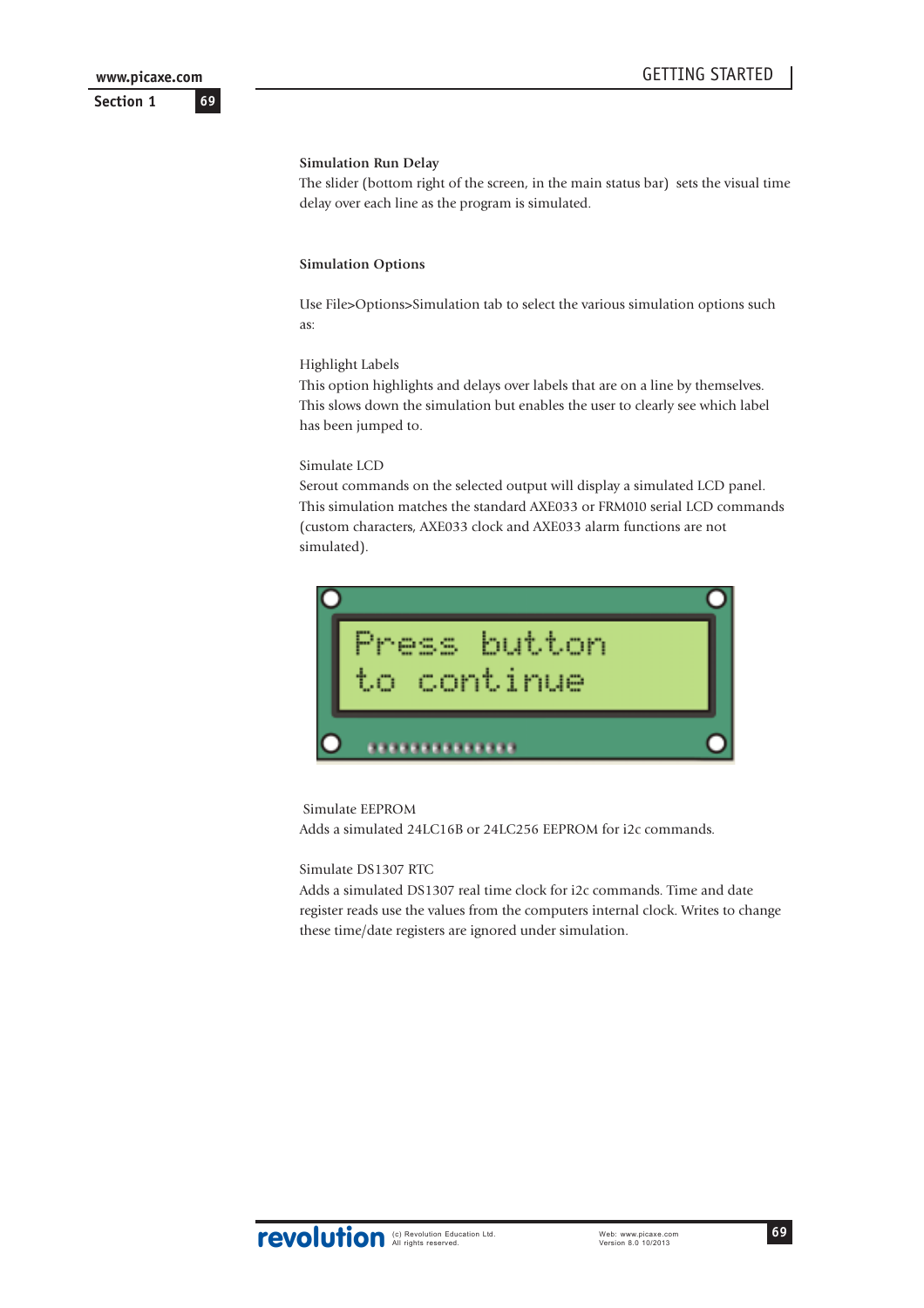**Simulation Run Delay**

The slider (bottom right of the screen, in the main status bar) sets the visual time delay over each line as the program is simulated.

**Simulation Options**

Use File>Options>Simulation tab to select the various simulation options such as:

Highlight Labels
This option highlights and delays over labels that are on a line by themselves. This slows down the simulation but enables the user to clearly see which label has been jumped to.

Simulate LCD
Serout commands on the selected output will display a simulated LCD panel. This simulation matches the standard AXE033 or FRM010 serial LCD commands (custom characters, AXE033 clock and AXE033 alarm functions are not simulated).

Simulate EEPROM
Adds a simulated 24LC16B or 24LC256 EEPROM for i2c commands.

Simulate DS1307 RTC
Adds a simulated DS1307 real time clock for i2c commands. Time and date register reads use the values from the computers internal clock. Writes to change these time/date registers are ignored under simulation.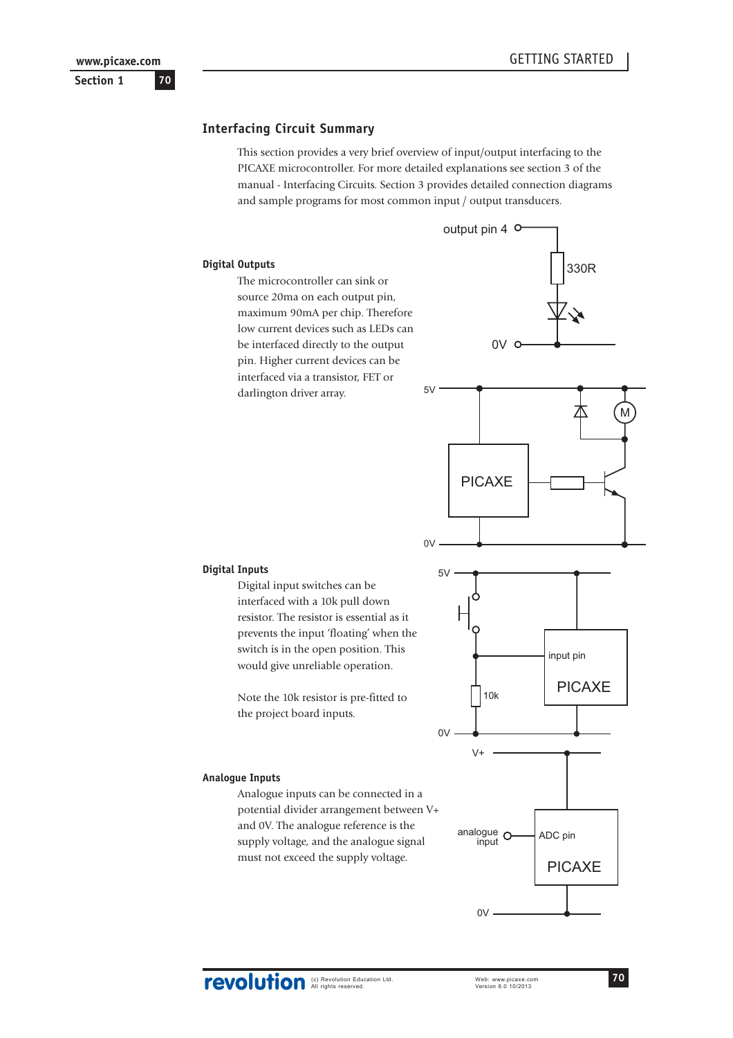## Interfacing Circuit Summary

This section provides a very brief overview of input/output interfacing to the PICAXE microcontroller. For more detailed explanations see section 3 of the manual - Interfacing Circuits. Section 3 provides detailed connection diagrams and sample programs for most common input / output transducers.

### Digital Outputs

The microcontroller can sink or source 20ma on each output pin, maximum 90mA per chip. Therefore low current devices such as LEDs can be interfaced directly to the output pin. Higher current devices can be interfaced via a transistor, FET or darlington driver array.

output pin 4

330R

0V

5V

PICAXE

M

0V

### Digital Inputs

Digital input switches can be interfaced with a 10k pull down resistor. The resistor is essential as it prevents the input 'floating' when the switch is in the open position. This would give unreliable operation.

Note the 10k resistor is pre-fitted to the project board inputs.

5V

input pin

PICAXE

10k

0V

### Analogue Inputs

Analogue inputs can be connected in a potential divider arrangement between V+ and 0V. The analogue reference is the supply voltage, and the analogue signal must not exceed the supply voltage.

V+

analogue input

ADC pin

PICAXE

0V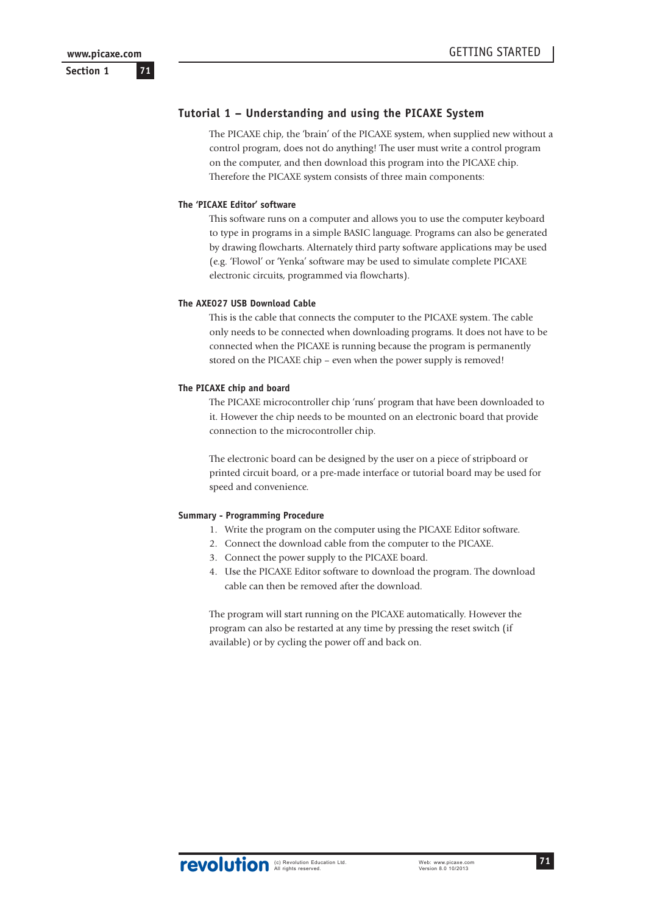## Tutorial 1 – Understanding and using the PICAXE System

The PICAXE chip, the 'brain' of the PICAXE system, when supplied new without a control program, does not do anything! The user must write a control program on the computer, and then download this program into the PICAXE chip. Therefore the PICAXE system consists of three main components:

### The 'PICAXE Editor' software

This software runs on a computer and allows you to use the computer keyboard to type in programs in a simple BASIC language. Programs can also be generated by drawing flowcharts. Alternately third party software applications may be used (e.g. 'Flowol' or 'Yenka' software may be used to simulate complete PICAXE electronic circuits, programmed via flowcharts).

### The AXE027 USB Download Cable

This is the cable that connects the computer to the PICAXE system. The cable only needs to be connected when downloading programs. It does not have to be connected when the PICAXE is running because the program is permanently stored on the PICAXE chip – even when the power supply is removed!

### The PICAXE chip and board

The PICAXE microcontroller chip 'runs' program that have been downloaded to it. However the chip needs to be mounted on an electronic board that provide connection to the microcontroller chip.

The electronic board can be designed by the user on a piece of stripboard or printed circuit board, or a pre-made interface or tutorial board may be used for speed and convenience.

### Summary - Programming Procedure

1. Write the program on the computer using the PICAXE Editor software.
2. Connect the download cable from the computer to the PICAXE.
3. Connect the power supply to the PICAXE board.
4. Use the PICAXE Editor software to download the program. The download cable can then be removed after the download.

The program will start running on the PICAXE automatically. However the program can also be restarted at any time by pressing the reset switch (if available) or by cycling the power off and back on.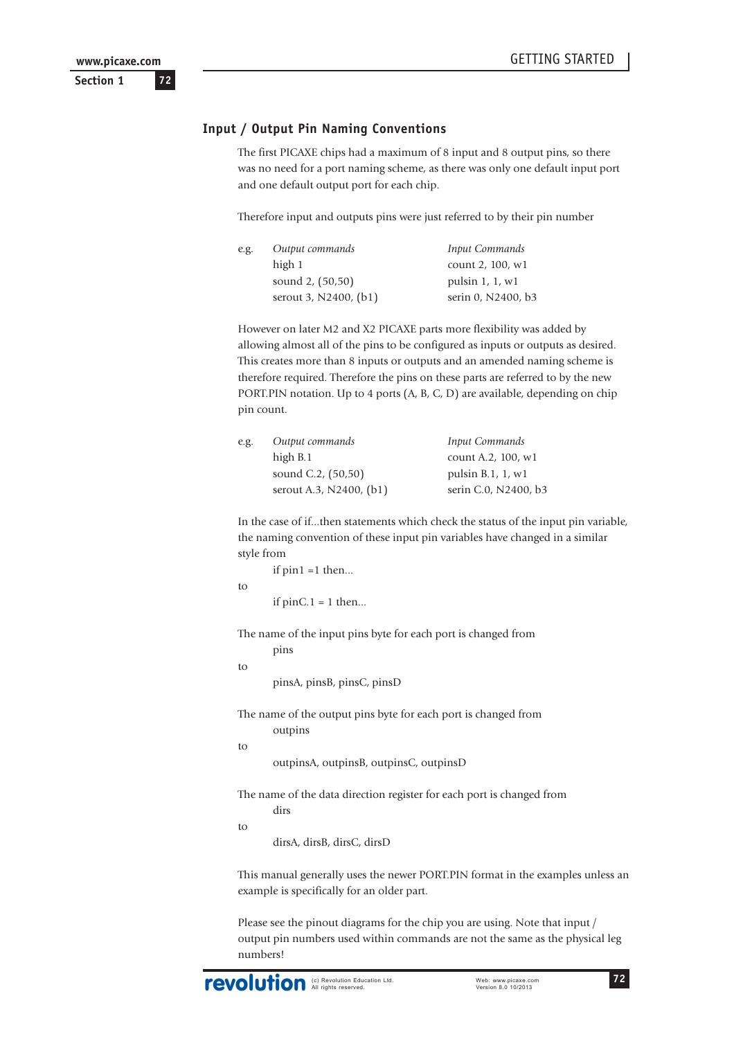## Input / Output Pin Naming Conventions

The first PICAXE chips had a maximum of 8 input and 8 output pins, so there was no need for a port naming scheme, as there was only one default input port and one default output port for each chip.

Therefore input and outputs pins were just referred to by their pin number

| e.g. | *Output commands* | *Input Commands* |
|---|---|---|
| | high 1 | count 2, 100, w1 |
| | sound 2, (50,50) | pulsin 1, 1, w1 |
| | serout 3, N2400, (b1) | serin 0, N2400, b3 |

However on later M2 and X2 PICAXE parts more flexibility was added by allowing almost all of the pins to be configured as inputs or outputs as desired. This creates more than 8 inputs or outputs and an amended naming scheme is therefore required. Therefore the pins on these parts are referred to by the new PORT.PIN notation. Up to 4 ports (A, B, C, D) are available, depending on chip pin count.

| e.g. | *Output commands* | *Input Commands* |
|---|---|---|
| | high B.1 | count A.2, 100, w1 |
| | sound C.2, (50,50) | pulsin B.1, 1, w1 |
| | serout A.3, N2400, (b1) | serin C.0, N2400, b3 |

In the case of if...then statements which check the status of the input pin variable, the naming convention of these input pin variables have changed in a similar style from

```
if pin1 =1 then...
```

to

```
if pinC.1 = 1 then...
```

The name of the input pins byte for each port is changed from

```
pins
```

to

```
pinsA, pinsB, pinsC, pinsD
```

The name of the output pins byte for each port is changed from

```
outpins
```

to

```
outpinsA, outpinsB, outpinsC, outpinsD
```

The name of the data direction register for each port is changed from

```
dirs
```

to

```
dirsA, dirsB, dirsC, dirsD
```

This manual generally uses the newer PORT.PIN format in the examples unless an example is specifically for an older part.

Please see the pinout diagrams for the chip you are using. Note that input / output pin numbers used within commands are not the same as the physical leg numbers!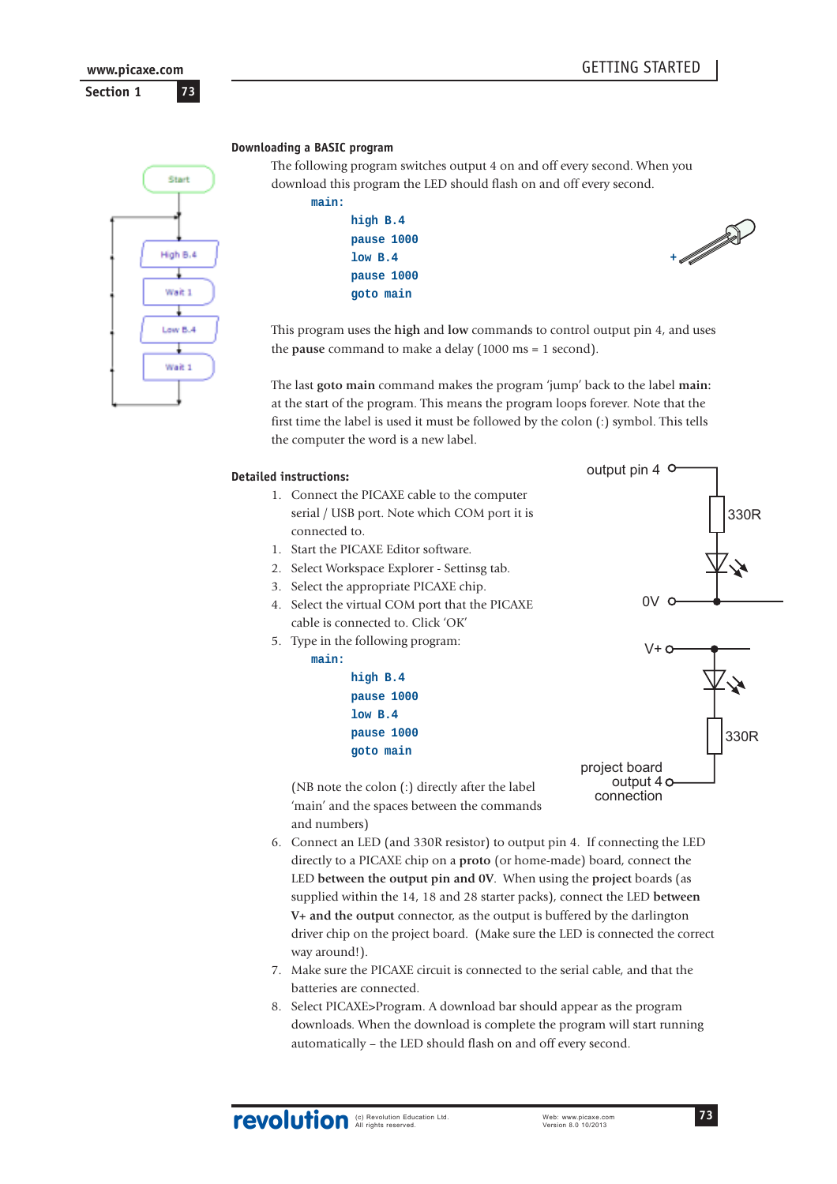## Downloading a BASIC program

The following program switches output 4 on and off every second. When you download this program the LED should flash on and off every second.

```
main:
        high B.4
        pause 1000
        low B.4
        pause 1000
        goto main
```

This program uses the **high** and **low** commands to control output pin 4, and uses the **pause** command to make a delay (1000 ms = 1 second).

The last **goto main** command makes the program 'jump' back to the label **main:** at the start of the program. This means the program loops forever. Note that the first time the label is used it must be followed by the colon (:) symbol. This tells the computer the word is a new label.

## Detailed instructions:

1. Connect the PICAXE cable to the computer serial / USB port. Note which COM port it is connected to.
1. Start the PICAXE Editor software.
2. Select Workspace Explorer - Settinsg tab.
3. Select the appropriate PICAXE chip.
4. Select the virtual COM port that the PICAXE cable is connected to. Click 'OK'
5. Type in the following program:

```
main:
        high B.4
        pause 1000
        low B.4
        pause 1000
        goto main
```

(NB note the colon (:) directly after the label 'main' and the spaces between the commands and numbers)

6. Connect an LED (and 330R resistor) to output pin 4. If connecting the LED directly to a PICAXE chip on a **proto** (or home-made) board, connect the LED **between the output pin and 0V**. When using the **project** boards (as supplied within the 14, 18 and 28 starter packs), connect the LED **between V+ and the output** connector, as the output is buffered by the darlington driver chip on the project board. (Make sure the LED is connected the correct way around!).
7. Make sure the PICAXE circuit is connected to the serial cable, and that the batteries are connected.
8. Select PICAXE>Program. A download bar should appear as the program downloads. When the download is complete the program will start running automatically – the LED should flash on and off every second.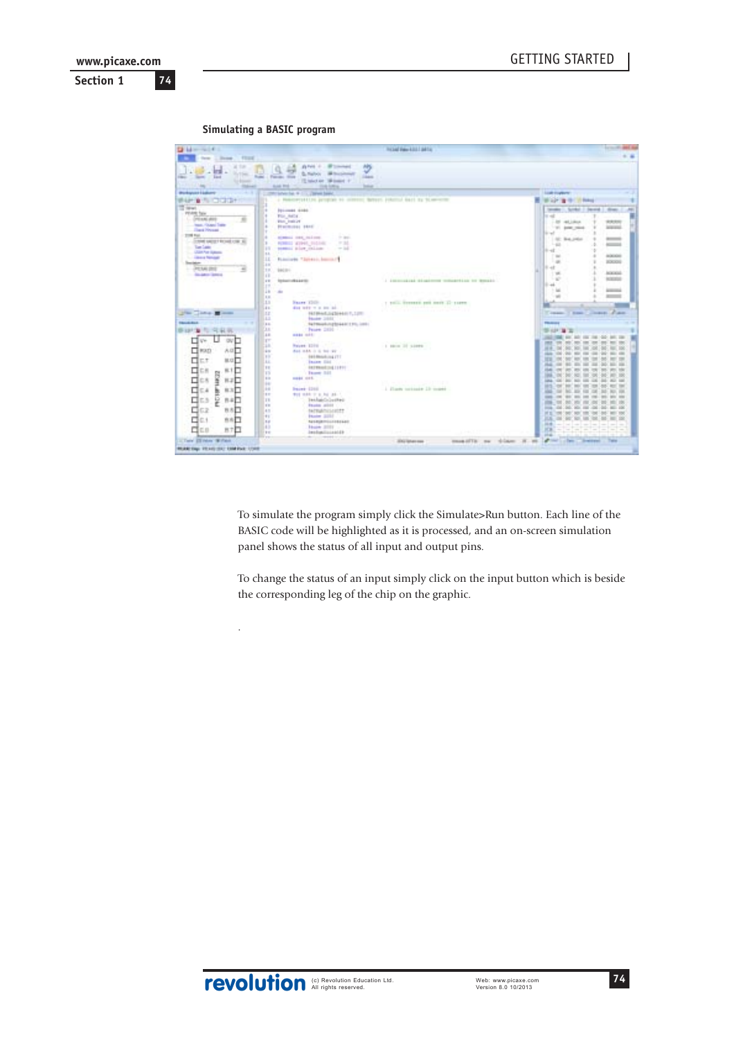### Simulating a BASIC program

To simulate the program simply click the Simulate>Run button. Each line of the BASIC code will be highlighted as it is processed, and an on-screen simulation panel shows the status of all input and output pins.

To change the status of an input simply click on the input button which is beside the corresponding leg of the chip on the graphic.

.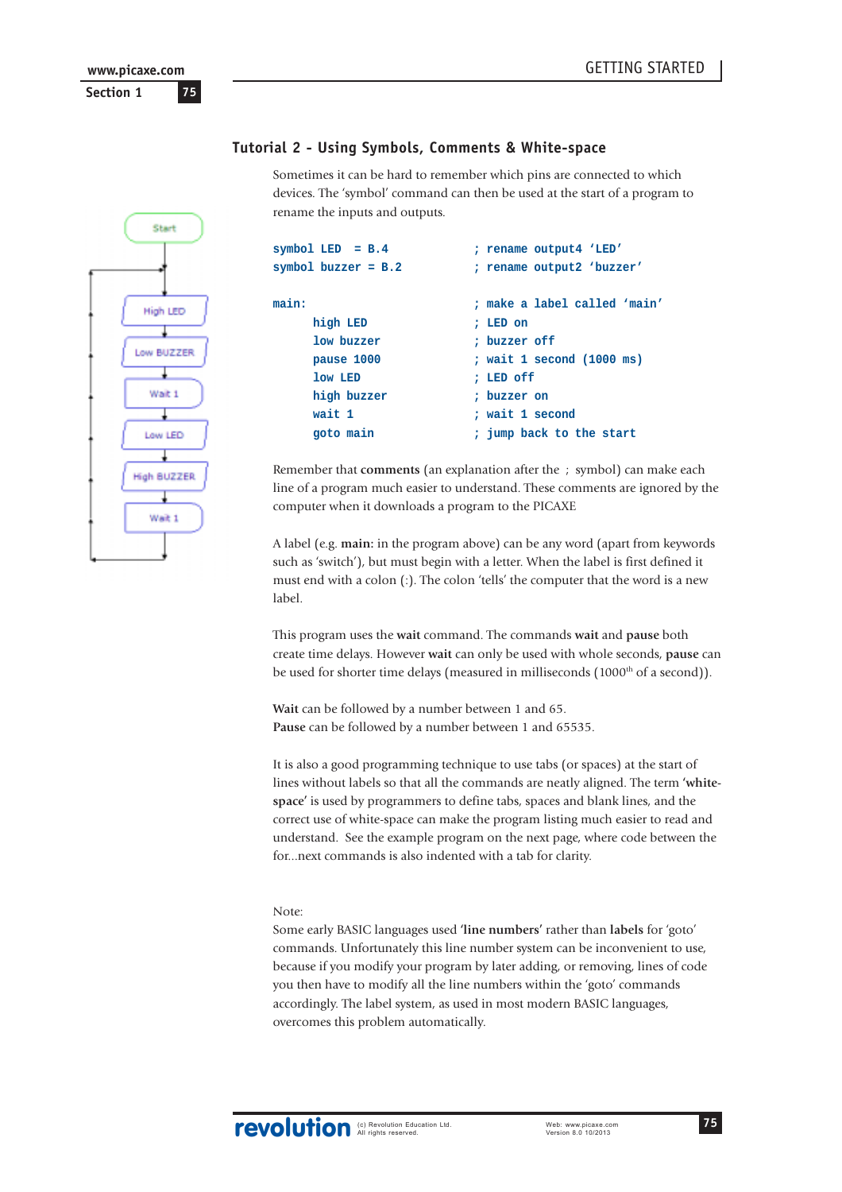## Tutorial 2 - Using Symbols, Comments & White-space

Sometimes it can be hard to remember which pins are connected to which devices. The 'symbol' command can then be used at the start of a program to rename the inputs and outputs.

```
symbol LED  = B.4             ; rename output4 'LED'
symbol buzzer = B.2           ; rename output2 'buzzer'

main:                         ; make a label called 'main'
      high LED                ; LED on
      low buzzer              ; buzzer off
      pause 1000              ; wait 1 second (1000 ms)
      low LED                 ; LED off
      high buzzer             ; buzzer on
      wait 1                  ; wait 1 second
      goto main               ; jump back to the start
```

Remember that **comments** (an explanation after the ; symbol) can make each line of a program much easier to understand. These comments are ignored by the computer when it downloads a program to the PICAXE

A label (e.g. **main:** in the program above) can be any word (apart from keywords such as 'switch'), but must begin with a letter. When the label is first defined it must end with a colon (:). The colon 'tells' the computer that the word is a new label.

This program uses the **wait** command. The commands **wait** and **pause** both create time delays. However **wait** can only be used with whole seconds, **pause** can be used for shorter time delays (measured in milliseconds (1000th of a second)).

**Wait** can be followed by a number between 1 and 65.
**Pause** can be followed by a number between 1 and 65535.

It is also a good programming technique to use tabs (or spaces) at the start of lines without labels so that all the commands are neatly aligned. The term **'white-space'** is used by programmers to define tabs, spaces and blank lines, and the correct use of white-space can make the program listing much easier to read and understand. See the example program on the next page, where code between the for...next commands is also indented with a tab for clarity.

Note:
Some early BASIC languages used **'line numbers'** rather than **labels** for 'goto' commands. Unfortunately this line number system can be inconvenient to use, because if you modify your program by later adding, or removing, lines of code you then have to modify all the line numbers within the 'goto' commands accordingly. The label system, as used in most modern BASIC languages, overcomes this problem automatically.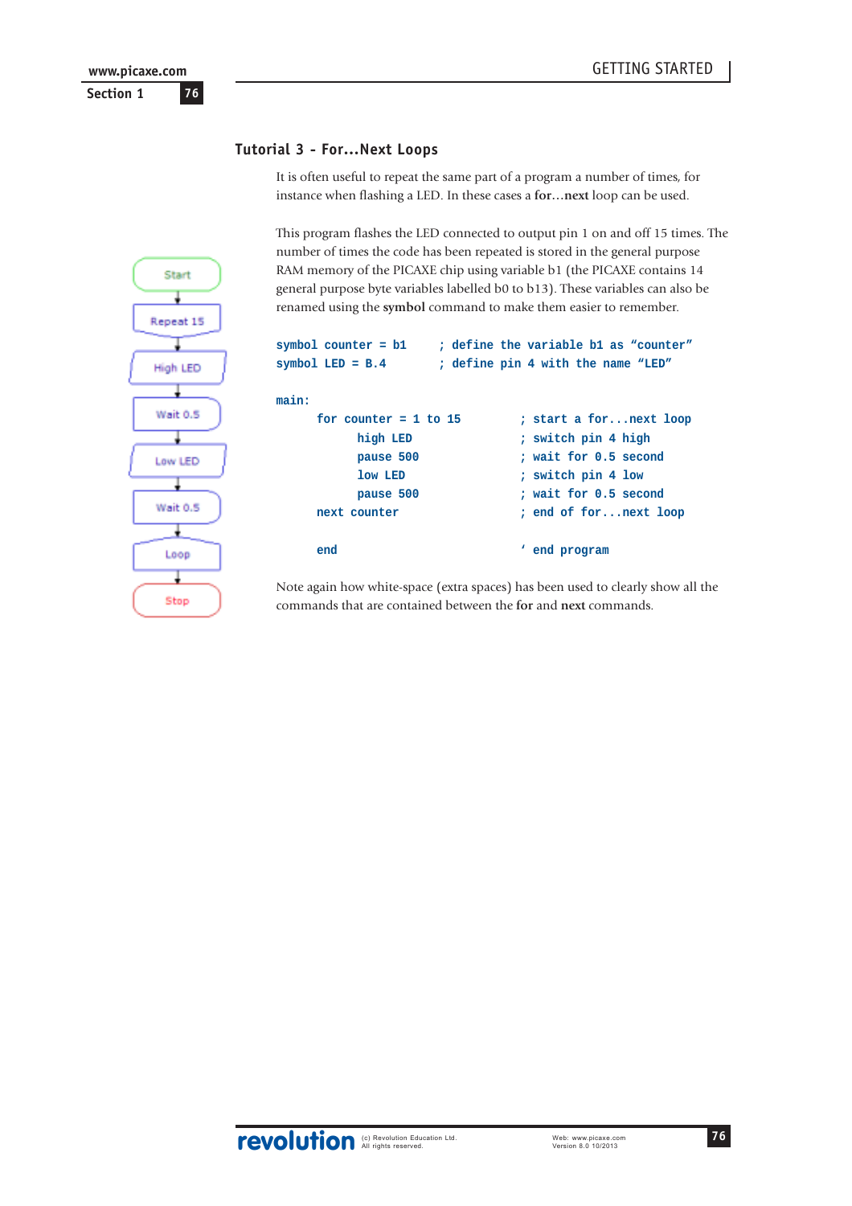## Tutorial 3 - For...Next Loops

It is often useful to repeat the same part of a program a number of times, for instance when flashing a LED. In these cases a **for…next** loop can be used.

This program flashes the LED connected to output pin 1 on and off 15 times. The number of times the code has been repeated is stored in the general purpose RAM memory of the PICAXE chip using variable b1 (the PICAXE contains 14 general purpose byte variables labelled b0 to b13). These variables can also be renamed using the **symbol** command to make them easier to remember.

Start
Repeat 15
High LED
Wait 0.5
Low LED
Wait 0.5
Loop
Stop

```
symbol counter = b1     ; define the variable b1 as “counter”
symbol LED = B.4        ; define pin 4 with the name “LED”

main:
      for counter = 1 to 15         ; start a for...next loop
            high LED                ; switch pin 4 high
            pause 500               ; wait for 0.5 second
            low LED                 ; switch pin 4 low
            pause 500               ; wait for 0.5 second
      next counter                  ; end of for...next loop

      end                           ‘ end program
```

Note again how white-space (extra spaces) has been used to clearly show all the commands that are contained between the **for** and **next** commands.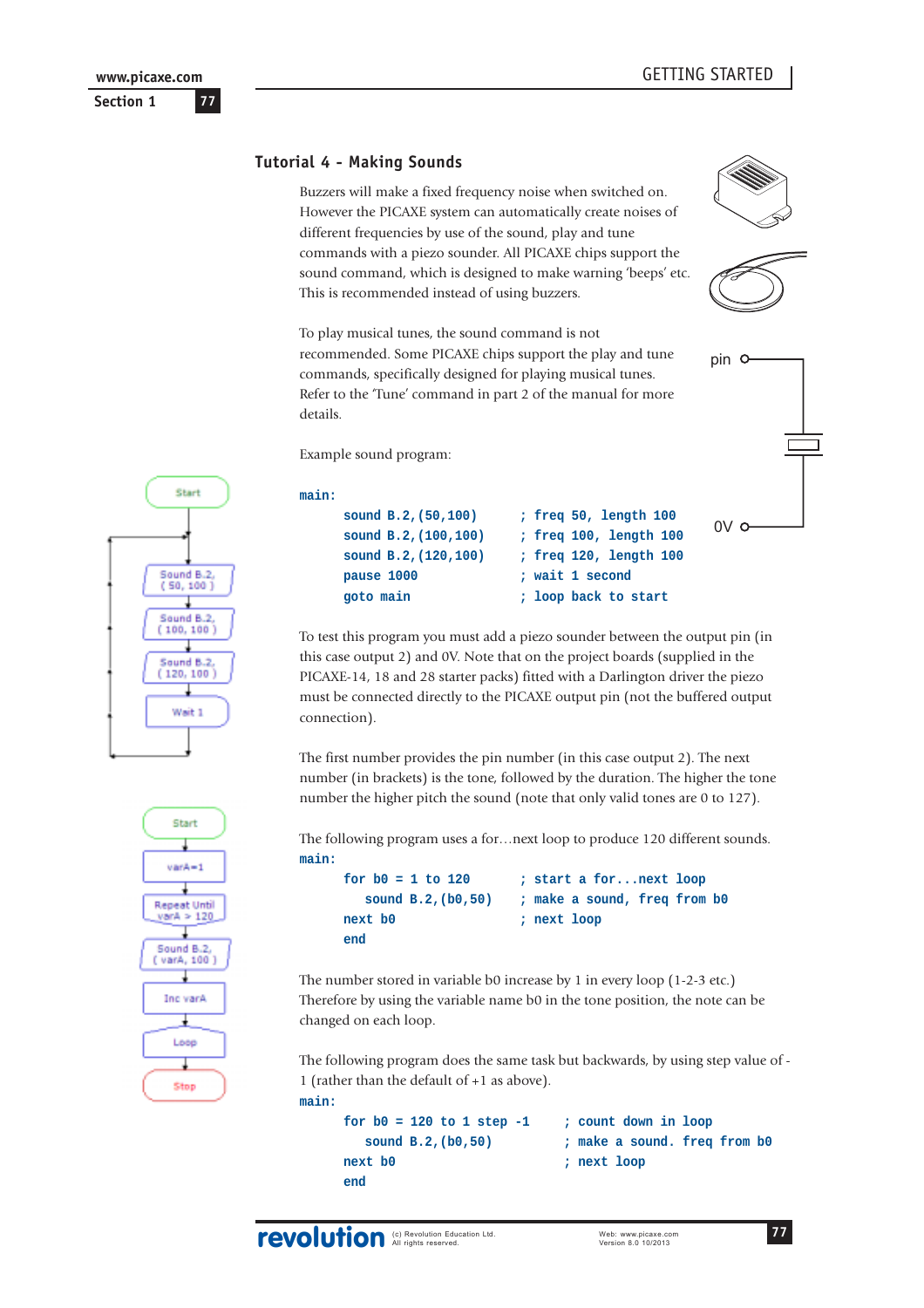## Tutorial 4 - Making Sounds

Buzzers will make a fixed frequency noise when switched on. However the PICAXE system can automatically create noises of different frequencies by use of the sound, play and tune commands with a piezo sounder. All PICAXE chips support the sound command, which is designed to make warning 'beeps' etc. This is recommended instead of using buzzers.

To play musical tunes, the sound command is not recommended. Some PICAXE chips support the play and tune commands, specifically designed for playing musical tunes. Refer to the 'Tune' command in part 2 of the manual for more details.

Example sound program:

```
main:
      sound B.2,(50,100)      ; freq 50, length 100
      sound B.2,(100,100)     ; freq 100, length 100
      sound B.2,(120,100)     ; freq 120, length 100
      pause 1000              ; wait 1 second
      goto main               ; loop back to start
```

To test this program you must add a piezo sounder between the output pin (in this case output 2) and 0V. Note that on the project boards (supplied in the PICAXE-14, 18 and 28 starter packs) fitted with a Darlington driver the piezo must be connected directly to the PICAXE output pin (not the buffered output connection).

The first number provides the pin number (in this case output 2). The next number (in brackets) is the tone, followed by the duration. The higher the tone number the higher pitch the sound (note that only valid tones are 0 to 127).

The following program uses a for…next loop to produce 120 different sounds.

```
main:
      for b0 = 1 to 120       ; start a for...next loop
         sound B.2,(b0,50)    ; make a sound, freq from b0
      next b0                 ; next loop
      end
```

The number stored in variable b0 increase by 1 in every loop (1-2-3 etc.) Therefore by using the variable name b0 in the tone position, the note can be changed on each loop.

The following program does the same task but backwards, by using step value of -1 (rather than the default of +1 as above).

```
main:
      for b0 = 120 to 1 step -1     ; count down in loop
         sound B.2,(b0,50)          ; make a sound. freq from b0
      next b0                       ; next loop
      end
```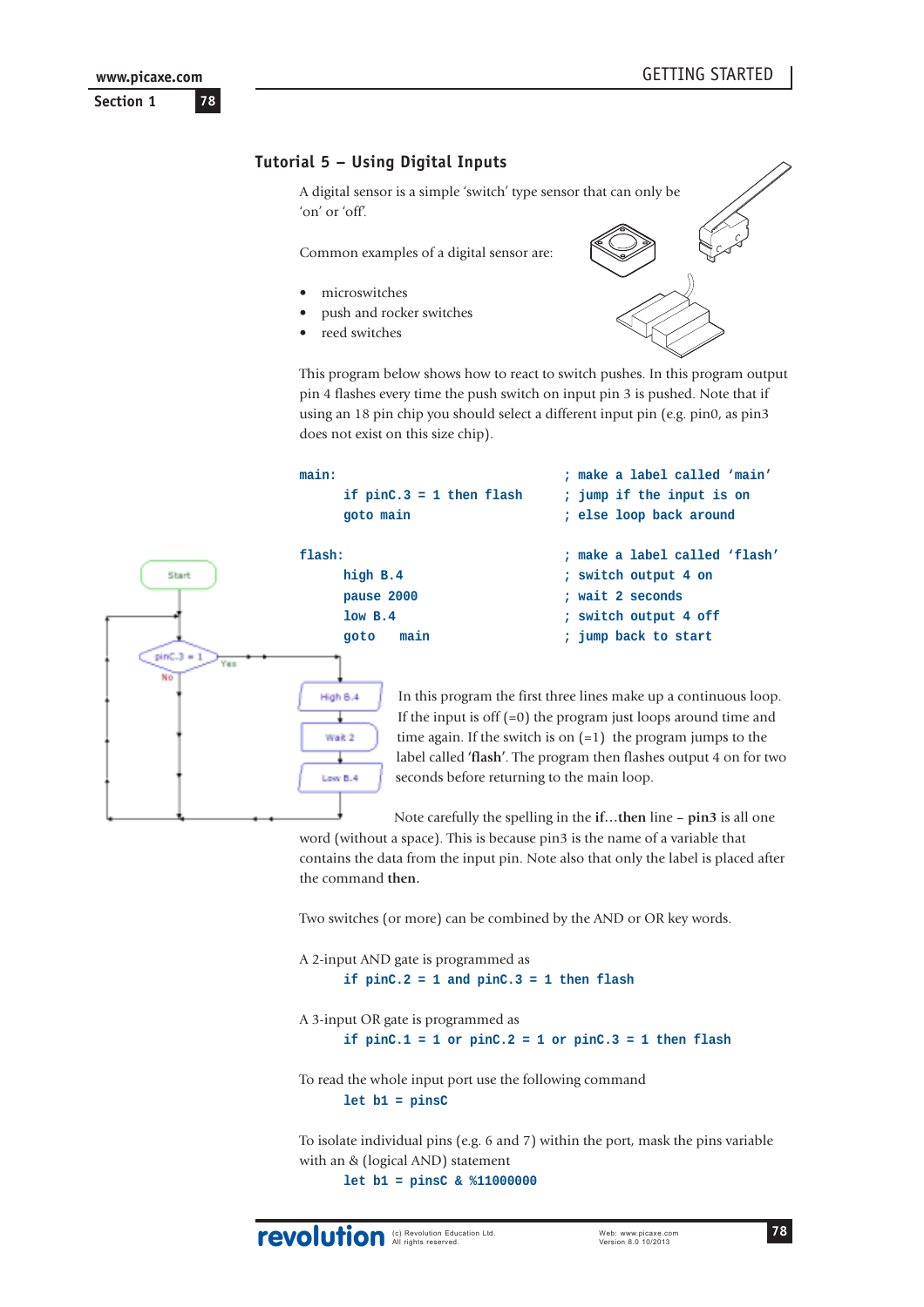## Tutorial 5 – Using Digital Inputs

A digital sensor is a simple 'switch' type sensor that can only be 'on' or 'off'.

Common examples of a digital sensor are:

- microswitches
- push and rocker switches
- reed switches

This program below shows how to react to switch pushes. In this program output pin 4 flashes every time the push switch on input pin 3 is pushed. Note that if using an 18 pin chip you should select a different input pin (e.g. pin0, as pin3 does not exist on this size chip).

```
main:                                 ; make a label called 'main'
      if pinC.3 = 1 then flash        ; jump if the input is on
      goto main                       ; else loop back around

flash:                                ; make a label called 'flash'
      high B.4                        ; switch output 4 on
      pause 2000                      ; wait 2 seconds
      low B.4                         ; switch output 4 off
      goto   main                     ; jump back to start
```

In this program the first three lines make up a continuous loop. If the input is off (=0) the program just loops around time and time again. If the switch is on (=1) the program jumps to the label called '**flash**'. The program then flashes output 4 on for two seconds before returning to the main loop.

Note carefully the spelling in the **if…then** line – **pin3** is all one word (without a space). This is because pin3 is the name of a variable that contains the data from the input pin. Note also that only the label is placed after the command **then.**

Two switches (or more) can be combined by the AND or OR key words.

A 2-input AND gate is programmed as

```
if pinC.2 = 1 and pinC.3 = 1 then flash
```

A 3-input OR gate is programmed as

```
if pinC.1 = 1 or pinC.2 = 1 or pinC.3 = 1 then flash
```

To read the whole input port use the following command

```
let b1 = pinsC
```

To isolate individual pins (e.g. 6 and 7) within the port, mask the pins variable with an & (logical AND) statement

```
let b1 = pinsC & %11000000
```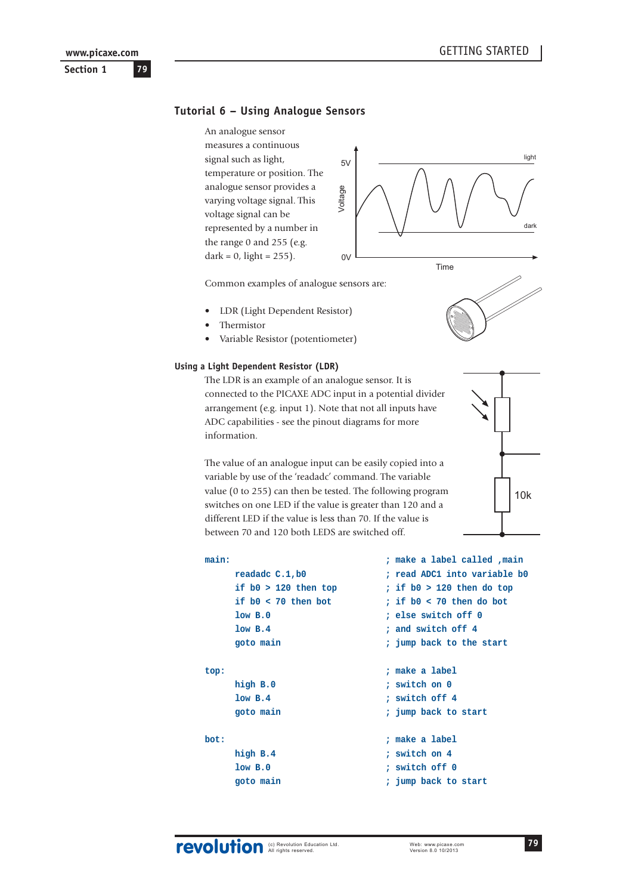## Tutorial 6 – Using Analogue Sensors

An analogue sensor measures a continuous signal such as light, temperature or position. The analogue sensor provides a varying voltage signal. This voltage signal can be represented by a number in the range 0 and 255 (e.g. dark = 0, light = 255).

Common examples of analogue sensors are:

- LDR (Light Dependent Resistor)
- Thermistor
- Variable Resistor (potentiometer)

### Using a Light Dependent Resistor (LDR)

The LDR is an example of an analogue sensor. It is connected to the PICAXE ADC input in a potential divider arrangement (e.g. input 1). Note that not all inputs have ADC capabilities - see the pinout diagrams for more information.

The value of an analogue input can be easily copied into a variable by use of the 'readadc' command. The variable value (0 to 255) can then be tested. The following program switches on one LED if the value is greater than 120 and a different LED if the value is less than 70. If the value is between 70 and 120 both LEDS are switched off.

```
main:                           ; make a label called ,main
      readadc C.1,b0            ; read ADC1 into variable b0
      if b0 > 120 then top      ; if b0 > 120 then do top
      if b0 < 70 then bot       ; if b0 < 70 then do bot
      low B.0                   ; else switch off 0
      low B.4                   ; and switch off 4
      goto main                 ; jump back to the start

top:                            ; make a label
      high B.0                  ; switch on 0
      low B.4                   ; switch off 4
      goto main                 ; jump back to start

bot:                            ; make a label
      high B.4                  ; switch on 4
      low B.0                   ; switch off 0
      goto main                 ; jump back to start
```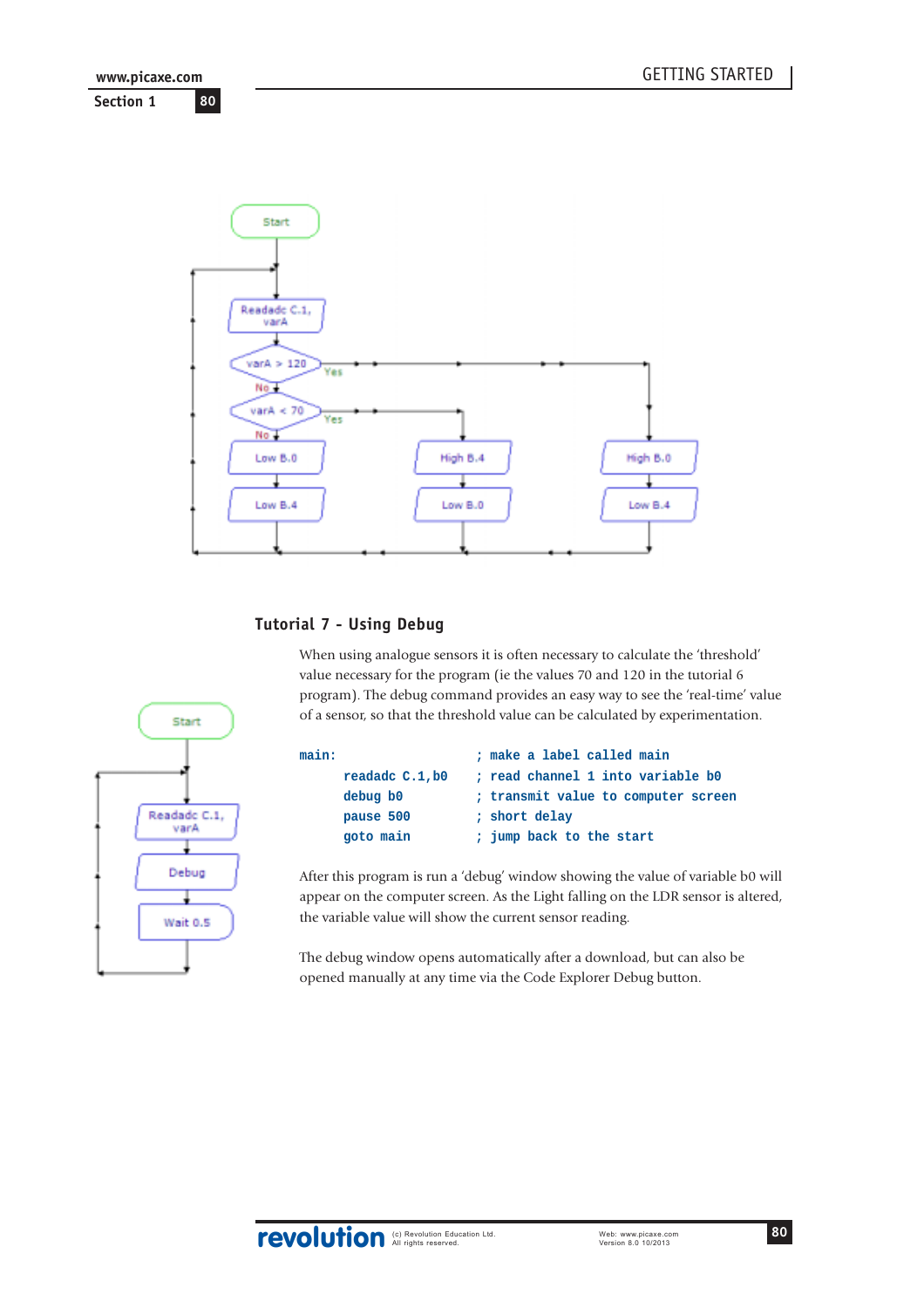## Tutorial 7 - Using Debug

When using analogue sensors it is often necessary to calculate the 'threshold' value necessary for the program (ie the values 70 and 120 in the tutorial 6 program). The debug command provides an easy way to see the 'real-time' value of a sensor, so that the threshold value can be calculated by experimentation.

```
main:                   ; make a label called main
      readadc C.1,b0    ; read channel 1 into variable b0
      debug b0          ; transmit value to computer screen
      pause 500         ; short delay
      goto main         ; jump back to the start
```

After this program is run a 'debug' window showing the value of variable b0 will appear on the computer screen. As the Light falling on the LDR sensor is altered, the variable value will show the current sensor reading.

The debug window opens automatically after a download, but can also be opened manually at any time via the Code Explorer Debug button.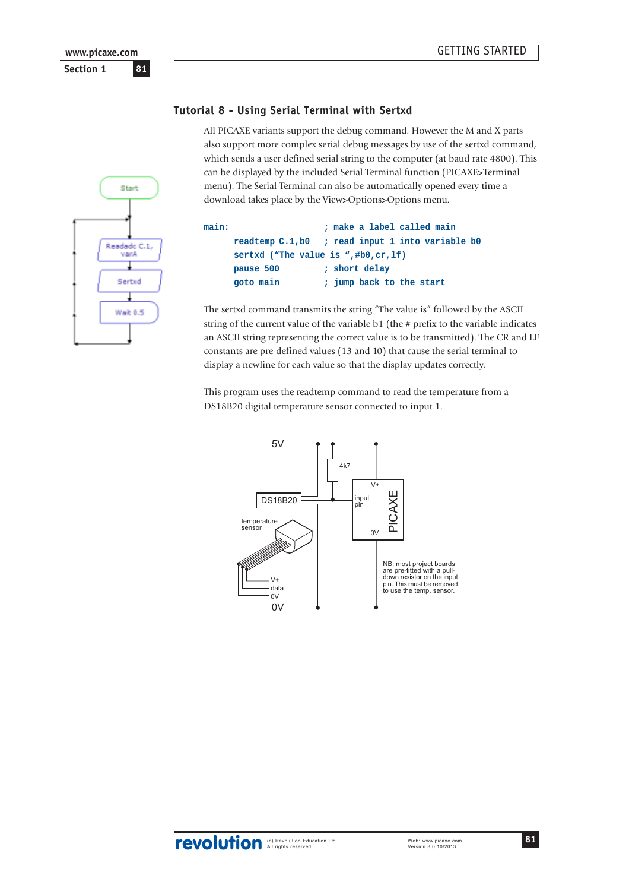## Tutorial 8 - Using Serial Terminal with Sertxd

All PICAXE variants support the debug command. However the M and X parts also support more complex serial debug messages by use of the sertxd command, which sends a user defined serial string to the computer (at baud rate 4800). This can be displayed by the included Serial Terminal function (PICAXE>Terminal menu). The Serial Terminal can also be automatically opened every time a download takes place by the View>Options>Options menu.

```
main:                   ; make a label called main
      readtemp C.1,b0   ; read input 1 into variable b0
      sertxd (“The value is “,#b0,cr,lf)
      pause 500         ; short delay
      goto main         ; jump back to the start
```

The sertxd command transmits the string “The value is” followed by the ASCII string of the current value of the variable b1 (the # prefix to the variable indicates an ASCII string representing the correct value is to be transmitted). The CR and LF constants are pre-defined values (13 and 10) that cause the serial terminal to display a newline for each value so that the display updates correctly.

This program uses the readtemp command to read the temperature from a DS18B20 digital temperature sensor connected to input 1.

NB: most project boards are pre-fitted with a pull-down resistor on the input pin. This must be removed to use the temp. sensor.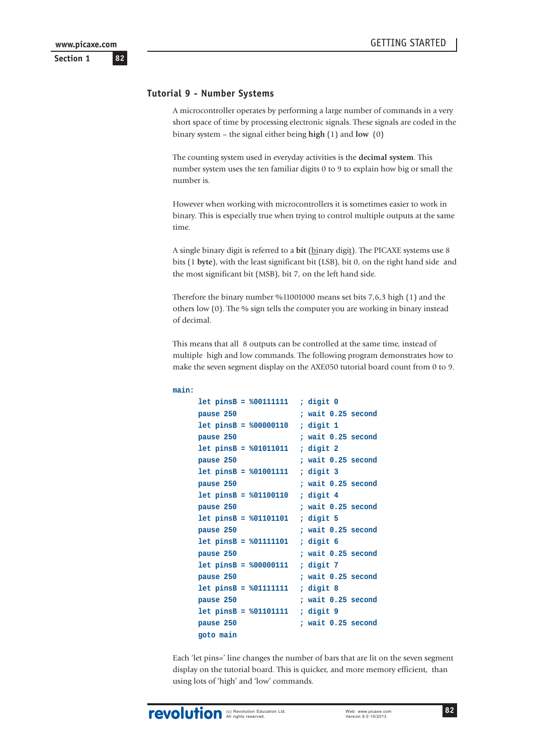## Tutorial 9 - Number Systems

A microcontroller operates by performing a large number of commands in a very short space of time by processing electronic signals. These signals are coded in the binary system – the signal either being **high** (1) and **low** (0)

The counting system used in everyday activities is the **decimal system**. This number system uses the ten familiar digits 0 to 9 to explain how big or small the number is.

However when working with microcontrollers it is sometimes easier to work in binary. This is especially true when trying to control multiple outputs at the same time.

A single binary digit is referred to a **bit** (binary digit). The PICAXE systems use 8 bits (1 **byte**), with the least significant bit (LSB), bit 0, on the right hand side and the most significant bit (MSB), bit 7, on the left hand side.

Therefore the binary number %11001000 means set bits 7,6,3 high (1) and the others low (0). The % sign tells the computer you are working in binary instead of decimal.

This means that all 8 outputs can be controlled at the same time, instead of multiple high and low commands. The following program demonstrates how to make the seven segment display on the AXE050 tutorial board count from 0 to 9.

```
main:
      let pinsB = %00111111   ; digit 0
      pause 250               ; wait 0.25 second
      let pinsB = %00000110   ; digit 1
      pause 250               ; wait 0.25 second
      let pinsB = %01011011   ; digit 2
      pause 250               ; wait 0.25 second
      let pinsB = %01001111   ; digit 3
      pause 250               ; wait 0.25 second
      let pinsB = %01100110   ; digit 4
      pause 250               ; wait 0.25 second
      let pinsB = %01101101   ; digit 5
      pause 250               ; wait 0.25 second
      let pinsB = %01111101   ; digit 6
      pause 250               ; wait 0.25 second
      let pinsB = %00000111   ; digit 7
      pause 250               ; wait 0.25 second
      let pinsB = %01111111   ; digit 8
      pause 250               ; wait 0.25 second
      let pinsB = %01101111   ; digit 9
      pause 250               ; wait 0.25 second
      goto main
```

Each 'let pins=' line changes the number of bars that are lit on the seven segment display on the tutorial board. This is quicker, and more memory efficient, than using lots of 'high' and 'low' commands.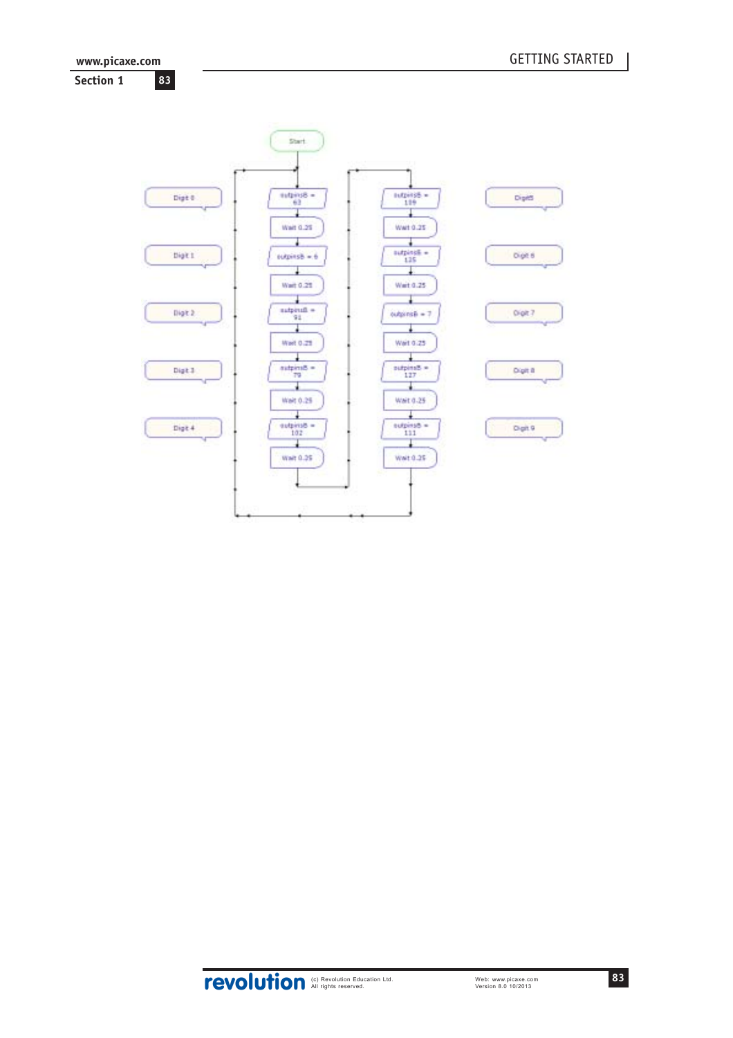Start

| Comment | Command | Command | Comment |
|---|---|---|---|
| Digit 0 | outpinsB = 63 | outpinsB = 109 | Digit5 |
| | Wait 0.25 | Wait 0.25 | |
| Digit 1 | outpinsB = 6 | outpinsB = 125 | Digit 6 |
| | Wait 0.25 | Wait 0.25 | |
| Digit 2 | outpinsB = 91 | outpinsB = 7 | Digit 7 |
| | Wait 0.25 | Wait 0.25 | |
| Digit 3 | outpinsB = 79 | outpinsB = 127 | Digit 8 |
| | Wait 0.25 | Wait 0.25 | |
| Digit 4 | outpinsB = 102 | outpinsB = 111 | Digit 9 |
| | Wait 0.25 | Wait 0.25 | |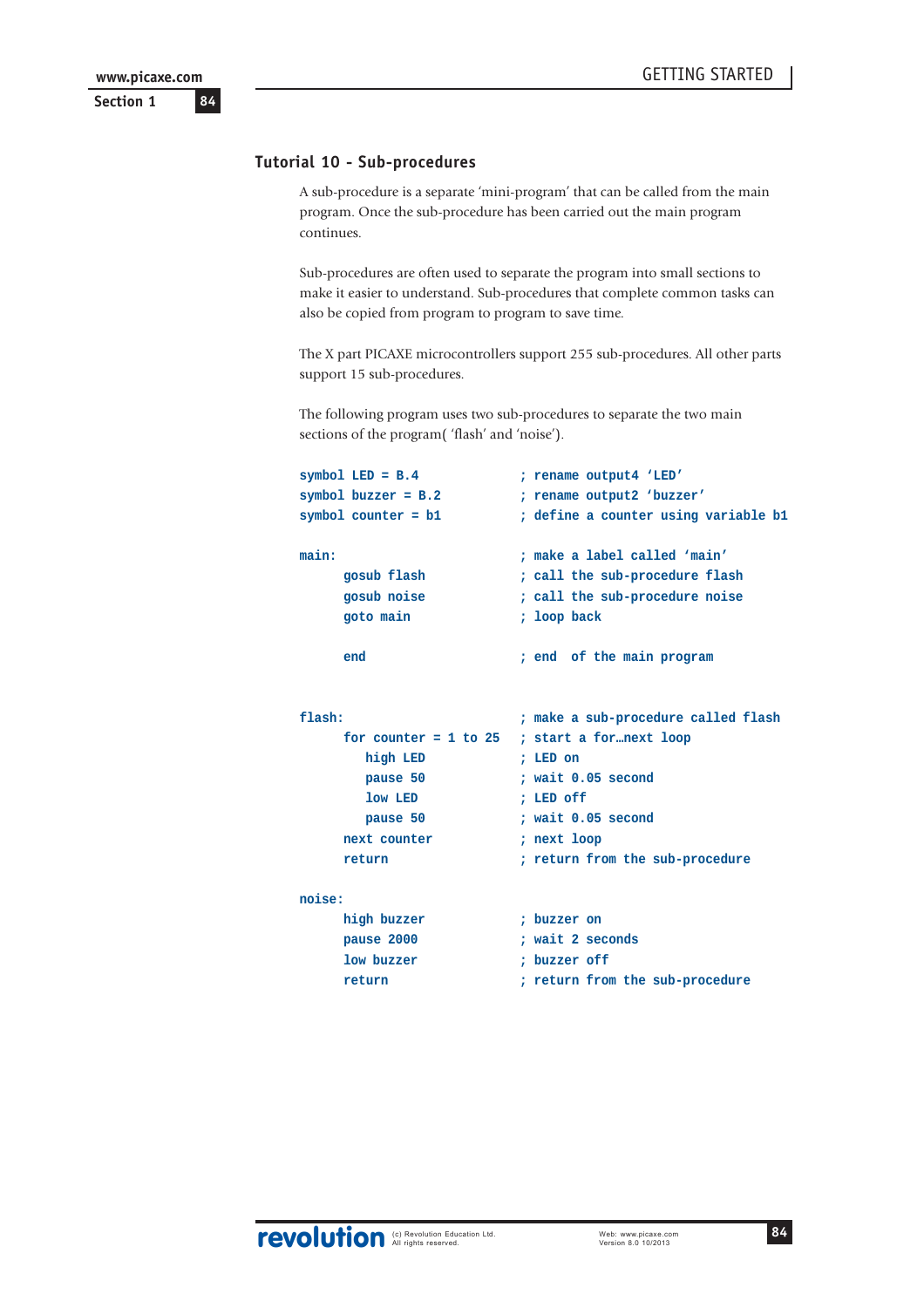## Tutorial 10 - Sub-procedures

A sub-procedure is a separate 'mini-program' that can be called from the main program. Once the sub-procedure has been carried out the main program continues.

Sub-procedures are often used to separate the program into small sections to make it easier to understand. Sub-procedures that complete common tasks can also be copied from program to program to save time.

The X part PICAXE microcontrollers support 255 sub-procedures. All other parts support 15 sub-procedures.

The following program uses two sub-procedures to separate the two main sections of the program( 'flash' and 'noise').

```
symbol LED = B.4               ; rename output4 'LED'
symbol buzzer = B.2            ; rename output2 'buzzer'
symbol counter = b1            ; define a counter using variable b1

main:                          ; make a label called 'main'
      gosub flash              ; call the sub-procedure flash
      gosub noise              ; call the sub-procedure noise
      goto main                ; loop back

      end                      ; end  of the main program


flash:                         ; make a sub-procedure called flash
      for counter = 1 to 25    ; start a for…next loop
         high LED              ; LED on
         pause 50              ; wait 0.05 second
         low LED               ; LED off
         pause 50              ; wait 0.05 second
      next counter             ; next loop
      return                   ; return from the sub-procedure

noise:
      high buzzer              ; buzzer on
      pause 2000               ; wait 2 seconds
      low buzzer               ; buzzer off
      return                   ; return from the sub-procedure
```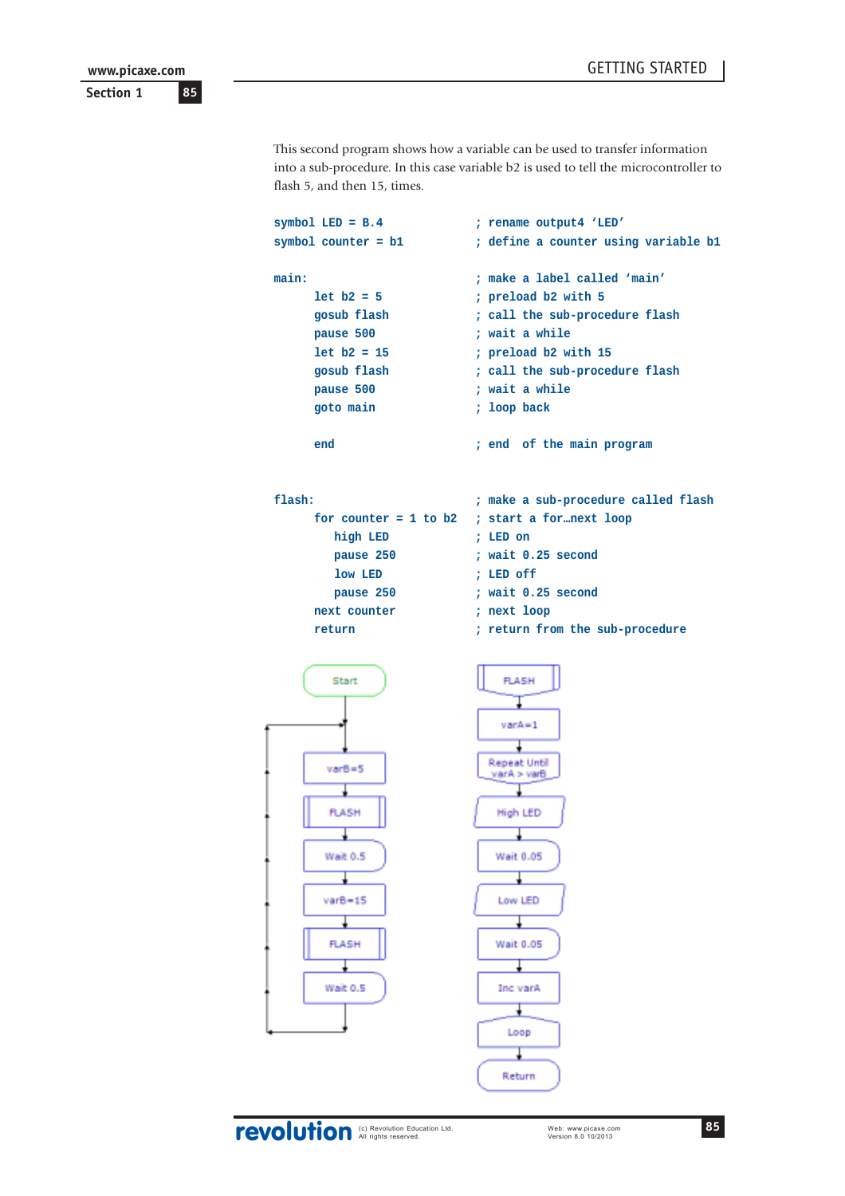This second program shows how a variable can be used to transfer information into a sub-procedure. In this case variable b2 is used to tell the microcontroller to flash 5, and then 15, times.

```
symbol LED = B.4              ; rename output4 'LED'
symbol counter = b1           ; define a counter using variable b1

main:                         ; make a label called 'main'
      let b2 = 5              ; preload b2 with 5
      gosub flash             ; call the sub-procedure flash
      pause 500               ; wait a while
      let b2 = 15             ; preload b2 with 15
      gosub flash             ; call the sub-procedure flash
      pause 500               ; wait a while
      goto main               ; loop back

      end                     ; end  of the main program


flash:                        ; make a sub-procedure called flash
      for counter = 1 to b2   ; start a for…next loop
         high LED             ; LED on
         pause 250            ; wait 0.25 second
         low LED              ; LED off
         pause 250            ; wait 0.25 second
      next counter            ; next loop
      return                  ; return from the sub-procedure
```

Start → varB=5 → FLASH → Wait 0.5 → varB=15 → FLASH → Wait 0.5 → (loop back)

FLASH → varA=1 → Repeat Until varA > varB → High LED → Wait 0.05 → Low LED → Wait 0.05 → Inc varA → Loop → Return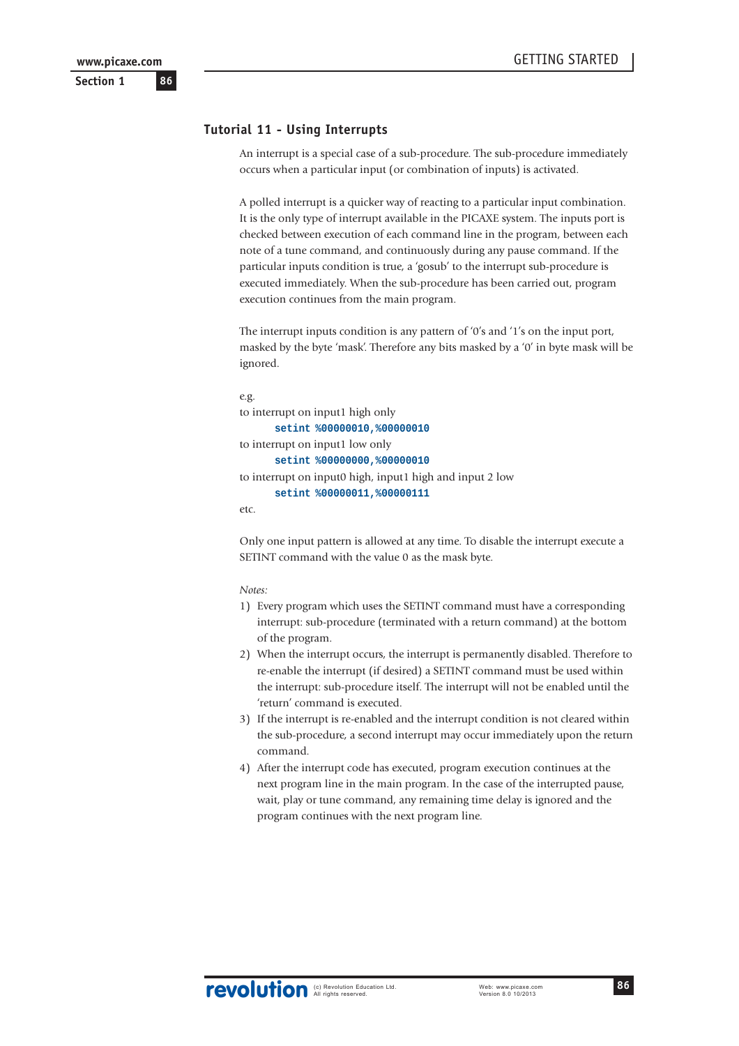## Tutorial 11 - Using Interrupts

An interrupt is a special case of a sub-procedure. The sub-procedure immediately occurs when a particular input (or combination of inputs) is activated.

A polled interrupt is a quicker way of reacting to a particular input combination. It is the only type of interrupt available in the PICAXE system. The inputs port is checked between execution of each command line in the program, between each note of a tune command, and continuously during any pause command. If the particular inputs condition is true, a 'gosub' to the interrupt sub-procedure is executed immediately. When the sub-procedure has been carried out, program execution continues from the main program.

The interrupt inputs condition is any pattern of '0's and '1's on the input port, masked by the byte 'mask'. Therefore any bits masked by a '0' in byte mask will be ignored.

e.g.

to interrupt on input1 high only

```
setint %00000010,%00000010
```

to interrupt on input1 low only

```
setint %00000000,%00000010
```

to interrupt on input0 high, input1 high and input 2 low

```
setint %00000011,%00000111
```

etc.

Only one input pattern is allowed at any time. To disable the interrupt execute a SETINT command with the value 0 as the mask byte.

*Notes:*

1) Every program which uses the SETINT command must have a corresponding interrupt: sub-procedure (terminated with a return command) at the bottom of the program.
2) When the interrupt occurs, the interrupt is permanently disabled. Therefore to re-enable the interrupt (if desired) a SETINT command must be used within the interrupt: sub-procedure itself. The interrupt will not be enabled until the 'return' command is executed.
3) If the interrupt is re-enabled and the interrupt condition is not cleared within the sub-procedure, a second interrupt may occur immediately upon the return command.
4) After the interrupt code has executed, program execution continues at the next program line in the main program. In the case of the interrupted pause, wait, play or tune command, any remaining time delay is ignored and the program continues with the next program line.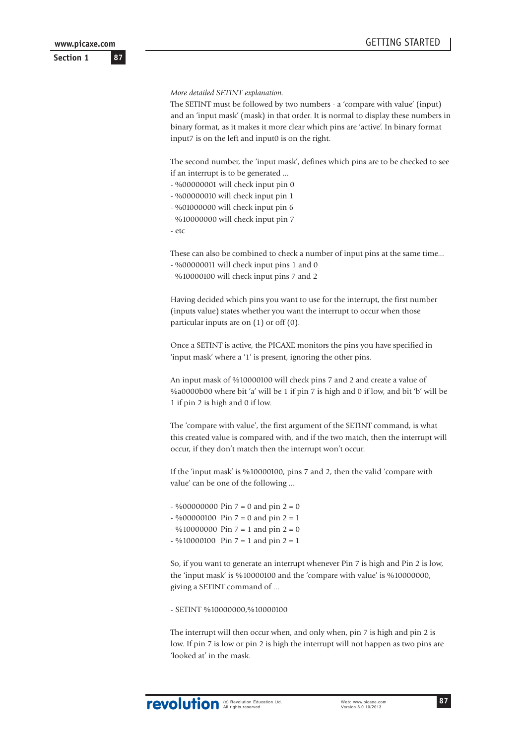*More detailed SETINT explanation.*

The SETINT must be followed by two numbers - a 'compare with value' (input) and an 'input mask' (mask) in that order. It is normal to display these numbers in binary format, as it makes it more clear which pins are 'active'. In binary format input7 is on the left and input0 is on the right.

The second number, the 'input mask', defines which pins are to be checked to see if an interrupt is to be generated ...

- %00000001 will check input pin 0
- %00000010 will check input pin 1
- %01000000 will check input pin 6
- %10000000 will check input pin 7
- etc

These can also be combined to check a number of input pins at the same time...

- %00000011 will check input pins 1 and 0
- %10000100 will check input pins 7 and 2

Having decided which pins you want to use for the interrupt, the first number (inputs value) states whether you want the interrupt to occur when those particular inputs are on (1) or off (0).

Once a SETINT is active, the PICAXE monitors the pins you have specified in 'input mask' where a '1' is present, ignoring the other pins.

An input mask of %10000100 will check pins 7 and 2 and create a value of %a0000b00 where bit 'a' will be 1 if pin 7 is high and 0 if low, and bit 'b' will be 1 if pin 2 is high and 0 if low.

The 'compare with value', the first argument of the SETINT command, is what this created value is compared with, and if the two match, then the interrupt will occur, if they don't match then the interrupt won't occur.

If the 'input mask' is %10000100, pins 7 and 2, then the valid 'compare with value' can be one of the following ...

- %00000000 Pin 7 = 0 and pin 2 = 0
- %00000100 Pin 7 = 0 and pin 2 = 1
- %10000000 Pin 7 = 1 and pin 2 = 0
- %10000100 Pin 7 = 1 and pin 2 = 1

So, if you want to generate an interrupt whenever Pin 7 is high and Pin 2 is low, the 'input mask' is %10000100 and the 'compare with value' is %10000000, giving a SETINT command of ...

- SETINT %10000000,%10000100

The interrupt will then occur when, and only when, pin 7 is high and pin 2 is low. If pin 7 is low or pin 2 is high the interrupt will not happen as two pins are 'looked at' in the mask.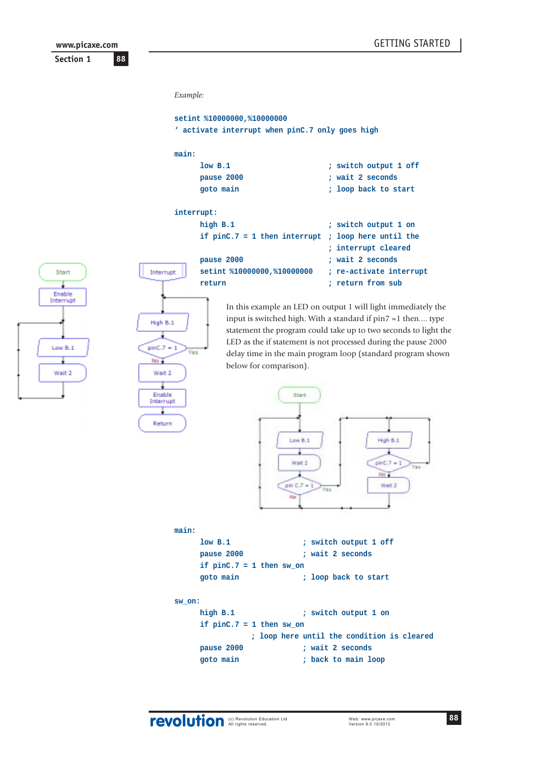*Example:*

```
setint %10000000,%10000000
' activate interrupt when pinC.7 only goes high

main:
      low B.1                         ; switch output 1 off
      pause 2000                      ; wait 2 seconds
      goto main                       ; loop back to start

interrupt:
      high B.1                        ; switch output 1 on
      if pinC.7 = 1 then interrupt    ; loop here until the
                                      ; interrupt cleared
      pause 2000                      ; wait 2 seconds
      setint %10000000,%10000000      ; re-activate interrupt
      return                          ; return from sub
```

In this example an LED on output 1 will light immediately the input is switched high. With a standard if pin7 =1 then.... type statement the program could take up to two seconds to light the LED as the if statement is not processed during the pause 2000 delay time in the main program loop (standard program shown below for comparison).

```
main:
      low B.1                   ; switch output 1 off
      pause 2000                ; wait 2 seconds
      if pinC.7 = 1 then sw_on
      goto main                 ; loop back to start

sw_on:
      high B.1                  ; switch output 1 on
      if pinC.7 = 1 then sw_on
            ; loop here until the condition is cleared
      pause 2000                ; wait 2 seconds
      goto main                 ; back to main loop
```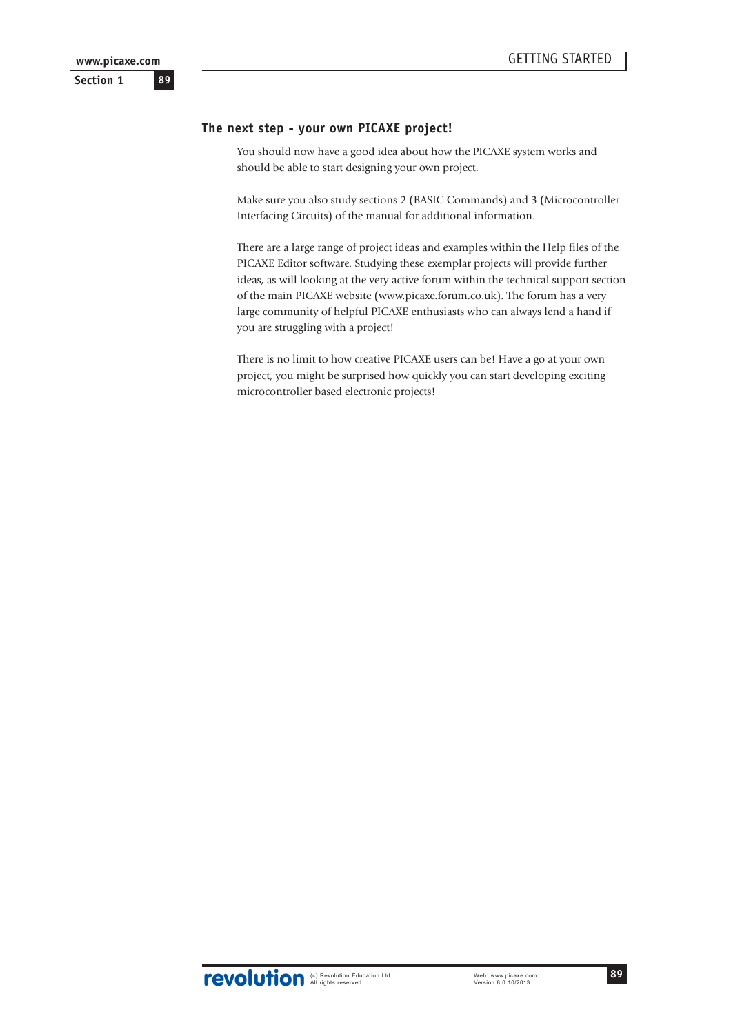## The next step - your own PICAXE project!

You should now have a good idea about how the PICAXE system works and should be able to start designing your own project.

Make sure you also study sections 2 (BASIC Commands) and 3 (Microcontroller Interfacing Circuits) of the manual for additional information.

There are a large range of project ideas and examples within the Help files of the PICAXE Editor software. Studying these exemplar projects will provide further ideas, as will looking at the very active forum within the technical support section of the main PICAXE website (www.picaxe.forum.co.uk). The forum has a very large community of helpful PICAXE enthusiasts who can always lend a hand if you are struggling with a project!

There is no limit to how creative PICAXE users can be! Have a go at your own project, you might be surprised how quickly you can start developing exciting microcontroller based electronic projects!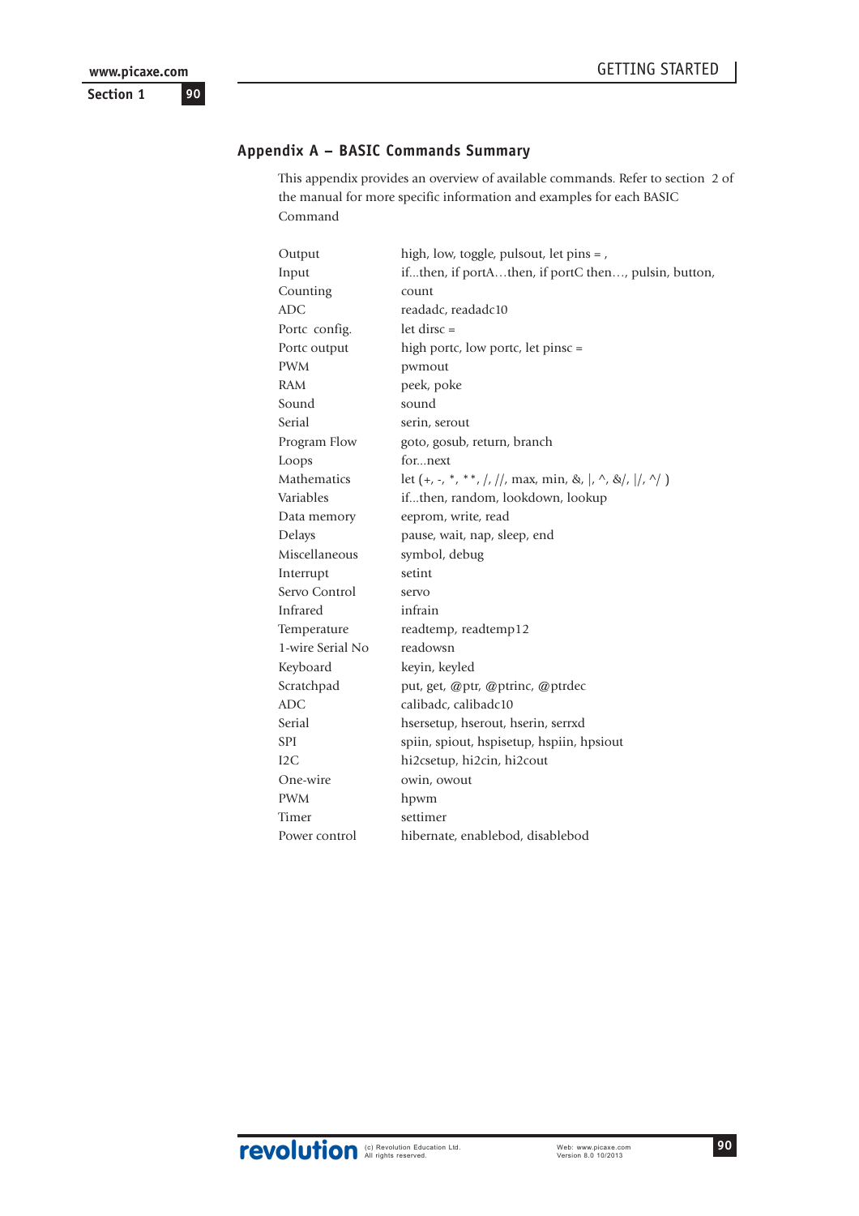## Appendix A – BASIC Commands Summary

This appendix provides an overview of available commands. Refer to section 2 of the manual for more specific information and examples for each BASIC Command

| | |
|---|---|
| Output | high, low, toggle, pulsout, let pins = , |
| Input | if...then, if portA…then, if portC then…, pulsin, button, |
| Counting | count |
| ADC | readadc, readadc10 |
| Portc config. | let dirsc = |
| Portc output | high portc, low portc, let pinsc = |
| PWM | pwmout |
| RAM | peek, poke |
| Sound | sound |
| Serial | serin, serout |
| Program Flow | goto, gosub, return, branch |
| Loops | for...next |
| Mathematics | let (+, -, *, **, /, //, max, min, &, \|, ^, &/, \|/, ^/ ) |
| Variables | if...then, random, lookdown, lookup |
| Data memory | eeprom, write, read |
| Delays | pause, wait, nap, sleep, end |
| Miscellaneous | symbol, debug |
| Interrupt | setint |
| Servo Control | servo |
| Infrared | infrain |
| Temperature | readtemp, readtemp12 |
| 1-wire Serial No | readowsn |
| Keyboard | keyin, keyled |
| Scratchpad | put, get, @ptr, @ptrinc, @ptrdec |
| ADC | calibadc, calibadc10 |
| Serial | hsersetup, hserout, hserin, serrxd |
| SPI | spiin, spiout, hspisetup, hspiin, hpsiout |
| I2C | hi2csetup, hi2cin, hi2cout |
| One-wire | owin, owout |
| PWM | hpwm |
| Timer | settimer |
| Power control | hibernate, enablebod, disablebod |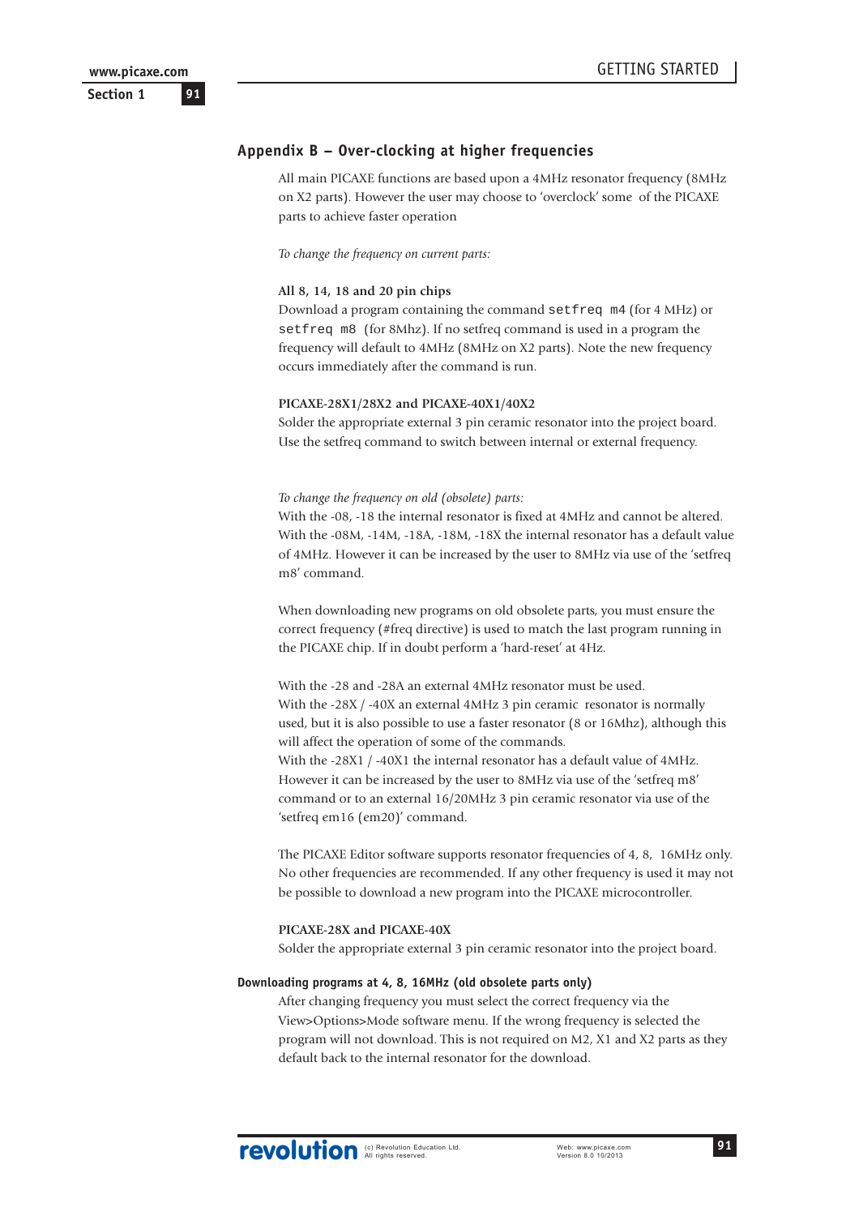## Appendix B – Over-clocking at higher frequencies

All main PICAXE functions are based upon a 4MHz resonator frequency (8MHz on X2 parts). However the user may choose to 'overclock' some of the PICAXE parts to achieve faster operation

*To change the frequency on current parts:*

**All 8, 14, 18 and 20 pin chips**

Download a program containing the command `setfreq m4` (for 4 MHz) or `setfreq m8` (for 8Mhz). If no setfreq command is used in a program the frequency will default to 4MHz (8MHz on X2 parts). Note the new frequency occurs immediately after the command is run.

**PICAXE-28X1/28X2 and PICAXE-40X1/40X2**

Solder the appropriate external 3 pin ceramic resonator into the project board. Use the setfreq command to switch between internal or external frequency.

*To change the frequency on old (obsolete) parts:*

With the -08, -18 the internal resonator is fixed at 4MHz and cannot be altered. With the -08M, -14M, -18A, -18M, -18X the internal resonator has a default value of 4MHz. However it can be increased by the user to 8MHz via use of the 'setfreq m8' command.

When downloading new programs on old obsolete parts, you must ensure the correct frequency (#freq directive) is used to match the last program running in the PICAXE chip. If in doubt perform a 'hard-reset' at 4Hz.

With the -28 and -28A an external 4MHz resonator must be used.
With the -28X / -40X an external 4MHz 3 pin ceramic resonator is normally used, but it is also possible to use a faster resonator (8 or 16Mhz), although this will affect the operation of some of the commands.
With the -28X1 / -40X1 the internal resonator has a default value of 4MHz. However it can be increased by the user to 8MHz via use of the 'setfreq m8' command or to an external 16/20MHz 3 pin ceramic resonator via use of the 'setfreq em16 (em20)' command.

The PICAXE Editor software supports resonator frequencies of 4, 8, 16MHz only. No other frequencies are recommended. If any other frequency is used it may not be possible to download a new program into the PICAXE microcontroller.

**PICAXE-28X and PICAXE-40X**

Solder the appropriate external 3 pin ceramic resonator into the project board.

### Downloading programs at 4, 8, 16MHz (old obsolete parts only)

After changing frequency you must select the correct frequency via the View>Options>Mode software menu. If the wrong frequency is selected the program will not download. This is not required on M2, X1 and X2 parts as they default back to the internal resonator for the download.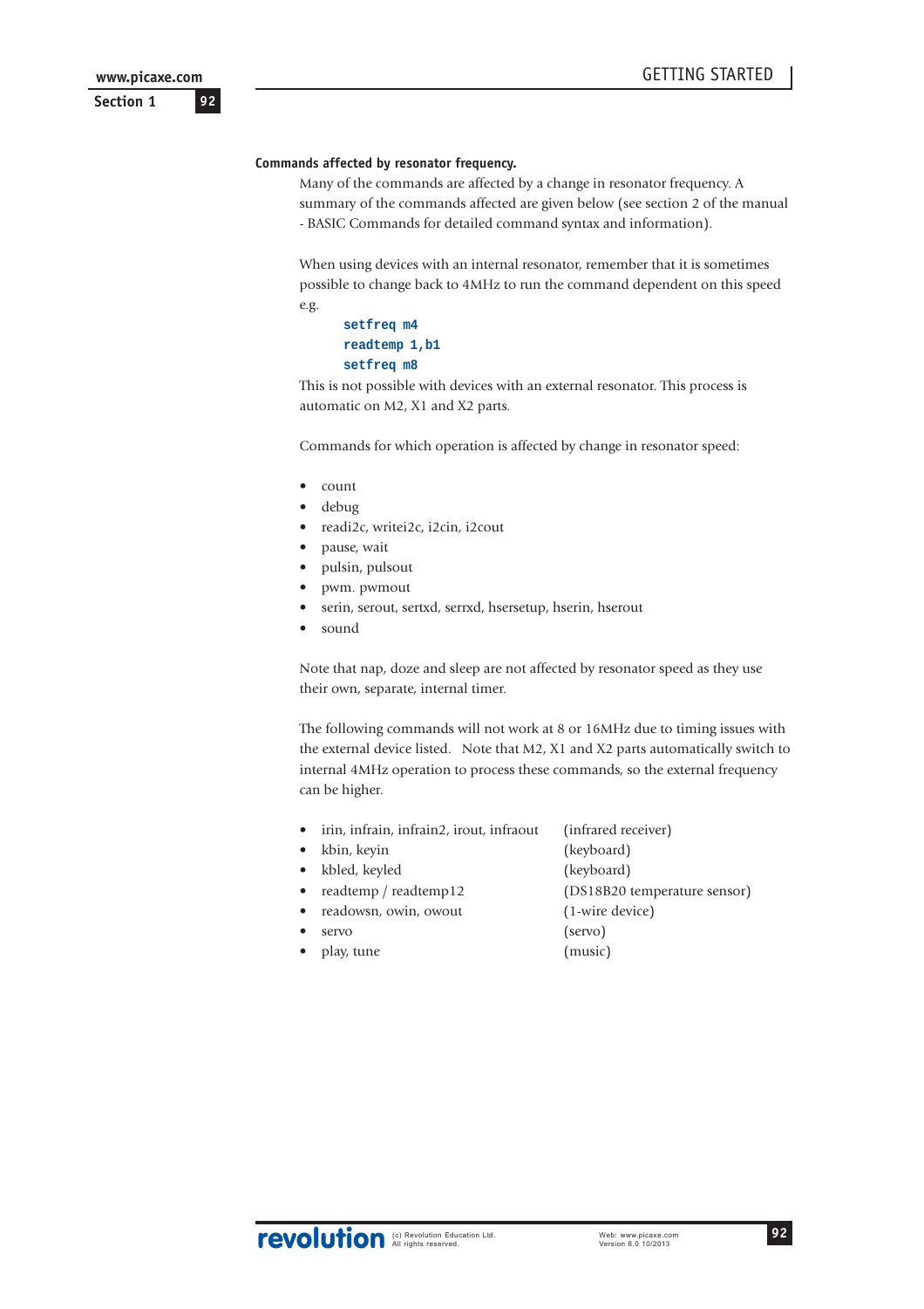### Commands affected by resonator frequency.

Many of the commands are affected by a change in resonator frequency. A summary of the commands affected are given below (see section 2 of the manual - BASIC Commands for detailed command syntax and information).

When using devices with an internal resonator, remember that it is sometimes possible to change back to 4MHz to run the command dependent on this speed e.g.

```
setfreq m4
readtemp 1,b1
setfreq m8
```

This is not possible with devices with an external resonator. This process is automatic on M2, X1 and X2 parts.

Commands for which operation is affected by change in resonator speed:

- count
- debug
- readi2c, writei2c, i2cin, i2cout
- pause, wait
- pulsin, pulsout
- pwm. pwmout
- serin, serout, sertxd, serrxd, hsersetup, hserin, hserout
- sound

Note that nap, doze and sleep are not affected by resonator speed as they use their own, separate, internal timer.

The following commands will not work at 8 or 16MHz due to timing issues with the external device listed. Note that M2, X1 and X2 parts automatically switch to internal 4MHz operation to process these commands, so the external frequency can be higher.

- irin, infrain, infrain2, irout, infraout (infrared receiver)
- kbin, keyin (keyboard)
- kbled, keyled (keyboard)
- readtemp / readtemp12 (DS18B20 temperature sensor)
- readowsn, owin, owout (1-wire device)
- servo (servo)
- play, tune (music)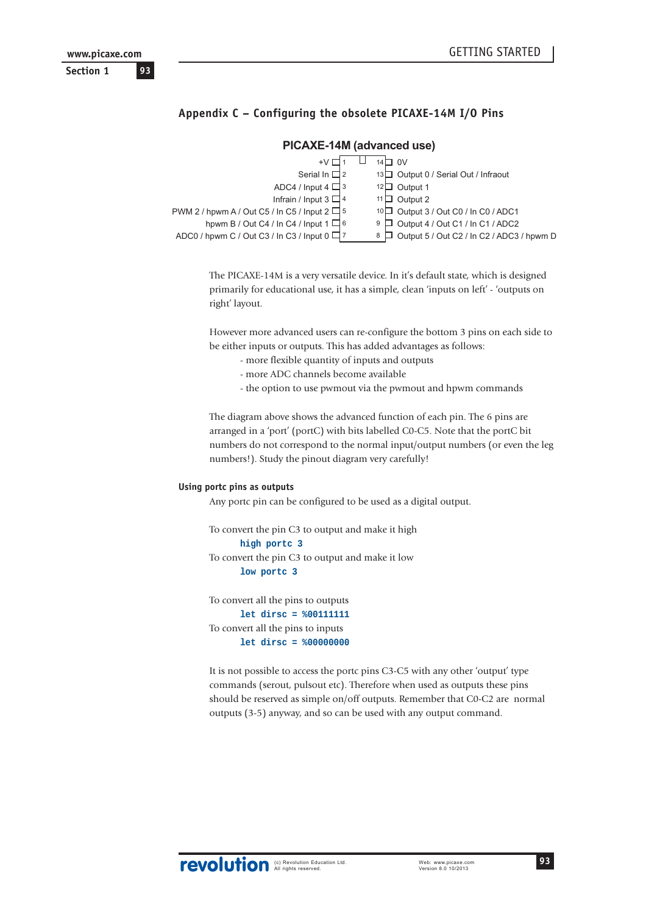## Appendix C – Configuring the obsolete PICAXE-14M I/O Pins

**PICAXE-14M (advanced use)**

| Left pin function | Pin | Pin | Right pin function |
|---|---|---|---|
| +V | 1 | 14 | 0V |
| Serial In | 2 | 13 | Output 0 / Serial Out / Infraout |
| ADC4 / Input 4 | 3 | 12 | Output 1 |
| Infrain / Input 3 | 4 | 11 | Output 2 |
| PWM 2 / hpwm A / Out C5 / In C5 / Input 2 | 5 | 10 | Output 3 / Out C0 / In C0 / ADC1 |
| hpwm B / Out C4 / In C4 / Input 1 | 6 | 9 | Output 4 / Out C1 / In C1 / ADC2 |
| ADC0 / hpwm C / Out C3 / In C3 / Input 0 | 7 | 8 | Output 5 / Out C2 / In C2 / ADC3 / hpwm D |

The PICAXE-14M is a very versatile device. In it's default state, which is designed primarily for educational use, it has a simple, clean 'inputs on left' - 'outputs on right' layout.

However more advanced users can re-configure the bottom 3 pins on each side to be either inputs or outputs. This has added advantages as follows:

- more flexible quantity of inputs and outputs
- more ADC channels become available
- the option to use pwmout via the pwmout and hpwm commands

The diagram above shows the advanced function of each pin. The 6 pins are arranged in a 'port' (portC) with bits labelled C0-C5. Note that the portC bit numbers do not correspond to the normal input/output numbers (or even the leg numbers!). Study the pinout diagram very carefully!

### Using portc pins as outputs

Any portc pin can be configured to be used as a digital output.

To convert the pin C3 to output and make it high

```
high portc 3
```

To convert the pin C3 to output and make it low

```
low portc 3
```

To convert all the pins to outputs

```
let dirsc = %00111111
```

To convert all the pins to inputs

```
let dirsc = %00000000
```

It is not possible to access the portc pins C3-C5 with any other 'output' type commands (serout, pulsout etc). Therefore when used as outputs these pins should be reserved as simple on/off outputs. Remember that C0-C2 are normal outputs (3-5) anyway, and so can be used with any output command.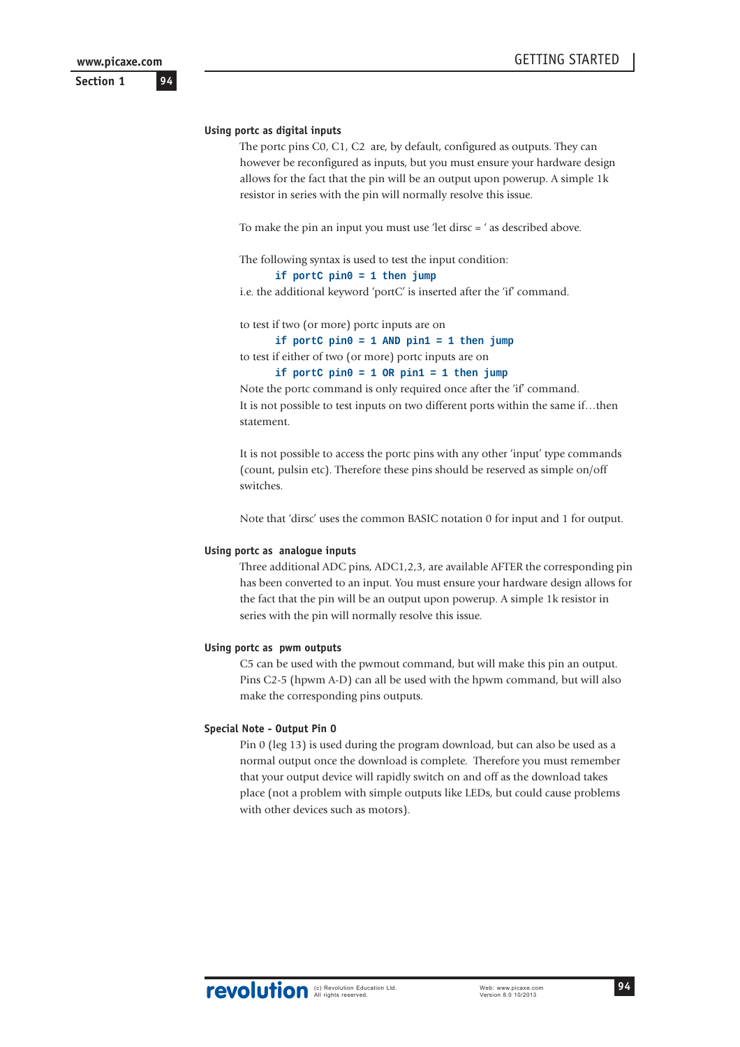### Using portc as digital inputs

The portc pins C0, C1, C2 are, by default, configured as outputs. They can however be reconfigured as inputs, but you must ensure your hardware design allows for the fact that the pin will be an output upon powerup. A simple 1k resistor in series with the pin will normally resolve this issue.

To make the pin an input you must use 'let dirsc = ' as described above.

The following syntax is used to test the input condition:

```
if portC pin0 = 1 then jump
```

i.e. the additional keyword 'portC' is inserted after the 'if' command.

to test if two (or more) portc inputs are on

```
if portC pin0 = 1 AND pin1 = 1 then jump
```

to test if either of two (or more) portc inputs are on

```
if portC pin0 = 1 OR pin1 = 1 then jump
```

Note the portc command is only required once after the 'if' command.
It is not possible to test inputs on two different ports within the same if…then statement.

It is not possible to access the portc pins with any other 'input' type commands (count, pulsin etc). Therefore these pins should be reserved as simple on/off switches.

Note that 'dirsc' uses the common BASIC notation 0 for input and 1 for output.

### Using portc as analogue inputs

Three additional ADC pins, ADC1,2,3, are available AFTER the corresponding pin has been converted to an input. You must ensure your hardware design allows for the fact that the pin will be an output upon powerup. A simple 1k resistor in series with the pin will normally resolve this issue.

### Using portc as pwm outputs

C5 can be used with the pwmout command, but will make this pin an output. Pins C2-5 (hpwm A-D) can all be used with the hpwm command, but will also make the corresponding pins outputs.

### Special Note - Output Pin 0

Pin 0 (leg 13) is used during the program download, but can also be used as a normal output once the download is complete. Therefore you must remember that your output device will rapidly switch on and off as the download takes place (not a problem with simple outputs like LEDs, but could cause problems with other devices such as motors).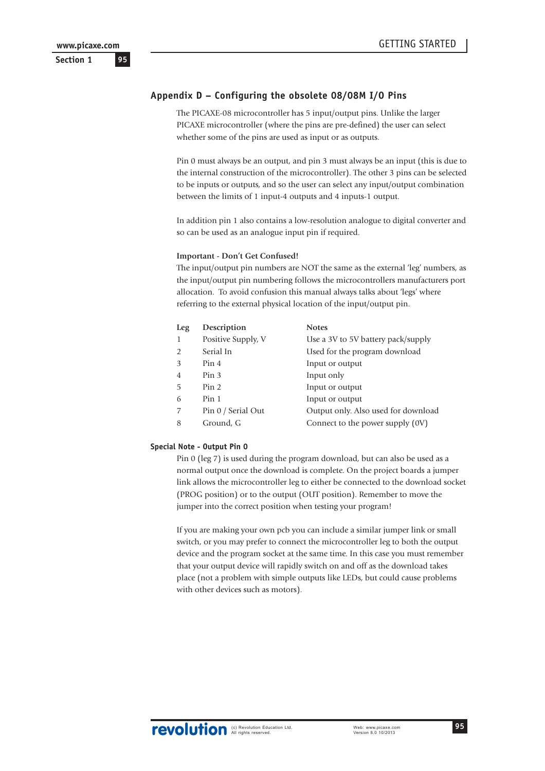## Appendix D – Configuring the obsolete 08/08M I/O Pins

The PICAXE-08 microcontroller has 5 input/output pins. Unlike the larger PICAXE microcontroller (where the pins are pre-defined) the user can select whether some of the pins are used as input or as outputs.

Pin 0 must always be an output, and pin 3 must always be an input (this is due to the internal construction of the microcontroller). The other 3 pins can be selected to be inputs or outputs, and so the user can select any input/output combination between the limits of 1 input-4 outputs and 4 inputs-1 output.

In addition pin 1 also contains a low-resolution analogue to digital converter and so can be used as an analogue input pin if required.

**Important - Don't Get Confused!**

The input/output pin numbers are NOT the same as the external 'leg' numbers, as the input/output pin numbering follows the microcontrollers manufacturers port allocation. To avoid confusion this manual always talks about 'legs' where referring to the external physical location of the input/output pin.

| Leg | Description | Notes |
|---|---|---|
| 1 | Positive Supply, V | Use a 3V to 5V battery pack/supply |
| 2 | Serial In | Used for the program download |
| 3 | Pin 4 | Input or output |
| 4 | Pin 3 | Input only |
| 5 | Pin 2 | Input or output |
| 6 | Pin 1 | Input or output |
| 7 | Pin 0 / Serial Out | Output only. Also used for download |
| 8 | Ground, G | Connect to the power supply (0V) |

**Special Note - Output Pin 0**

Pin 0 (leg 7) is used during the program download, but can also be used as a normal output once the download is complete. On the project boards a jumper link allows the microcontroller leg to either be connected to the download socket (PROG position) or to the output (OUT position). Remember to move the jumper into the correct position when testing your program!

If you are making your own pcb you can include a similar jumper link or small switch, or you may prefer to connect the microcontroller leg to both the output device and the program socket at the same time. In this case you must remember that your output device will rapidly switch on and off as the download takes place (not a problem with simple outputs like LEDs, but could cause problems with other devices such as motors).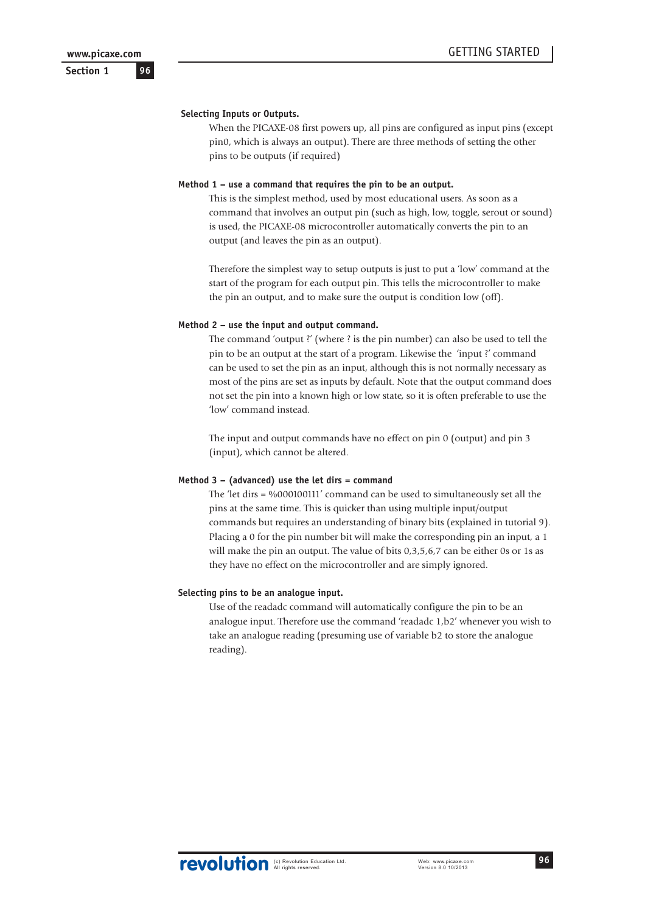### Selecting Inputs or Outputs.

When the PICAXE-08 first powers up, all pins are configured as input pins (except pin0, which is always an output). There are three methods of setting the other pins to be outputs (if required)

### Method 1 – use a command that requires the pin to be an output.

This is the simplest method, used by most educational users. As soon as a command that involves an output pin (such as high, low, toggle, serout or sound) is used, the PICAXE-08 microcontroller automatically converts the pin to an output (and leaves the pin as an output).

Therefore the simplest way to setup outputs is just to put a 'low' command at the start of the program for each output pin. This tells the microcontroller to make the pin an output, and to make sure the output is condition low (off).

### Method 2 – use the input and output command.

The command 'output ?' (where ? is the pin number) can also be used to tell the pin to be an output at the start of a program. Likewise the 'input ?' command can be used to set the pin as an input, although this is not normally necessary as most of the pins are set as inputs by default. Note that the output command does not set the pin into a known high or low state, so it is often preferable to use the 'low' command instead.

The input and output commands have no effect on pin 0 (output) and pin 3 (input), which cannot be altered.

### Method 3 – (advanced) use the let dirs = command

The 'let dirs = %000100111' command can be used to simultaneously set all the pins at the same time. This is quicker than using multiple input/output commands but requires an understanding of binary bits (explained in tutorial 9). Placing a 0 for the pin number bit will make the corresponding pin an input, a 1 will make the pin an output. The value of bits 0,3,5,6,7 can be either 0s or 1s as they have no effect on the microcontroller and are simply ignored.

### Selecting pins to be an analogue input.

Use of the readadc command will automatically configure the pin to be an analogue input. Therefore use the command 'readadc 1,b2' whenever you wish to take an analogue reading (presuming use of variable b2 to store the analogue reading).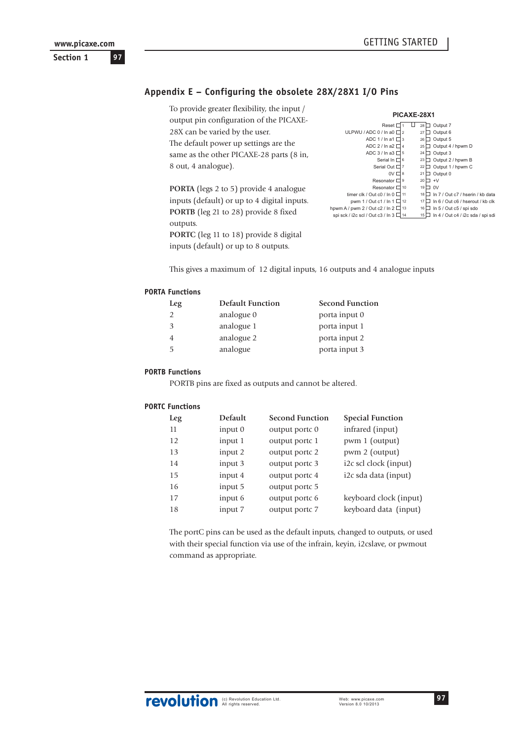## Appendix E – Configuring the obsolete 28X/28X1 I/O Pins

To provide greater flexibility, the input / output pin configuration of the PICAXE-28X can be varied by the user.
The default power up settings are the same as the other PICAXE-28 parts (8 in, 8 out, 4 analogue).

**PORTA** (legs 2 to 5) provide 4 analogue inputs (default) or up to 4 digital inputs.
**PORTB** (leg 21 to 28) provide 8 fixed outputs.
**PORTC** (leg 11 to 18) provide 8 digital inputs (default) or up to 8 outputs.

**PICAXE-28X1**

| Function | Pin | Pin | Function |
|---|---|---|---|
| Reset | 1 | 28 | Output 7 |
| ULPWU / ADC 0 / In a0 | 2 | 27 | Output 6 |
| ADC 1 / In a1 | 3 | 26 | Output 5 |
| ADC 2 / In a2 | 4 | 25 | Output 4 / hpwm D |
| ADC 3 / In a3 | 5 | 24 | Output 3 |
| Serial In | 6 | 23 | Output 2 / hpwm B |
| Serial Out | 7 | 22 | Output 1 / hpwm C |
| 0V | 8 | 21 | Output 0 |
| Resonator | 9 | 20 | +V |
| Resonator | 10 | 19 | 0V |
| timer clk / Out c0 / In 0 | 11 | 18 | In 7 / Out c7 / hserin / kb data |
| pwm 1 / Out c1 / In 1 | 12 | 17 | In 6 / Out c6 / hserout / kb clk |
| hpwm A / pwm 2 / Out c2 / In 2 | 13 | 16 | In 5 / Out c5 / spi sdo |
| spi sck / i2c scl / Out c3 / In 3 | 14 | 15 | In 4 / Out c4 / i2c sda / spi sdi |

This gives a maximum of 12 digital inputs, 16 outputs and 4 analogue inputs

### PORTA Functions

| Leg | Default Function | Second Function |
|---|---|---|
| 2 | analogue 0 | porta input 0 |
| 3 | analogue 1 | porta input 1 |
| 4 | analogue 2 | porta input 2 |
| 5 | analogue | porta input 3 |

### PORTB Functions

PORTB pins are fixed as outputs and cannot be altered.

### PORTC Functions

| Leg | Default | Second Function | Special Function |
|---|---|---|---|
| 11 | input 0 | output portc 0 | infrared (input) |
| 12 | input 1 | output portc 1 | pwm 1 (output) |
| 13 | input 2 | output portc 2 | pwm 2 (output) |
| 14 | input 3 | output portc 3 | i2c scl clock (input) |
| 15 | input 4 | output portc 4 | i2c sda data (input) |
| 16 | input 5 | output portc 5 | |
| 17 | input 6 | output portc 6 | keyboard clock (input) |
| 18 | input 7 | output portc 7 | keyboard data (input) |

The portC pins can be used as the default inputs, changed to outputs, or used with their special function via use of the infrain, keyin, i2cslave, or pwmout command as appropriate.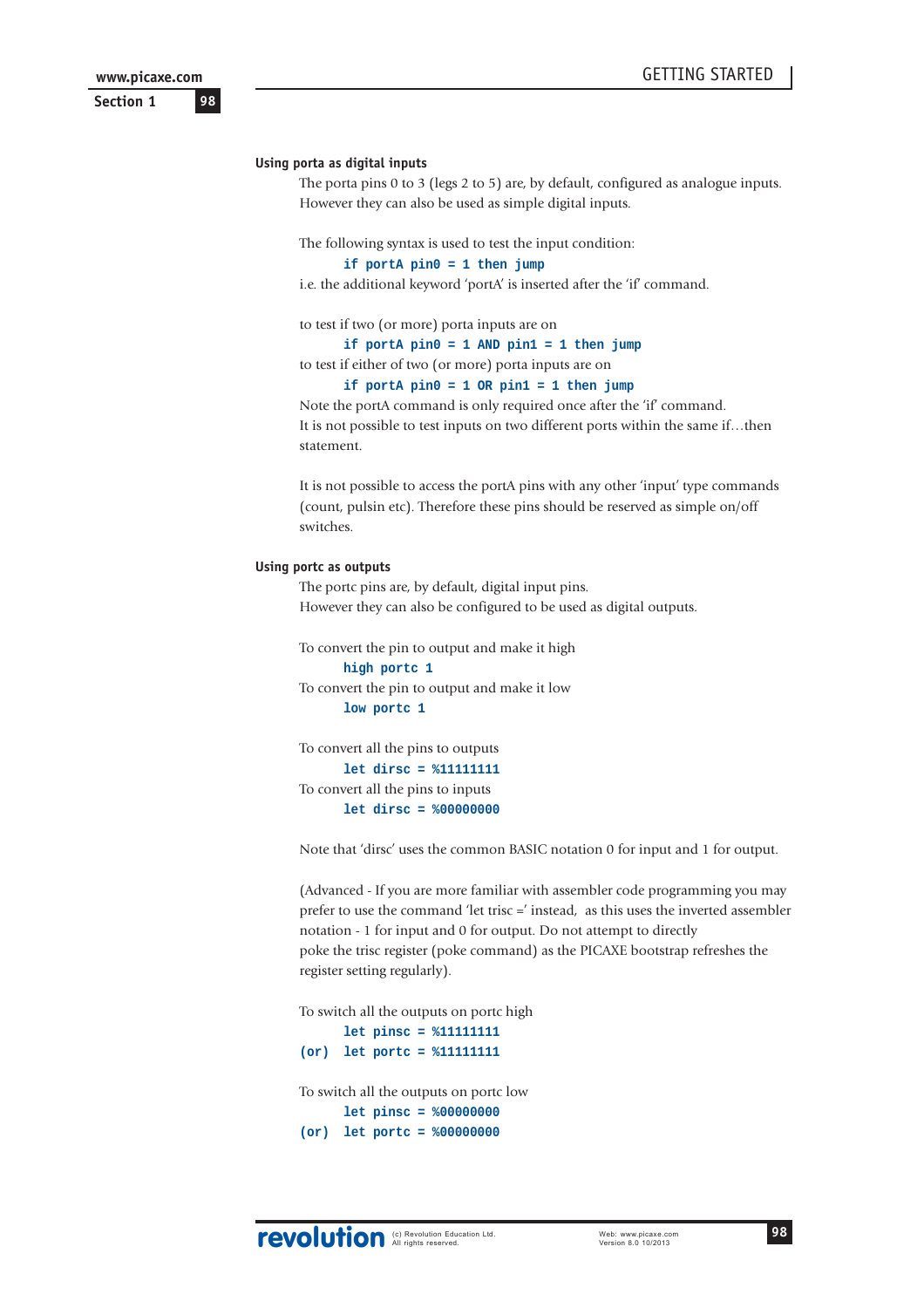## Using porta as digital inputs

The porta pins 0 to 3 (legs 2 to 5) are, by default, configured as analogue inputs. However they can also be used as simple digital inputs.

The following syntax is used to test the input condition:

```
if portA pin0 = 1 then jump
```

i.e. the additional keyword 'portA' is inserted after the 'if' command.

to test if two (or more) porta inputs are on

```
if portA pin0 = 1 AND pin1 = 1 then jump
```

to test if either of two (or more) porta inputs are on

```
if portA pin0 = 1 OR pin1 = 1 then jump
```

Note the portA command is only required once after the 'if' command.
It is not possible to test inputs on two different ports within the same if…then statement.

It is not possible to access the portA pins with any other 'input' type commands (count, pulsin etc). Therefore these pins should be reserved as simple on/off switches.

## Using portc as outputs

The portc pins are, by default, digital input pins.
However they can also be configured to be used as digital outputs.

To convert the pin to output and make it high

```
high portc 1
```

To convert the pin to output and make it low

```
low portc 1
```

To convert all the pins to outputs

```
let dirsc = %11111111
```

To convert all the pins to inputs

```
let dirsc = %00000000
```

Note that 'dirsc' uses the common BASIC notation 0 for input and 1 for output.

(Advanced - If you are more familiar with assembler code programming you may prefer to use the command 'let trisc =' instead, as this uses the inverted assembler notation - 1 for input and 0 for output. Do not attempt to directly poke the trisc register (poke command) as the PICAXE bootstrap refreshes the register setting regularly).

To switch all the outputs on portc high

```
      let pinsc = %11111111
(or)  let portc = %11111111
```

To switch all the outputs on portc low

```
      let pinsc = %00000000
(or)  let portc = %00000000
```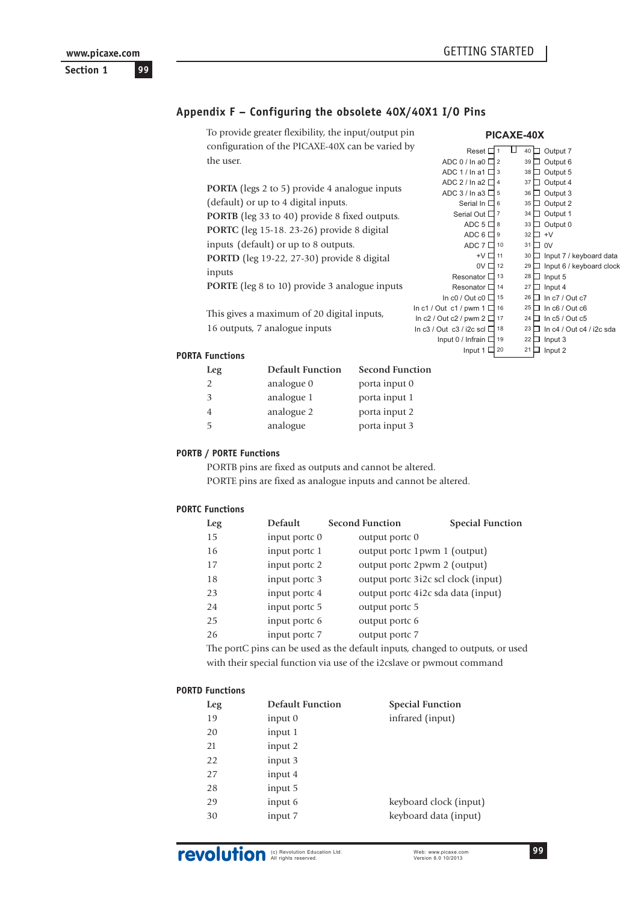## Appendix F – Configuring the obsolete 40X/40X1 I/O Pins

To provide greater flexibility, the input/output pin configuration of the PICAXE-40X can be varied by the user.

**PORTA** (legs 2 to 5) provide 4 analogue inputs (default) or up to 4 digital inputs.
**PORTB** (leg 33 to 40) provide 8 fixed outputs.
**PORTC** (leg 15-18. 23-26) provide 8 digital inputs (default) or up to 8 outputs.
**PORTD** (leg 19-22, 27-30) provide 8 digital inputs
**PORTE** (leg 8 to 10) provide 3 analogue inputs

This gives a maximum of 20 digital inputs, 16 outputs, 7 analogue inputs

**PICAXE-40X**

| Function | Leg | Leg | Function |
|---|---|---|---|
| Reset | 1 | 40 | Output 7 |
| ADC 0 / In a0 | 2 | 39 | Output 6 |
| ADC 1 / In a1 | 3 | 38 | Output 5 |
| ADC 2 / In a2 | 4 | 37 | Output 4 |
| ADC 3 / In a3 | 5 | 36 | Output 3 |
| Serial In | 6 | 35 | Output 2 |
| Serial Out | 7 | 34 | Output 1 |
| ADC 5 | 8 | 33 | Output 0 |
| ADC 6 | 9 | 32 | +V |
| ADC 7 | 10 | 31 | 0V |
| +V | 11 | 30 | Input 7 / keyboard data |
| 0V | 12 | 29 | Input 6 / keyboard clock |
| Resonator | 13 | 28 | Input 5 |
| Resonator | 14 | 27 | Input 4 |
| In c0 / Out c0 | 15 | 26 | In c7 / Out c7 |
| In c1 / Out c1 / pwm 1 | 16 | 25 | In c6 / Out c6 |
| In c2 / Out c2 / pwm 2 | 17 | 24 | In c5 / Out c5 |
| In c3 / Out c3 / i2c scl | 18 | 23 | In c4 / Out c4 / i2c sda |
| Input 0 / Infrain | 19 | 22 | Input 3 |
| Input 1 | 20 | 21 | Input 2 |

### PORTA Functions

| Leg | Default Function | Second Function |
|---|---|---|
| 2 | analogue 0 | porta input 0 |
| 3 | analogue 1 | porta input 1 |
| 4 | analogue 2 | porta input 2 |
| 5 | analogue | porta input 3 |

### PORTB / PORTE Functions

PORTB pins are fixed as outputs and cannot be altered.
PORTE pins are fixed as analogue inputs and cannot be altered.

### PORTC Functions

| Leg | Default | Second Function | Special Function |
|---|---|---|---|
| 15 | input portc 0 | output portc 0 | |
| 16 | input portc 1 | output portc 1 | pwm 1 (output) |
| 17 | input portc 2 | output portc 2 | pwm 2 (output) |
| 18 | input portc 3 | output portc 3 | i2c scl clock (input) |
| 23 | input portc 4 | output portc 4 | i2c sda data (input) |
| 24 | input portc 5 | output portc 5 | |
| 25 | input portc 6 | output portc 6 | |
| 26 | input portc 7 | output portc 7 | |

The portC pins can be used as the default inputs, changed to outputs, or used with their special function via use of the i2cslave or pwmout command

### PORTD Functions

| Leg | Default Function | Special Function |
|---|---|---|
| 19 | input 0 | infrared (input) |
| 20 | input 1 | |
| 21 | input 2 | |
| 22 | input 3 | |
| 27 | input 4 | |
| 28 | input 5 | |
| 29 | input 6 | keyboard clock (input) |
| 30 | input 7 | keyboard data (input) |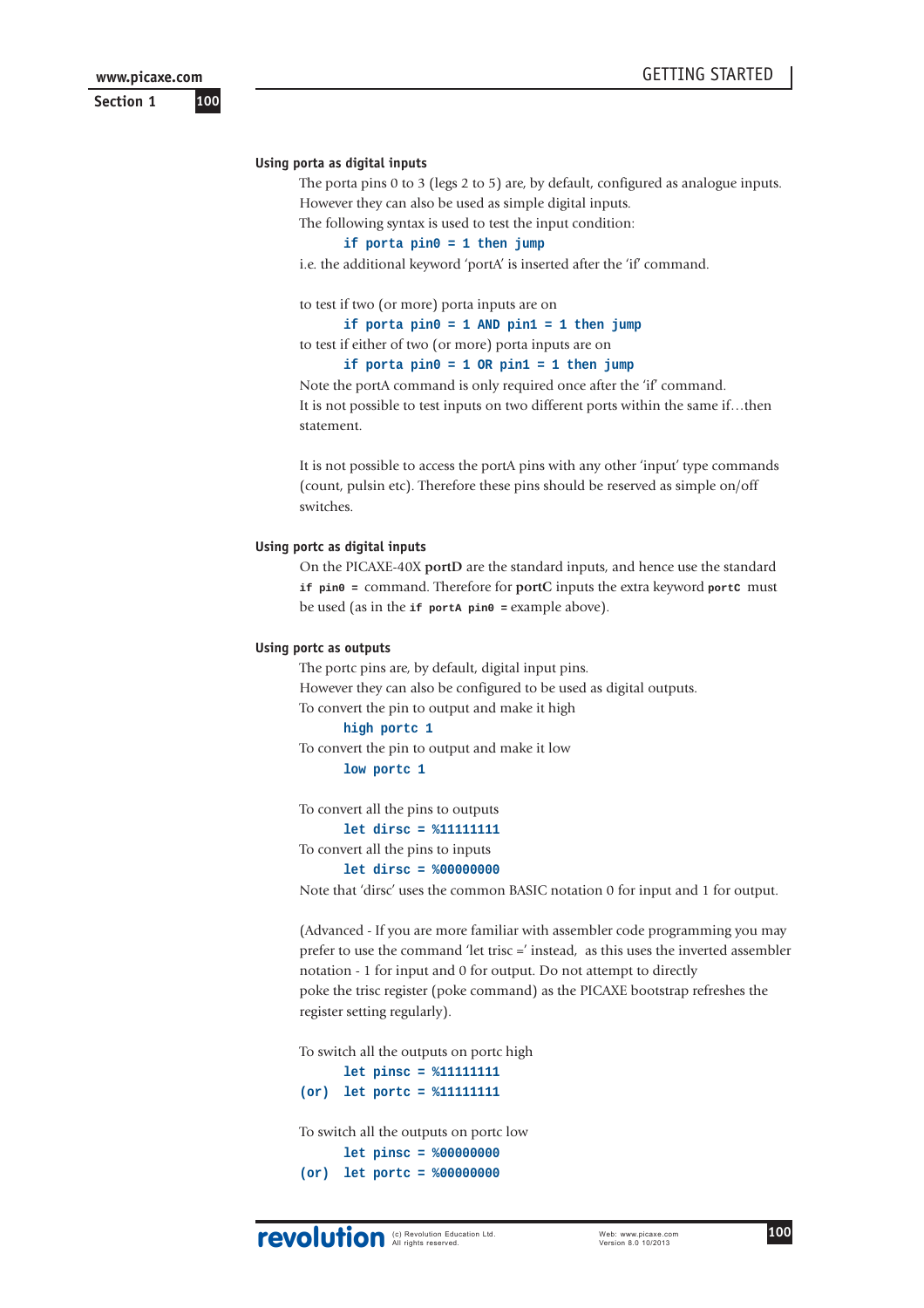### Using porta as digital inputs

The porta pins 0 to 3 (legs 2 to 5) are, by default, configured as analogue inputs. However they can also be used as simple digital inputs.

The following syntax is used to test the input condition:

```
if porta pin0 = 1 then jump
```

i.e. the additional keyword 'portA' is inserted after the 'if' command.

to test if two (or more) porta inputs are on

```
if porta pin0 = 1 AND pin1 = 1 then jump
```

to test if either of two (or more) porta inputs are on

```
if porta pin0 = 1 OR pin1 = 1 then jump
```

Note the portA command is only required once after the 'if' command.

It is not possible to test inputs on two different ports within the same if…then statement.

It is not possible to access the portA pins with any other 'input' type commands (count, pulsin etc). Therefore these pins should be reserved as simple on/off switches.

### Using portc as digital inputs

On the PICAXE-40X **portD** are the standard inputs, and hence use the standard `if pin0 =` command. Therefore for **portC** inputs the extra keyword `portC` must be used (as in the `if portA pin0 =` example above).

### Using portc as outputs

The portc pins are, by default, digital input pins.

However they can also be configured to be used as digital outputs.

To convert the pin to output and make it high

```
high portc 1
```

To convert the pin to output and make it low

```
low portc 1
```

To convert all the pins to outputs

```
let dirsc = %11111111
```

To convert all the pins to inputs

```
let dirsc = %00000000
```

Note that 'dirsc' uses the common BASIC notation 0 for input and 1 for output.

(Advanced - If you are more familiar with assembler code programming you may prefer to use the command 'let trisc =' instead, as this uses the inverted assembler notation - 1 for input and 0 for output. Do not attempt to directly poke the trisc register (poke command) as the PICAXE bootstrap refreshes the register setting regularly).

To switch all the outputs on portc high

```
      let pinsc = %11111111
(or)  let portc = %11111111
```

To switch all the outputs on portc low

```
      let pinsc = %00000000
(or)  let portc = %00000000
```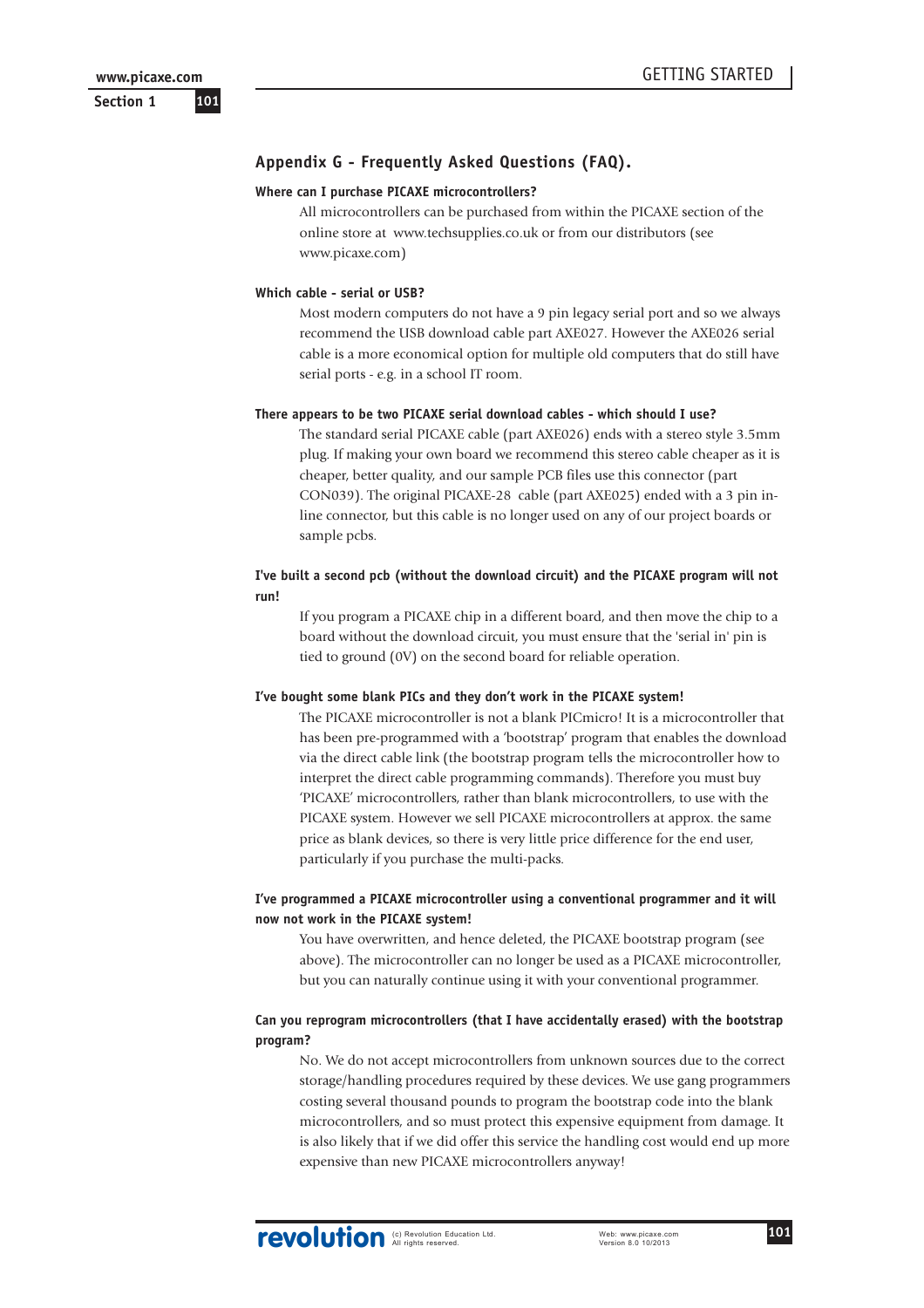## Appendix G - Frequently Asked Questions (FAQ).

**Where can I purchase PICAXE microcontrollers?**

All microcontrollers can be purchased from within the PICAXE section of the online store at www.techsupplies.co.uk or from our distributors (see www.picaxe.com)

**Which cable - serial or USB?**

Most modern computers do not have a 9 pin legacy serial port and so we always recommend the USB download cable part AXE027. However the AXE026 serial cable is a more economical option for multiple old computers that do still have serial ports - e.g. in a school IT room.

**There appears to be two PICAXE serial download cables - which should I use?**

The standard serial PICAXE cable (part AXE026) ends with a stereo style 3.5mm plug. If making your own board we recommend this stereo cable cheaper as it is cheaper, better quality, and our sample PCB files use this connector (part CON039). The original PICAXE-28 cable (part AXE025) ended with a 3 pin in-line connector, but this cable is no longer used on any of our project boards or sample pcbs.

**I've built a second pcb (without the download circuit) and the PICAXE program will not run!**

If you program a PICAXE chip in a different board, and then move the chip to a board without the download circuit, you must ensure that the 'serial in' pin is tied to ground (0V) on the second board for reliable operation.

**I've bought some blank PICs and they don't work in the PICAXE system!**

The PICAXE microcontroller is not a blank PICmicro! It is a microcontroller that has been pre-programmed with a 'bootstrap' program that enables the download via the direct cable link (the bootstrap program tells the microcontroller how to interpret the direct cable programming commands). Therefore you must buy 'PICAXE' microcontrollers, rather than blank microcontrollers, to use with the PICAXE system. However we sell PICAXE microcontrollers at approx. the same price as blank devices, so there is very little price difference for the end user, particularly if you purchase the multi-packs.

**I've programmed a PICAXE microcontroller using a conventional programmer and it will now not work in the PICAXE system!**

You have overwritten, and hence deleted, the PICAXE bootstrap program (see above). The microcontroller can no longer be used as a PICAXE microcontroller, but you can naturally continue using it with your conventional programmer.

**Can you reprogram microcontrollers (that I have accidentally erased) with the bootstrap program?**

No. We do not accept microcontrollers from unknown sources due to the correct storage/handling procedures required by these devices. We use gang programmers costing several thousand pounds to program the bootstrap code into the blank microcontrollers, and so must protect this expensive equipment from damage. It is also likely that if we did offer this service the handling cost would end up more expensive than new PICAXE microcontrollers anyway!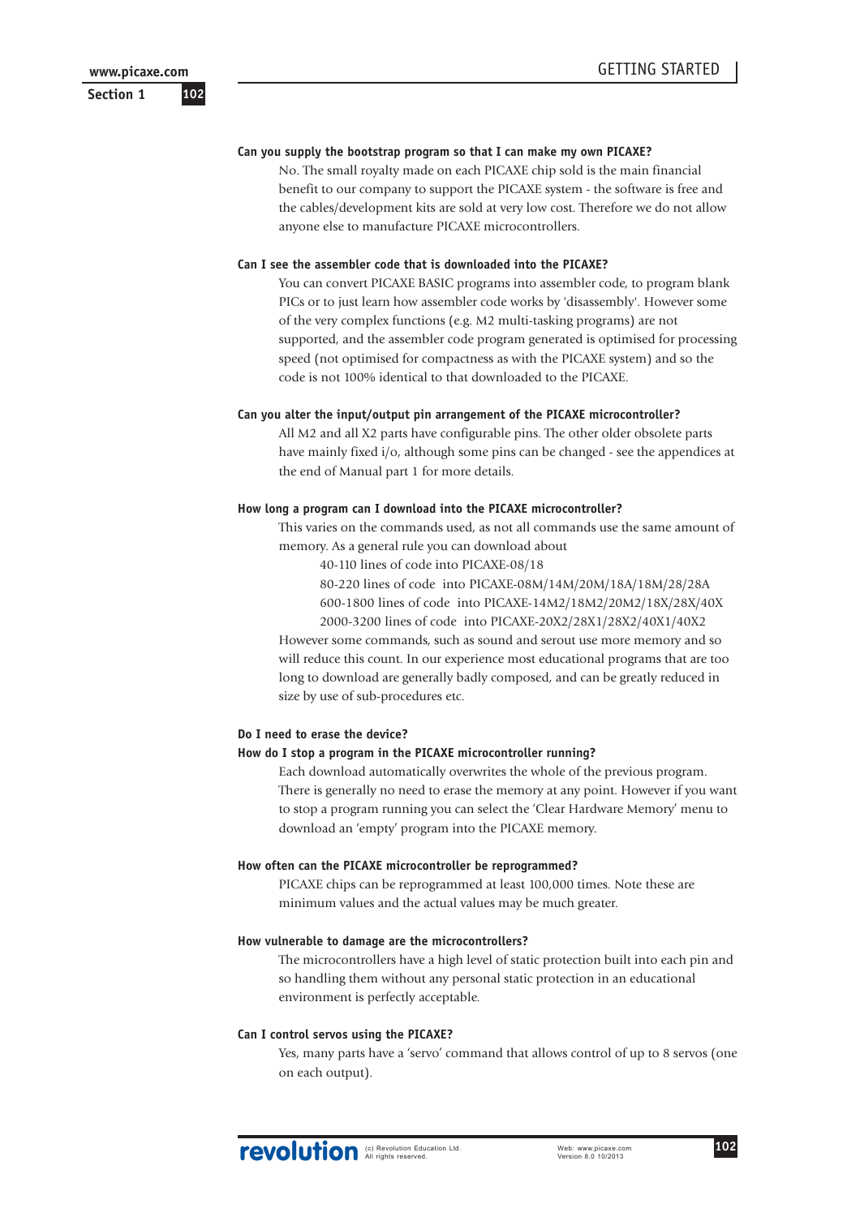**Can you supply the bootstrap program so that I can make my own PICAXE?**

No. The small royalty made on each PICAXE chip sold is the main financial benefit to our company to support the PICAXE system - the software is free and the cables/development kits are sold at very low cost. Therefore we do not allow anyone else to manufacture PICAXE microcontrollers.

**Can I see the assembler code that is downloaded into the PICAXE?**

You can convert PICAXE BASIC programs into assembler code, to program blank PICs or to just learn how assembler code works by 'disassembly'. However some of the very complex functions (e.g. M2 multi-tasking programs) are not supported, and the assembler code program generated is optimised for processing speed (not optimised for compactness as with the PICAXE system) and so the code is not 100% identical to that downloaded to the PICAXE.

**Can you alter the input/output pin arrangement of the PICAXE microcontroller?**

All M2 and all X2 parts have configurable pins. The other older obsolete parts have mainly fixed i/o, although some pins can be changed - see the appendices at the end of Manual part 1 for more details.

**How long a program can I download into the PICAXE microcontroller?**

This varies on the commands used, as not all commands use the same amount of memory. As a general rule you can download about

40-110 lines of code into PICAXE-08/18
80-220 lines of code into PICAXE-08M/14M/20M/18A/18M/28/28A
600-1800 lines of code into PICAXE-14M2/18M2/20M2/18X/28X/40X
2000-3200 lines of code into PICAXE-20X2/28X1/28X2/40X1/40X2

However some commands, such as sound and serout use more memory and so will reduce this count. In our experience most educational programs that are too long to download are generally badly composed, and can be greatly reduced in size by use of sub-procedures etc.

**Do I need to erase the device?**
**How do I stop a program in the PICAXE microcontroller running?**

Each download automatically overwrites the whole of the previous program. There is generally no need to erase the memory at any point. However if you want to stop a program running you can select the 'Clear Hardware Memory' menu to download an 'empty' program into the PICAXE memory.

**How often can the PICAXE microcontroller be reprogrammed?**

PICAXE chips can be reprogrammed at least 100,000 times. Note these are minimum values and the actual values may be much greater.

**How vulnerable to damage are the microcontrollers?**

The microcontrollers have a high level of static protection built into each pin and so handling them without any personal static protection in an educational environment is perfectly acceptable.

**Can I control servos using the PICAXE?**

Yes, many parts have a 'servo' command that allows control of up to 8 servos (one on each output).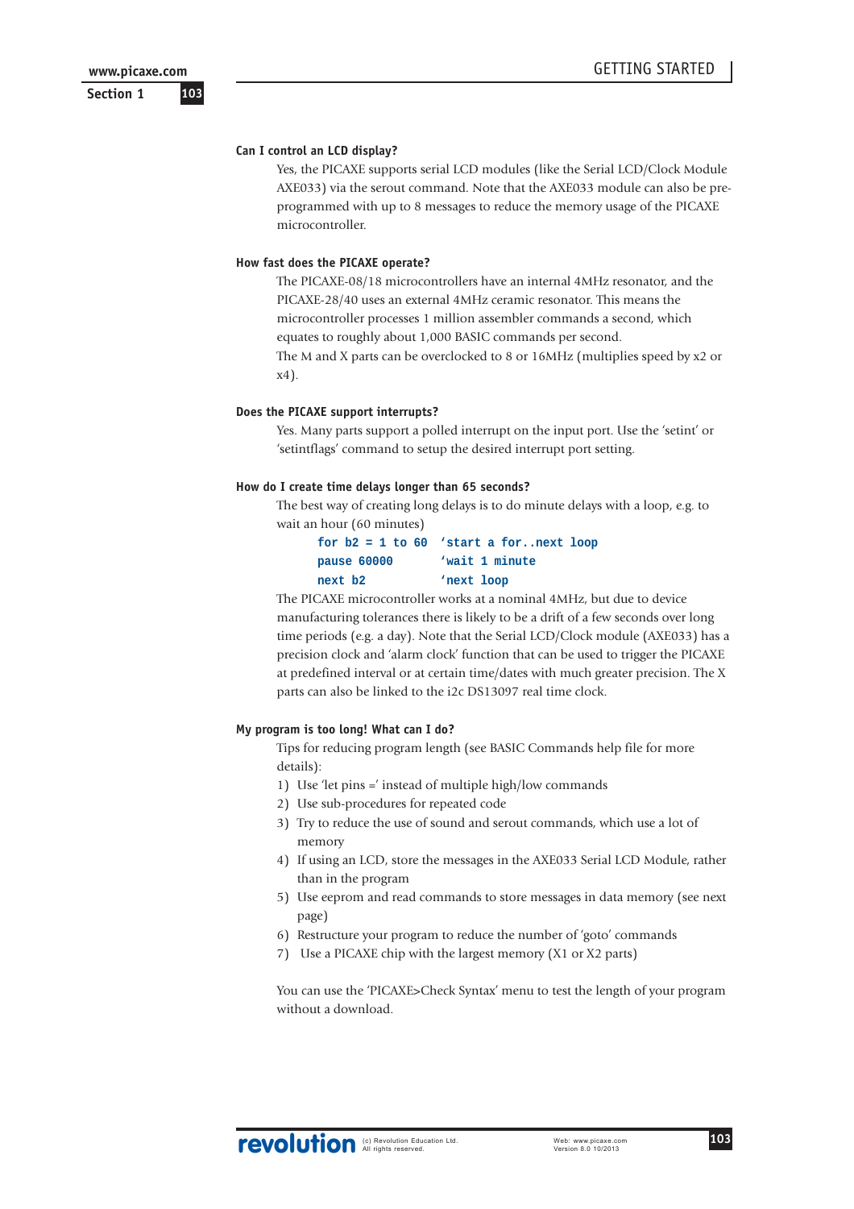### Can I control an LCD display?

Yes, the PICAXE supports serial LCD modules (like the Serial LCD/Clock Module AXE033) via the serout command. Note that the AXE033 module can also be pre-programmed with up to 8 messages to reduce the memory usage of the PICAXE microcontroller.

### How fast does the PICAXE operate?

The PICAXE-08/18 microcontrollers have an internal 4MHz resonator, and the PICAXE-28/40 uses an external 4MHz ceramic resonator. This means the microcontroller processes 1 million assembler commands a second, which equates to roughly about 1,000 BASIC commands per second.

The M and X parts can be overclocked to 8 or 16MHz (multiplies speed by x2 or x4).

### Does the PICAXE support interrupts?

Yes. Many parts support a polled interrupt on the input port. Use the 'setint' or 'setintflags' command to setup the desired interrupt port setting.

### How do I create time delays longer than 65 seconds?

The best way of creating long delays is to do minute delays with a loop, e.g. to wait an hour (60 minutes)

```
for b2 = 1 to 60   'start a for..next loop
pause 60000        'wait 1 minute
next b2            'next loop
```

The PICAXE microcontroller works at a nominal 4MHz, but due to device manufacturing tolerances there is likely to be a drift of a few seconds over long time periods (e.g. a day). Note that the Serial LCD/Clock module (AXE033) has a precision clock and 'alarm clock' function that can be used to trigger the PICAXE at predefined interval or at certain time/dates with much greater precision. The X parts can also be linked to the i2c DS13097 real time clock.

### My program is too long! What can I do?

Tips for reducing program length (see BASIC Commands help file for more details):

1) Use 'let pins =' instead of multiple high/low commands
2) Use sub-procedures for repeated code
3) Try to reduce the use of sound and serout commands, which use a lot of memory
4) If using an LCD, store the messages in the AXE033 Serial LCD Module, rather than in the program
5) Use eeprom and read commands to store messages in data memory (see next page)
6) Restructure your program to reduce the number of 'goto' commands
7) Use a PICAXE chip with the largest memory (X1 or X2 parts)

You can use the 'PICAXE>Check Syntax' menu to test the length of your program without a download.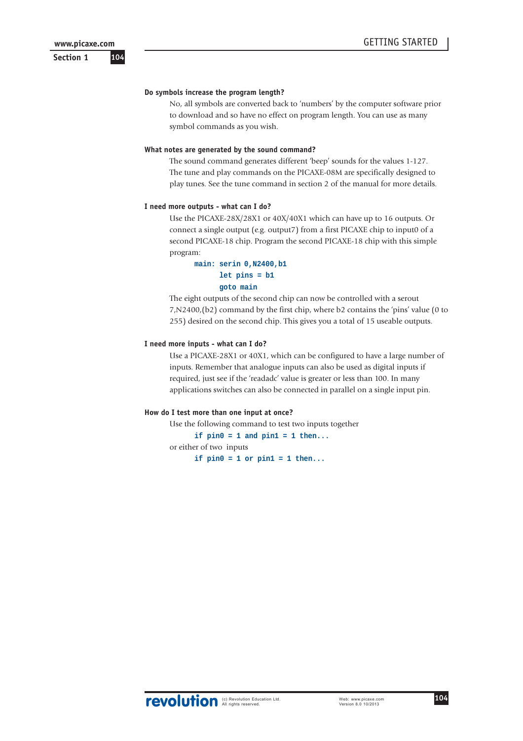### Do symbols increase the program length?

No, all symbols are converted back to 'numbers' by the computer software prior to download and so have no effect on program length. You can use as many symbol commands as you wish.

### What notes are generated by the sound command?

The sound command generates different 'beep' sounds for the values 1-127. The tune and play commands on the PICAXE-08M are specifically designed to play tunes. See the tune command in section 2 of the manual for more details.

### I need more outputs - what can I do?

Use the PICAXE-28X/28X1 or 40X/40X1 which can have up to 16 outputs. Or connect a single output (e.g. output7) from a first PICAXE chip to input0 of a second PICAXE-18 chip. Program the second PICAXE-18 chip with this simple program:

```
main: serin 0,N2400,b1
      let pins = b1
      goto main
```

The eight outputs of the second chip can now be controlled with a serout 7,N2400,(b2) command by the first chip, where b2 contains the 'pins' value (0 to 255) desired on the second chip. This gives you a total of 15 useable outputs.

### I need more inputs - what can I do?

Use a PICAXE-28X1 or 40X1, which can be configured to have a large number of inputs. Remember that analogue inputs can also be used as digital inputs if required, just see if the 'readadc' value is greater or less than 100. In many applications switches can also be connected in parallel on a single input pin.

### How do I test more than one input at once?

Use the following command to test two inputs together

```
if pin0 = 1 and pin1 = 1 then...
```

or either of two inputs

```
if pin0 = 1 or pin1 = 1 then...
```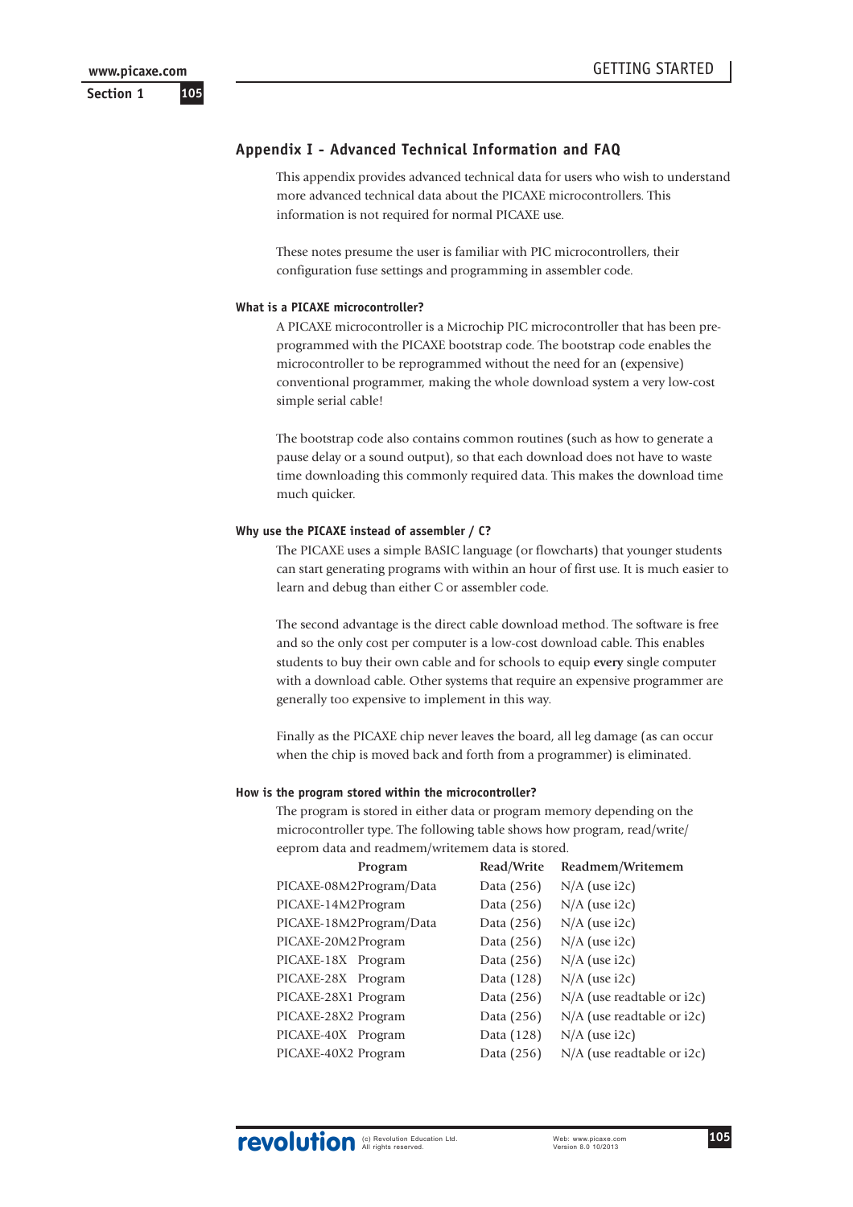## Appendix I - Advanced Technical Information and FAQ

This appendix provides advanced technical data for users who wish to understand more advanced technical data about the PICAXE microcontrollers. This information is not required for normal PICAXE use.

These notes presume the user is familiar with PIC microcontrollers, their configuration fuse settings and programming in assembler code.

### What is a PICAXE microcontroller?

A PICAXE microcontroller is a Microchip PIC microcontroller that has been pre-programmed with the PICAXE bootstrap code. The bootstrap code enables the microcontroller to be reprogrammed without the need for an (expensive) conventional programmer, making the whole download system a very low-cost simple serial cable!

The bootstrap code also contains common routines (such as how to generate a pause delay or a sound output), so that each download does not have to waste time downloading this commonly required data. This makes the download time much quicker.

### Why use the PICAXE instead of assembler / C?

The PICAXE uses a simple BASIC language (or flowcharts) that younger students can start generating programs with within an hour of first use. It is much easier to learn and debug than either C or assembler code.

The second advantage is the direct cable download method. The software is free and so the only cost per computer is a low-cost download cable. This enables students to buy their own cable and for schools to equip **every** single computer with a download cable. Other systems that require an expensive programmer are generally too expensive to implement in this way.

Finally as the PICAXE chip never leaves the board, all leg damage (as can occur when the chip is moved back and forth from a programmer) is eliminated.

### How is the program stored within the microcontroller?

The program is stored in either data or program memory depending on the microcontroller type. The following table shows how program, read/write/eeprom data and readmem/writemem data is stored.

| | Program | Read/Write | Readmem/Writemem |
|---|---|---|---|
| PICAXE-08M2 | Program/Data | Data (256) | N/A (use i2c) |
| PICAXE-14M2 | Program | Data (256) | N/A (use i2c) |
| PICAXE-18M2 | Program/Data | Data (256) | N/A (use i2c) |
| PICAXE-20M2 | Program | Data (256) | N/A (use i2c) |
| PICAXE-18X | Program | Data (256) | N/A (use i2c) |
| PICAXE-28X | Program | Data (128) | N/A (use i2c) |
| PICAXE-28X1 | Program | Data (256) | N/A (use readtable or i2c) |
| PICAXE-28X2 | Program | Data (256) | N/A (use readtable or i2c) |
| PICAXE-40X | Program | Data (128) | N/A (use i2c) |
| PICAXE-40X2 | Program | Data (256) | N/A (use readtable or i2c) |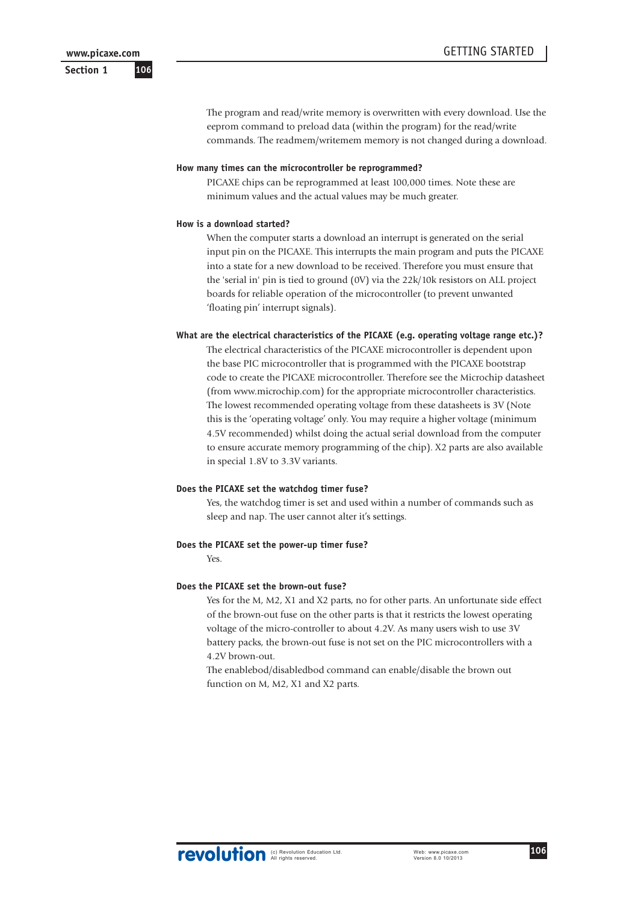The program and read/write memory is overwritten with every download. Use the eeprom command to preload data (within the program) for the read/write commands. The readmem/writemem memory is not changed during a download.

**How many times can the microcontroller be reprogrammed?**

PICAXE chips can be reprogrammed at least 100,000 times. Note these are minimum values and the actual values may be much greater.

**How is a download started?**

When the computer starts a download an interrupt is generated on the serial input pin on the PICAXE. This interrupts the main program and puts the PICAXE into a state for a new download to be received. Therefore you must ensure that the 'serial in' pin is tied to ground (0V) via the 22k/10k resistors on ALL project boards for reliable operation of the microcontroller (to prevent unwanted 'floating pin' interrupt signals).

**What are the electrical characteristics of the PICAXE (e.g. operating voltage range etc.)?**

The electrical characteristics of the PICAXE microcontroller is dependent upon the base PIC microcontroller that is programmed with the PICAXE bootstrap code to create the PICAXE microcontroller. Therefore see the Microchip datasheet (from www.microchip.com) for the appropriate microcontroller characteristics. The lowest recommended operating voltage from these datasheets is 3V (Note this is the 'operating voltage' only. You may require a higher voltage (minimum 4.5V recommended) whilst doing the actual serial download from the computer to ensure accurate memory programming of the chip). X2 parts are also available in special 1.8V to 3.3V variants.

**Does the PICAXE set the watchdog timer fuse?**

Yes, the watchdog timer is set and used within a number of commands such as sleep and nap. The user cannot alter it's settings.

**Does the PICAXE set the power-up timer fuse?**

Yes.

**Does the PICAXE set the brown-out fuse?**

Yes for the M, M2, X1 and X2 parts, no for other parts. An unfortunate side effect of the brown-out fuse on the other parts is that it restricts the lowest operating voltage of the micro-controller to about 4.2V. As many users wish to use 3V battery packs, the brown-out fuse is not set on the PIC microcontrollers with a 4.2V brown-out.

The enablebod/disabledbod command can enable/disable the brown out function on M, M2, X1 and X2 parts.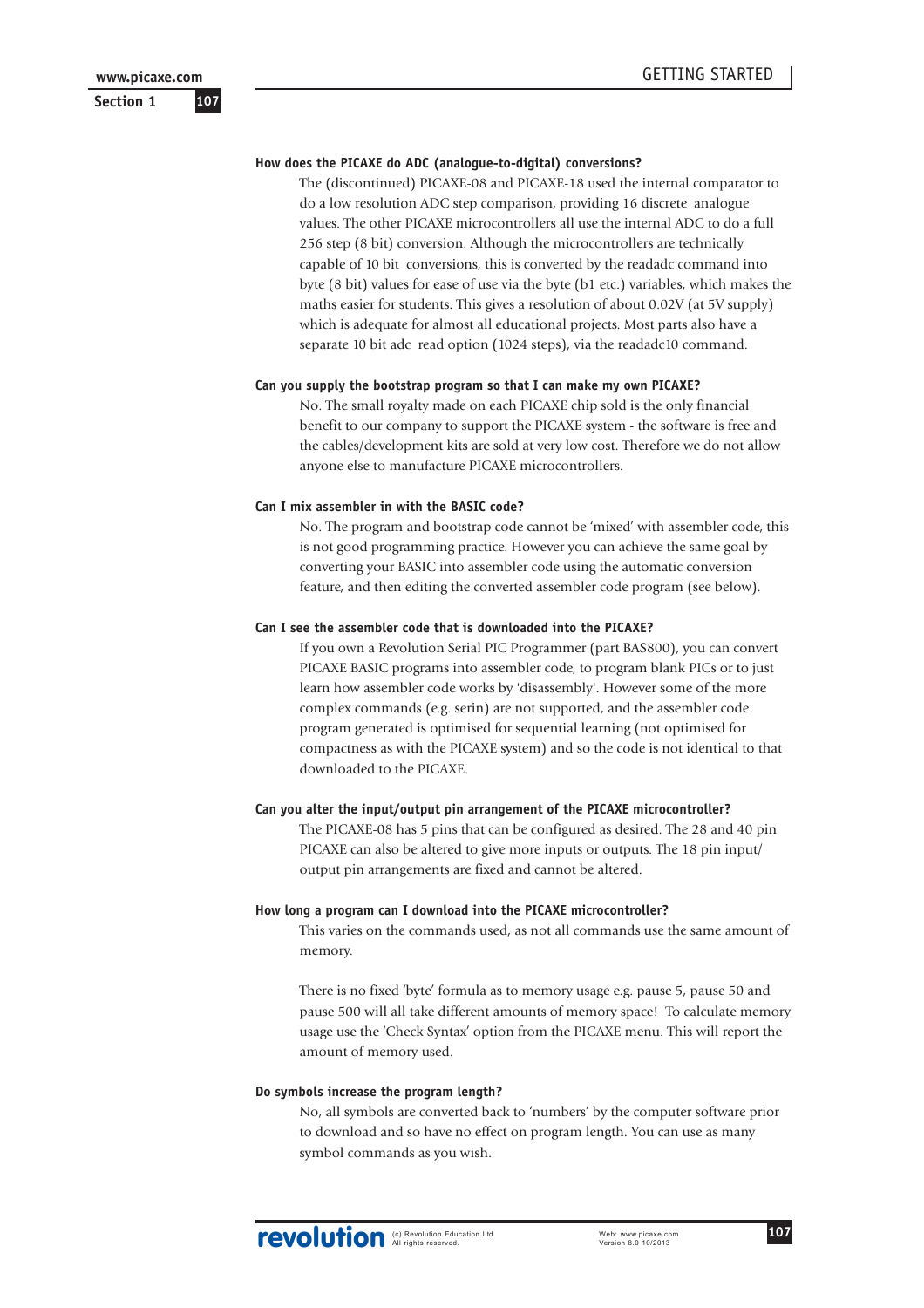**How does the PICAXE do ADC (analogue-to-digital) conversions?**

The (discontinued) PICAXE-08 and PICAXE-18 used the internal comparator to do a low resolution ADC step comparison, providing 16 discrete analogue values. The other PICAXE microcontrollers all use the internal ADC to do a full 256 step (8 bit) conversion. Although the microcontrollers are technically capable of 10 bit conversions, this is converted by the readadc command into byte (8 bit) values for ease of use via the byte (b1 etc.) variables, which makes the maths easier for students. This gives a resolution of about 0.02V (at 5V supply) which is adequate for almost all educational projects. Most parts also have a separate 10 bit adc read option (1024 steps), via the readadc10 command.

**Can you supply the bootstrap program so that I can make my own PICAXE?**

No. The small royalty made on each PICAXE chip sold is the only financial benefit to our company to support the PICAXE system - the software is free and the cables/development kits are sold at very low cost. Therefore we do not allow anyone else to manufacture PICAXE microcontrollers.

**Can I mix assembler in with the BASIC code?**

No. The program and bootstrap code cannot be 'mixed' with assembler code, this is not good programming practice. However you can achieve the same goal by converting your BASIC into assembler code using the automatic conversion feature, and then editing the converted assembler code program (see below).

**Can I see the assembler code that is downloaded into the PICAXE?**

If you own a Revolution Serial PIC Programmer (part BAS800), you can convert PICAXE BASIC programs into assembler code, to program blank PICs or to just learn how assembler code works by 'disassembly'. However some of the more complex commands (e.g. serin) are not supported, and the assembler code program generated is optimised for sequential learning (not optimised for compactness as with the PICAXE system) and so the code is not identical to that downloaded to the PICAXE.

**Can you alter the input/output pin arrangement of the PICAXE microcontroller?**

The PICAXE-08 has 5 pins that can be configured as desired. The 28 and 40 pin PICAXE can also be altered to give more inputs or outputs. The 18 pin input/output pin arrangements are fixed and cannot be altered.

**How long a program can I download into the PICAXE microcontroller?**

This varies on the commands used, as not all commands use the same amount of memory.

There is no fixed 'byte' formula as to memory usage e.g. pause 5, pause 50 and pause 500 will all take different amounts of memory space! To calculate memory usage use the 'Check Syntax' option from the PICAXE menu. This will report the amount of memory used.

**Do symbols increase the program length?**

No, all symbols are converted back to 'numbers' by the computer software prior to download and so have no effect on program length. You can use as many symbol commands as you wish.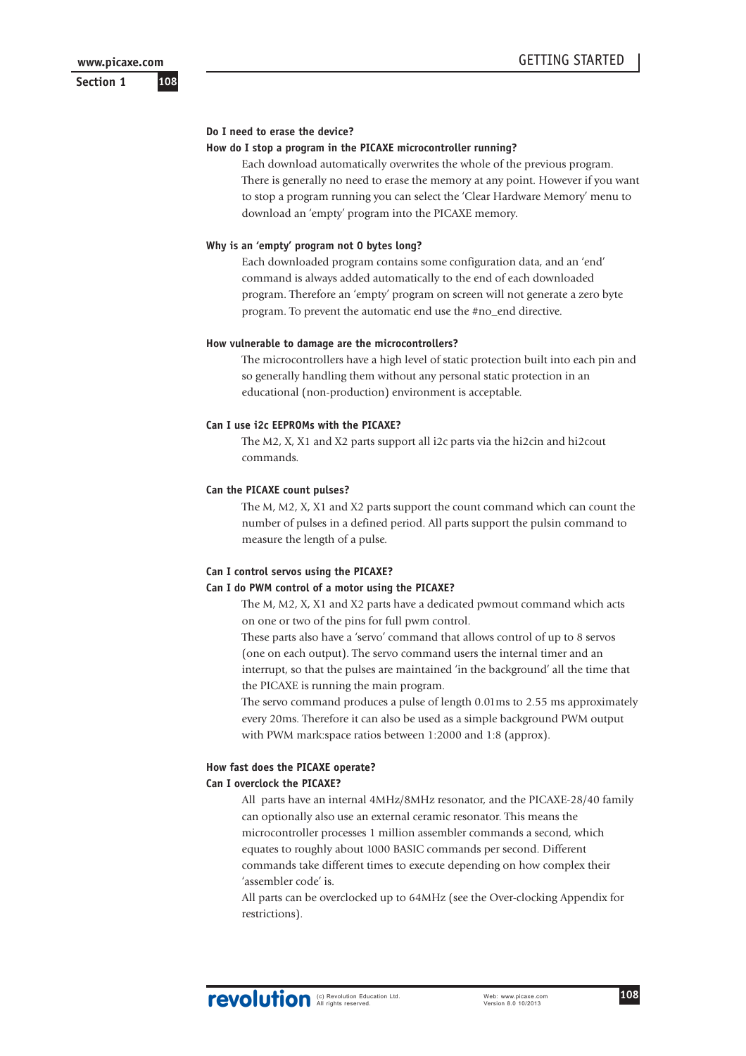**Do I need to erase the device?**

**How do I stop a program in the PICAXE microcontroller running?**

Each download automatically overwrites the whole of the previous program. There is generally no need to erase the memory at any point. However if you want to stop a program running you can select the 'Clear Hardware Memory' menu to download an 'empty' program into the PICAXE memory.

**Why is an 'empty' program not 0 bytes long?**

Each downloaded program contains some configuration data, and an 'end' command is always added automatically to the end of each downloaded program. Therefore an 'empty' program on screen will not generate a zero byte program. To prevent the automatic end use the #no_end directive.

**How vulnerable to damage are the microcontrollers?**

The microcontrollers have a high level of static protection built into each pin and so generally handling them without any personal static protection in an educational (non-production) environment is acceptable.

**Can I use i2c EEPROMs with the PICAXE?**

The M2, X, X1 and X2 parts support all i2c parts via the hi2cin and hi2cout commands.

**Can the PICAXE count pulses?**

The M, M2, X, X1 and X2 parts support the count command which can count the number of pulses in a defined period. All parts support the pulsin command to measure the length of a pulse.

**Can I control servos using the PICAXE?**

**Can I do PWM control of a motor using the PICAXE?**

The M, M2, X, X1 and X2 parts have a dedicated pwmout command which acts on one or two of the pins for full pwm control.

These parts also have a 'servo' command that allows control of up to 8 servos (one on each output). The servo command users the internal timer and an interrupt, so that the pulses are maintained 'in the background' all the time that the PICAXE is running the main program.

The servo command produces a pulse of length 0.01ms to 2.55 ms approximately every 20ms. Therefore it can also be used as a simple background PWM output with PWM mark:space ratios between 1:2000 and 1:8 (approx).

**How fast does the PICAXE operate?**

**Can I overclock the PICAXE?**

All parts have an internal 4MHz/8MHz resonator, and the PICAXE-28/40 family can optionally also use an external ceramic resonator. This means the microcontroller processes 1 million assembler commands a second, which equates to roughly about 1000 BASIC commands per second. Different commands take different times to execute depending on how complex their 'assembler code' is.

All parts can be overclocked up to 64MHz (see the Over-clocking Appendix for restrictions).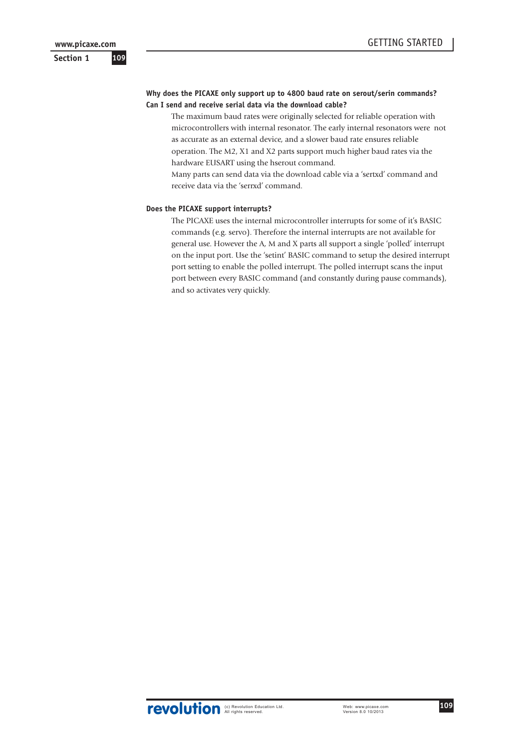**Why does the PICAXE only support up to 4800 baud rate on serout/serin commands? Can I send and receive serial data via the download cable?**

The maximum baud rates were originally selected for reliable operation with microcontrollers with internal resonator. The early internal resonators were not as accurate as an external device, and a slower baud rate ensures reliable operation. The M2, X1 and X2 parts support much higher baud rates via the hardware EUSART using the hserout command.

Many parts can send data via the download cable via a 'sertxd' command and receive data via the 'serrxd' command.

**Does the PICAXE support interrupts?**

The PICAXE uses the internal microcontroller interrupts for some of it's BASIC commands (e.g. servo). Therefore the internal interrupts are not available for general use. However the A, M and X parts all support a single 'polled' interrupt on the input port. Use the 'setint' BASIC command to setup the desired interrupt port setting to enable the polled interrupt. The polled interrupt scans the input port between every BASIC command (and constantly during pause commands), and so activates very quickly.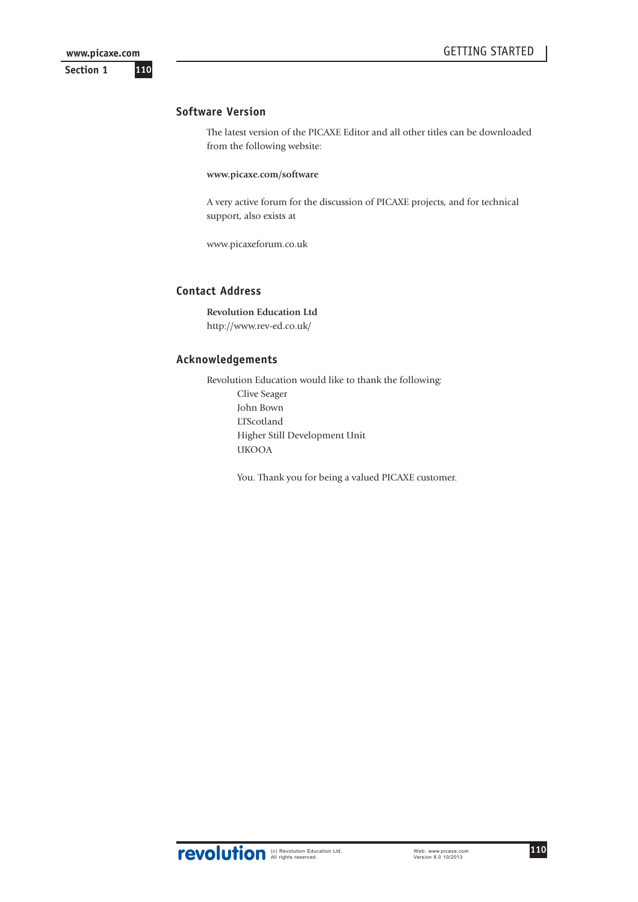## Software Version

The latest version of the PICAXE Editor and all other titles can be downloaded from the following website:

**www.picaxe.com/software**

A very active forum for the discussion of PICAXE projects, and for technical support, also exists at

www.picaxeforum.co.uk

## Contact Address

**Revolution Education Ltd**
http://www.rev-ed.co.uk/

## Acknowledgements

Revolution Education would like to thank the following:

Clive Seager
John Bown
LTScotland
Higher Still Development Unit
UKOOA

You. Thank you for being a valued PICAXE customer.